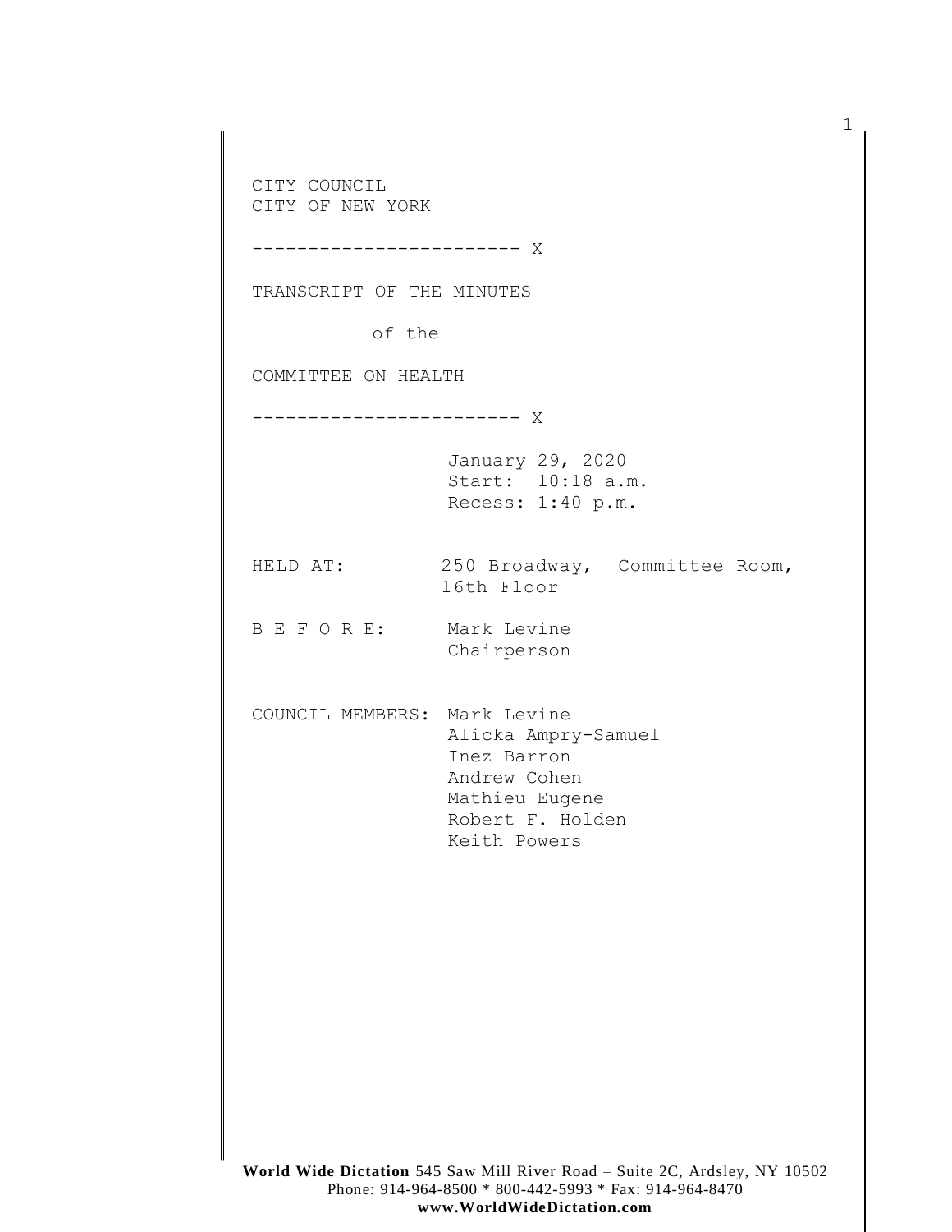CITY COUNCIL
CITY OF NEW YORK

------------------------ X

TRANSCRIPT OF THE MINUTES

of the

COMMITTEE ON HEALTH

------------------------ X

January 29, 2020
Start: 10:18 a.m.
Recess: 1:40 p.m.

HELD AT: 250 Broadway, Committee Room, 16th Floor

B E F O R E: Mark Levine
Chairperson

COUNCIL MEMBERS: Mark Levine
Alicka Ampry-Samuel
Inez Barron
Andrew Cohen
Mathieu Eugene
Robert F. Holden
Keith Powers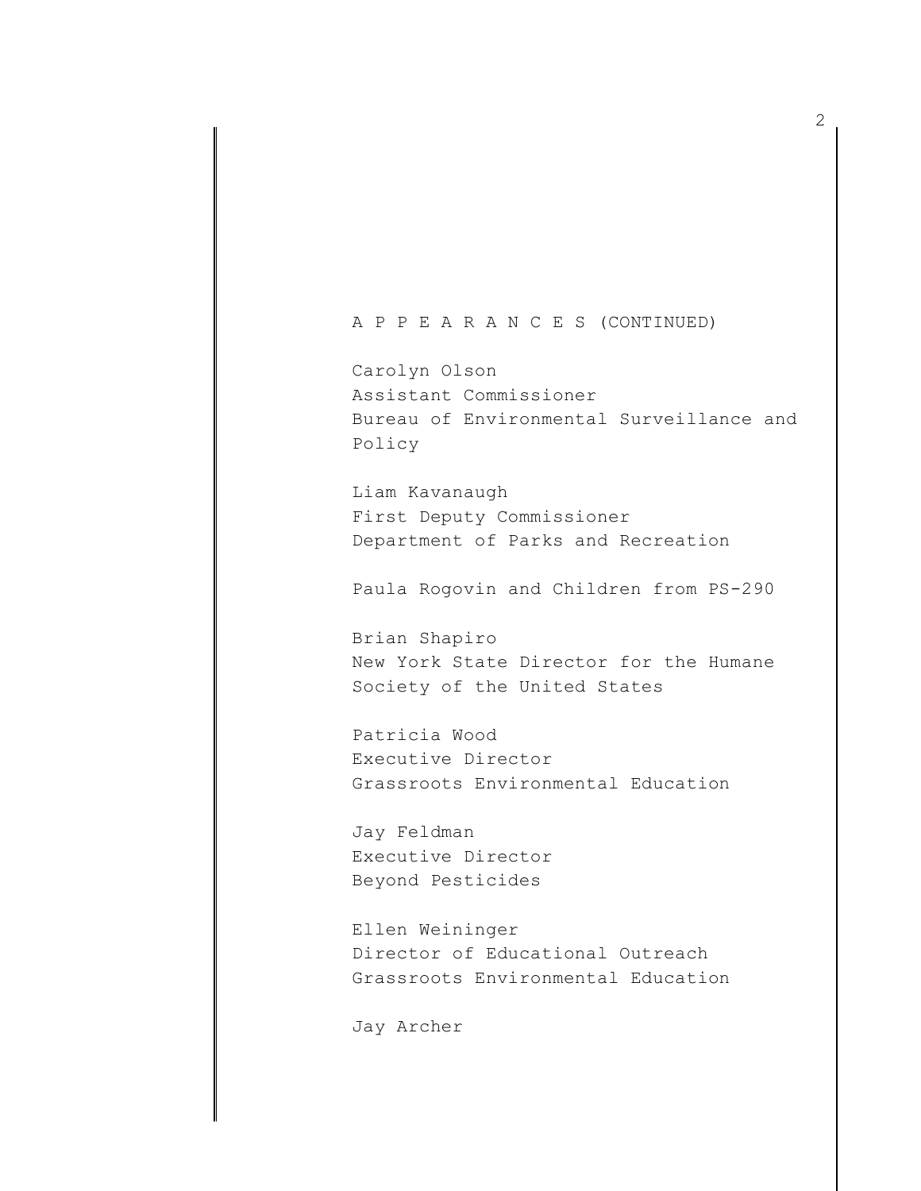A P P E A R A N C E S (CONTINUED)

Carolyn Olson
Assistant Commissioner
Bureau of Environmental Surveillance and Policy

Liam Kavanaugh
First Deputy Commissioner
Department of Parks and Recreation

Paula Rogovin and Children from PS-290

Brian Shapiro
New York State Director for the Humane Society of the United States

Patricia Wood
Executive Director
Grassroots Environmental Education

Jay Feldman
Executive Director
Beyond Pesticides

Ellen Weininger
Director of Educational Outreach
Grassroots Environmental Education

Jay Archer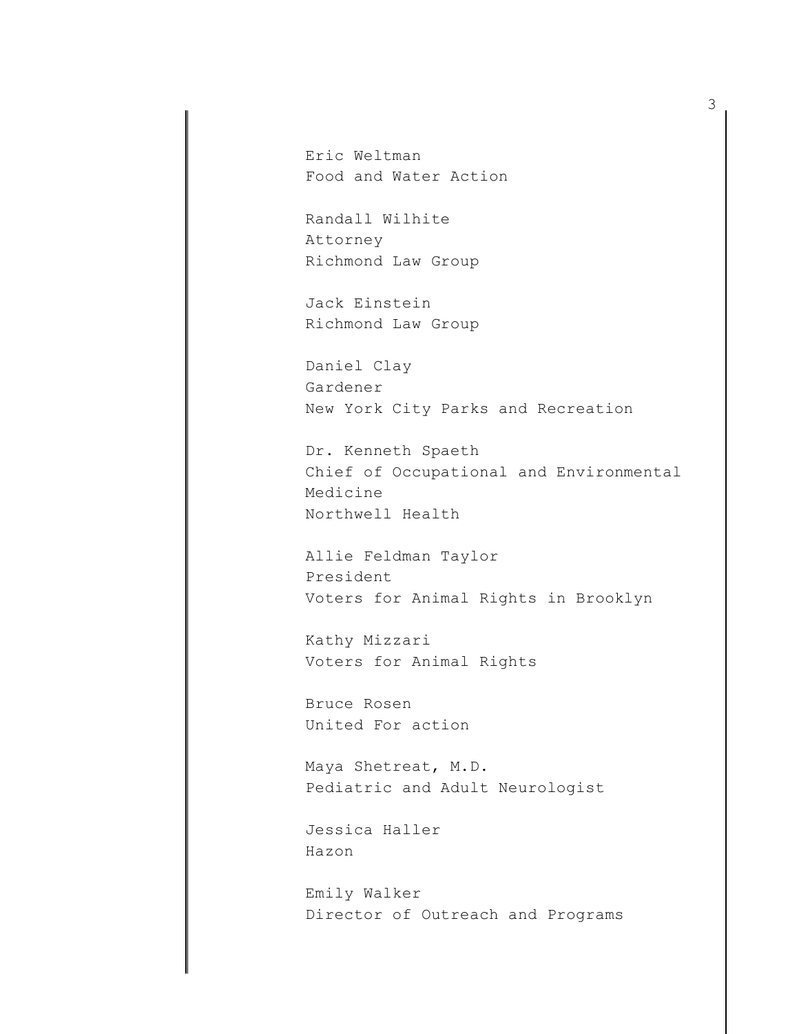Eric Weltman
Food and Water Action

Randall Wilhite
Attorney
Richmond Law Group

Jack Einstein
Richmond Law Group

Daniel Clay
Gardener
New York City Parks and Recreation

Dr. Kenneth Spaeth
Chief of Occupational and Environmental Medicine
Northwell Health

Allie Feldman Taylor
President
Voters for Animal Rights in Brooklyn

Kathy Mizzari
Voters for Animal Rights

Bruce Rosen
United For action

Maya Shetreat, M.D.
Pediatric and Adult Neurologist

Jessica Haller
Hazon

Emily Walker
Director of Outreach and Programs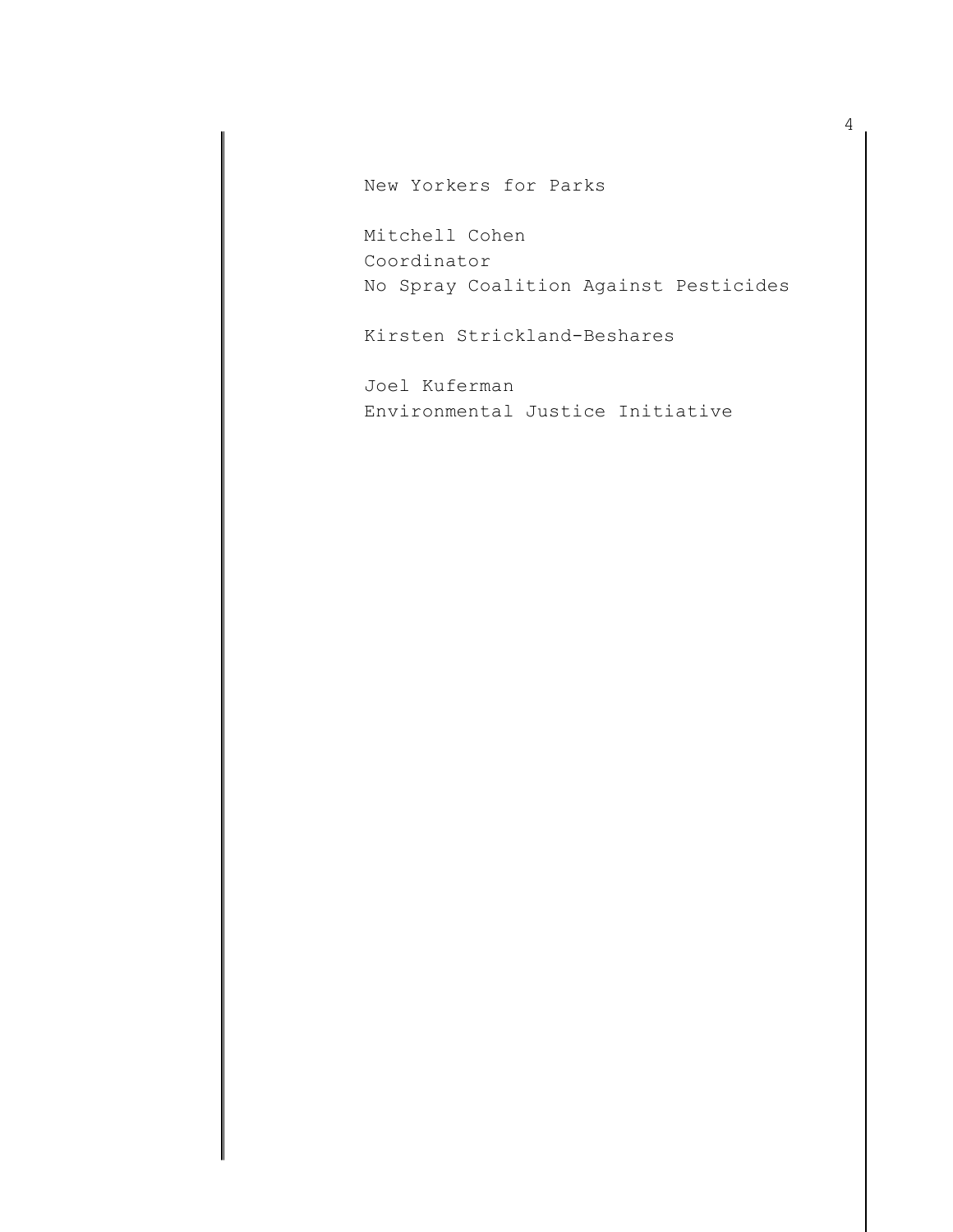New Yorkers for Parks

Mitchell Cohen
Coordinator
No Spray Coalition Against Pesticides

Kirsten Strickland-Beshares

Joel Kuferman
Environmental Justice Initiative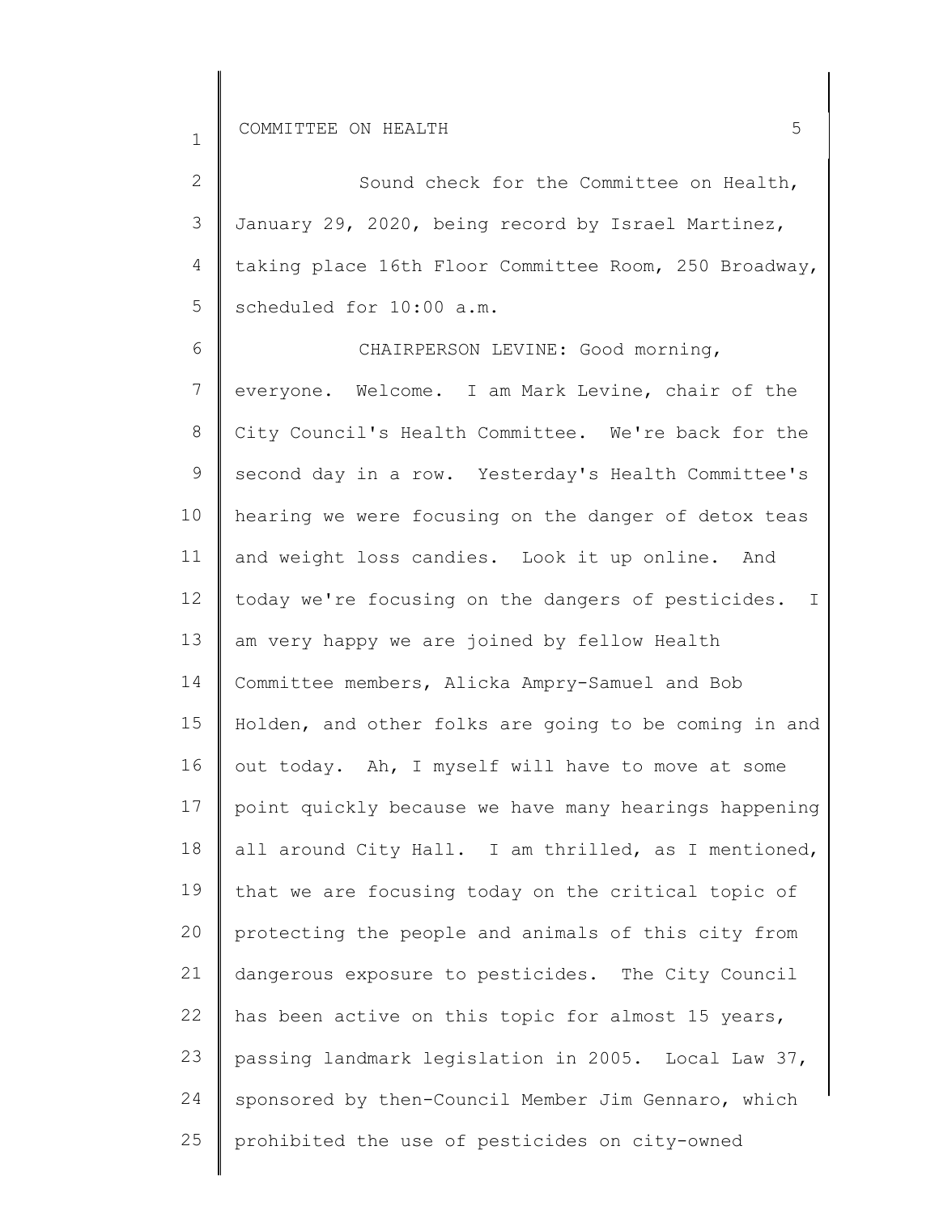Sound check for the Committee on Health, January 29, 2020, being record by Israel Martinez, taking place 16th Floor Committee Room, 250 Broadway, scheduled for 10:00 a.m.

CHAIRPERSON LEVINE: Good morning, everyone. Welcome. I am Mark Levine, chair of the City Council's Health Committee. We're back for the second day in a row. Yesterday's Health Committee's hearing we were focusing on the danger of detox teas and weight loss candies. Look it up online. And today we're focusing on the dangers of pesticides. I am very happy we are joined by fellow Health Committee members, Alicka Ampry-Samuel and Bob Holden, and other folks are going to be coming in and out today. Ah, I myself will have to move at some point quickly because we have many hearings happening all around City Hall. I am thrilled, as I mentioned, that we are focusing today on the critical topic of protecting the people and animals of this city from dangerous exposure to pesticides. The City Council has been active on this topic for almost 15 years, passing landmark legislation in 2005. Local Law 37, sponsored by then-Council Member Jim Gennaro, which prohibited the use of pesticides on city-owned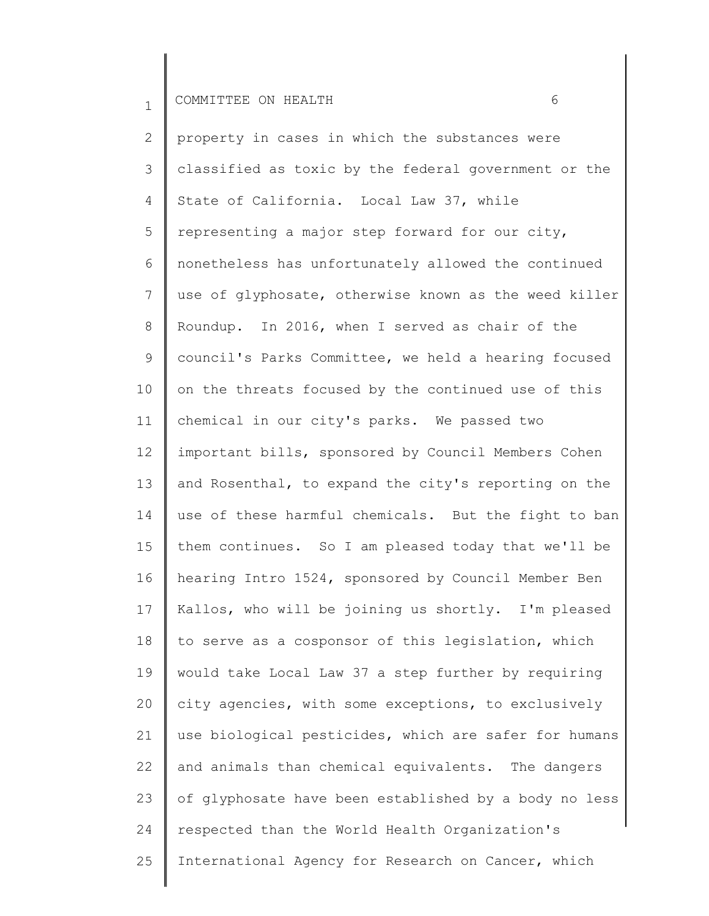property in cases in which the substances were classified as toxic by the federal government or the State of California. Local Law 37, while representing a major step forward for our city, nonetheless has unfortunately allowed the continued use of glyphosate, otherwise known as the weed killer Roundup. In 2016, when I served as chair of the council's Parks Committee, we held a hearing focused on the threats focused by the continued use of this chemical in our city's parks. We passed two important bills, sponsored by Council Members Cohen and Rosenthal, to expand the city's reporting on the use of these harmful chemicals. But the fight to ban them continues. So I am pleased today that we'll be hearing Intro 1524, sponsored by Council Member Ben Kallos, who will be joining us shortly. I'm pleased to serve as a cosponsor of this legislation, which would take Local Law 37 a step further by requiring city agencies, with some exceptions, to exclusively use biological pesticides, which are safer for humans and animals than chemical equivalents. The dangers of glyphosate have been established by a body no less respected than the World Health Organization's International Agency for Research on Cancer, which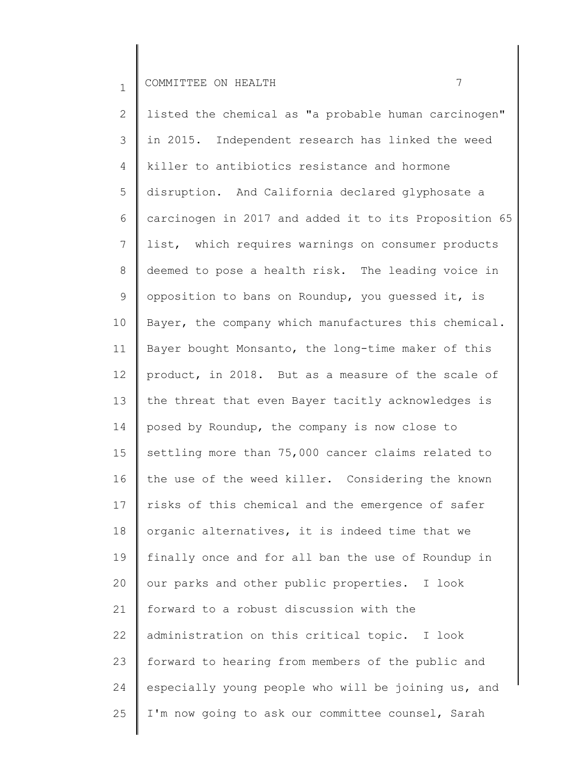listed the chemical as "a probable human carcinogen" in 2015. Independent research has linked the weed killer to antibiotics resistance and hormone disruption. And California declared glyphosate a carcinogen in 2017 and added it to its Proposition 65 list, which requires warnings on consumer products deemed to pose a health risk. The leading voice in opposition to bans on Roundup, you guessed it, is Bayer, the company which manufactures this chemical. Bayer bought Monsanto, the long-time maker of this product, in 2018. But as a measure of the scale of the threat that even Bayer tacitly acknowledges is posed by Roundup, the company is now close to settling more than 75,000 cancer claims related to the use of the weed killer. Considering the known risks of this chemical and the emergence of safer organic alternatives, it is indeed time that we finally once and for all ban the use of Roundup in our parks and other public properties. I look forward to a robust discussion with the administration on this critical topic. I look forward to hearing from members of the public and especially young people who will be joining us, and I'm now going to ask our committee counsel, Sarah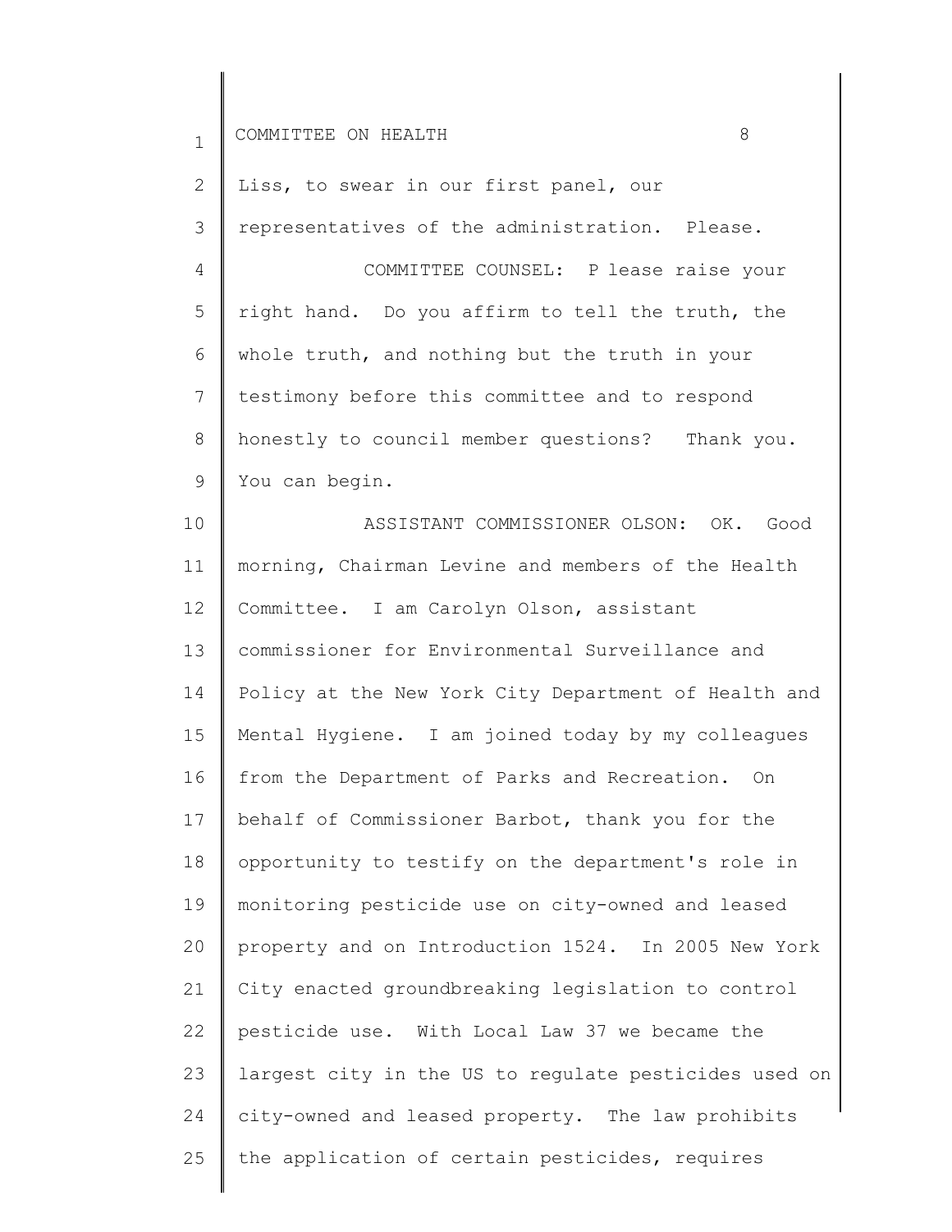Liss, to swear in our first panel, our representatives of the administration. Please.

COMMITTEE COUNSEL: P lease raise your right hand. Do you affirm to tell the truth, the whole truth, and nothing but the truth in your testimony before this committee and to respond honestly to council member questions? Thank you. You can begin.

ASSISTANT COMMISSIONER OLSON: OK. Good morning, Chairman Levine and members of the Health Committee. I am Carolyn Olson, assistant commissioner for Environmental Surveillance and Policy at the New York City Department of Health and Mental Hygiene. I am joined today by my colleagues from the Department of Parks and Recreation. On behalf of Commissioner Barbot, thank you for the opportunity to testify on the department's role in monitoring pesticide use on city-owned and leased property and on Introduction 1524. In 2005 New York City enacted groundbreaking legislation to control pesticide use. With Local Law 37 we became the largest city in the US to regulate pesticides used on city-owned and leased property. The law prohibits the application of certain pesticides, requires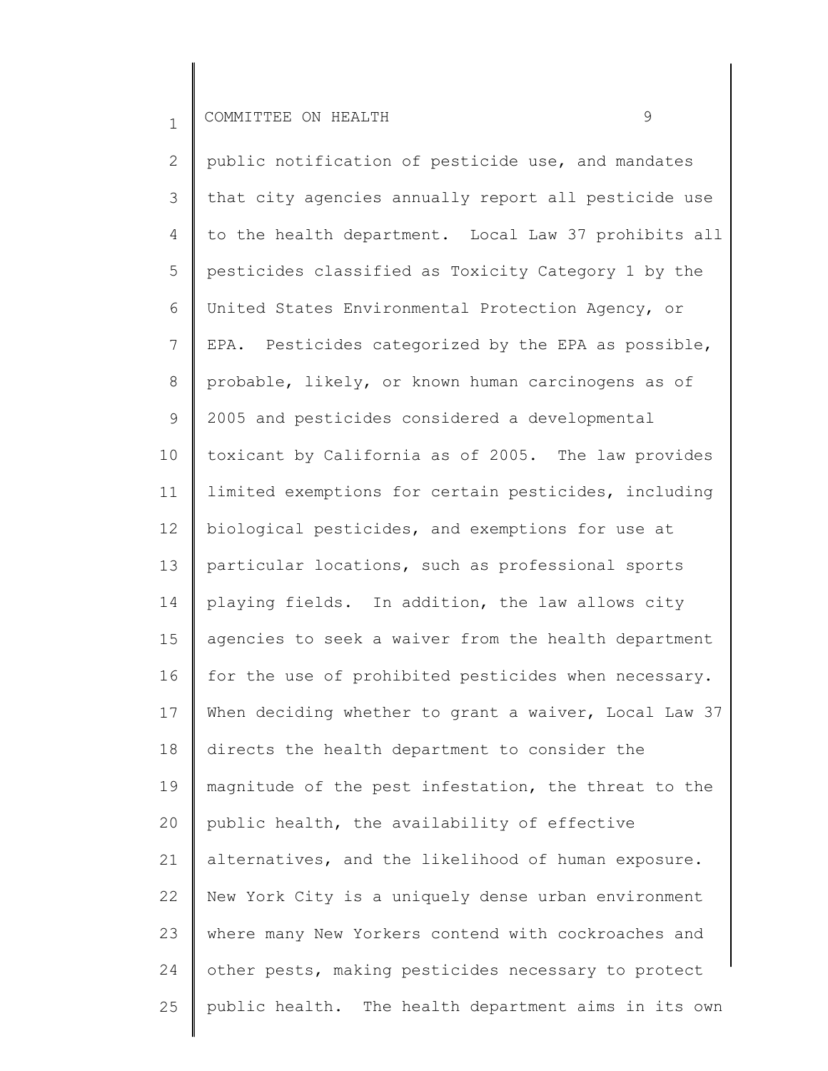public notification of pesticide use, and mandates that city agencies annually report all pesticide use to the health department. Local Law 37 prohibits all pesticides classified as Toxicity Category 1 by the United States Environmental Protection Agency, or EPA. Pesticides categorized by the EPA as possible, probable, likely, or known human carcinogens as of 2005 and pesticides considered a developmental toxicant by California as of 2005. The law provides limited exemptions for certain pesticides, including biological pesticides, and exemptions for use at particular locations, such as professional sports playing fields. In addition, the law allows city agencies to seek a waiver from the health department for the use of prohibited pesticides when necessary. When deciding whether to grant a waiver, Local Law 37 directs the health department to consider the magnitude of the pest infestation, the threat to the public health, the availability of effective alternatives, and the likelihood of human exposure. New York City is a uniquely dense urban environment where many New Yorkers contend with cockroaches and other pests, making pesticides necessary to protect public health. The health department aims in its own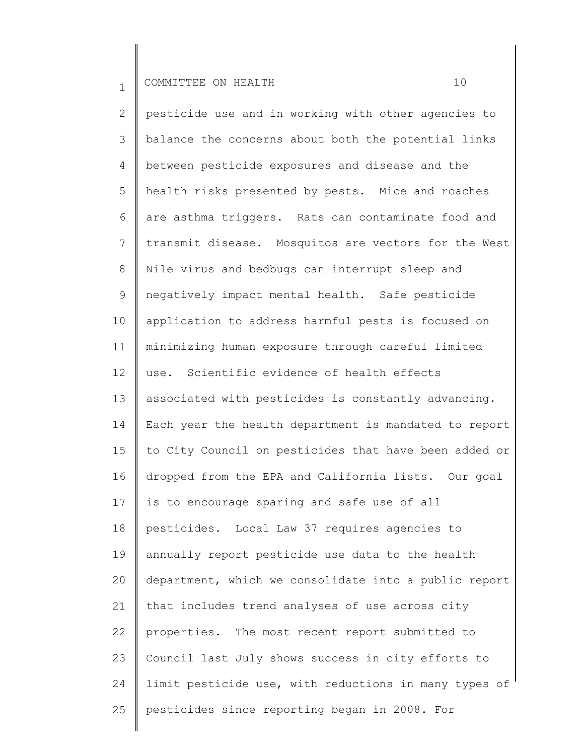pesticide use and in working with other agencies to balance the concerns about both the potential links between pesticide exposures and disease and the health risks presented by pests. Mice and roaches are asthma triggers. Rats can contaminate food and transmit disease. Mosquitos are vectors for the West Nile virus and bedbugs can interrupt sleep and negatively impact mental health. Safe pesticide application to address harmful pests is focused on minimizing human exposure through careful limited use. Scientific evidence of health effects associated with pesticides is constantly advancing. Each year the health department is mandated to report to City Council on pesticides that have been added or dropped from the EPA and California lists. Our goal is to encourage sparing and safe use of all pesticides. Local Law 37 requires agencies to annually report pesticide use data to the health department, which we consolidate into a public report that includes trend analyses of use across city properties. The most recent report submitted to Council last July shows success in city efforts to limit pesticide use, with reductions in many types of pesticides since reporting began in 2008. For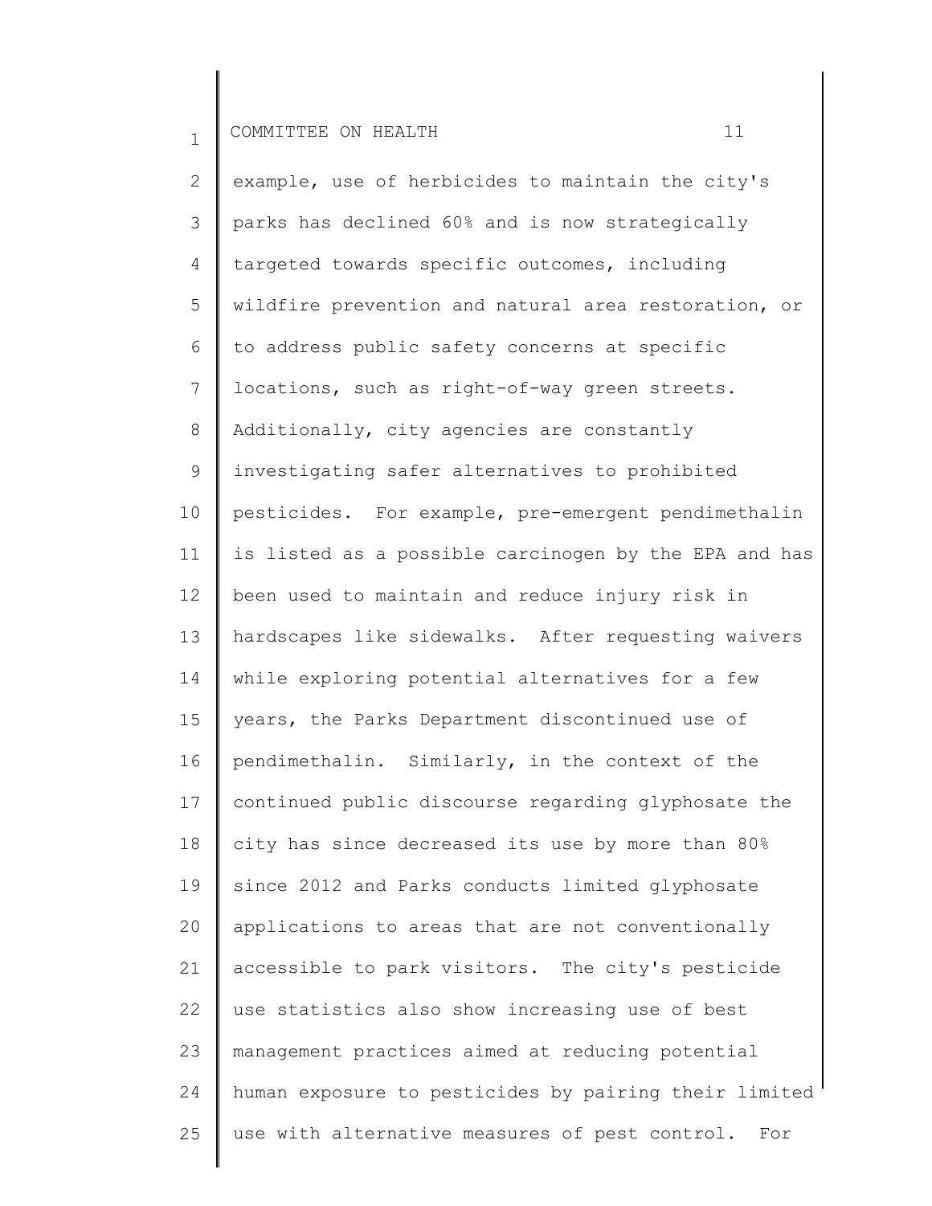example, use of herbicides to maintain the city's parks has declined 60% and is now strategically targeted towards specific outcomes, including wildfire prevention and natural area restoration, or to address public safety concerns at specific locations, such as right-of-way green streets. Additionally, city agencies are constantly investigating safer alternatives to prohibited pesticides. For example, pre-emergent pendimethalin is listed as a possible carcinogen by the EPA and has been used to maintain and reduce injury risk in hardscapes like sidewalks. After requesting waivers while exploring potential alternatives for a few years, the Parks Department discontinued use of pendimethalin. Similarly, in the context of the continued public discourse regarding glyphosate the city has since decreased its use by more than 80% since 2012 and Parks conducts limited glyphosate applications to areas that are not conventionally accessible to park visitors. The city's pesticide use statistics also show increasing use of best management practices aimed at reducing potential human exposure to pesticides by pairing their limited use with alternative measures of pest control. For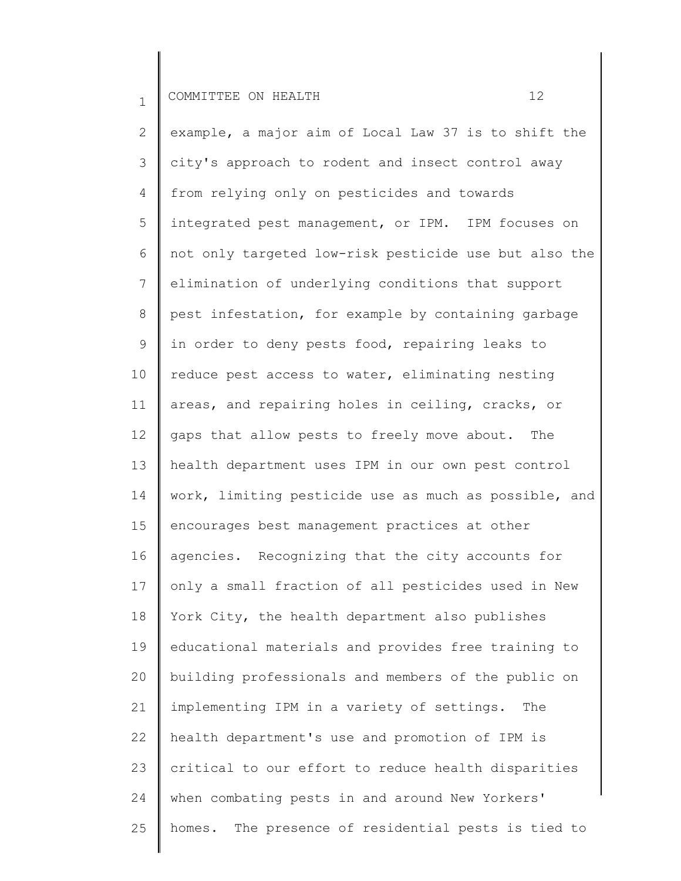example, a major aim of Local Law 37 is to shift the city's approach to rodent and insect control away from relying only on pesticides and towards integrated pest management, or IPM. IPM focuses on not only targeted low-risk pesticide use but also the elimination of underlying conditions that support pest infestation, for example by containing garbage in order to deny pests food, repairing leaks to reduce pest access to water, eliminating nesting areas, and repairing holes in ceiling, cracks, or gaps that allow pests to freely move about. The health department uses IPM in our own pest control work, limiting pesticide use as much as possible, and encourages best management practices at other agencies. Recognizing that the city accounts for only a small fraction of all pesticides used in New York City, the health department also publishes educational materials and provides free training to building professionals and members of the public on implementing IPM in a variety of settings. The health department's use and promotion of IPM is critical to our effort to reduce health disparities when combating pests in and around New Yorkers' homes. The presence of residential pests is tied to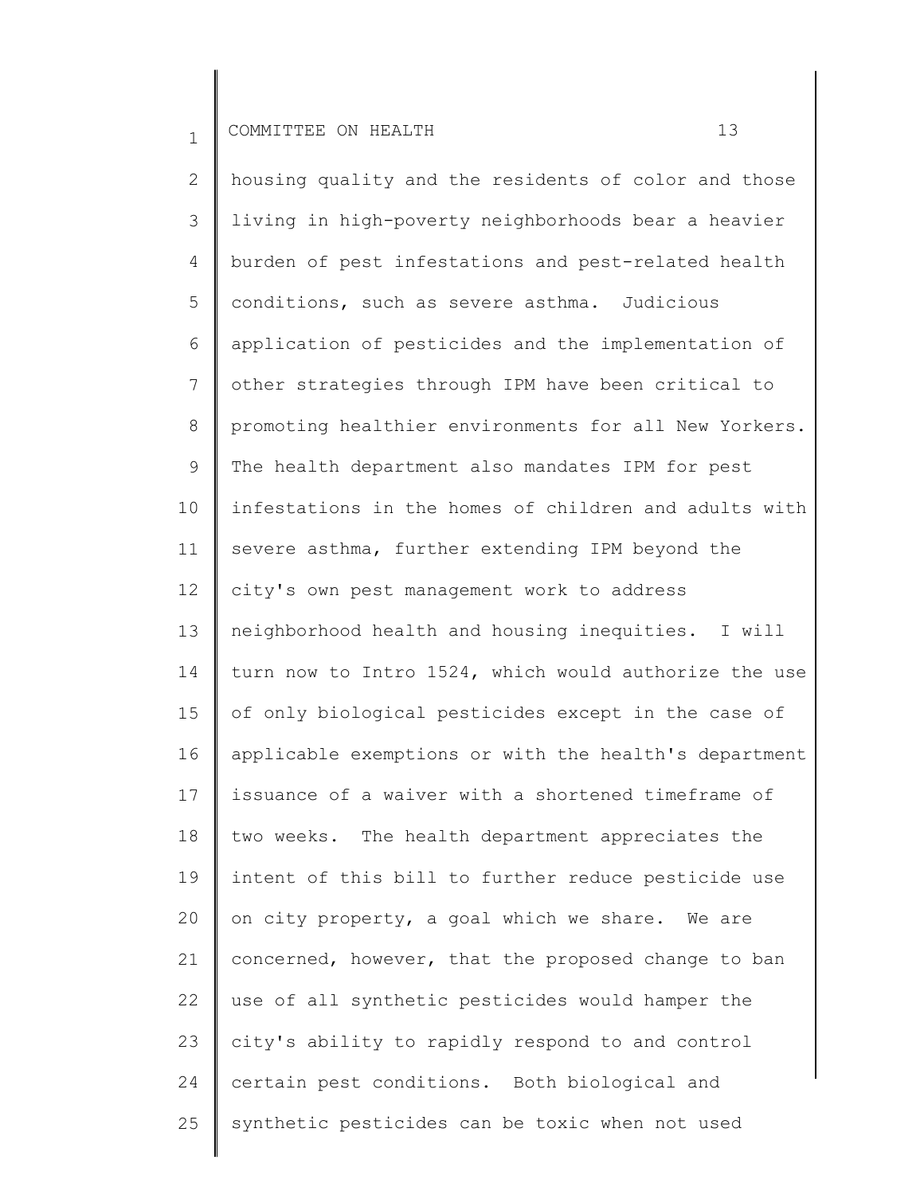housing quality and the residents of color and those living in high-poverty neighborhoods bear a heavier burden of pest infestations and pest-related health conditions, such as severe asthma. Judicious application of pesticides and the implementation of other strategies through IPM have been critical to promoting healthier environments for all New Yorkers. The health department also mandates IPM for pest infestations in the homes of children and adults with severe asthma, further extending IPM beyond the city's own pest management work to address neighborhood health and housing inequities. I will turn now to Intro 1524, which would authorize the use of only biological pesticides except in the case of applicable exemptions or with the health's department issuance of a waiver with a shortened timeframe of two weeks. The health department appreciates the intent of this bill to further reduce pesticide use on city property, a goal which we share. We are concerned, however, that the proposed change to ban use of all synthetic pesticides would hamper the city's ability to rapidly respond to and control certain pest conditions. Both biological and synthetic pesticides can be toxic when not used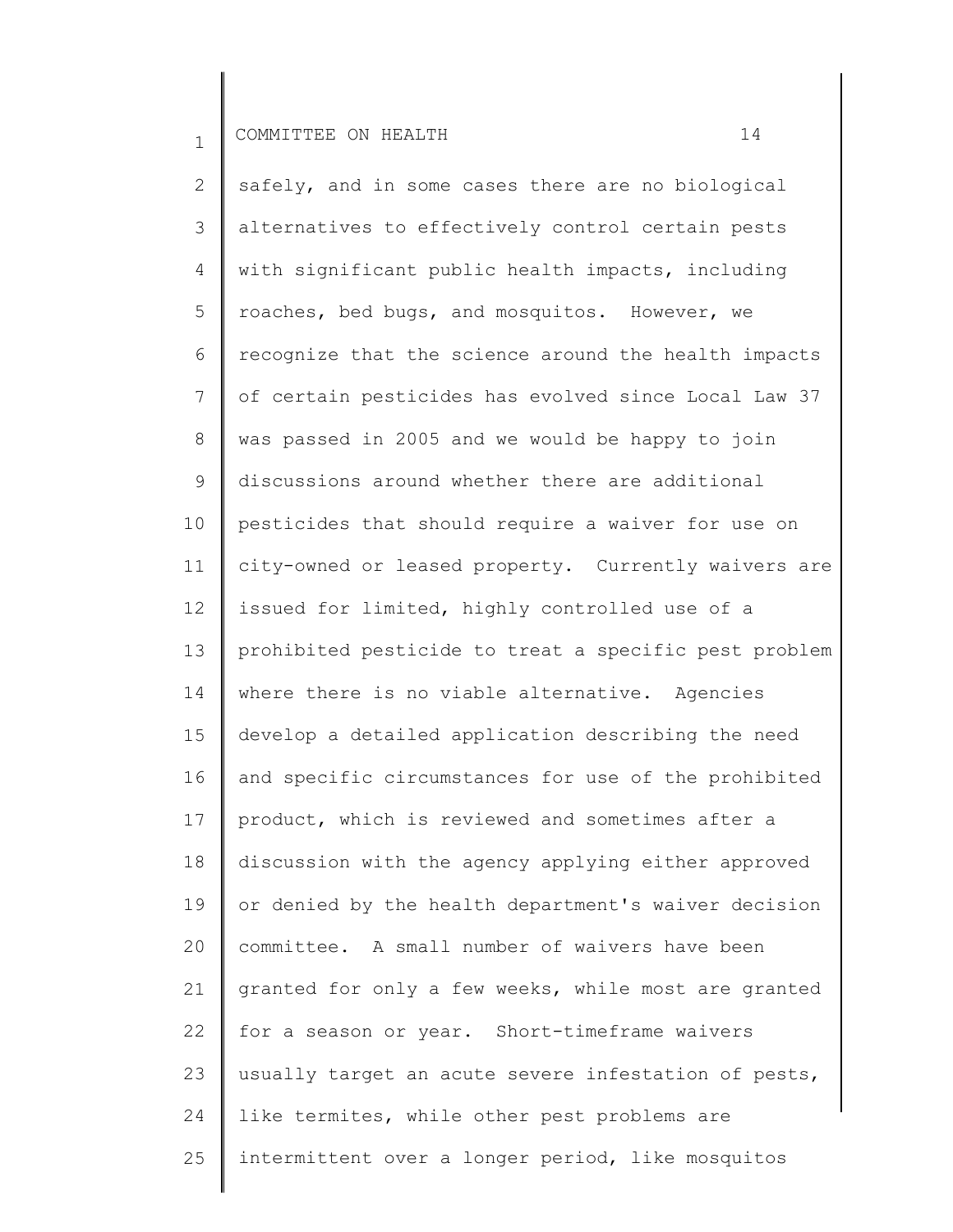safely, and in some cases there are no biological alternatives to effectively control certain pests with significant public health impacts, including roaches, bed bugs, and mosquitos. However, we recognize that the science around the health impacts of certain pesticides has evolved since Local Law 37 was passed in 2005 and we would be happy to join discussions around whether there are additional pesticides that should require a waiver for use on city-owned or leased property. Currently waivers are issued for limited, highly controlled use of a prohibited pesticide to treat a specific pest problem where there is no viable alternative. Agencies develop a detailed application describing the need and specific circumstances for use of the prohibited product, which is reviewed and sometimes after a discussion with the agency applying either approved or denied by the health department's waiver decision committee. A small number of waivers have been granted for only a few weeks, while most are granted for a season or year. Short-timeframe waivers usually target an acute severe infestation of pests, like termites, while other pest problems are intermittent over a longer period, like mosquitos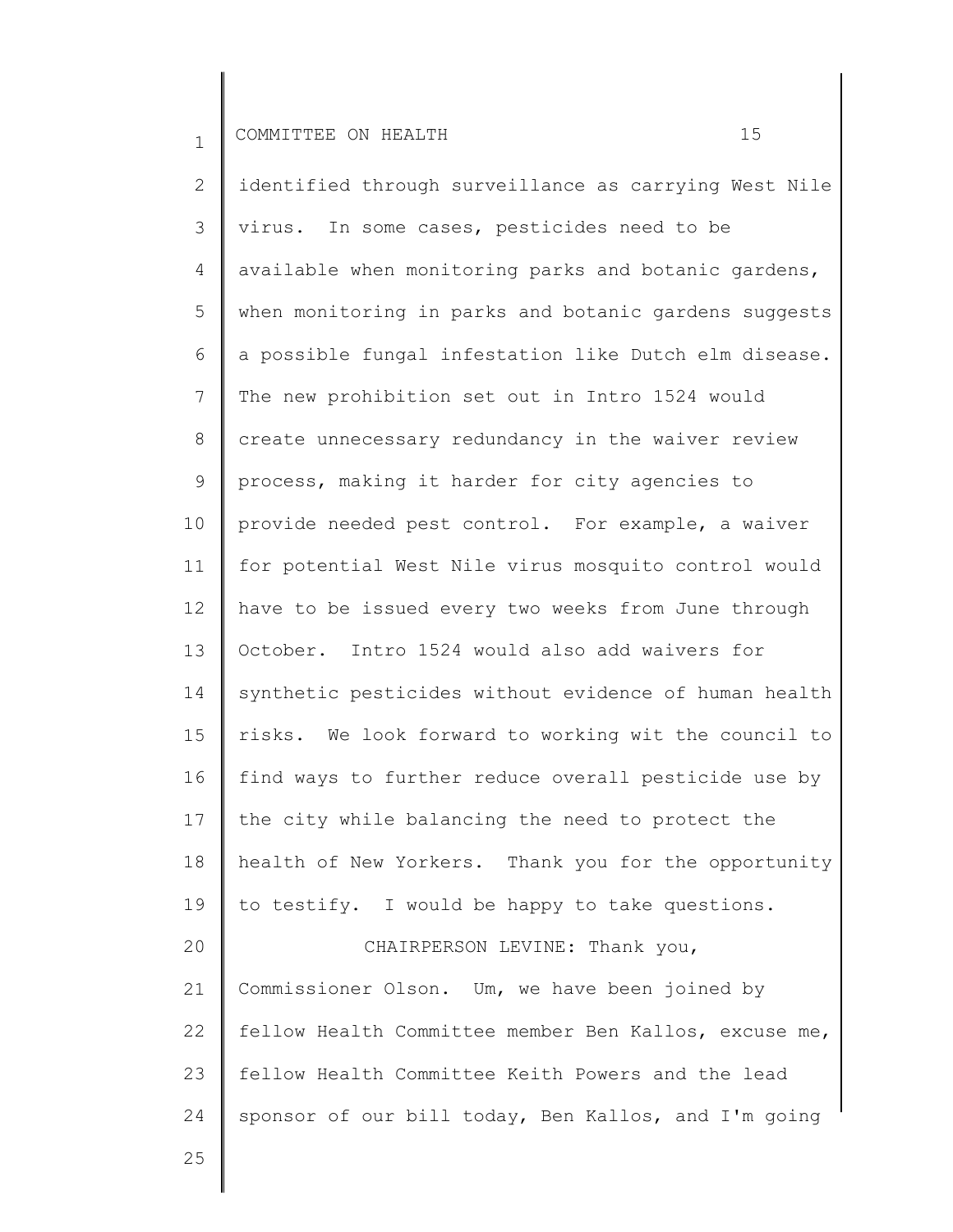identified through surveillance as carrying West Nile virus. In some cases, pesticides need to be available when monitoring parks and botanic gardens, when monitoring in parks and botanic gardens suggests a possible fungal infestation like Dutch elm disease. The new prohibition set out in Intro 1524 would create unnecessary redundancy in the waiver review process, making it harder for city agencies to provide needed pest control. For example, a waiver for potential West Nile virus mosquito control would have to be issued every two weeks from June through October. Intro 1524 would also add waivers for synthetic pesticides without evidence of human health risks. We look forward to working wit the council to find ways to further reduce overall pesticide use by the city while balancing the need to protect the health of New Yorkers. Thank you for the opportunity to testify. I would be happy to take questions.

CHAIRPERSON LEVINE: Thank you, Commissioner Olson. Um, we have been joined by fellow Health Committee member Ben Kallos, excuse me, fellow Health Committee Keith Powers and the lead sponsor of our bill today, Ben Kallos, and I'm going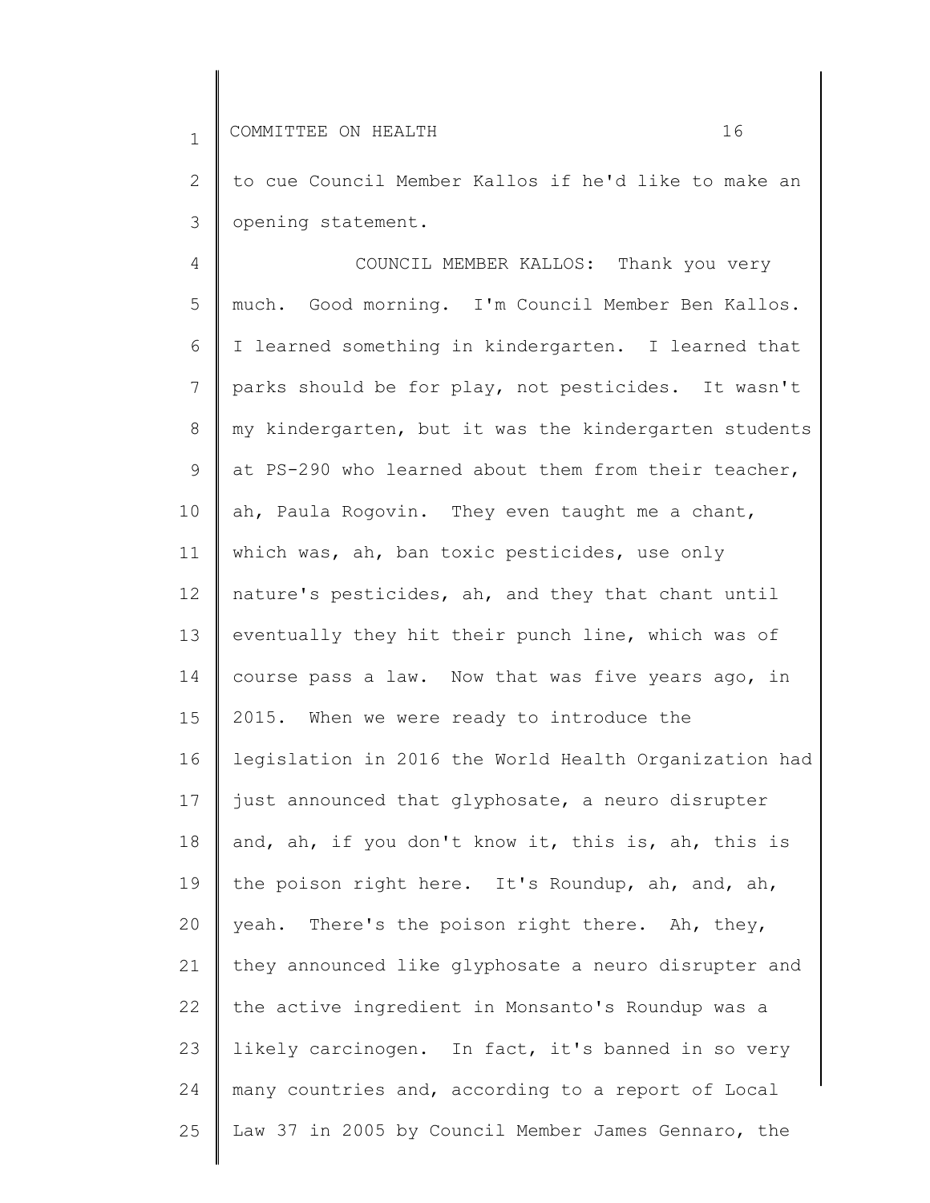to cue Council Member Kallos if he'd like to make an opening statement.

COUNCIL MEMBER KALLOS: Thank you very much. Good morning. I'm Council Member Ben Kallos. I learned something in kindergarten. I learned that parks should be for play, not pesticides. It wasn't my kindergarten, but it was the kindergarten students at PS-290 who learned about them from their teacher, ah, Paula Rogovin. They even taught me a chant, which was, ah, ban toxic pesticides, use only nature's pesticides, ah, and they that chant until eventually they hit their punch line, which was of course pass a law. Now that was five years ago, in 2015. When we were ready to introduce the legislation in 2016 the World Health Organization had just announced that glyphosate, a neuro disrupter and, ah, if you don't know it, this is, ah, this is the poison right here. It's Roundup, ah, and, ah, yeah. There's the poison right there. Ah, they, they announced like glyphosate a neuro disrupter and the active ingredient in Monsanto's Roundup was a likely carcinogen. In fact, it's banned in so very many countries and, according to a report of Local Law 37 in 2005 by Council Member James Gennaro, the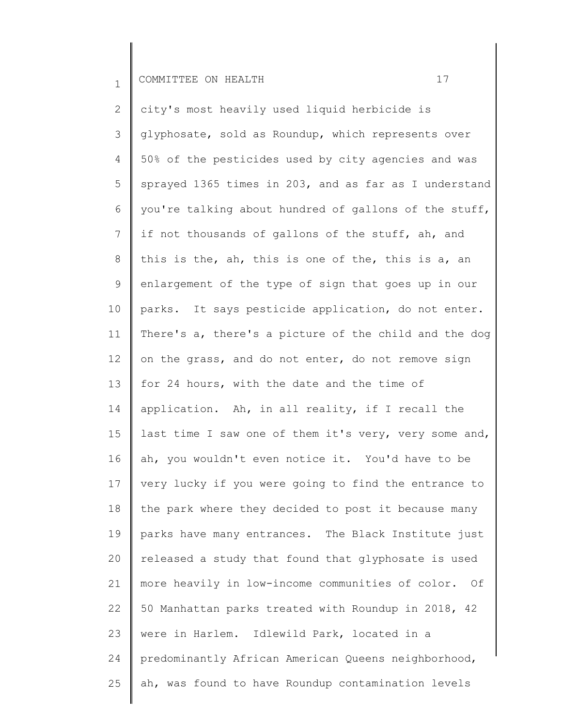city's most heavily used liquid herbicide is glyphosate, sold as Roundup, which represents over 50% of the pesticides used by city agencies and was sprayed 1365 times in 203, and as far as I understand you're talking about hundred of gallons of the stuff, if not thousands of gallons of the stuff, ah, and this is the, ah, this is one of the, this is a, an enlargement of the type of sign that goes up in our parks. It says pesticide application, do not enter. There's a, there's a picture of the child and the dog on the grass, and do not enter, do not remove sign for 24 hours, with the date and the time of application. Ah, in all reality, if I recall the last time I saw one of them it's very, very some and, ah, you wouldn't even notice it. You'd have to be very lucky if you were going to find the entrance to the park where they decided to post it because many parks have many entrances. The Black Institute just released a study that found that glyphosate is used more heavily in low-income communities of color. Of 50 Manhattan parks treated with Roundup in 2018, 42 were in Harlem. Idlewild Park, located in a predominantly African American Queens neighborhood, ah, was found to have Roundup contamination levels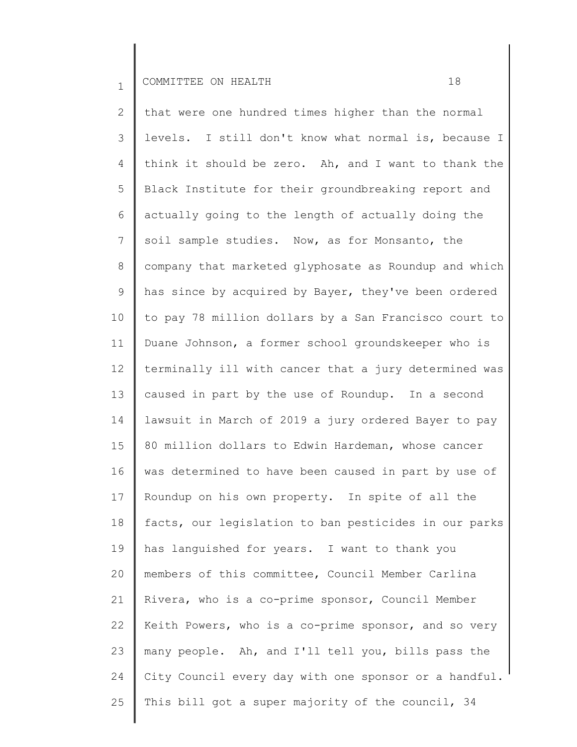that were one hundred times higher than the normal levels. I still don't know what normal is, because I think it should be zero. Ah, and I want to thank the Black Institute for their groundbreaking report and actually going to the length of actually doing the soil sample studies. Now, as for Monsanto, the company that marketed glyphosate as Roundup and which has since by acquired by Bayer, they've been ordered to pay 78 million dollars by a San Francisco court to Duane Johnson, a former school groundskeeper who is terminally ill with cancer that a jury determined was caused in part by the use of Roundup. In a second lawsuit in March of 2019 a jury ordered Bayer to pay 80 million dollars to Edwin Hardeman, whose cancer was determined to have been caused in part by use of Roundup on his own property. In spite of all the facts, our legislation to ban pesticides in our parks has languished for years. I want to thank you members of this committee, Council Member Carlina Rivera, who is a co-prime sponsor, Council Member Keith Powers, who is a co-prime sponsor, and so very many people. Ah, and I'll tell you, bills pass the City Council every day with one sponsor or a handful. This bill got a super majority of the council, 34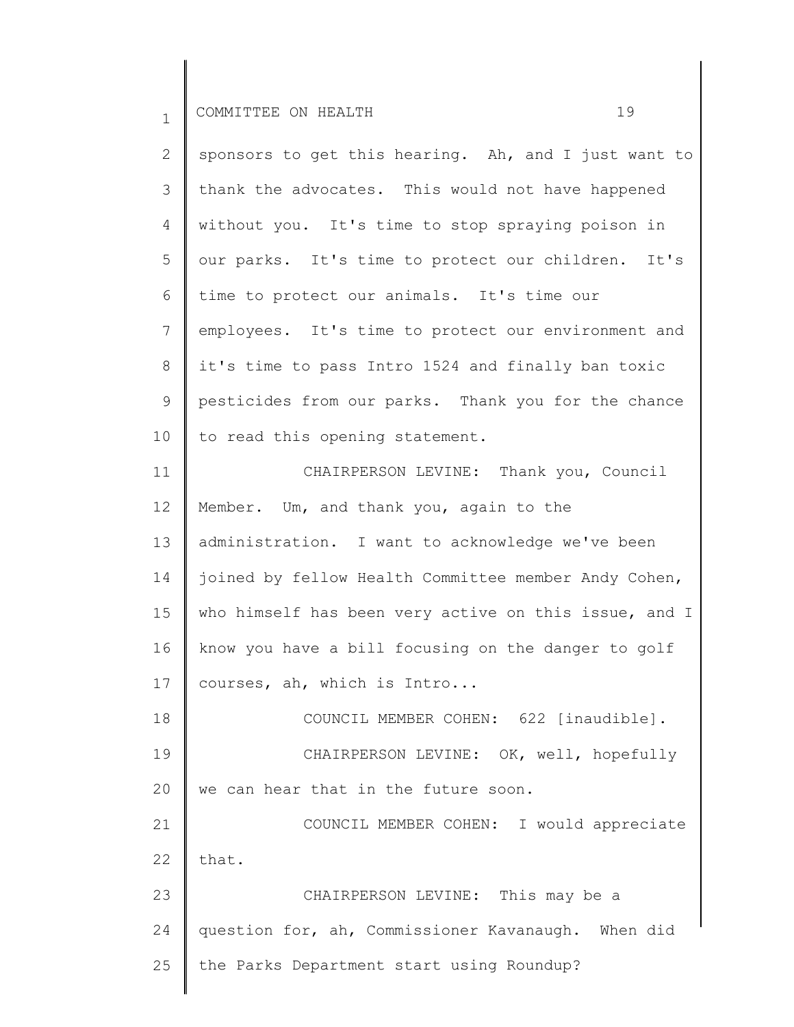sponsors to get this hearing. Ah, and I just want to thank the advocates. This would not have happened without you. It's time to stop spraying poison in our parks. It's time to protect our children. It's time to protect our animals. It's time our employees. It's time to protect our environment and it's time to pass Intro 1524 and finally ban toxic pesticides from our parks. Thank you for the chance to read this opening statement.

CHAIRPERSON LEVINE: Thank you, Council Member. Um, and thank you, again to the administration. I want to acknowledge we've been joined by fellow Health Committee member Andy Cohen, who himself has been very active on this issue, and I know you have a bill focusing on the danger to golf courses, ah, which is Intro...

COUNCIL MEMBER COHEN: 622 [inaudible].

CHAIRPERSON LEVINE: OK, well, hopefully we can hear that in the future soon.

COUNCIL MEMBER COHEN: I would appreciate that.

CHAIRPERSON LEVINE: This may be a question for, ah, Commissioner Kavanaugh. When did the Parks Department start using Roundup?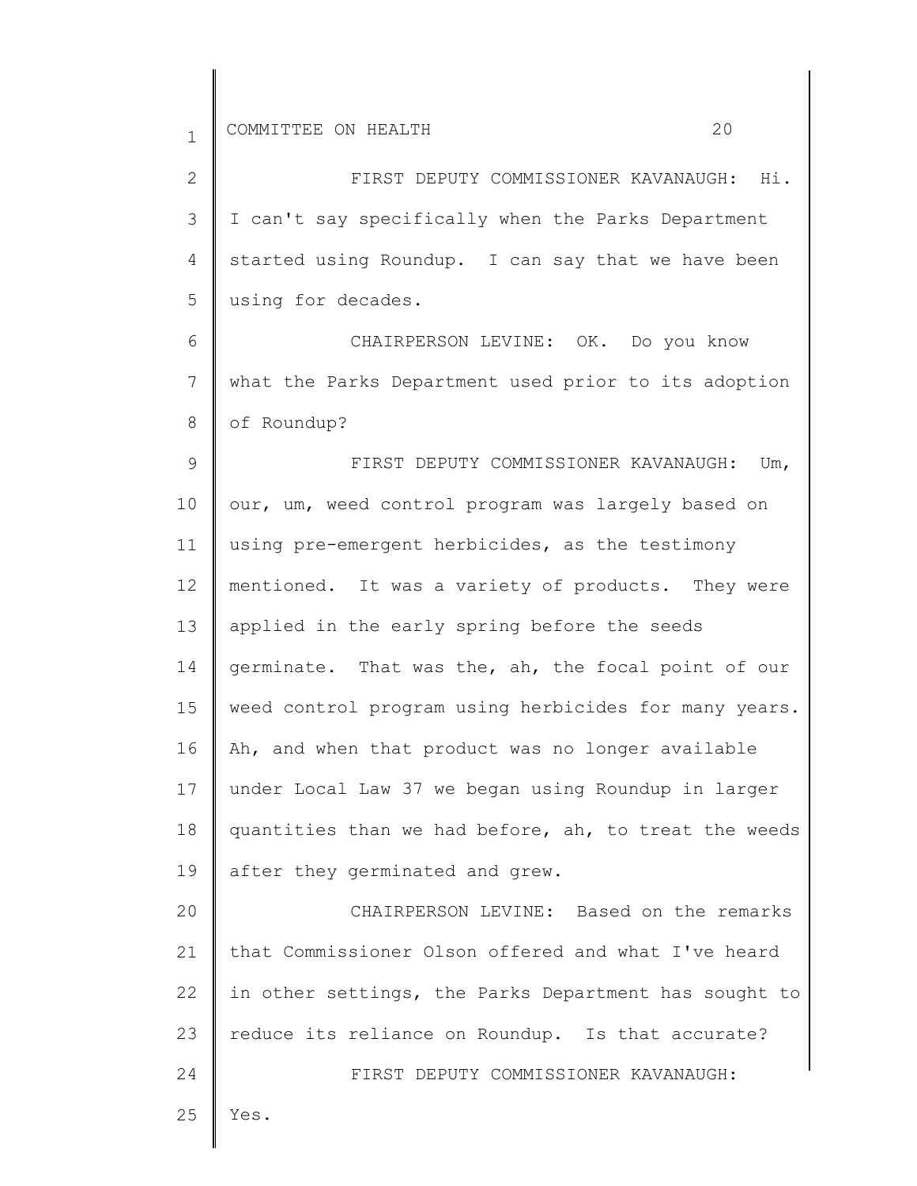FIRST DEPUTY COMMISSIONER KAVANAUGH: Hi. I can't say specifically when the Parks Department started using Roundup. I can say that we have been using for decades.

CHAIRPERSON LEVINE: OK. Do you know what the Parks Department used prior to its adoption of Roundup?

FIRST DEPUTY COMMISSIONER KAVANAUGH: Um, our, um, weed control program was largely based on using pre-emergent herbicides, as the testimony mentioned. It was a variety of products. They were applied in the early spring before the seeds germinate. That was the, ah, the focal point of our weed control program using herbicides for many years. Ah, and when that product was no longer available under Local Law 37 we began using Roundup in larger quantities than we had before, ah, to treat the weeds after they germinated and grew.

CHAIRPERSON LEVINE: Based on the remarks that Commissioner Olson offered and what I've heard in other settings, the Parks Department has sought to reduce its reliance on Roundup. Is that accurate?

FIRST DEPUTY COMMISSIONER KAVANAUGH: Yes.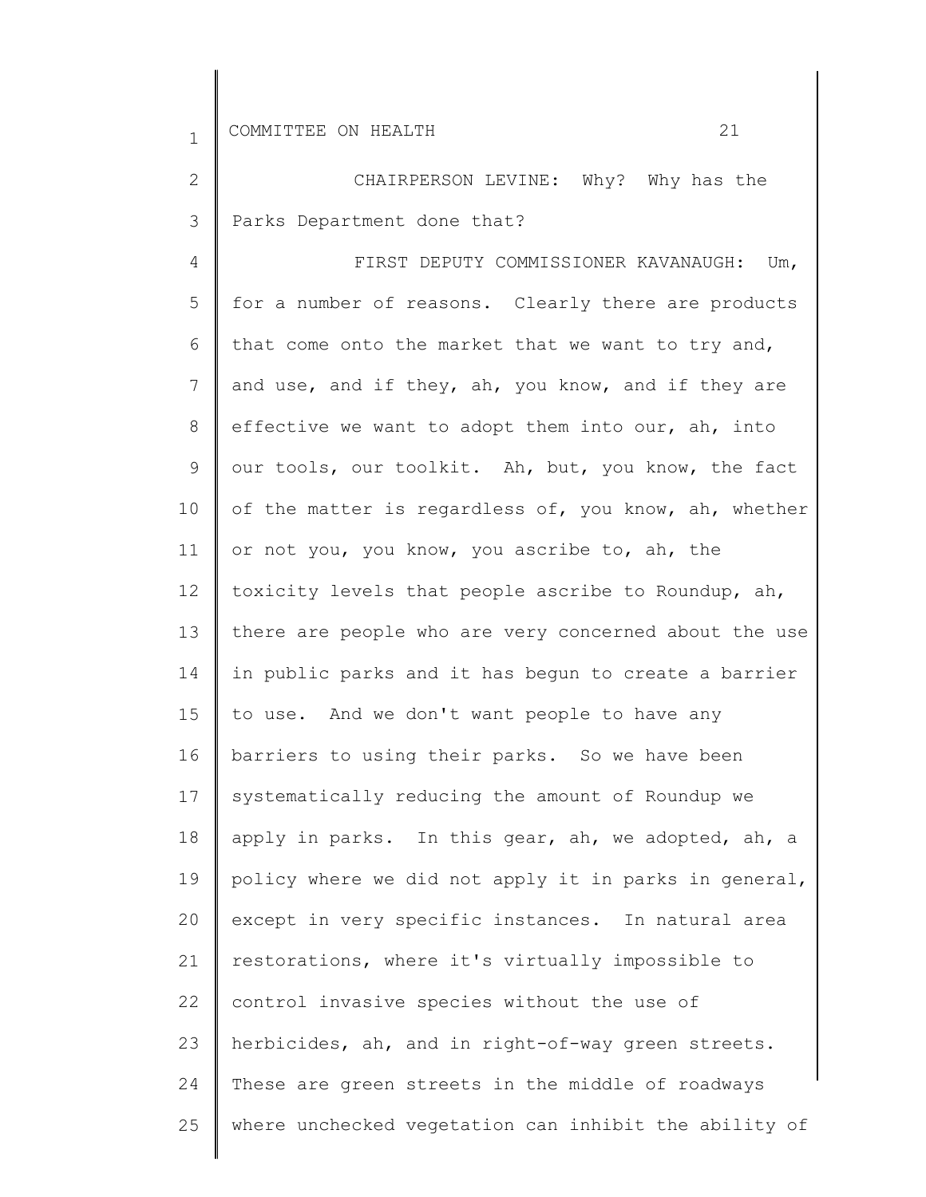CHAIRPERSON LEVINE: Why? Why has the Parks Department done that?

FIRST DEPUTY COMMISSIONER KAVANAUGH: Um, for a number of reasons. Clearly there are products that come onto the market that we want to try and, and use, and if they, ah, you know, and if they are effective we want to adopt them into our, ah, into our tools, our toolkit. Ah, but, you know, the fact of the matter is regardless of, you know, ah, whether or not you, you know, you ascribe to, ah, the toxicity levels that people ascribe to Roundup, ah, there are people who are very concerned about the use in public parks and it has begun to create a barrier to use. And we don't want people to have any barriers to using their parks. So we have been systematically reducing the amount of Roundup we apply in parks. In this gear, ah, we adopted, ah, a policy where we did not apply it in parks in general, except in very specific instances. In natural area restorations, where it's virtually impossible to control invasive species without the use of herbicides, ah, and in right-of-way green streets. These are green streets in the middle of roadways where unchecked vegetation can inhibit the ability of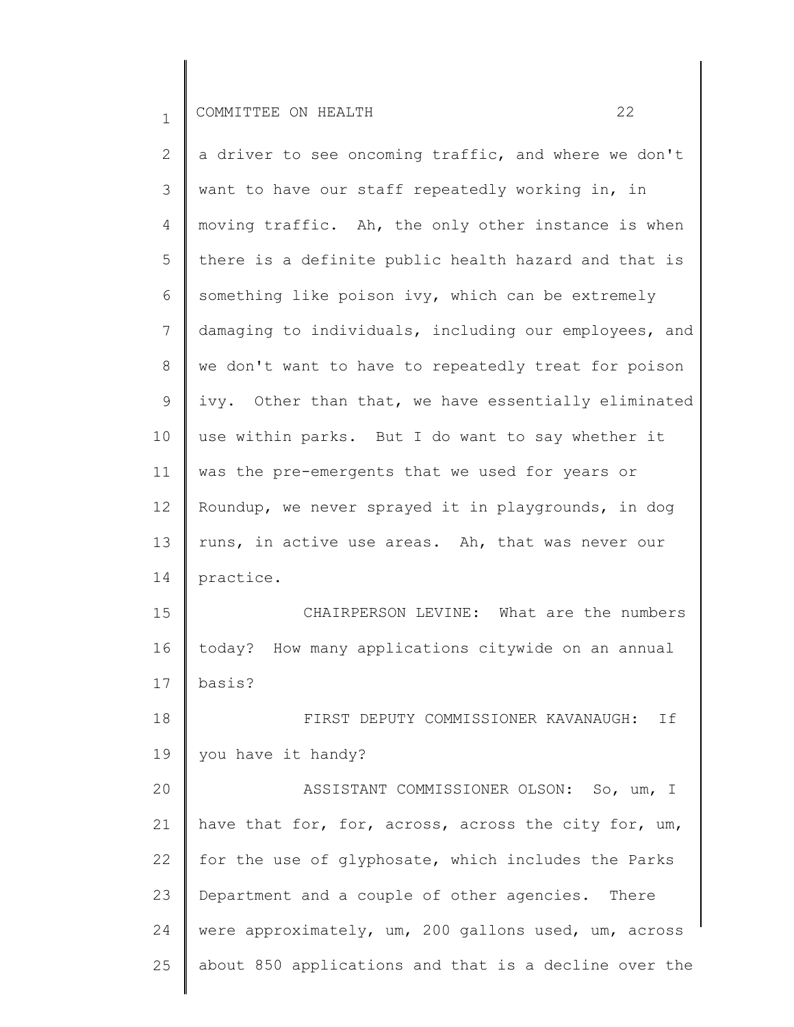a driver to see oncoming traffic, and where we don't want to have our staff repeatedly working in, in moving traffic. Ah, the only other instance is when there is a definite public health hazard and that is something like poison ivy, which can be extremely damaging to individuals, including our employees, and we don't want to have to repeatedly treat for poison ivy. Other than that, we have essentially eliminated use within parks. But I do want to say whether it was the pre-emergents that we used for years or Roundup, we never sprayed it in playgrounds, in dog runs, in active use areas. Ah, that was never our practice.

CHAIRPERSON LEVINE: What are the numbers today? How many applications citywide on an annual basis?

FIRST DEPUTY COMMISSIONER KAVANAUGH: If you have it handy?

ASSISTANT COMMISSIONER OLSON: So, um, I have that for, for, across, across the city for, um, for the use of glyphosate, which includes the Parks Department and a couple of other agencies. There were approximately, um, 200 gallons used, um, across about 850 applications and that is a decline over the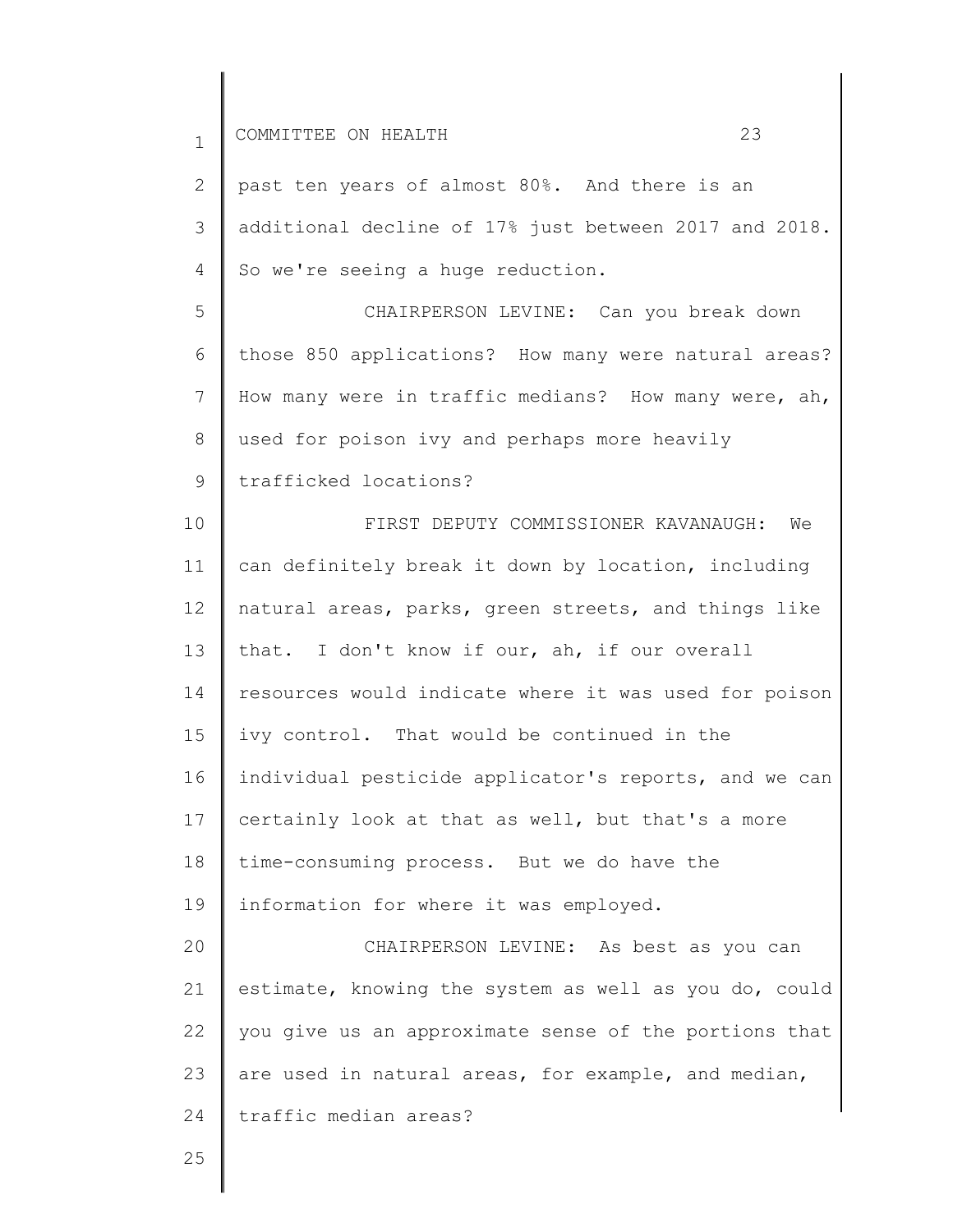past ten years of almost 80%. And there is an additional decline of 17% just between 2017 and 2018. So we're seeing a huge reduction.

CHAIRPERSON LEVINE: Can you break down those 850 applications? How many were natural areas? How many were in traffic medians? How many were, ah, used for poison ivy and perhaps more heavily trafficked locations?

FIRST DEPUTY COMMISSIONER KAVANAUGH: We can definitely break it down by location, including natural areas, parks, green streets, and things like that. I don't know if our, ah, if our overall resources would indicate where it was used for poison ivy control. That would be continued in the individual pesticide applicator's reports, and we can certainly look at that as well, but that's a more time-consuming process. But we do have the information for where it was employed.

CHAIRPERSON LEVINE: As best as you can estimate, knowing the system as well as you do, could you give us an approximate sense of the portions that are used in natural areas, for example, and median, traffic median areas?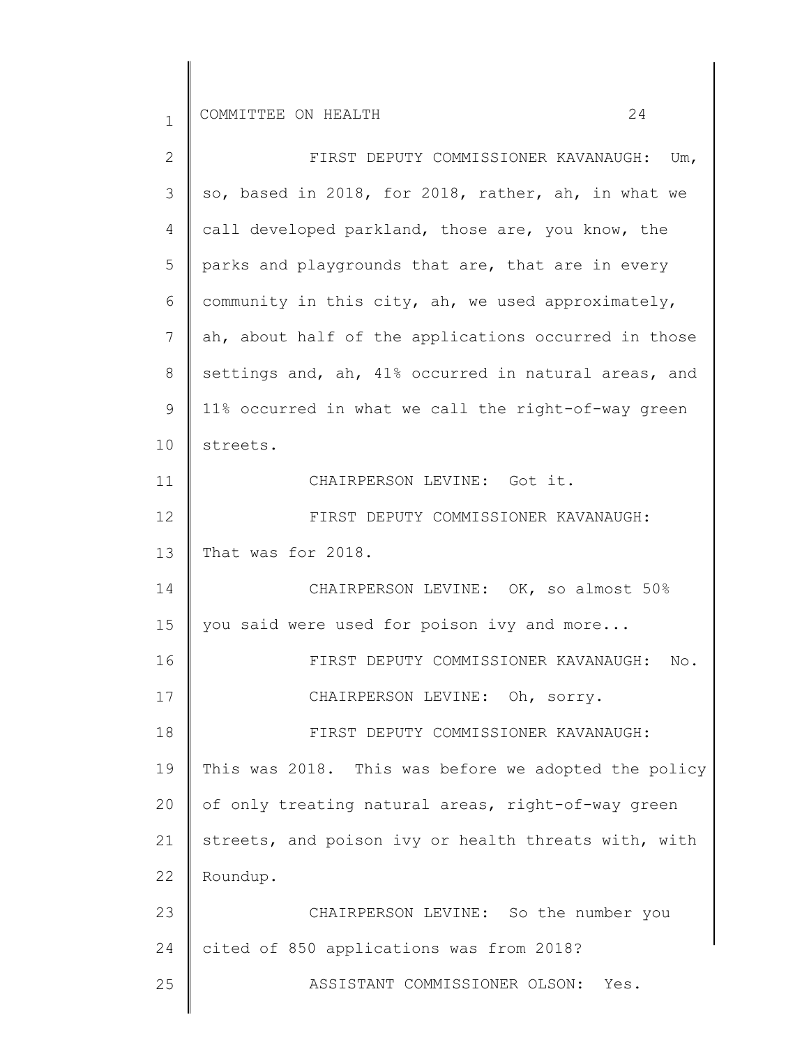FIRST DEPUTY COMMISSIONER KAVANAUGH: Um, so, based in 2018, for 2018, rather, ah, in what we call developed parkland, those are, you know, the parks and playgrounds that are, that are in every community in this city, ah, we used approximately, ah, about half of the applications occurred in those settings and, ah, 41% occurred in natural areas, and 11% occurred in what we call the right-of-way green streets.

CHAIRPERSON LEVINE: Got it.

FIRST DEPUTY COMMISSIONER KAVANAUGH: That was for 2018.

CHAIRPERSON LEVINE: OK, so almost 50% you said were used for poison ivy and more...

FIRST DEPUTY COMMISSIONER KAVANAUGH: No.

CHAIRPERSON LEVINE: Oh, sorry.

FIRST DEPUTY COMMISSIONER KAVANAUGH: This was 2018. This was before we adopted the policy of only treating natural areas, right-of-way green streets, and poison ivy or health threats with, with Roundup.

CHAIRPERSON LEVINE: So the number you cited of 850 applications was from 2018?

ASSISTANT COMMISSIONER OLSON: Yes.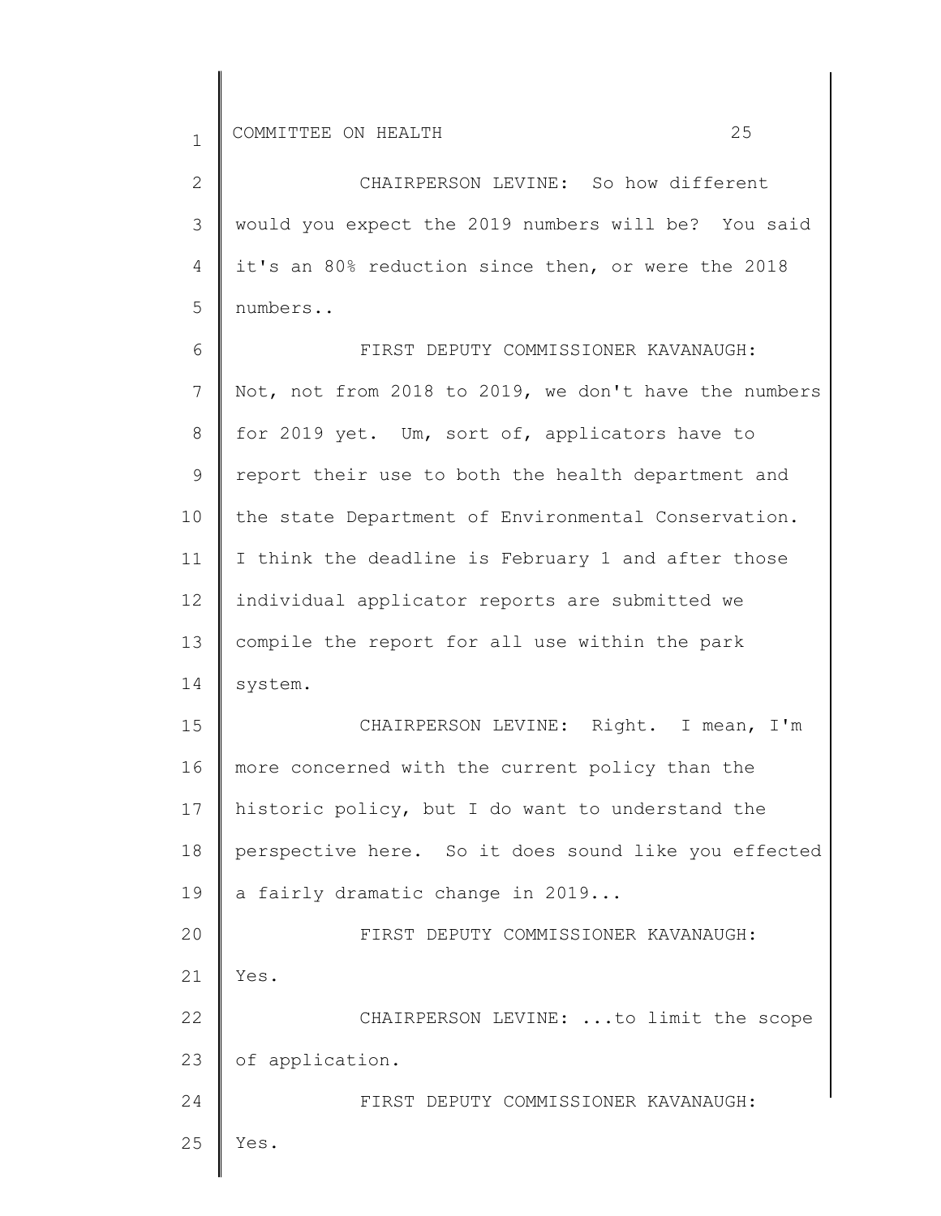CHAIRPERSON LEVINE: So how different would you expect the 2019 numbers will be? You said it's an 80% reduction since then, or were the 2018 numbers..

FIRST DEPUTY COMMISSIONER KAVANAUGH: Not, not from 2018 to 2019, we don't have the numbers for 2019 yet. Um, sort of, applicators have to report their use to both the health department and the state Department of Environmental Conservation. I think the deadline is February 1 and after those individual applicator reports are submitted we compile the report for all use within the park system.

CHAIRPERSON LEVINE: Right. I mean, I'm more concerned with the current policy than the historic policy, but I do want to understand the perspective here. So it does sound like you effected a fairly dramatic change in 2019...

FIRST DEPUTY COMMISSIONER KAVANAUGH: Yes.

CHAIRPERSON LEVINE: ...to limit the scope of application.

FIRST DEPUTY COMMISSIONER KAVANAUGH: Yes.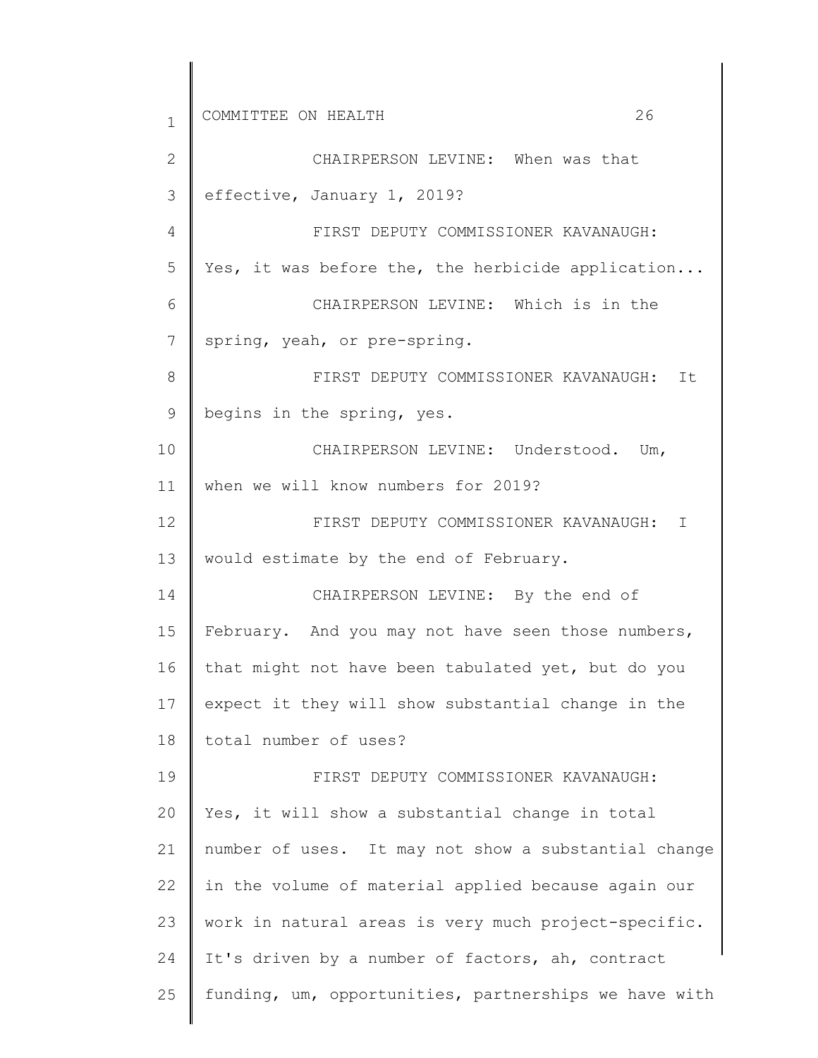CHAIRPERSON LEVINE: When was that effective, January 1, 2019?

FIRST DEPUTY COMMISSIONER KAVANAUGH: Yes, it was before the, the herbicide application...

CHAIRPERSON LEVINE: Which is in the spring, yeah, or pre-spring.

FIRST DEPUTY COMMISSIONER KAVANAUGH: It begins in the spring, yes.

CHAIRPERSON LEVINE: Understood. Um, when we will know numbers for 2019?

FIRST DEPUTY COMMISSIONER KAVANAUGH: I would estimate by the end of February.

CHAIRPERSON LEVINE: By the end of February. And you may not have seen those numbers, that might not have been tabulated yet, but do you expect it they will show substantial change in the total number of uses?

FIRST DEPUTY COMMISSIONER KAVANAUGH: Yes, it will show a substantial change in total number of uses. It may not show a substantial change in the volume of material applied because again our work in natural areas is very much project-specific. It's driven by a number of factors, ah, contract funding, um, opportunities, partnerships we have with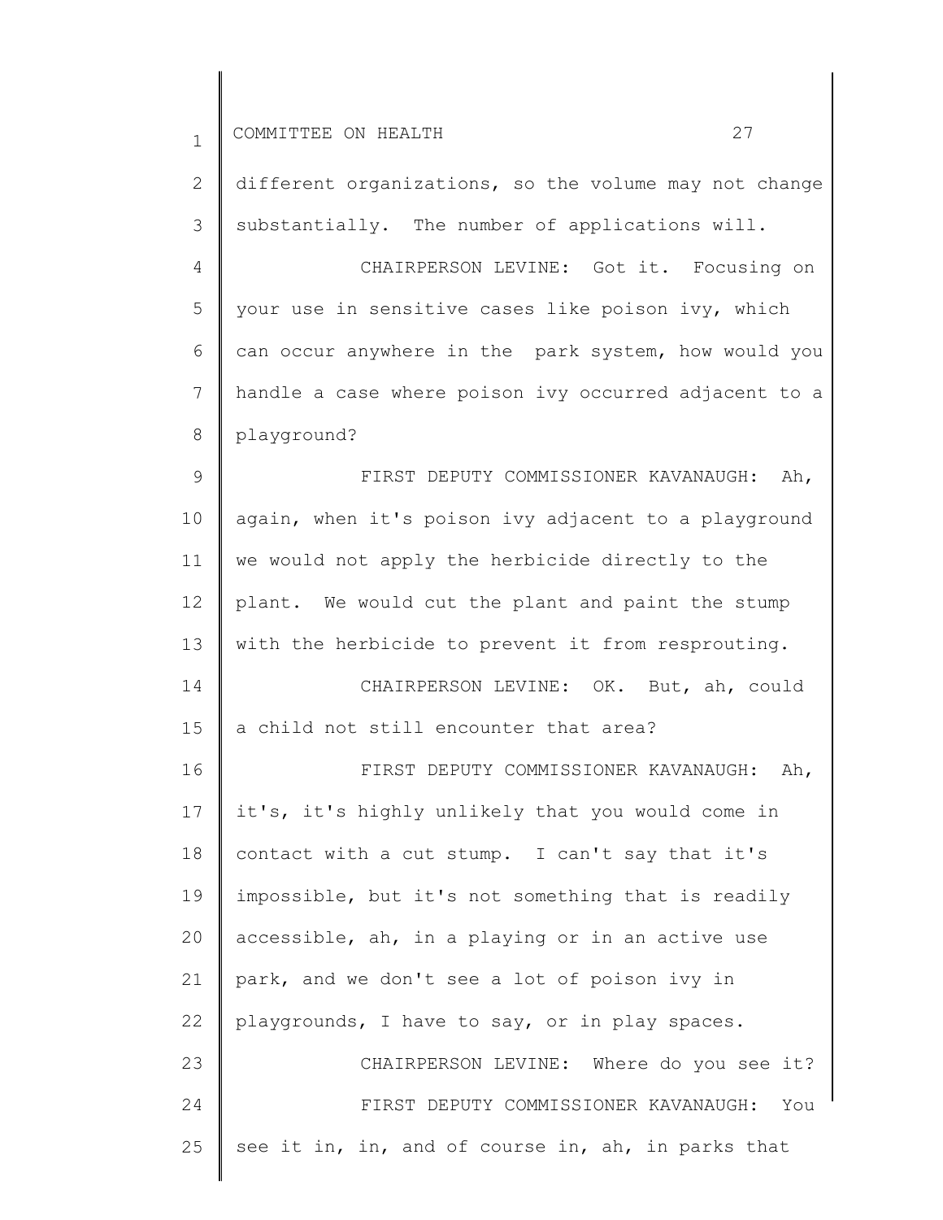different organizations, so the volume may not change substantially. The number of applications will.

CHAIRPERSON LEVINE: Got it. Focusing on your use in sensitive cases like poison ivy, which can occur anywhere in the park system, how would you handle a case where poison ivy occurred adjacent to a playground?

FIRST DEPUTY COMMISSIONER KAVANAUGH: Ah, again, when it's poison ivy adjacent to a playground we would not apply the herbicide directly to the plant. We would cut the plant and paint the stump with the herbicide to prevent it from resprouting.

CHAIRPERSON LEVINE: OK. But, ah, could a child not still encounter that area?

FIRST DEPUTY COMMISSIONER KAVANAUGH: Ah, it's, it's highly unlikely that you would come in contact with a cut stump. I can't say that it's impossible, but it's not something that is readily accessible, ah, in a playing or in an active use park, and we don't see a lot of poison ivy in playgrounds, I have to say, or in play spaces.

CHAIRPERSON LEVINE: Where do you see it?

FIRST DEPUTY COMMISSIONER KAVANAUGH: You see it in, in, and of course in, ah, in parks that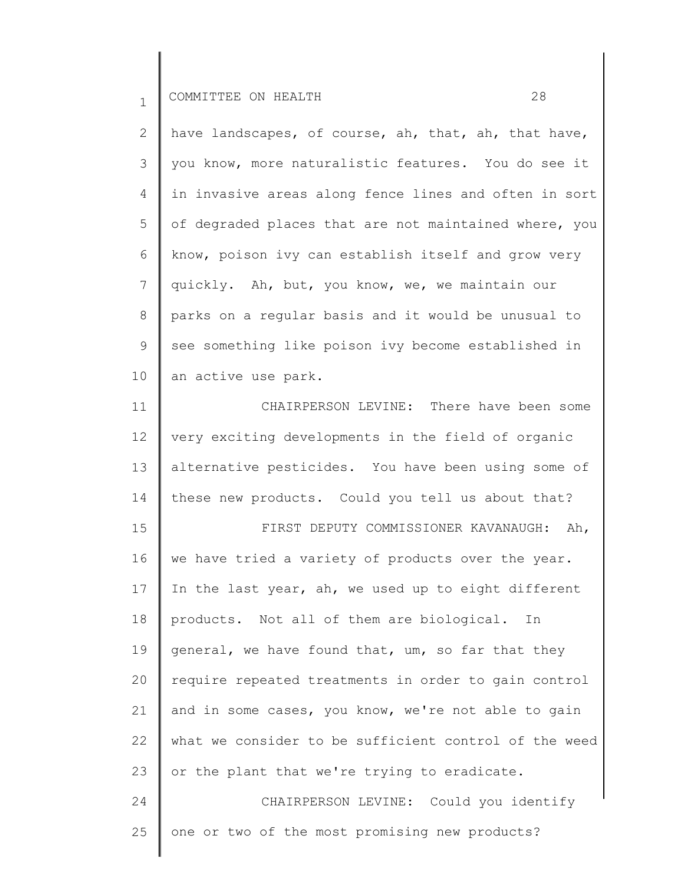have landscapes, of course, ah, that, ah, that have, you know, more naturalistic features. You do see it in invasive areas along fence lines and often in sort of degraded places that are not maintained where, you know, poison ivy can establish itself and grow very quickly. Ah, but, you know, we, we maintain our parks on a regular basis and it would be unusual to see something like poison ivy become established in an active use park.

CHAIRPERSON LEVINE: There have been some very exciting developments in the field of organic alternative pesticides. You have been using some of these new products. Could you tell us about that?

FIRST DEPUTY COMMISSIONER KAVANAUGH: Ah, we have tried a variety of products over the year. In the last year, ah, we used up to eight different products. Not all of them are biological. In general, we have found that, um, so far that they require repeated treatments in order to gain control and in some cases, you know, we're not able to gain what we consider to be sufficient control of the weed or the plant that we're trying to eradicate.

CHAIRPERSON LEVINE: Could you identify one or two of the most promising new products?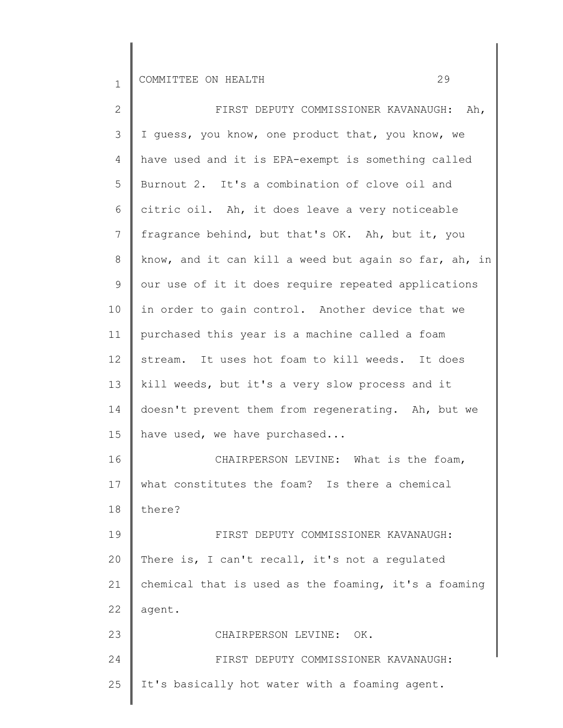FIRST DEPUTY COMMISSIONER KAVANAUGH: Ah, I guess, you know, one product that, you know, we have used and it is EPA-exempt is something called Burnout 2. It's a combination of clove oil and citric oil. Ah, it does leave a very noticeable fragrance behind, but that's OK. Ah, but it, you know, and it can kill a weed but again so far, ah, in our use of it it does require repeated applications in order to gain control. Another device that we purchased this year is a machine called a foam stream. It uses hot foam to kill weeds. It does kill weeds, but it's a very slow process and it doesn't prevent them from regenerating. Ah, but we have used, we have purchased...

CHAIRPERSON LEVINE: What is the foam, what constitutes the foam? Is there a chemical there?

FIRST DEPUTY COMMISSIONER KAVANAUGH: There is, I can't recall, it's not a regulated chemical that is used as the foaming, it's a foaming agent.

CHAIRPERSON LEVINE: OK.

FIRST DEPUTY COMMISSIONER KAVANAUGH: It's basically hot water with a foaming agent.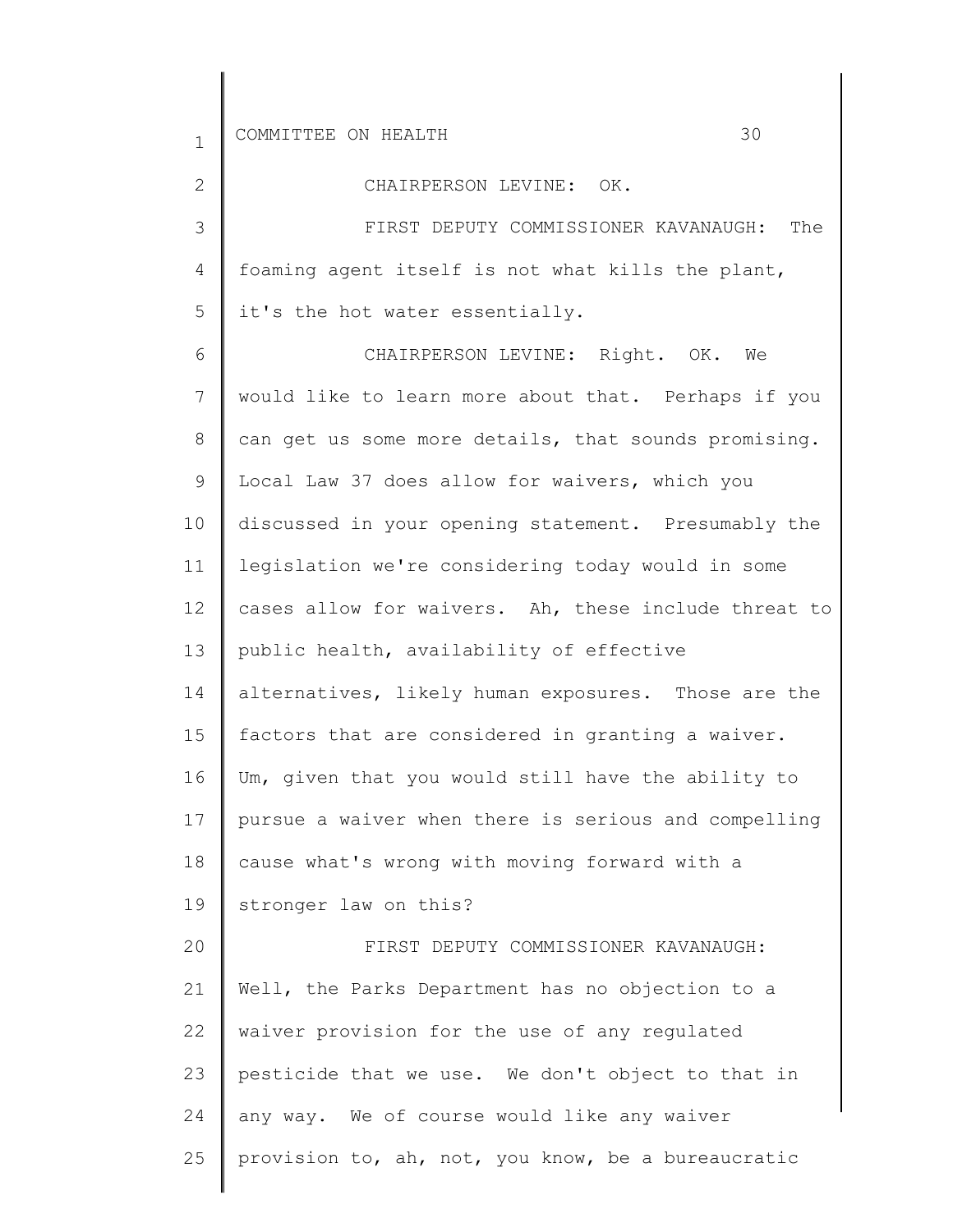CHAIRPERSON LEVINE: OK.

FIRST DEPUTY COMMISSIONER KAVANAUGH: The foaming agent itself is not what kills the plant, it's the hot water essentially.

CHAIRPERSON LEVINE: Right. OK. We would like to learn more about that. Perhaps if you can get us some more details, that sounds promising. Local Law 37 does allow for waivers, which you discussed in your opening statement. Presumably the legislation we're considering today would in some cases allow for waivers. Ah, these include threat to public health, availability of effective alternatives, likely human exposures. Those are the factors that are considered in granting a waiver. Um, given that you would still have the ability to pursue a waiver when there is serious and compelling cause what's wrong with moving forward with a stronger law on this?

FIRST DEPUTY COMMISSIONER KAVANAUGH: Well, the Parks Department has no objection to a waiver provision for the use of any regulated pesticide that we use. We don't object to that in any way. We of course would like any waiver provision to, ah, not, you know, be a bureaucratic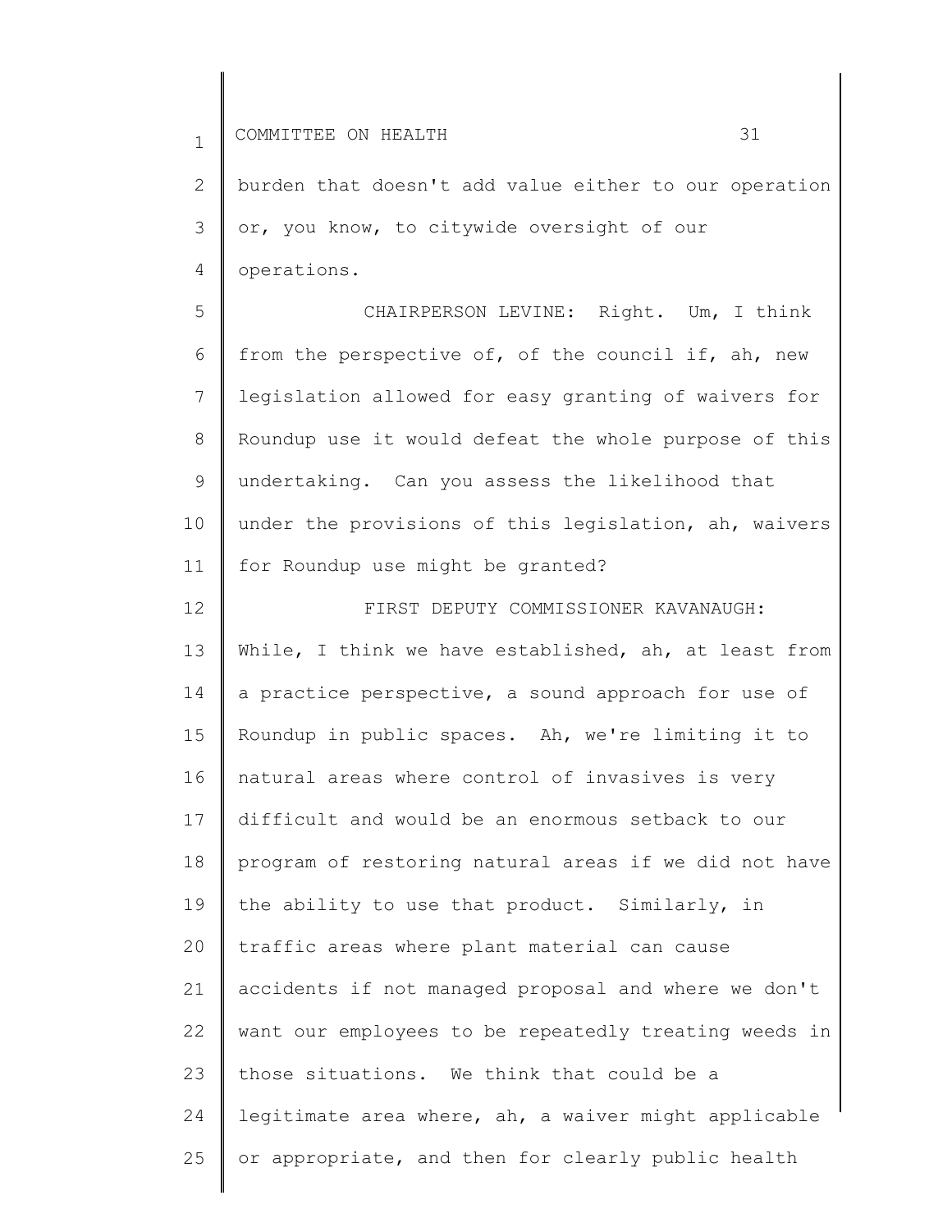burden that doesn't add value either to our operation or, you know, to citywide oversight of our operations.

CHAIRPERSON LEVINE: Right. Um, I think from the perspective of, of the council if, ah, new legislation allowed for easy granting of waivers for Roundup use it would defeat the whole purpose of this undertaking. Can you assess the likelihood that under the provisions of this legislation, ah, waivers for Roundup use might be granted?

FIRST DEPUTY COMMISSIONER KAVANAUGH: While, I think we have established, ah, at least from a practice perspective, a sound approach for use of Roundup in public spaces. Ah, we're limiting it to natural areas where control of invasives is very difficult and would be an enormous setback to our program of restoring natural areas if we did not have the ability to use that product. Similarly, in traffic areas where plant material can cause accidents if not managed proposal and where we don't want our employees to be repeatedly treating weeds in those situations. We think that could be a legitimate area where, ah, a waiver might applicable or appropriate, and then for clearly public health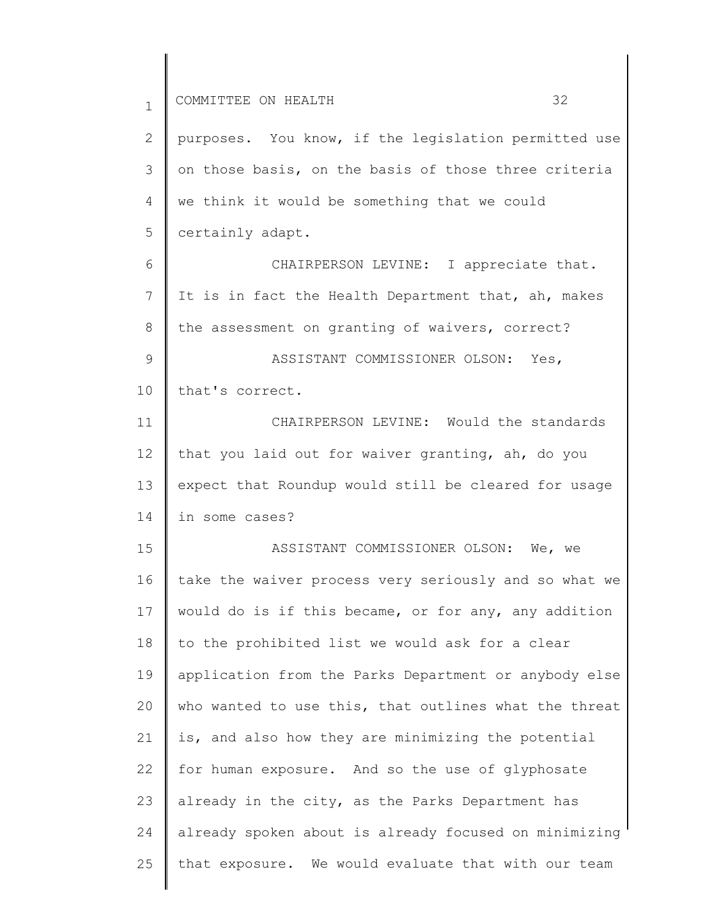purposes. You know, if the legislation permitted use on those basis, on the basis of those three criteria we think it would be something that we could certainly adapt.

CHAIRPERSON LEVINE: I appreciate that. It is in fact the Health Department that, ah, makes the assessment on granting of waivers, correct?

ASSISTANT COMMISSIONER OLSON: Yes, that's correct.

CHAIRPERSON LEVINE: Would the standards that you laid out for waiver granting, ah, do you expect that Roundup would still be cleared for usage in some cases?

ASSISTANT COMMISSIONER OLSON: We, we take the waiver process very seriously and so what we would do is if this became, or for any, any addition to the prohibited list we would ask for a clear application from the Parks Department or anybody else who wanted to use this, that outlines what the threat is, and also how they are minimizing the potential for human exposure. And so the use of glyphosate already in the city, as the Parks Department has already spoken about is already focused on minimizing that exposure. We would evaluate that with our team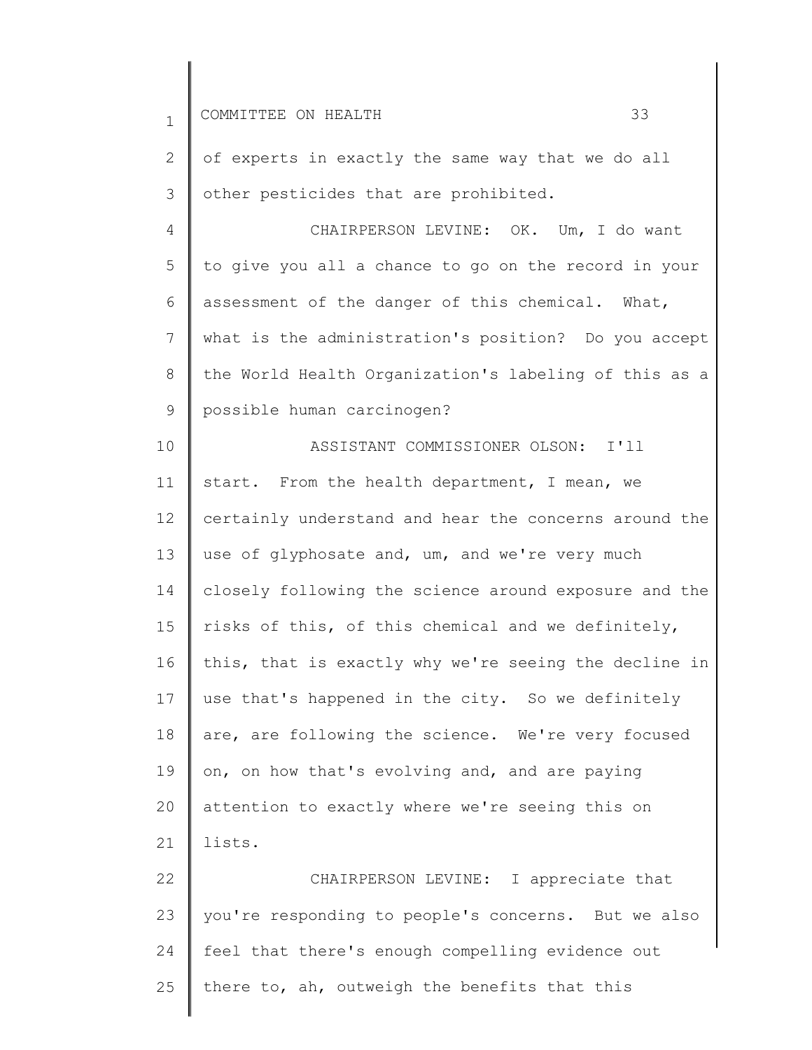of experts in exactly the same way that we do all other pesticides that are prohibited.

CHAIRPERSON LEVINE: OK. Um, I do want to give you all a chance to go on the record in your assessment of the danger of this chemical. What, what is the administration's position? Do you accept the World Health Organization's labeling of this as a possible human carcinogen?

ASSISTANT COMMISSIONER OLSON: I'll start. From the health department, I mean, we certainly understand and hear the concerns around the use of glyphosate and, um, and we're very much closely following the science around exposure and the risks of this, of this chemical and we definitely, this, that is exactly why we're seeing the decline in use that's happened in the city. So we definitely are, are following the science. We're very focused on, on how that's evolving and, and are paying attention to exactly where we're seeing this on lists.

CHAIRPERSON LEVINE: I appreciate that you're responding to people's concerns. But we also feel that there's enough compelling evidence out there to, ah, outweigh the benefits that this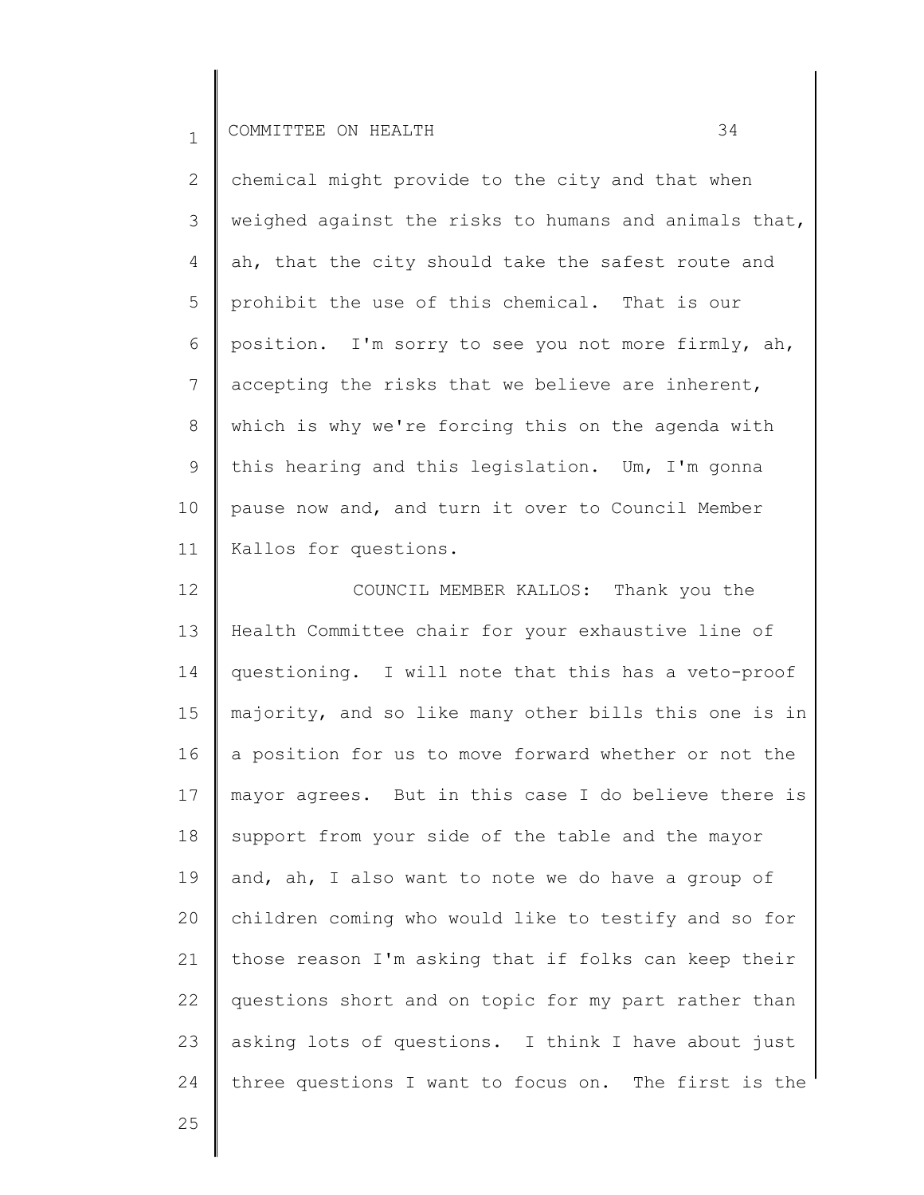chemical might provide to the city and that when weighed against the risks to humans and animals that, ah, that the city should take the safest route and prohibit the use of this chemical. That is our position. I'm sorry to see you not more firmly, ah, accepting the risks that we believe are inherent, which is why we're forcing this on the agenda with this hearing and this legislation. Um, I'm gonna pause now and, and turn it over to Council Member Kallos for questions.

COUNCIL MEMBER KALLOS: Thank you the Health Committee chair for your exhaustive line of questioning. I will note that this has a veto-proof majority, and so like many other bills this one is in a position for us to move forward whether or not the mayor agrees. But in this case I do believe there is support from your side of the table and the mayor and, ah, I also want to note we do have a group of children coming who would like to testify and so for those reason I'm asking that if folks can keep their questions short and on topic for my part rather than asking lots of questions. I think I have about just three questions I want to focus on. The first is the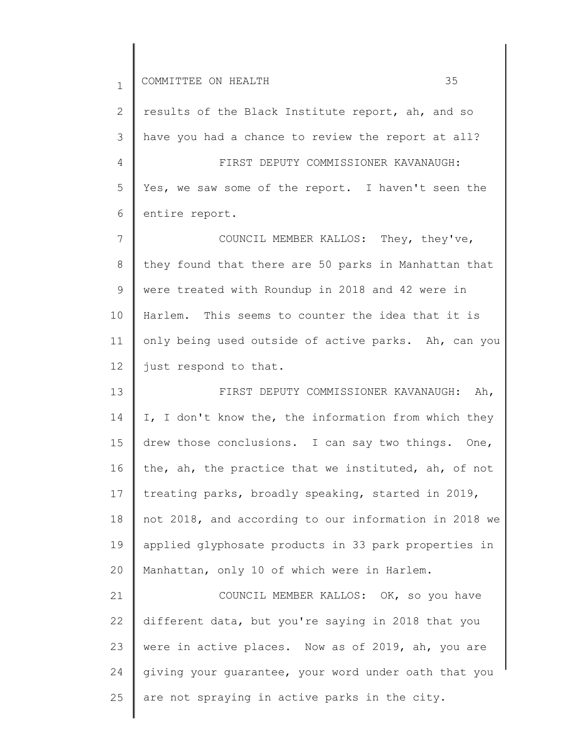results of the Black Institute report, ah, and so have you had a chance to review the report at all?

FIRST DEPUTY COMMISSIONER KAVANAUGH: Yes, we saw some of the report. I haven't seen the entire report.

COUNCIL MEMBER KALLOS: They, they've, they found that there are 50 parks in Manhattan that were treated with Roundup in 2018 and 42 were in Harlem. This seems to counter the idea that it is only being used outside of active parks. Ah, can you just respond to that.

FIRST DEPUTY COMMISSIONER KAVANAUGH: Ah, I, I don't know the, the information from which they drew those conclusions. I can say two things. One, the, ah, the practice that we instituted, ah, of not treating parks, broadly speaking, started in 2019, not 2018, and according to our information in 2018 we applied glyphosate products in 33 park properties in Manhattan, only 10 of which were in Harlem.

COUNCIL MEMBER KALLOS: OK, so you have different data, but you're saying in 2018 that you were in active places. Now as of 2019, ah, you are giving your guarantee, your word under oath that you are not spraying in active parks in the city.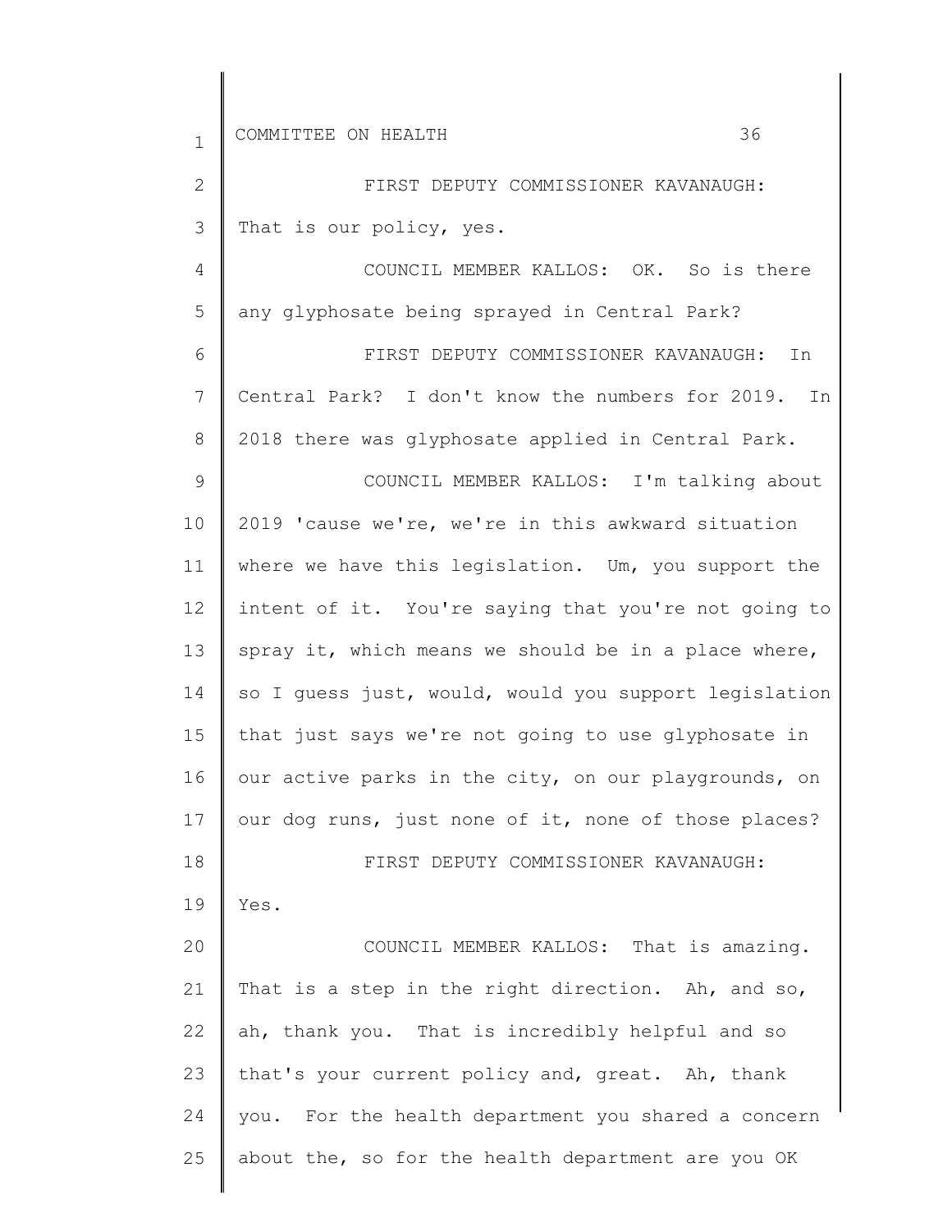FIRST DEPUTY COMMISSIONER KAVANAUGH: That is our policy, yes.

COUNCIL MEMBER KALLOS: OK. So is there any glyphosate being sprayed in Central Park?

FIRST DEPUTY COMMISSIONER KAVANAUGH: In Central Park? I don't know the numbers for 2019. In 2018 there was glyphosate applied in Central Park.

COUNCIL MEMBER KALLOS: I'm talking about 2019 'cause we're, we're in this awkward situation where we have this legislation. Um, you support the intent of it. You're saying that you're not going to spray it, which means we should be in a place where, so I guess just, would, would you support legislation that just says we're not going to use glyphosate in our active parks in the city, on our playgrounds, on our dog runs, just none of it, none of those places?

FIRST DEPUTY COMMISSIONER KAVANAUGH: Yes.

COUNCIL MEMBER KALLOS: That is amazing. That is a step in the right direction. Ah, and so, ah, thank you. That is incredibly helpful and so that's your current policy and, great. Ah, thank you. For the health department you shared a concern about the, so for the health department are you OK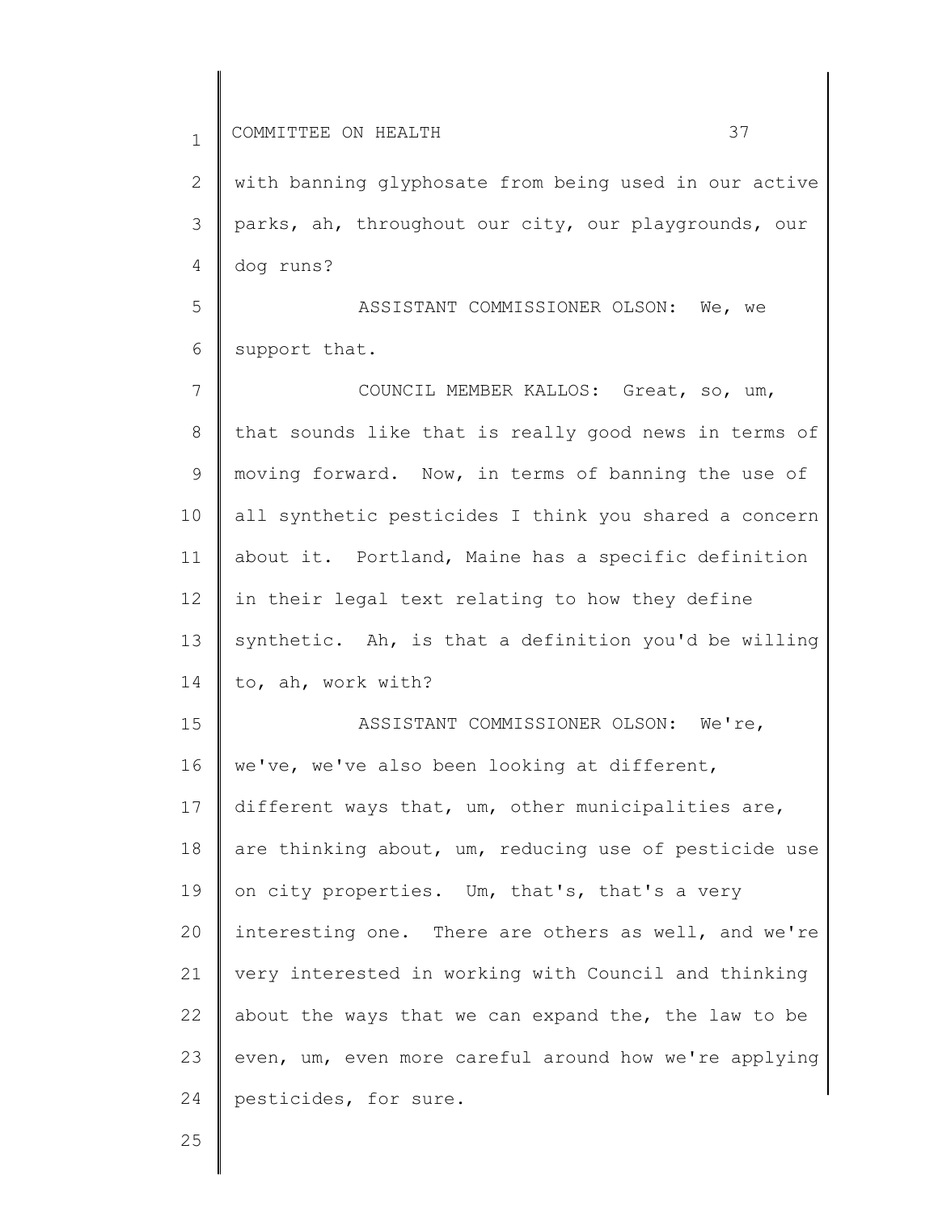with banning glyphosate from being used in our active parks, ah, throughout our city, our playgrounds, our dog runs?

ASSISTANT COMMISSIONER OLSON: We, we support that.

COUNCIL MEMBER KALLOS: Great, so, um, that sounds like that is really good news in terms of moving forward. Now, in terms of banning the use of all synthetic pesticides I think you shared a concern about it. Portland, Maine has a specific definition in their legal text relating to how they define synthetic. Ah, is that a definition you'd be willing to, ah, work with?

ASSISTANT COMMISSIONER OLSON: We're, we've, we've also been looking at different, different ways that, um, other municipalities are, are thinking about, um, reducing use of pesticide use on city properties. Um, that's, that's a very interesting one. There are others as well, and we're very interested in working with Council and thinking about the ways that we can expand the, the law to be even, um, even more careful around how we're applying pesticides, for sure.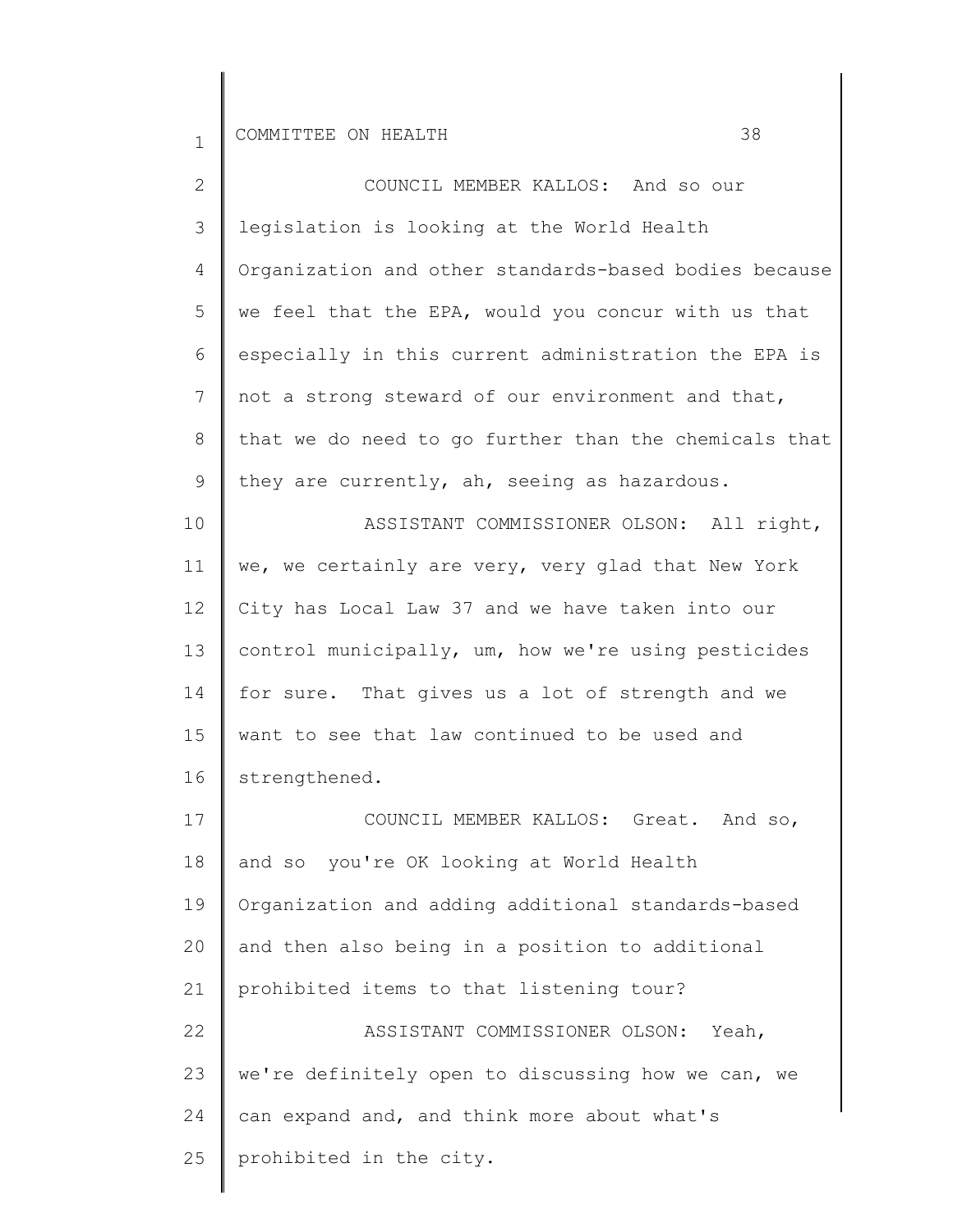COUNCIL MEMBER KALLOS: And so our legislation is looking at the World Health Organization and other standards-based bodies because we feel that the EPA, would you concur with us that especially in this current administration the EPA is not a strong steward of our environment and that, that we do need to go further than the chemicals that they are currently, ah, seeing as hazardous.

ASSISTANT COMMISSIONER OLSON: All right, we, we certainly are very, very glad that New York City has Local Law 37 and we have taken into our control municipally, um, how we're using pesticides for sure. That gives us a lot of strength and we want to see that law continued to be used and strengthened.

COUNCIL MEMBER KALLOS: Great. And so, and so you're OK looking at World Health Organization and adding additional standards-based and then also being in a position to additional prohibited items to that listening tour?

ASSISTANT COMMISSIONER OLSON: Yeah, we're definitely open to discussing how we can, we can expand and, and think more about what's prohibited in the city.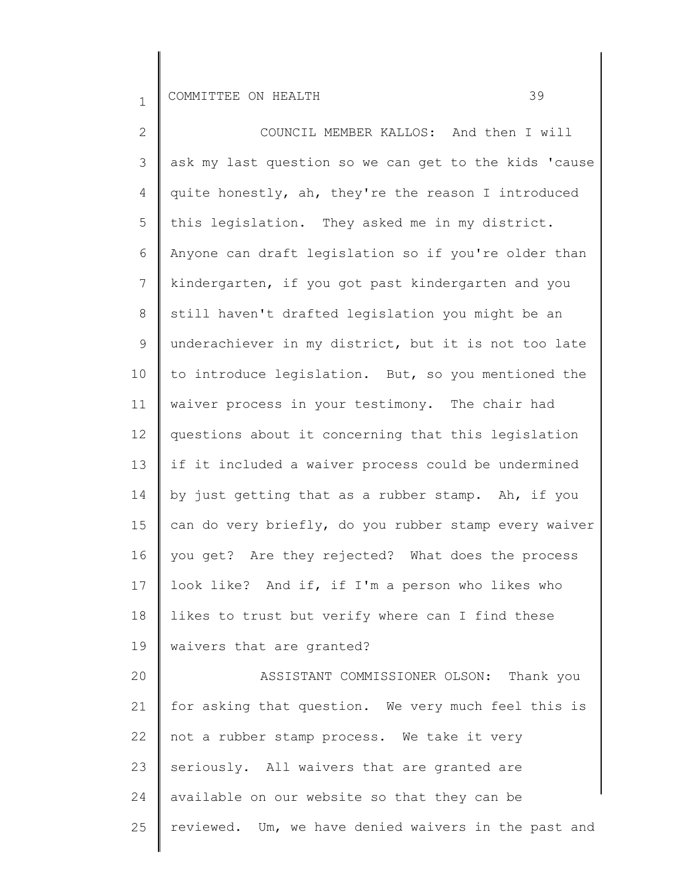COUNCIL MEMBER KALLOS: And then I will ask my last question so we can get to the kids 'cause quite honestly, ah, they're the reason I introduced this legislation. They asked me in my district. Anyone can draft legislation so if you're older than kindergarten, if you got past kindergarten and you still haven't drafted legislation you might be an underachiever in my district, but it is not too late to introduce legislation. But, so you mentioned the waiver process in your testimony. The chair had questions about it concerning that this legislation if it included a waiver process could be undermined by just getting that as a rubber stamp. Ah, if you can do very briefly, do you rubber stamp every waiver you get? Are they rejected? What does the process look like? And if, if I'm a person who likes who likes to trust but verify where can I find these waivers that are granted?

ASSISTANT COMMISSIONER OLSON: Thank you for asking that question. We very much feel this is not a rubber stamp process. We take it very seriously. All waivers that are granted are available on our website so that they can be reviewed. Um, we have denied waivers in the past and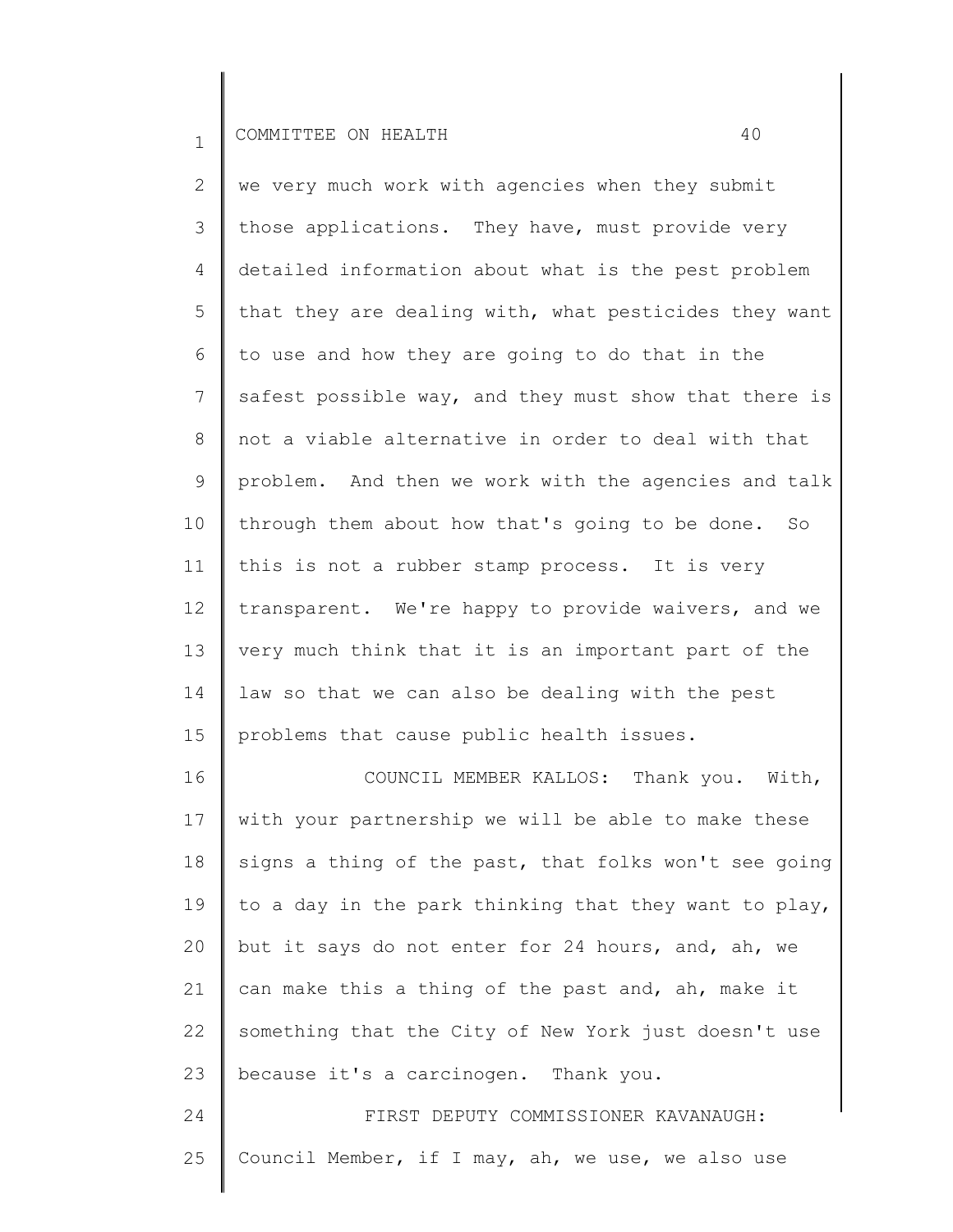we very much work with agencies when they submit those applications. They have, must provide very detailed information about what is the pest problem that they are dealing with, what pesticides they want to use and how they are going to do that in the safest possible way, and they must show that there is not a viable alternative in order to deal with that problem. And then we work with the agencies and talk through them about how that's going to be done. So this is not a rubber stamp process. It is very transparent. We're happy to provide waivers, and we very much think that it is an important part of the law so that we can also be dealing with the pest problems that cause public health issues.

COUNCIL MEMBER KALLOS: Thank you. With, with your partnership we will be able to make these signs a thing of the past, that folks won't see going to a day in the park thinking that they want to play, but it says do not enter for 24 hours, and, ah, we can make this a thing of the past and, ah, make it something that the City of New York just doesn't use because it's a carcinogen. Thank you.

FIRST DEPUTY COMMISSIONER KAVANAUGH: Council Member, if I may, ah, we use, we also use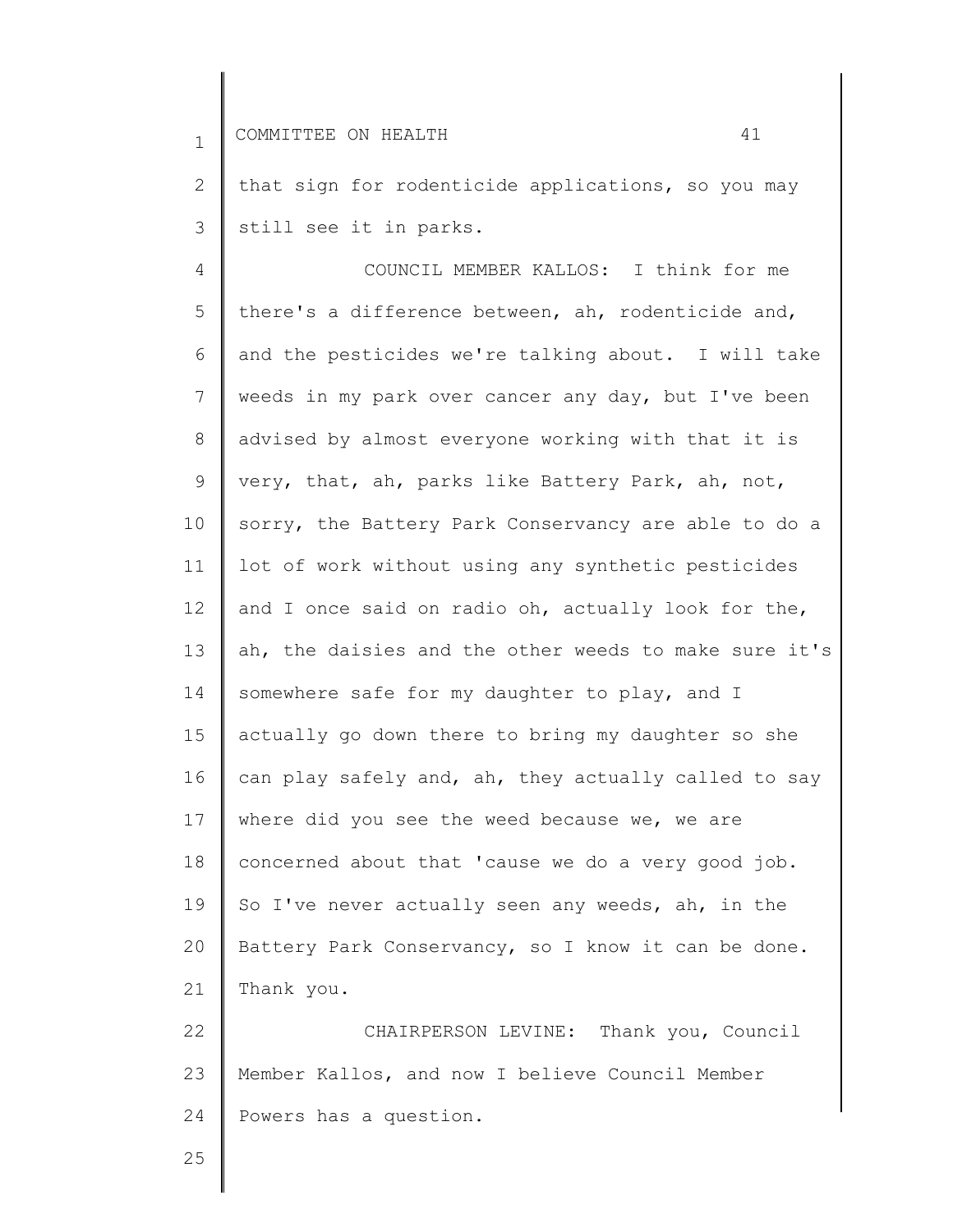that sign for rodenticide applications, so you may still see it in parks.

COUNCIL MEMBER KALLOS: I think for me there's a difference between, ah, rodenticide and, and the pesticides we're talking about. I will take weeds in my park over cancer any day, but I've been advised by almost everyone working with that it is very, that, ah, parks like Battery Park, ah, not, sorry, the Battery Park Conservancy are able to do a lot of work without using any synthetic pesticides and I once said on radio oh, actually look for the, ah, the daisies and the other weeds to make sure it's somewhere safe for my daughter to play, and I actually go down there to bring my daughter so she can play safely and, ah, they actually called to say where did you see the weed because we, we are concerned about that 'cause we do a very good job. So I've never actually seen any weeds, ah, in the Battery Park Conservancy, so I know it can be done. Thank you.

CHAIRPERSON LEVINE: Thank you, Council Member Kallos, and now I believe Council Member Powers has a question.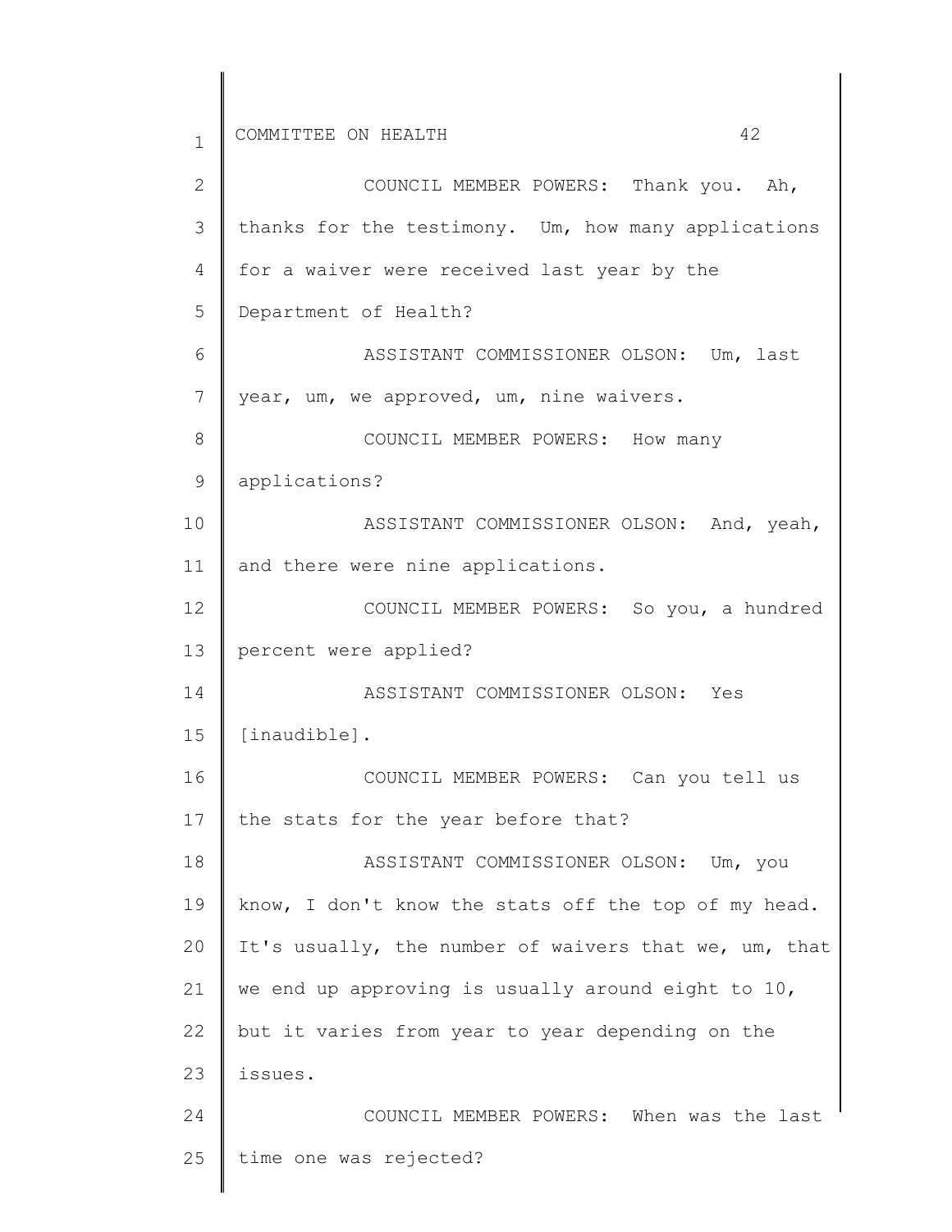COUNCIL MEMBER POWERS: Thank you. Ah, thanks for the testimony. Um, how many applications for a waiver were received last year by the Department of Health?

ASSISTANT COMMISSIONER OLSON: Um, last year, um, we approved, um, nine waivers.

COUNCIL MEMBER POWERS: How many applications?

ASSISTANT COMMISSIONER OLSON: And, yeah, and there were nine applications.

COUNCIL MEMBER POWERS: So you, a hundred percent were applied?

ASSISTANT COMMISSIONER OLSON: Yes [inaudible].

COUNCIL MEMBER POWERS: Can you tell us the stats for the year before that?

ASSISTANT COMMISSIONER OLSON: Um, you know, I don't know the stats off the top of my head. It's usually, the number of waivers that we, um, that we end up approving is usually around eight to 10, but it varies from year to year depending on the issues.

COUNCIL MEMBER POWERS: When was the last time one was rejected?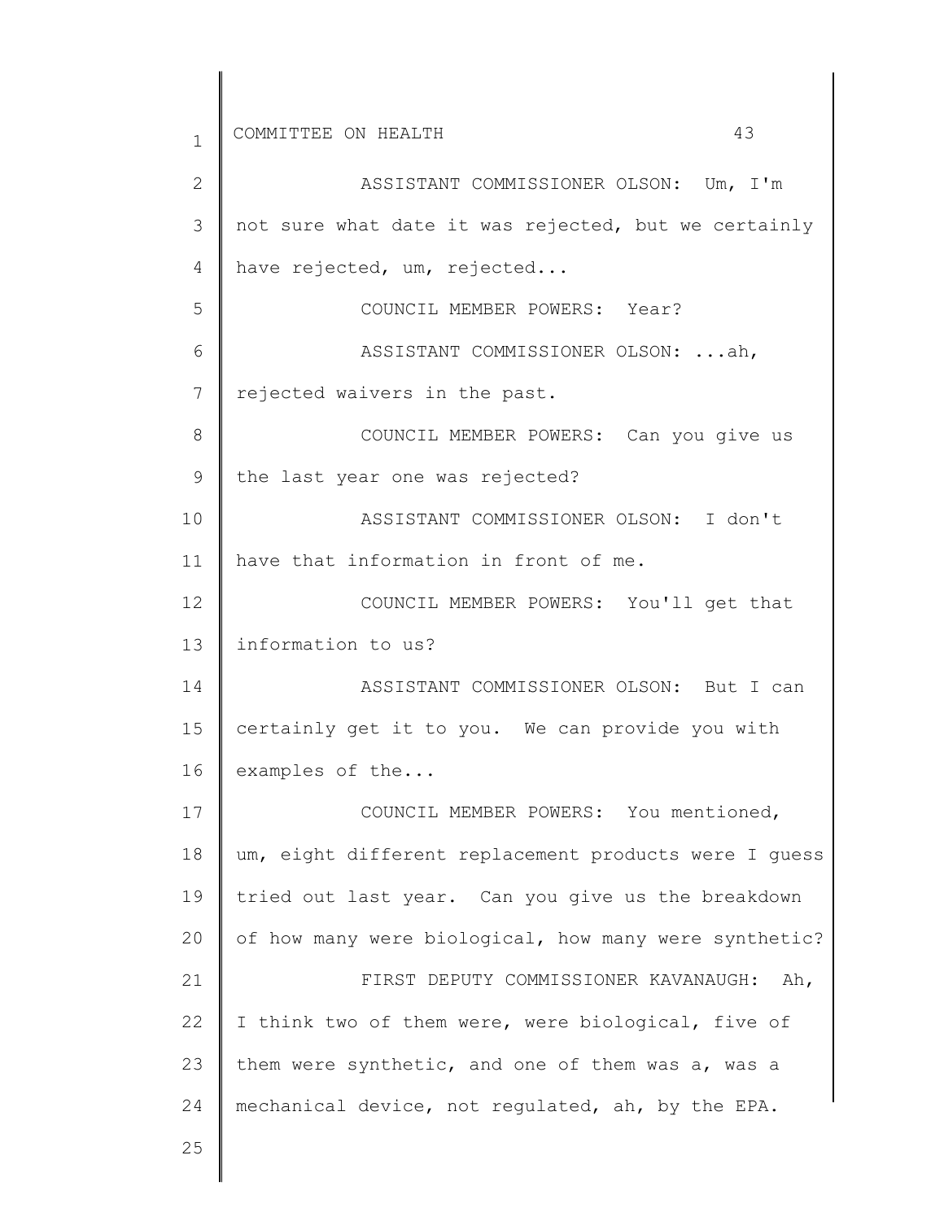ASSISTANT COMMISSIONER OLSON: Um, I'm not sure what date it was rejected, but we certainly have rejected, um, rejected...

COUNCIL MEMBER POWERS: Year?

ASSISTANT COMMISSIONER OLSON: ...ah, rejected waivers in the past.

COUNCIL MEMBER POWERS: Can you give us the last year one was rejected?

ASSISTANT COMMISSIONER OLSON: I don't have that information in front of me.

COUNCIL MEMBER POWERS: You'll get that information to us?

ASSISTANT COMMISSIONER OLSON: But I can certainly get it to you. We can provide you with examples of the...

COUNCIL MEMBER POWERS: You mentioned, um, eight different replacement products were I guess tried out last year. Can you give us the breakdown of how many were biological, how many were synthetic?

FIRST DEPUTY COMMISSIONER KAVANAUGH: Ah, I think two of them were, were biological, five of them were synthetic, and one of them was a, was a mechanical device, not regulated, ah, by the EPA.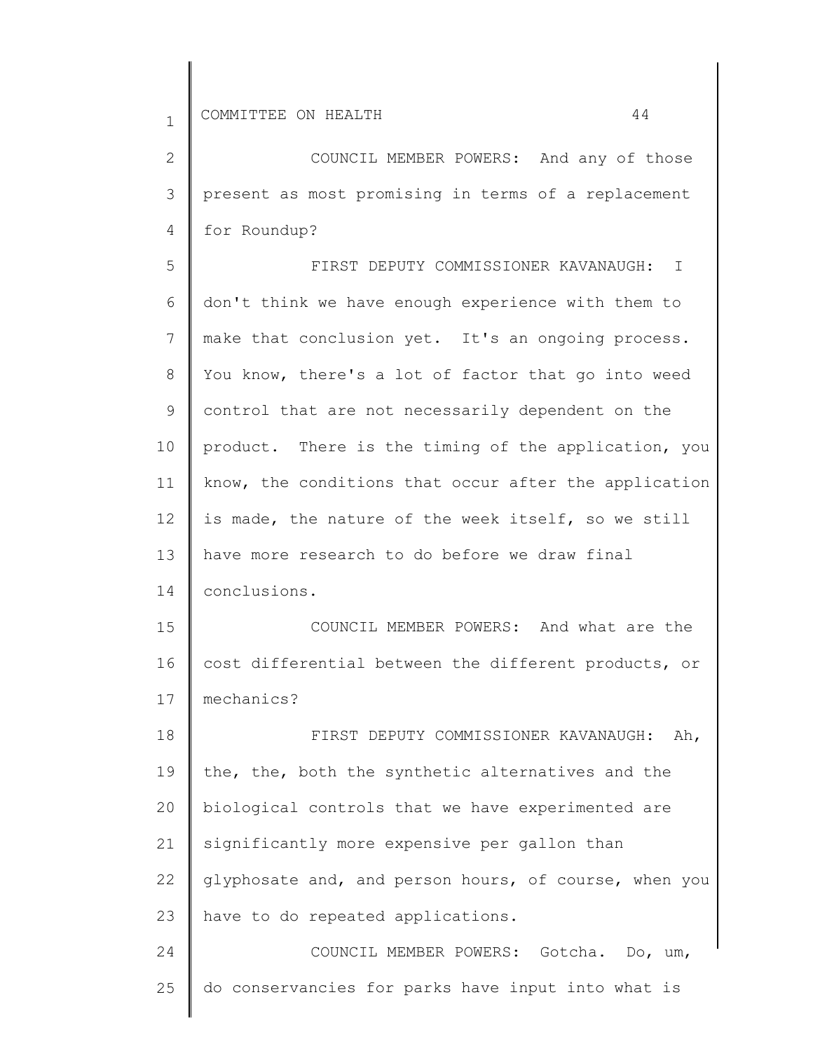COUNCIL MEMBER POWERS: And any of those present as most promising in terms of a replacement for Roundup?

FIRST DEPUTY COMMISSIONER KAVANAUGH: I don't think we have enough experience with them to make that conclusion yet. It's an ongoing process. You know, there's a lot of factor that go into weed control that are not necessarily dependent on the product. There is the timing of the application, you know, the conditions that occur after the application is made, the nature of the week itself, so we still have more research to do before we draw final conclusions.

COUNCIL MEMBER POWERS: And what are the cost differential between the different products, or mechanics?

FIRST DEPUTY COMMISSIONER KAVANAUGH: Ah, the, the, both the synthetic alternatives and the biological controls that we have experimented are significantly more expensive per gallon than glyphosate and, and person hours, of course, when you have to do repeated applications.

COUNCIL MEMBER POWERS: Gotcha. Do, um, do conservancies for parks have input into what is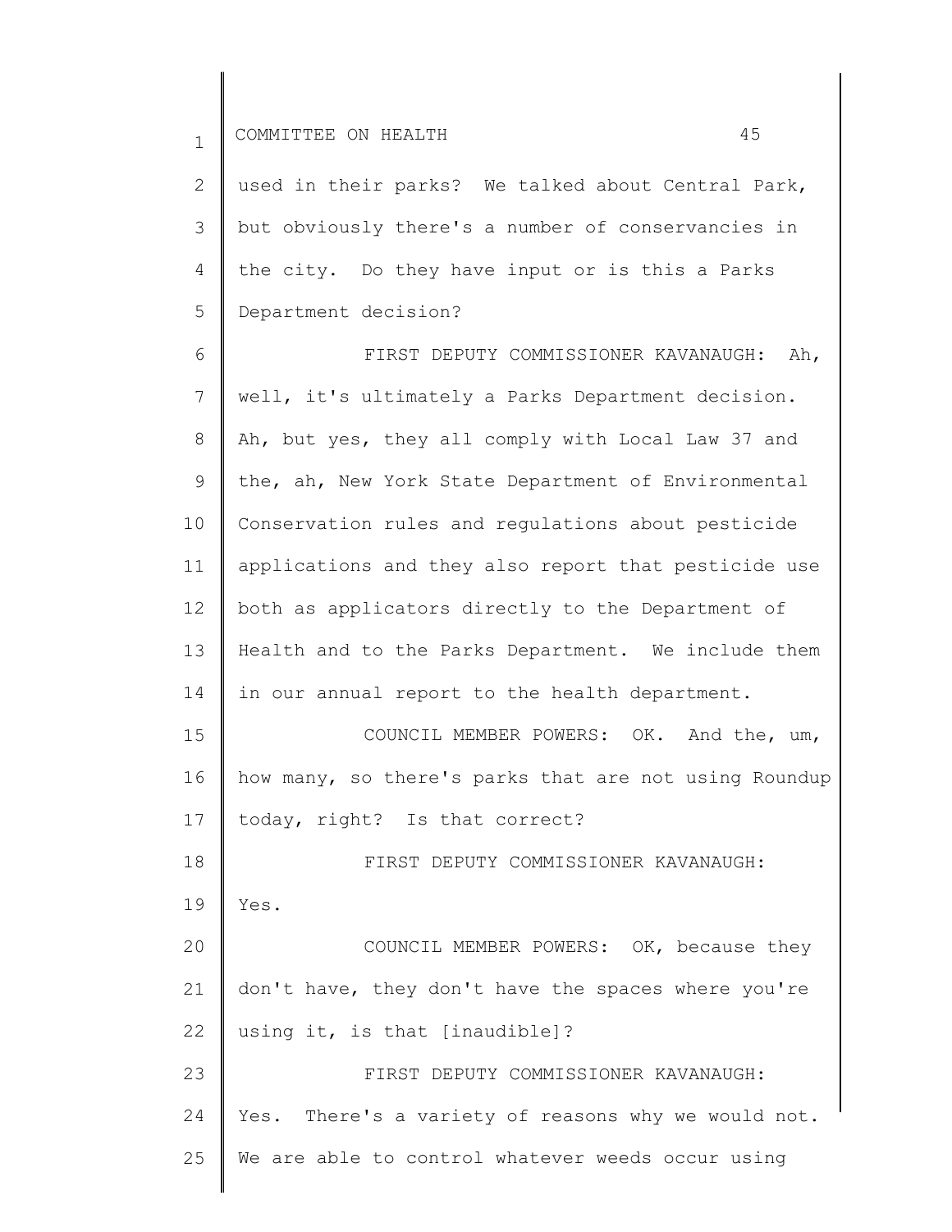used in their parks? We talked about Central Park, but obviously there's a number of conservancies in the city. Do they have input or is this a Parks Department decision?

FIRST DEPUTY COMMISSIONER KAVANAUGH: Ah, well, it's ultimately a Parks Department decision. Ah, but yes, they all comply with Local Law 37 and the, ah, New York State Department of Environmental Conservation rules and regulations about pesticide applications and they also report that pesticide use both as applicators directly to the Department of Health and to the Parks Department. We include them in our annual report to the health department.

COUNCIL MEMBER POWERS: OK. And the, um, how many, so there's parks that are not using Roundup today, right? Is that correct?

FIRST DEPUTY COMMISSIONER KAVANAUGH: Yes.

COUNCIL MEMBER POWERS: OK, because they don't have, they don't have the spaces where you're using it, is that [inaudible]?

FIRST DEPUTY COMMISSIONER KAVANAUGH: Yes. There's a variety of reasons why we would not. We are able to control whatever weeds occur using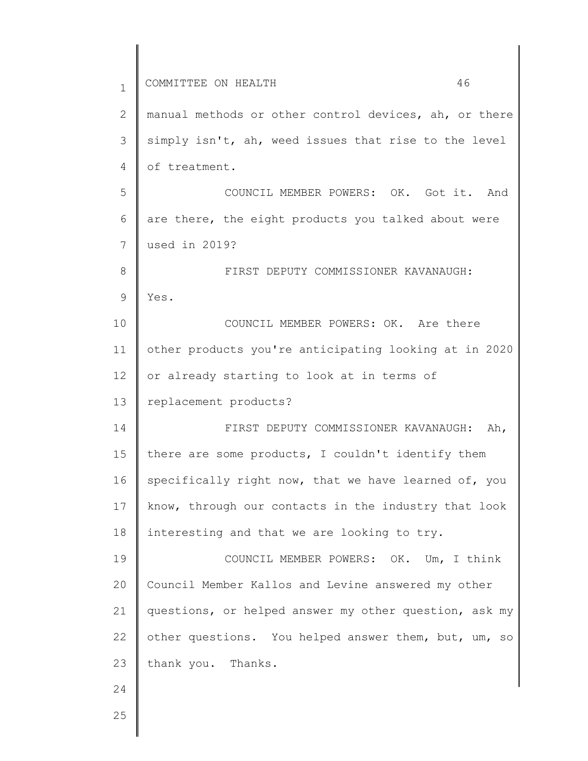manual methods or other control devices, ah, or there simply isn't, ah, weed issues that rise to the level of treatment.

COUNCIL MEMBER POWERS: OK. Got it. And are there, the eight products you talked about were used in 2019?

FIRST DEPUTY COMMISSIONER KAVANAUGH: Yes.

COUNCIL MEMBER POWERS: OK. Are there other products you're anticipating looking at in 2020 or already starting to look at in terms of replacement products?

FIRST DEPUTY COMMISSIONER KAVANAUGH: Ah, there are some products, I couldn't identify them specifically right now, that we have learned of, you know, through our contacts in the industry that look interesting and that we are looking to try.

COUNCIL MEMBER POWERS: OK. Um, I think Council Member Kallos and Levine answered my other questions, or helped answer my other question, ask my other questions. You helped answer them, but, um, so thank you. Thanks.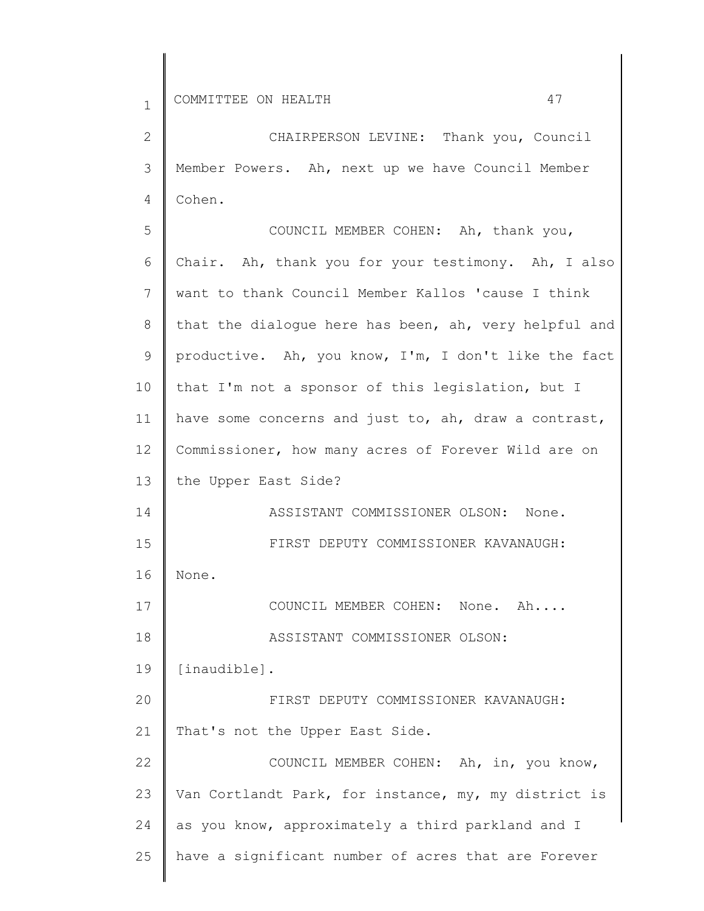CHAIRPERSON LEVINE: Thank you, Council Member Powers. Ah, next up we have Council Member Cohen.

COUNCIL MEMBER COHEN: Ah, thank you, Chair. Ah, thank you for your testimony. Ah, I also want to thank Council Member Kallos 'cause I think that the dialogue here has been, ah, very helpful and productive. Ah, you know, I'm, I don't like the fact that I'm not a sponsor of this legislation, but I have some concerns and just to, ah, draw a contrast, Commissioner, how many acres of Forever Wild are on the Upper East Side?

ASSISTANT COMMISSIONER OLSON: None.

FIRST DEPUTY COMMISSIONER KAVANAUGH: None.

COUNCIL MEMBER COHEN: None. Ah....

ASSISTANT COMMISSIONER OLSON: [inaudible].

FIRST DEPUTY COMMISSIONER KAVANAUGH: That's not the Upper East Side.

COUNCIL MEMBER COHEN: Ah, in, you know, Van Cortlandt Park, for instance, my, my district is as you know, approximately a third parkland and I have a significant number of acres that are Forever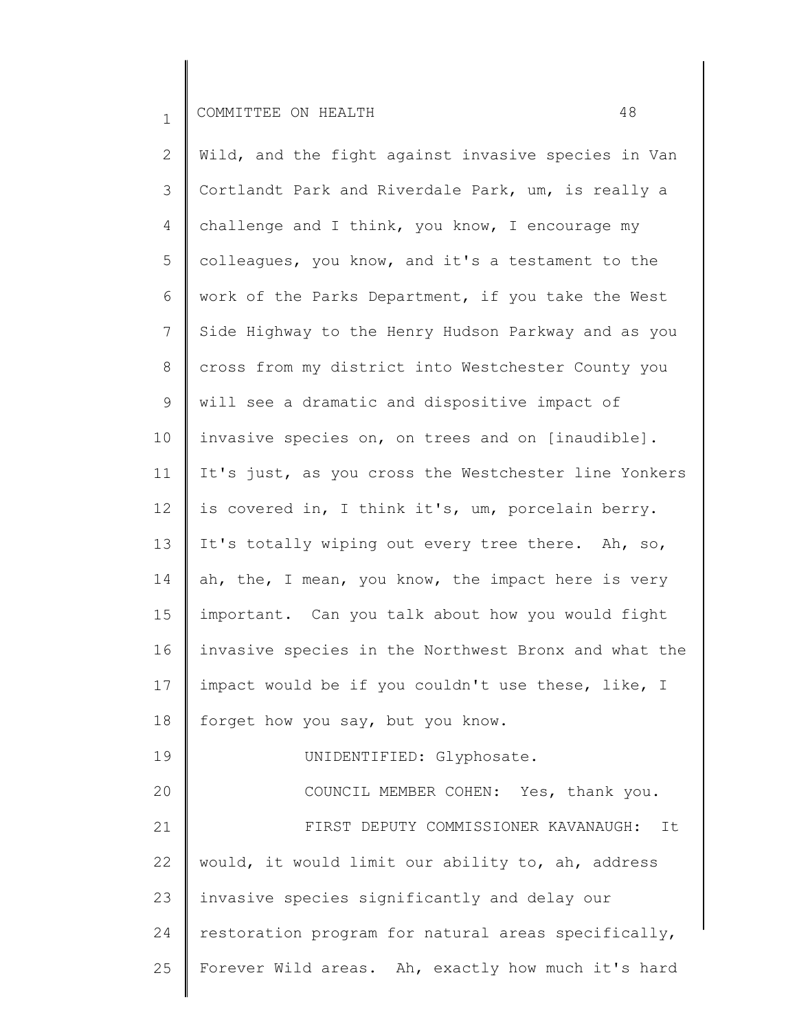Wild, and the fight against invasive species in Van Cortlandt Park and Riverdale Park, um, is really a challenge and I think, you know, I encourage my colleagues, you know, and it's a testament to the work of the Parks Department, if you take the West Side Highway to the Henry Hudson Parkway and as you cross from my district into Westchester County you will see a dramatic and dispositive impact of invasive species on, on trees and on [inaudible]. It's just, as you cross the Westchester line Yonkers is covered in, I think it's, um, porcelain berry. It's totally wiping out every tree there. Ah, so, ah, the, I mean, you know, the impact here is very important. Can you talk about how you would fight invasive species in the Northwest Bronx and what the impact would be if you couldn't use these, like, I forget how you say, but you know.

UNIDENTIFIED: Glyphosate.

COUNCIL MEMBER COHEN: Yes, thank you.

FIRST DEPUTY COMMISSIONER KAVANAUGH: It would, it would limit our ability to, ah, address invasive species significantly and delay our restoration program for natural areas specifically, Forever Wild areas. Ah, exactly how much it's hard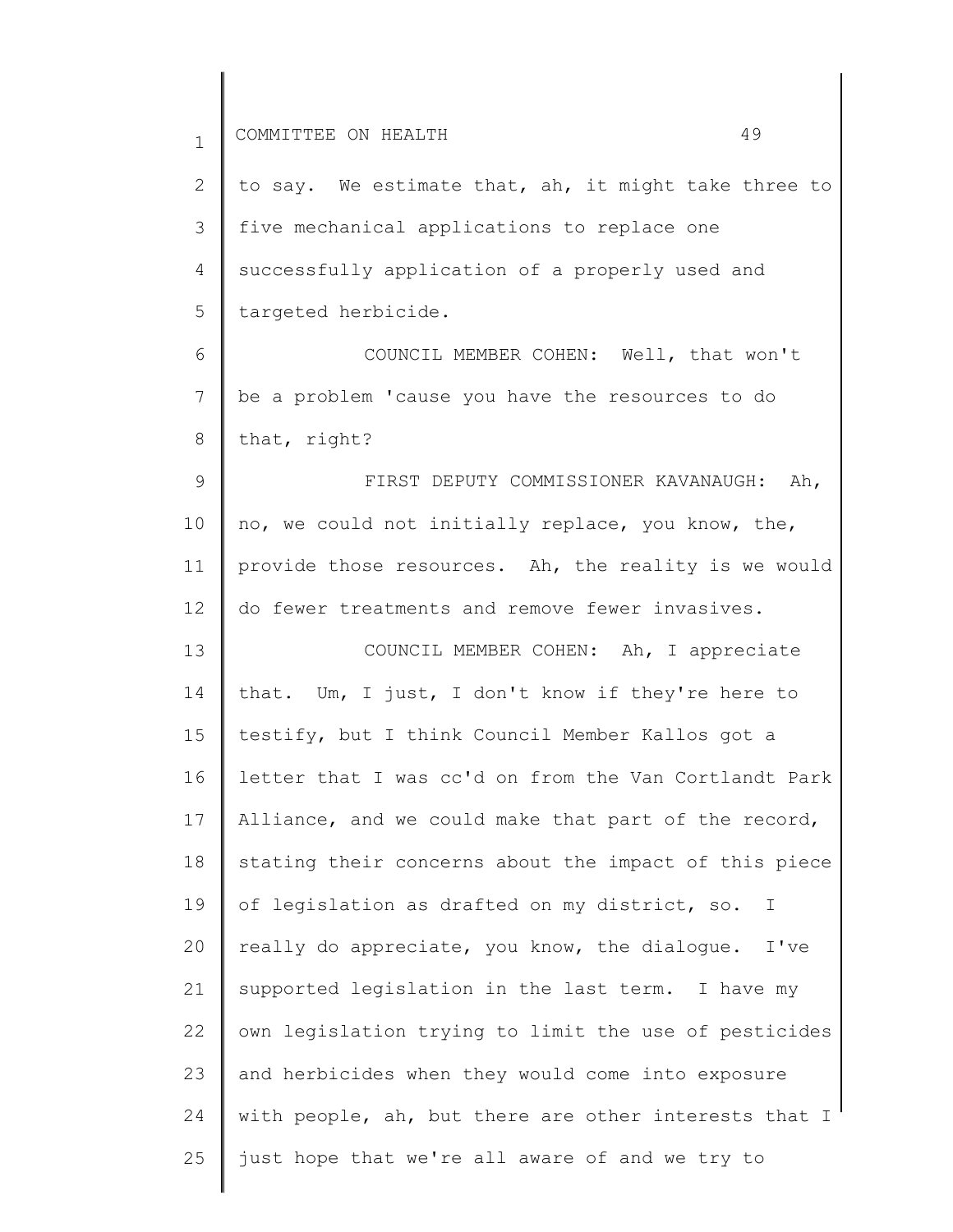to say. We estimate that, ah, it might take three to five mechanical applications to replace one successfully application of a properly used and targeted herbicide.

COUNCIL MEMBER COHEN: Well, that won't be a problem 'cause you have the resources to do that, right?

FIRST DEPUTY COMMISSIONER KAVANAUGH: Ah, no, we could not initially replace, you know, the, provide those resources. Ah, the reality is we would do fewer treatments and remove fewer invasives.

COUNCIL MEMBER COHEN: Ah, I appreciate that. Um, I just, I don't know if they're here to testify, but I think Council Member Kallos got a letter that I was cc'd on from the Van Cortlandt Park Alliance, and we could make that part of the record, stating their concerns about the impact of this piece of legislation as drafted on my district, so. I really do appreciate, you know, the dialogue. I've supported legislation in the last term. I have my own legislation trying to limit the use of pesticides and herbicides when they would come into exposure with people, ah, but there are other interests that I just hope that we're all aware of and we try to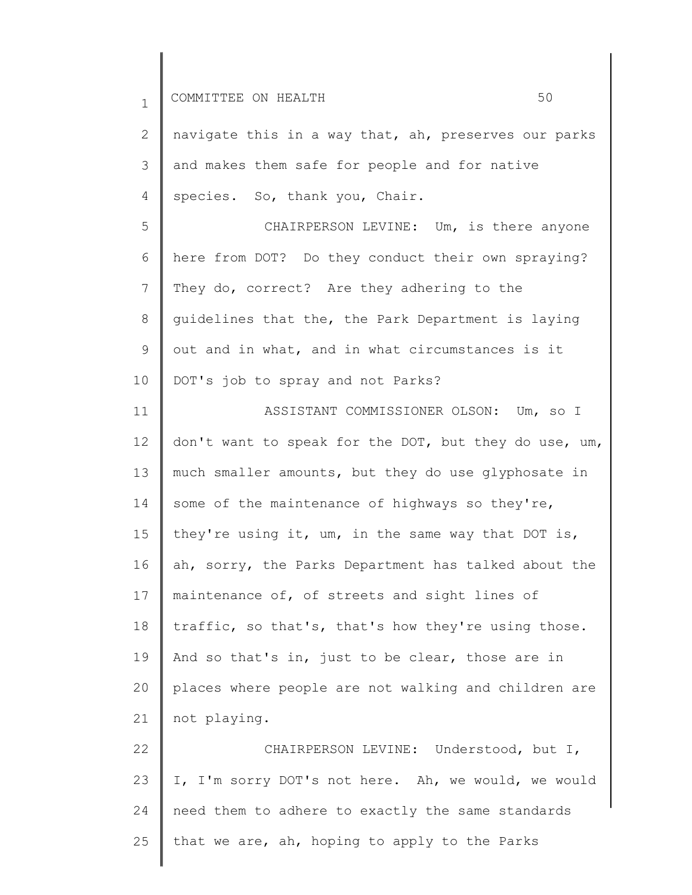navigate this in a way that, ah, preserves our parks and makes them safe for people and for native species. So, thank you, Chair.

CHAIRPERSON LEVINE: Um, is there anyone here from DOT? Do they conduct their own spraying? They do, correct? Are they adhering to the guidelines that the, the Park Department is laying out and in what, and in what circumstances is it DOT's job to spray and not Parks?

ASSISTANT COMMISSIONER OLSON: Um, so I don't want to speak for the DOT, but they do use, um, much smaller amounts, but they do use glyphosate in some of the maintenance of highways so they're, they're using it, um, in the same way that DOT is, ah, sorry, the Parks Department has talked about the maintenance of, of streets and sight lines of traffic, so that's, that's how they're using those. And so that's in, just to be clear, those are in places where people are not walking and children are not playing.

CHAIRPERSON LEVINE: Understood, but I, I, I'm sorry DOT's not here. Ah, we would, we would need them to adhere to exactly the same standards that we are, ah, hoping to apply to the Parks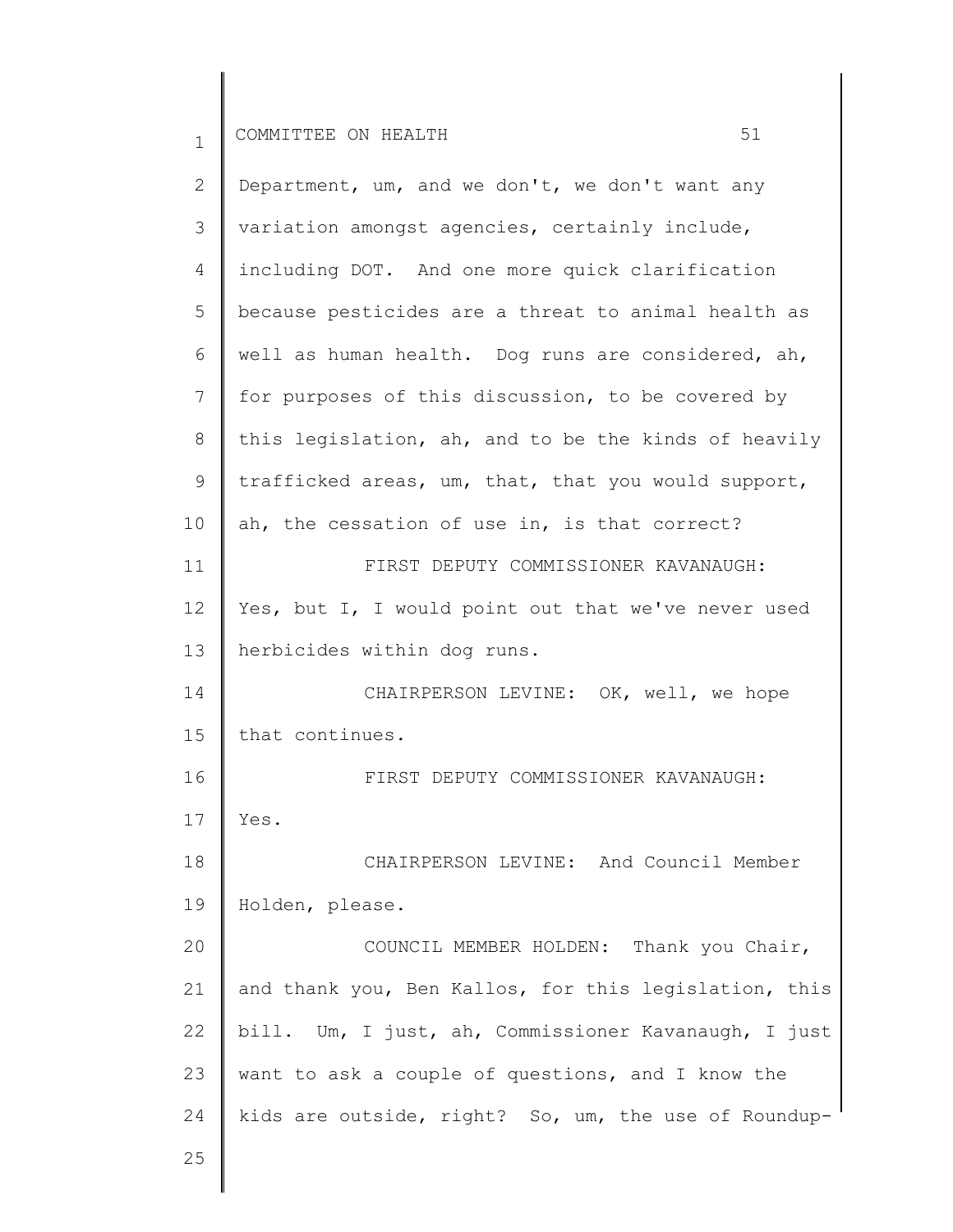Department, um, and we don't, we don't want any variation amongst agencies, certainly include, including DOT. And one more quick clarification because pesticides are a threat to animal health as well as human health. Dog runs are considered, ah, for purposes of this discussion, to be covered by this legislation, ah, and to be the kinds of heavily trafficked areas, um, that, that you would support, ah, the cessation of use in, is that correct?

FIRST DEPUTY COMMISSIONER KAVANAUGH: Yes, but I, I would point out that we've never used herbicides within dog runs.

CHAIRPERSON LEVINE: OK, well, we hope that continues.

FIRST DEPUTY COMMISSIONER KAVANAUGH: Yes.

CHAIRPERSON LEVINE: And Council Member Holden, please.

COUNCIL MEMBER HOLDEN: Thank you Chair, and thank you, Ben Kallos, for this legislation, this bill. Um, I just, ah, Commissioner Kavanaugh, I just want to ask a couple of questions, and I know the kids are outside, right? So, um, the use of Roundup-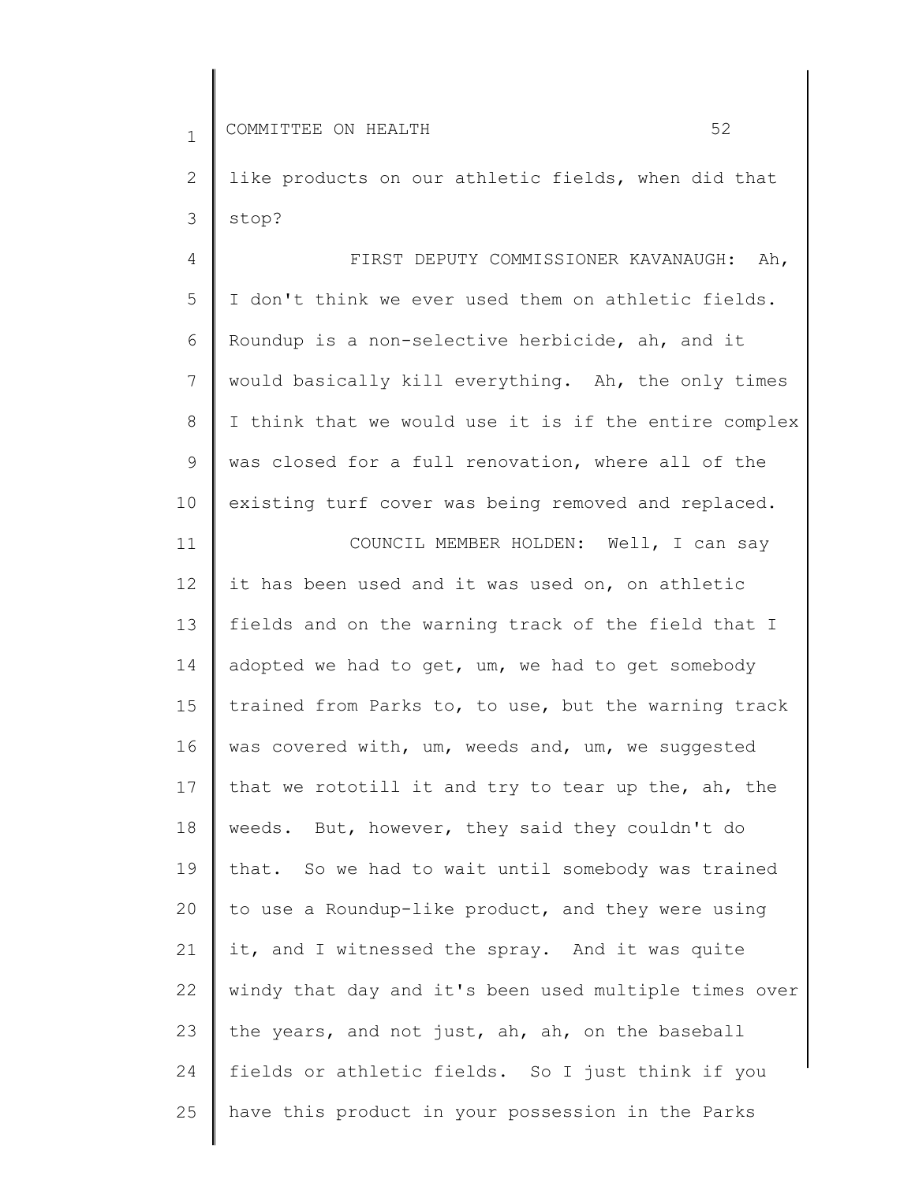like products on our athletic fields, when did that stop?

FIRST DEPUTY COMMISSIONER KAVANAUGH: Ah, I don't think we ever used them on athletic fields. Roundup is a non-selective herbicide, ah, and it would basically kill everything. Ah, the only times I think that we would use it is if the entire complex was closed for a full renovation, where all of the existing turf cover was being removed and replaced.

COUNCIL MEMBER HOLDEN: Well, I can say it has been used and it was used on, on athletic fields and on the warning track of the field that I adopted we had to get, um, we had to get somebody trained from Parks to, to use, but the warning track was covered with, um, weeds and, um, we suggested that we rototill it and try to tear up the, ah, the weeds. But, however, they said they couldn't do that. So we had to wait until somebody was trained to use a Roundup-like product, and they were using it, and I witnessed the spray. And it was quite windy that day and it's been used multiple times over the years, and not just, ah, ah, on the baseball fields or athletic fields. So I just think if you have this product in your possession in the Parks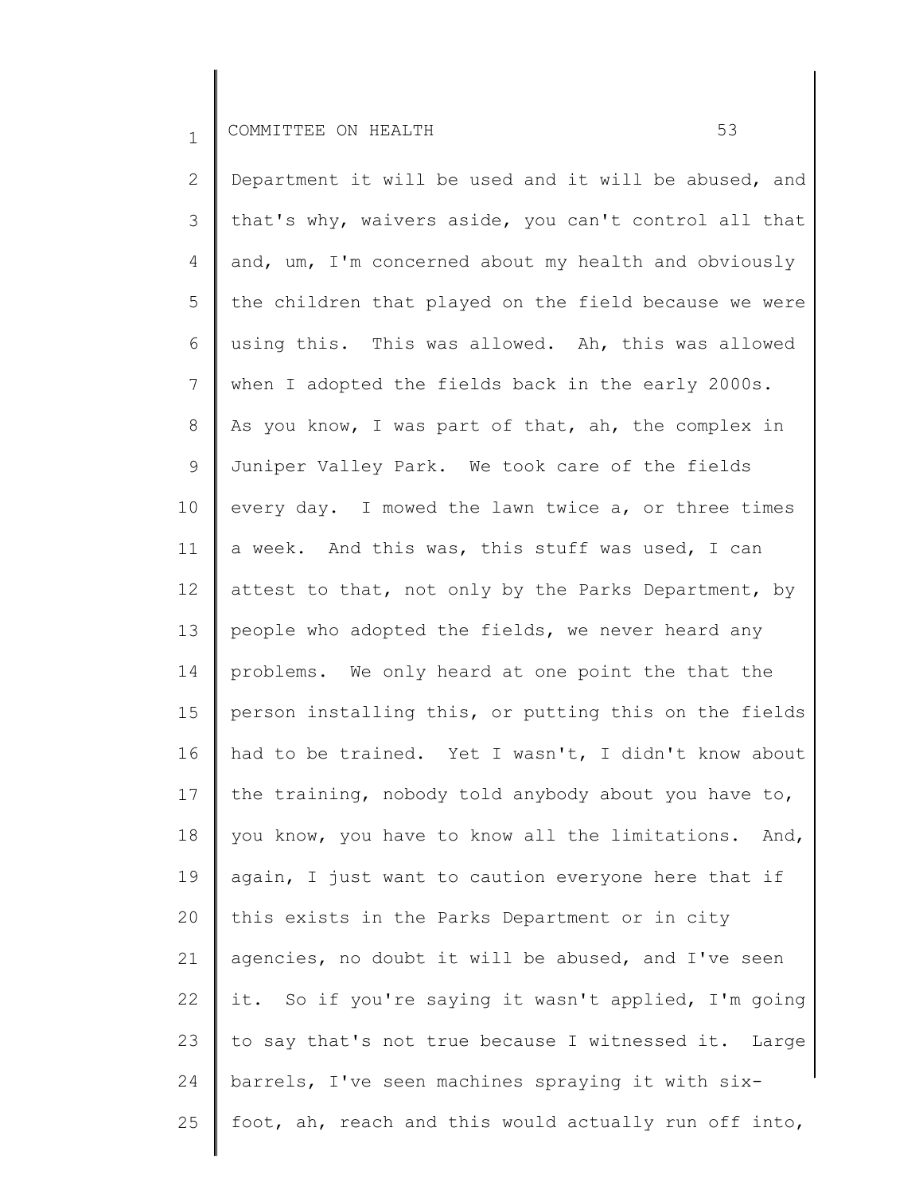Department it will be used and it will be abused, and that's why, waivers aside, you can't control all that and, um, I'm concerned about my health and obviously the children that played on the field because we were using this. This was allowed. Ah, this was allowed when I adopted the fields back in the early 2000s. As you know, I was part of that, ah, the complex in Juniper Valley Park. We took care of the fields every day. I mowed the lawn twice a, or three times a week. And this was, this stuff was used, I can attest to that, not only by the Parks Department, by people who adopted the fields, we never heard any problems. We only heard at one point the that the person installing this, or putting this on the fields had to be trained. Yet I wasn't, I didn't know about the training, nobody told anybody about you have to, you know, you have to know all the limitations. And, again, I just want to caution everyone here that if this exists in the Parks Department or in city agencies, no doubt it will be abused, and I've seen it. So if you're saying it wasn't applied, I'm going to say that's not true because I witnessed it. Large barrels, I've seen machines spraying it with six-foot, ah, reach and this would actually run off into,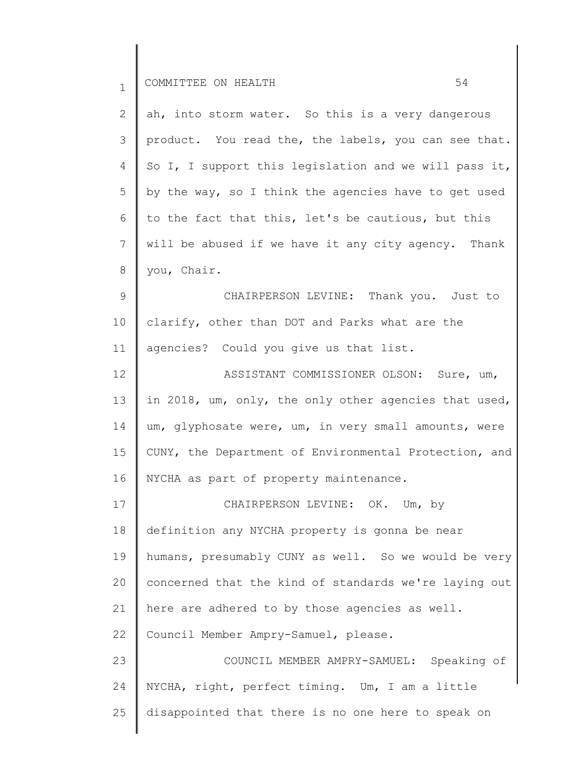ah, into storm water. So this is a very dangerous product. You read the, the labels, you can see that. So I, I support this legislation and we will pass it, by the way, so I think the agencies have to get used to the fact that this, let's be cautious, but this will be abused if we have it any city agency. Thank you, Chair.

CHAIRPERSON LEVINE: Thank you. Just to clarify, other than DOT and Parks what are the agencies? Could you give us that list.

ASSISTANT COMMISSIONER OLSON: Sure, um, in 2018, um, only, the only other agencies that used, um, glyphosate were, um, in very small amounts, were CUNY, the Department of Environmental Protection, and NYCHA as part of property maintenance.

CHAIRPERSON LEVINE: OK. Um, by definition any NYCHA property is gonna be near humans, presumably CUNY as well. So we would be very concerned that the kind of standards we're laying out here are adhered to by those agencies as well. Council Member Ampry-Samuel, please.

COUNCIL MEMBER AMPRY-SAMUEL: Speaking of NYCHA, right, perfect timing. Um, I am a little disappointed that there is no one here to speak on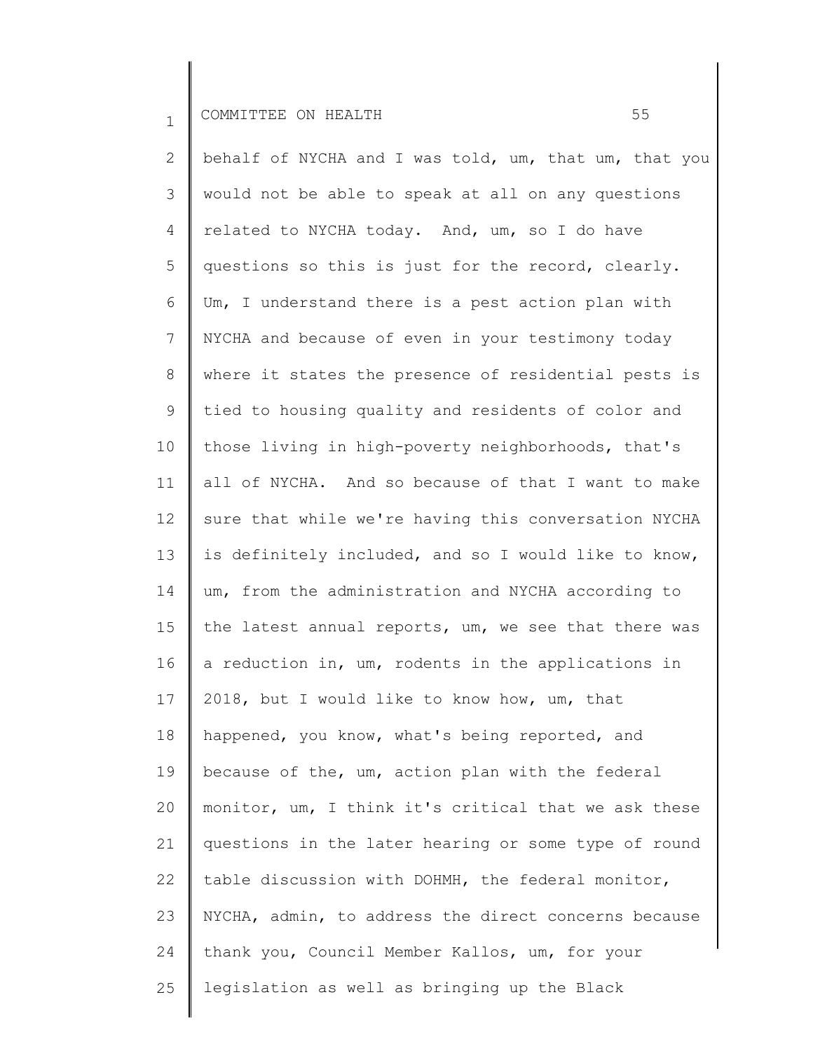behalf of NYCHA and I was told, um, that um, that you would not be able to speak at all on any questions related to NYCHA today. And, um, so I do have questions so this is just for the record, clearly. Um, I understand there is a pest action plan with NYCHA and because of even in your testimony today where it states the presence of residential pests is tied to housing quality and residents of color and those living in high-poverty neighborhoods, that's all of NYCHA. And so because of that I want to make sure that while we're having this conversation NYCHA is definitely included, and so I would like to know, um, from the administration and NYCHA according to the latest annual reports, um, we see that there was a reduction in, um, rodents in the applications in 2018, but I would like to know how, um, that happened, you know, what's being reported, and because of the, um, action plan with the federal monitor, um, I think it's critical that we ask these questions in the later hearing or some type of round table discussion with DOHMH, the federal monitor, NYCHA, admin, to address the direct concerns because thank you, Council Member Kallos, um, for your legislation as well as bringing up the Black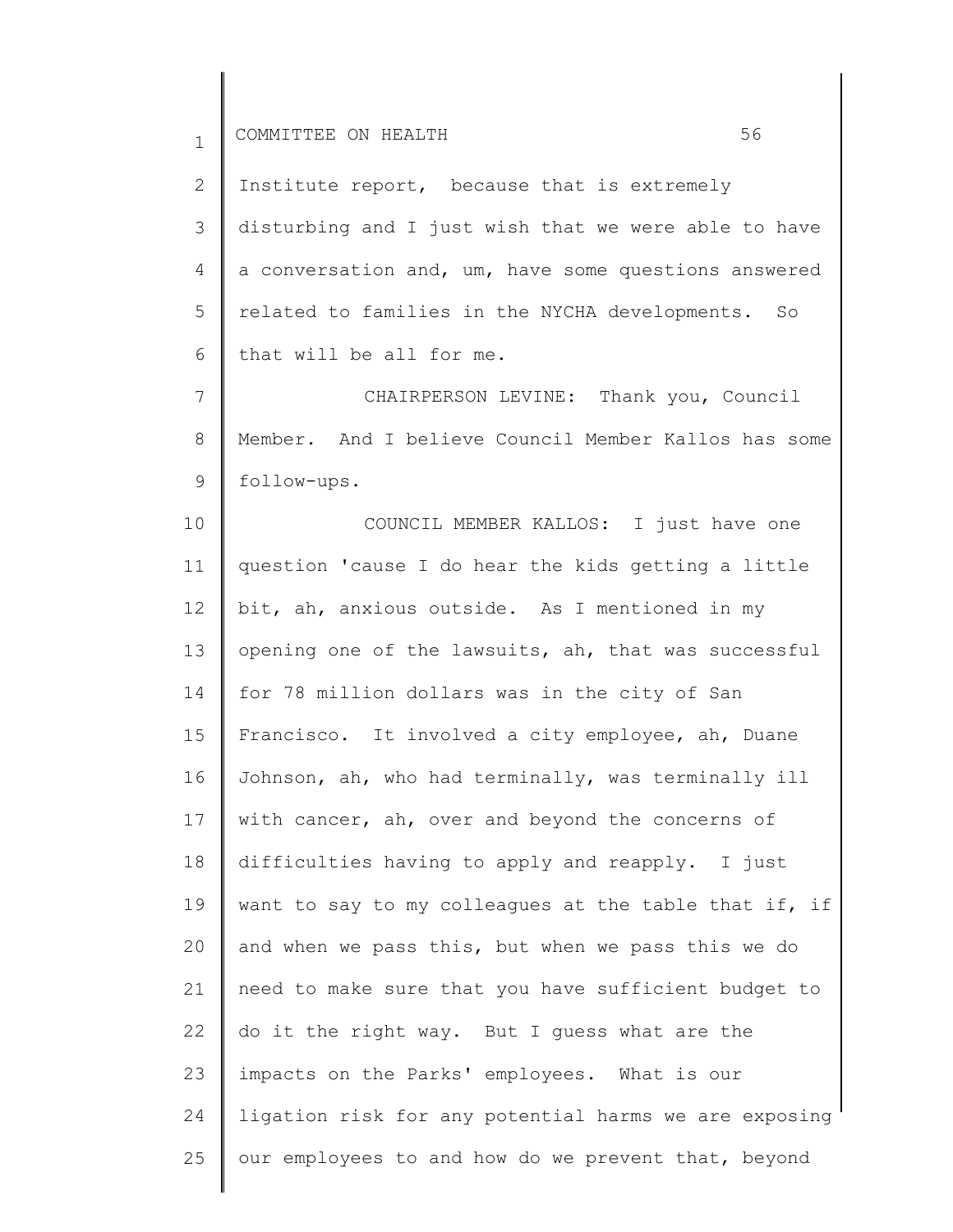Institute report, because that is extremely disturbing and I just wish that we were able to have a conversation and, um, have some questions answered related to families in the NYCHA developments. So that will be all for me.

CHAIRPERSON LEVINE: Thank you, Council Member. And I believe Council Member Kallos has some follow-ups.

COUNCIL MEMBER KALLOS: I just have one question 'cause I do hear the kids getting a little bit, ah, anxious outside. As I mentioned in my opening one of the lawsuits, ah, that was successful for 78 million dollars was in the city of San Francisco. It involved a city employee, ah, Duane Johnson, ah, who had terminally, was terminally ill with cancer, ah, over and beyond the concerns of difficulties having to apply and reapply. I just want to say to my colleagues at the table that if, if and when we pass this, but when we pass this we do need to make sure that you have sufficient budget to do it the right way. But I guess what are the impacts on the Parks' employees. What is our ligation risk for any potential harms we are exposing our employees to and how do we prevent that, beyond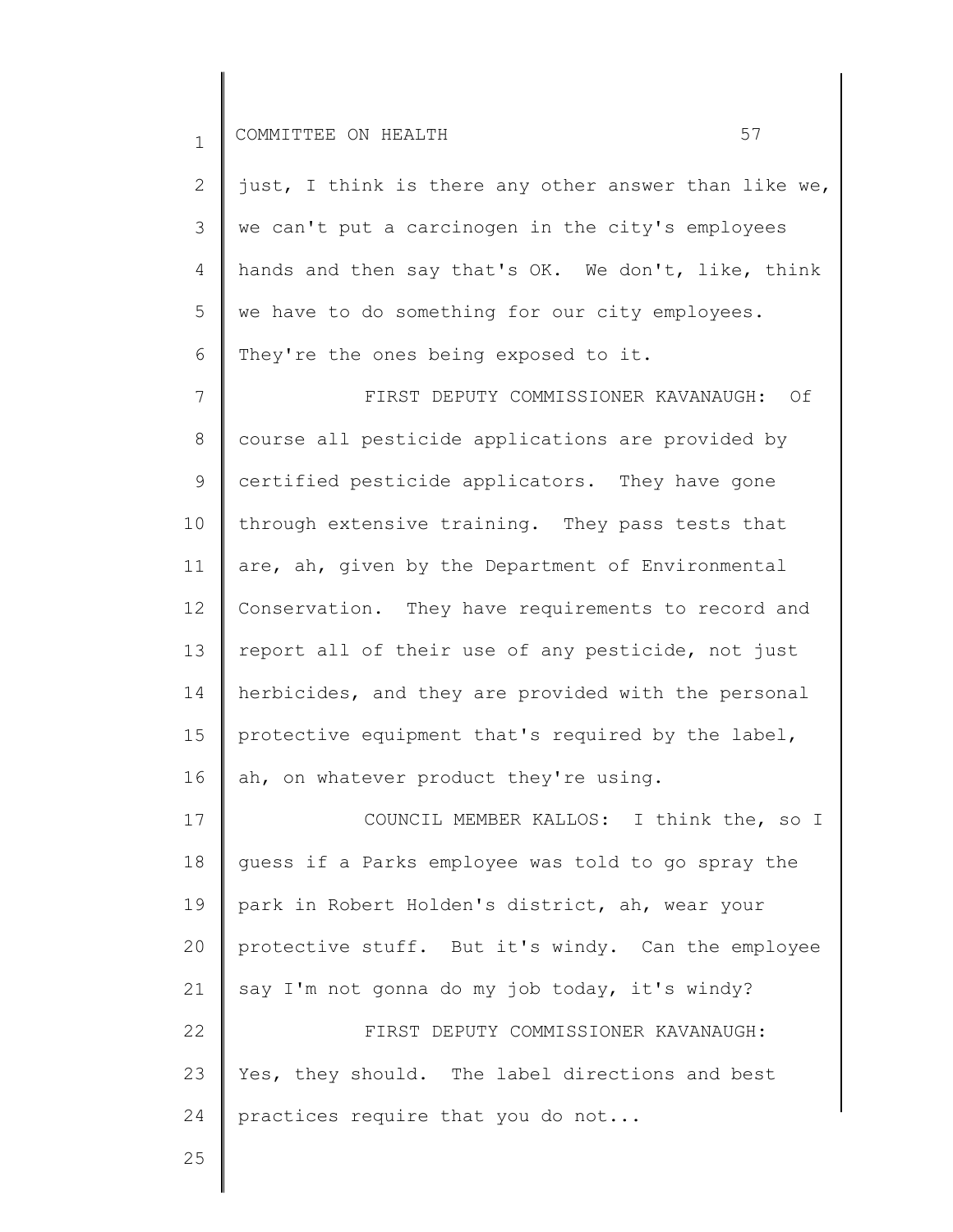just, I think is there any other answer than like we, we can't put a carcinogen in the city's employees hands and then say that's OK. We don't, like, think we have to do something for our city employees. They're the ones being exposed to it.

FIRST DEPUTY COMMISSIONER KAVANAUGH: Of course all pesticide applications are provided by certified pesticide applicators. They have gone through extensive training. They pass tests that are, ah, given by the Department of Environmental Conservation. They have requirements to record and report all of their use of any pesticide, not just herbicides, and they are provided with the personal protective equipment that's required by the label, ah, on whatever product they're using.

COUNCIL MEMBER KALLOS: I think the, so I guess if a Parks employee was told to go spray the park in Robert Holden's district, ah, wear your protective stuff. But it's windy. Can the employee say I'm not gonna do my job today, it's windy?

FIRST DEPUTY COMMISSIONER KAVANAUGH: Yes, they should. The label directions and best practices require that you do not...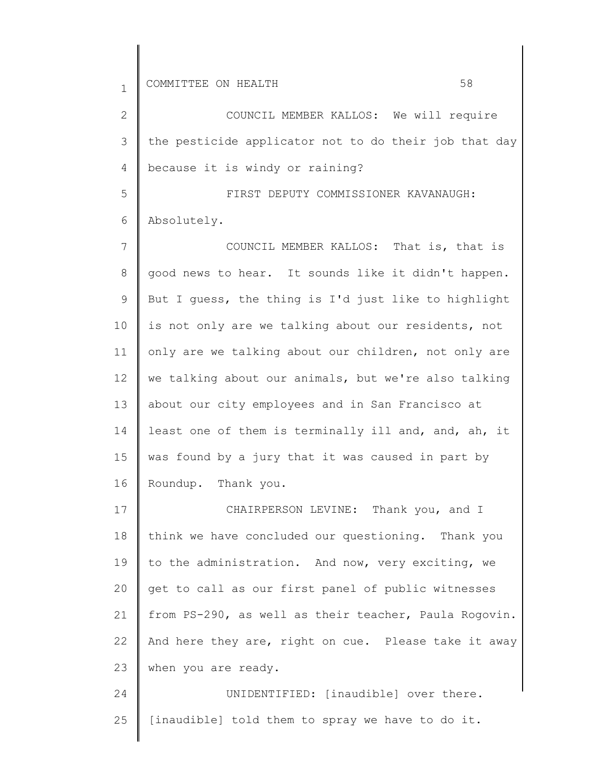COUNCIL MEMBER KALLOS: We will require the pesticide applicator not to do their job that day because it is windy or raining?

FIRST DEPUTY COMMISSIONER KAVANAUGH: Absolutely.

COUNCIL MEMBER KALLOS: That is, that is good news to hear. It sounds like it didn't happen. But I guess, the thing is I'd just like to highlight is not only are we talking about our residents, not only are we talking about our children, not only are we talking about our animals, but we're also talking about our city employees and in San Francisco at least one of them is terminally ill and, and, ah, it was found by a jury that it was caused in part by Roundup. Thank you.

CHAIRPERSON LEVINE: Thank you, and I think we have concluded our questioning. Thank you to the administration. And now, very exciting, we get to call as our first panel of public witnesses from PS-290, as well as their teacher, Paula Rogovin. And here they are, right on cue. Please take it away when you are ready.

UNIDENTIFIED: [inaudible] over there. [inaudible] told them to spray we have to do it.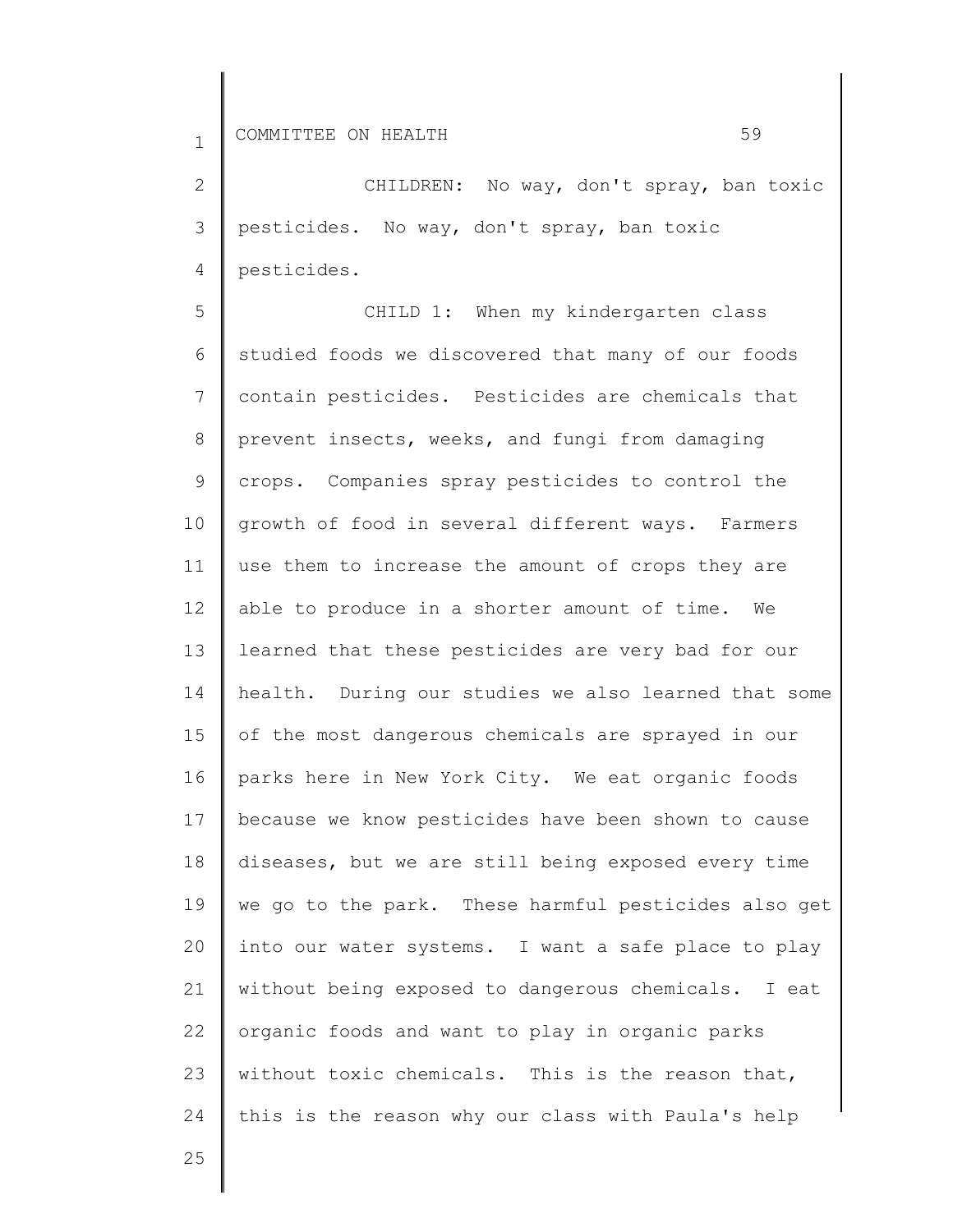CHILDREN: No way, don't spray, ban toxic pesticides. No way, don't spray, ban toxic pesticides.

CHILD 1: When my kindergarten class studied foods we discovered that many of our foods contain pesticides. Pesticides are chemicals that prevent insects, weeks, and fungi from damaging crops. Companies spray pesticides to control the growth of food in several different ways. Farmers use them to increase the amount of crops they are able to produce in a shorter amount of time. We learned that these pesticides are very bad for our health. During our studies we also learned that some of the most dangerous chemicals are sprayed in our parks here in New York City. We eat organic foods because we know pesticides have been shown to cause diseases, but we are still being exposed every time we go to the park. These harmful pesticides also get into our water systems. I want a safe place to play without being exposed to dangerous chemicals. I eat organic foods and want to play in organic parks without toxic chemicals. This is the reason that, this is the reason why our class with Paula's help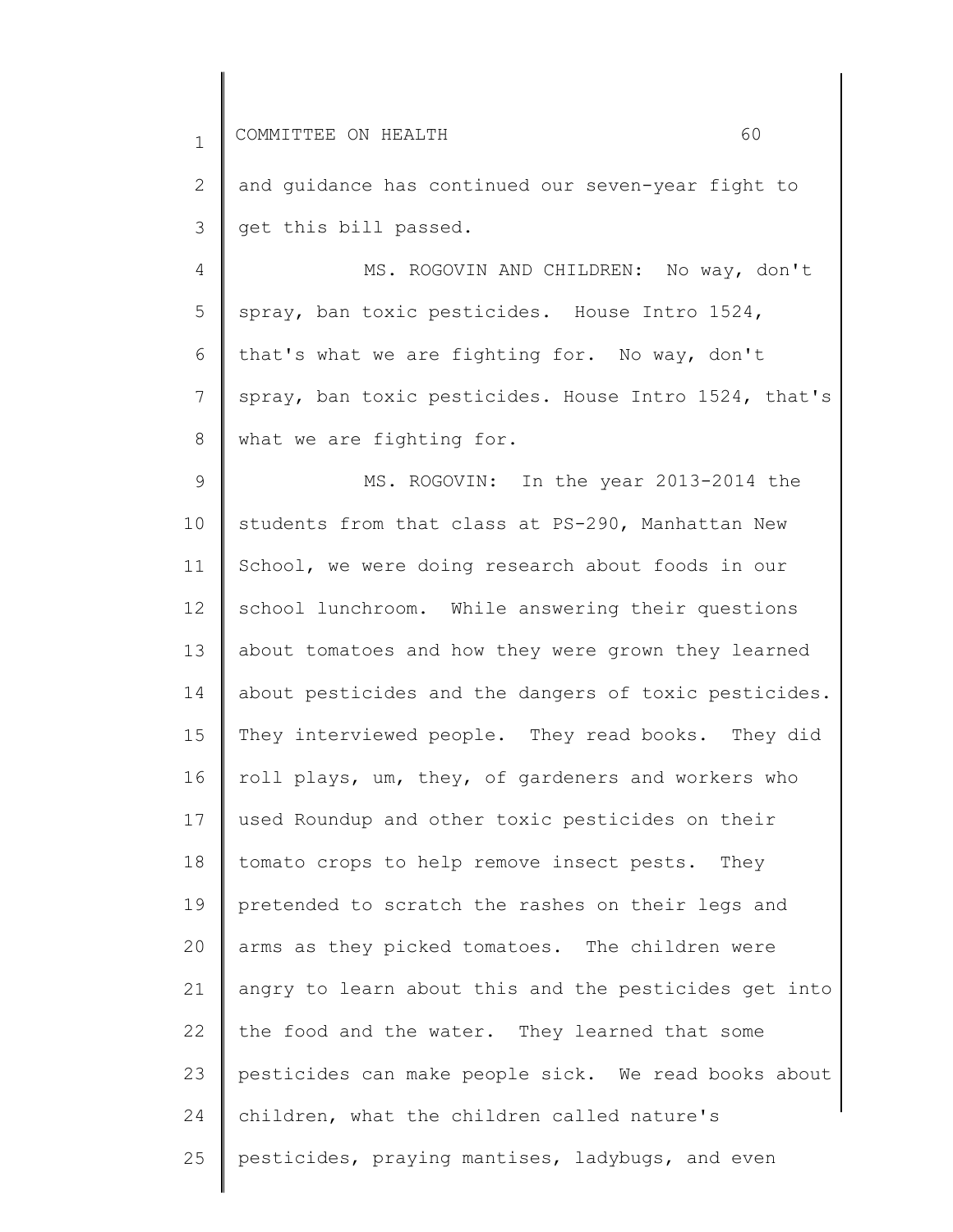and guidance has continued our seven-year fight to get this bill passed.

MS. ROGOVIN AND CHILDREN: No way, don't spray, ban toxic pesticides. House Intro 1524, that's what we are fighting for. No way, don't spray, ban toxic pesticides. House Intro 1524, that's what we are fighting for.

MS. ROGOVIN: In the year 2013-2014 the students from that class at PS-290, Manhattan New School, we were doing research about foods in our school lunchroom. While answering their questions about tomatoes and how they were grown they learned about pesticides and the dangers of toxic pesticides. They interviewed people. They read books. They did roll plays, um, they, of gardeners and workers who used Roundup and other toxic pesticides on their tomato crops to help remove insect pests. They pretended to scratch the rashes on their legs and arms as they picked tomatoes. The children were angry to learn about this and the pesticides get into the food and the water. They learned that some pesticides can make people sick. We read books about children, what the children called nature's pesticides, praying mantises, ladybugs, and even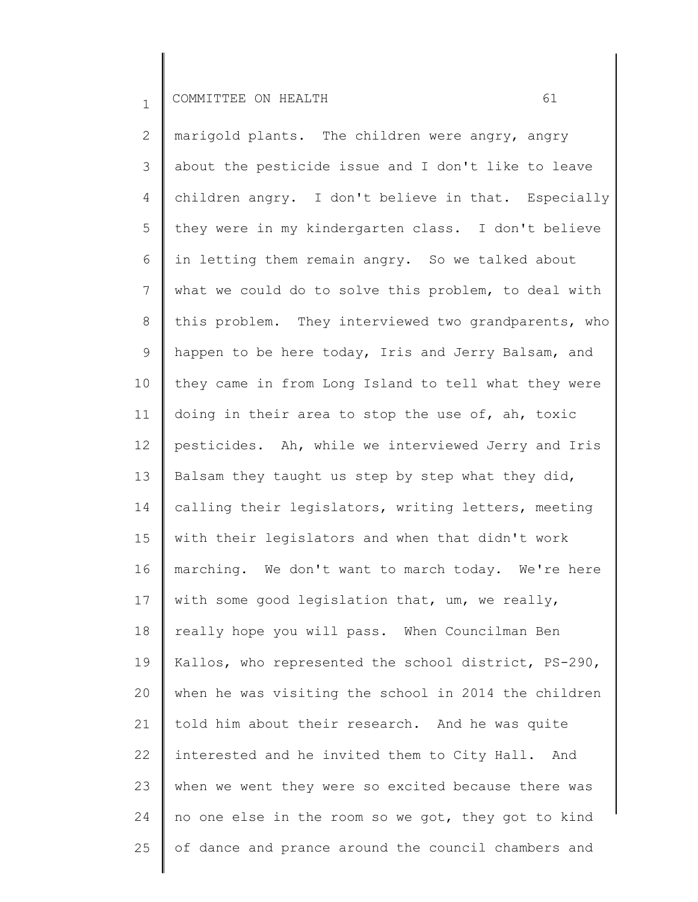marigold plants. The children were angry, angry about the pesticide issue and I don't like to leave children angry. I don't believe in that. Especially they were in my kindergarten class. I don't believe in letting them remain angry. So we talked about what we could do to solve this problem, to deal with this problem. They interviewed two grandparents, who happen to be here today, Iris and Jerry Balsam, and they came in from Long Island to tell what they were doing in their area to stop the use of, ah, toxic pesticides. Ah, while we interviewed Jerry and Iris Balsam they taught us step by step what they did, calling their legislators, writing letters, meeting with their legislators and when that didn't work marching. We don't want to march today. We're here with some good legislation that, um, we really, really hope you will pass. When Councilman Ben Kallos, who represented the school district, PS-290, when he was visiting the school in 2014 the children told him about their research. And he was quite interested and he invited them to City Hall. And when we went they were so excited because there was no one else in the room so we got, they got to kind of dance and prance around the council chambers and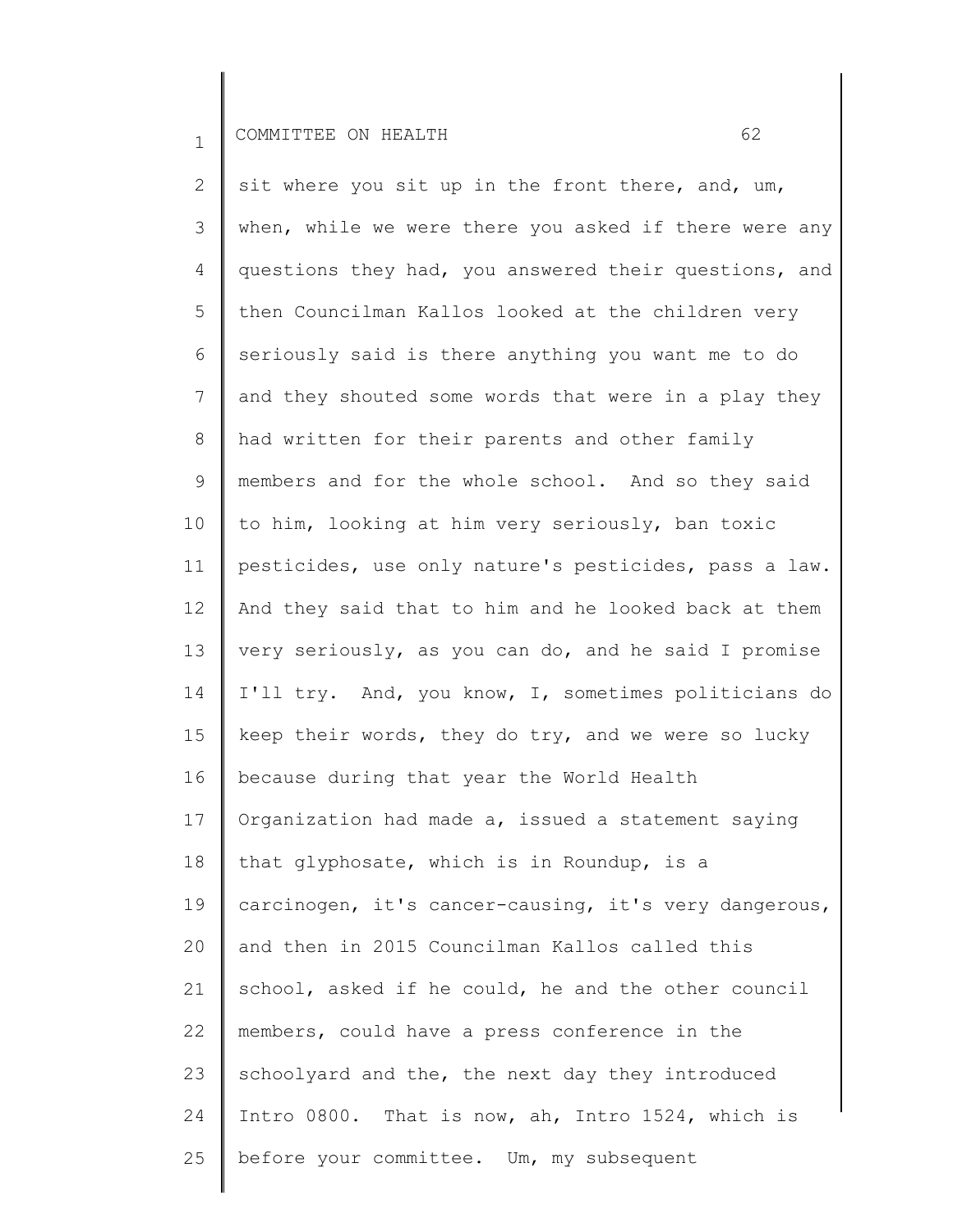sit where you sit up in the front there, and, um, when, while we were there you asked if there were any questions they had, you answered their questions, and then Councilman Kallos looked at the children very seriously said is there anything you want me to do and they shouted some words that were in a play they had written for their parents and other family members and for the whole school. And so they said to him, looking at him very seriously, ban toxic pesticides, use only nature's pesticides, pass a law. And they said that to him and he looked back at them very seriously, as you can do, and he said I promise I'll try. And, you know, I, sometimes politicians do keep their words, they do try, and we were so lucky because during that year the World Health Organization had made a, issued a statement saying that glyphosate, which is in Roundup, is a carcinogen, it's cancer-causing, it's very dangerous, and then in 2015 Councilman Kallos called this school, asked if he could, he and the other council members, could have a press conference in the schoolyard and the, the next day they introduced Intro 0800. That is now, ah, Intro 1524, which is before your committee. Um, my subsequent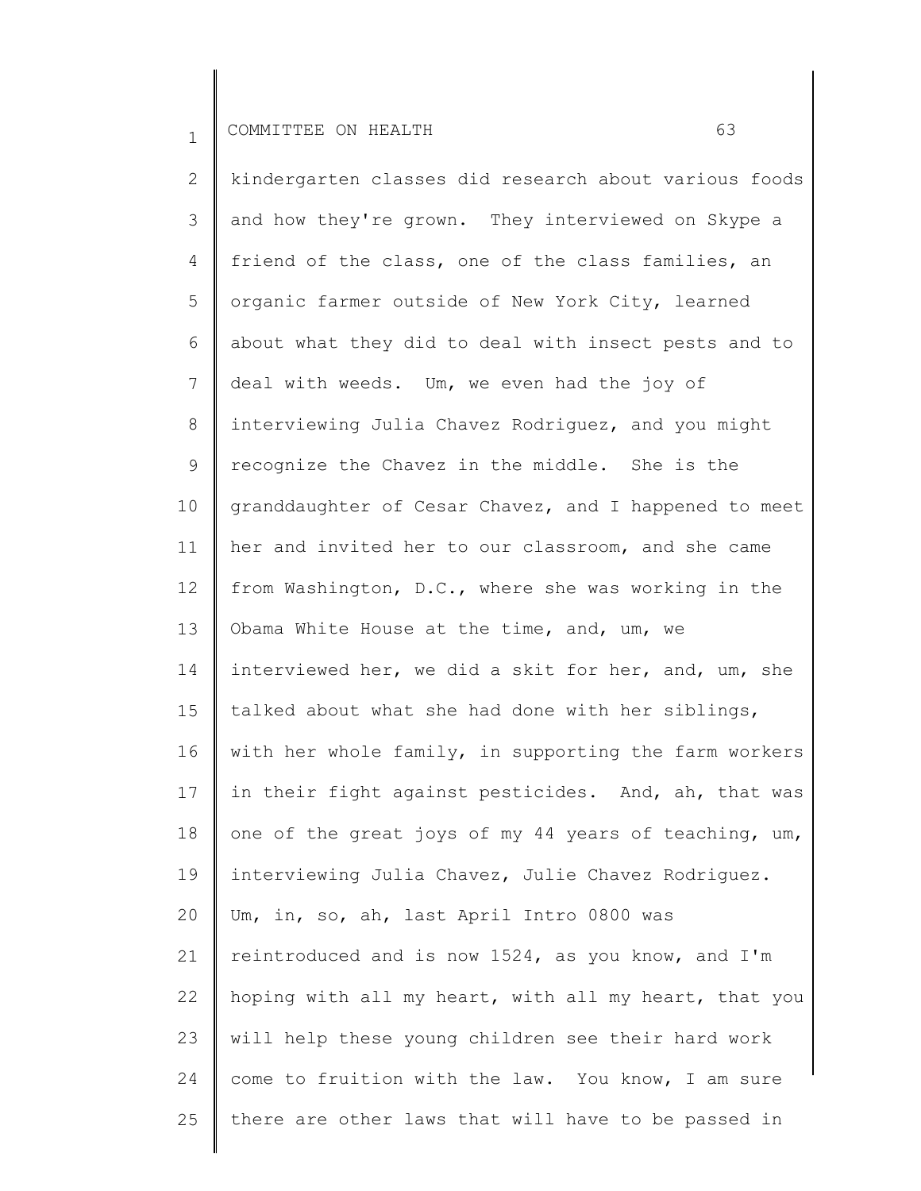kindergarten classes did research about various foods and how they're grown. They interviewed on Skype a friend of the class, one of the class families, an organic farmer outside of New York City, learned about what they did to deal with insect pests and to deal with weeds. Um, we even had the joy of interviewing Julia Chavez Rodriguez, and you might recognize the Chavez in the middle. She is the granddaughter of Cesar Chavez, and I happened to meet her and invited her to our classroom, and she came from Washington, D.C., where she was working in the Obama White House at the time, and, um, we interviewed her, we did a skit for her, and, um, she talked about what she had done with her siblings, with her whole family, in supporting the farm workers in their fight against pesticides. And, ah, that was one of the great joys of my 44 years of teaching, um, interviewing Julia Chavez, Julie Chavez Rodriguez. Um, in, so, ah, last April Intro 0800 was reintroduced and is now 1524, as you know, and I'm hoping with all my heart, with all my heart, that you will help these young children see their hard work come to fruition with the law. You know, I am sure there are other laws that will have to be passed in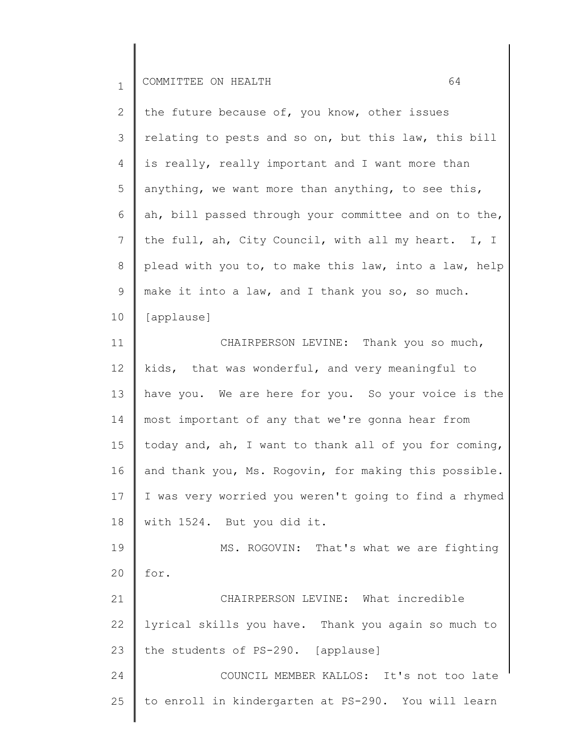the future because of, you know, other issues relating to pests and so on, but this law, this bill is really, really important and I want more than anything, we want more than anything, to see this, ah, bill passed through your committee and on to the, the full, ah, City Council, with all my heart. I, I plead with you to, to make this law, into a law, help make it into a law, and I thank you so, so much. [applause]

CHAIRPERSON LEVINE: Thank you so much, kids, that was wonderful, and very meaningful to have you. We are here for you. So your voice is the most important of any that we're gonna hear from today and, ah, I want to thank all of you for coming, and thank you, Ms. Rogovin, for making this possible. I was very worried you weren't going to find a rhymed with 1524. But you did it.

MS. ROGOVIN: That's what we are fighting for.

CHAIRPERSON LEVINE: What incredible lyrical skills you have. Thank you again so much to the students of PS-290. [applause]

COUNCIL MEMBER KALLOS: It's not too late to enroll in kindergarten at PS-290. You will learn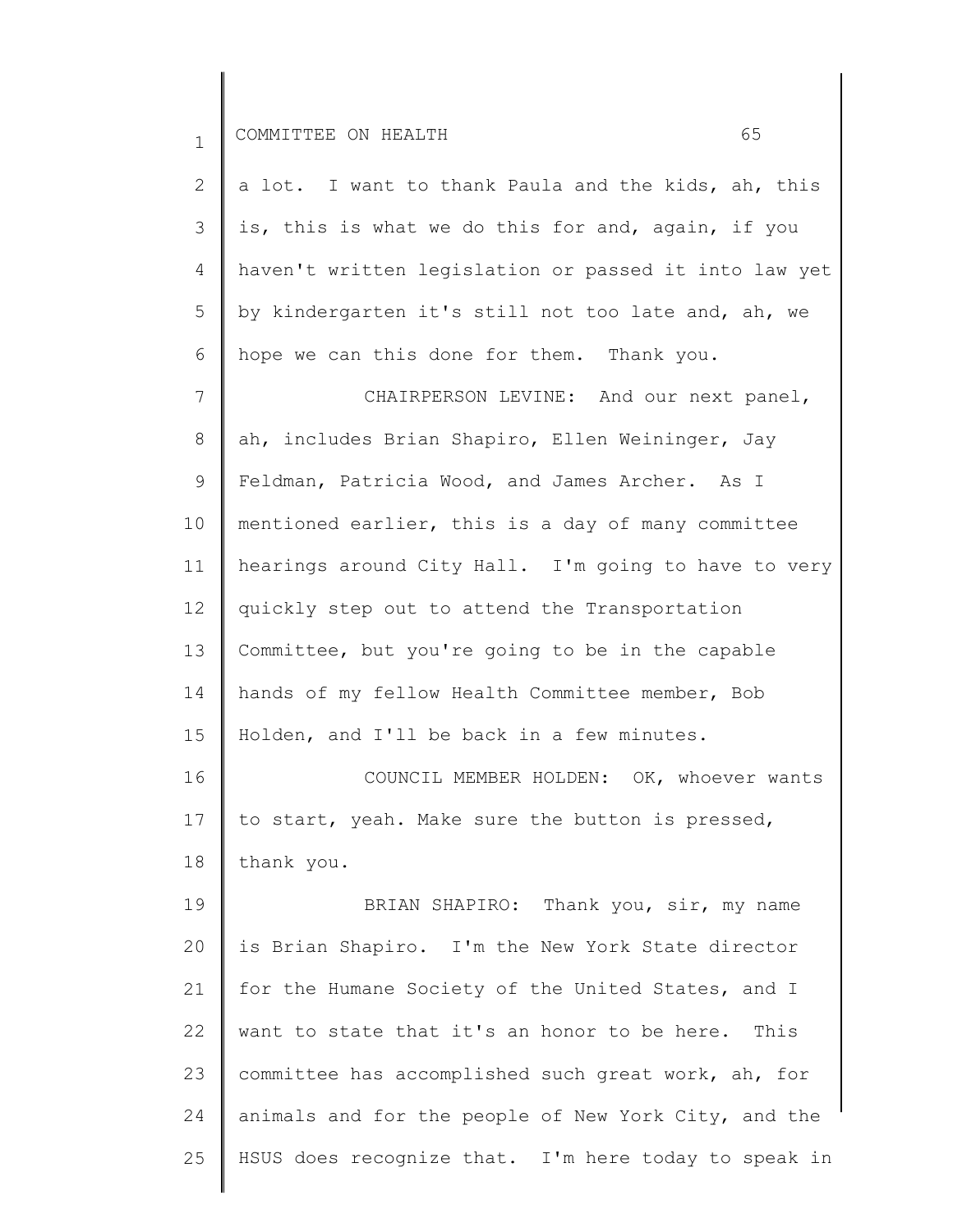a lot. I want to thank Paula and the kids, ah, this is, this is what we do this for and, again, if you haven't written legislation or passed it into law yet by kindergarten it's still not too late and, ah, we hope we can this done for them. Thank you.

CHAIRPERSON LEVINE: And our next panel, ah, includes Brian Shapiro, Ellen Weininger, Jay Feldman, Patricia Wood, and James Archer. As I mentioned earlier, this is a day of many committee hearings around City Hall. I'm going to have to very quickly step out to attend the Transportation Committee, but you're going to be in the capable hands of my fellow Health Committee member, Bob Holden, and I'll be back in a few minutes.

COUNCIL MEMBER HOLDEN: OK, whoever wants to start, yeah. Make sure the button is pressed, thank you.

BRIAN SHAPIRO: Thank you, sir, my name is Brian Shapiro. I'm the New York State director for the Humane Society of the United States, and I want to state that it's an honor to be here. This committee has accomplished such great work, ah, for animals and for the people of New York City, and the HSUS does recognize that. I'm here today to speak in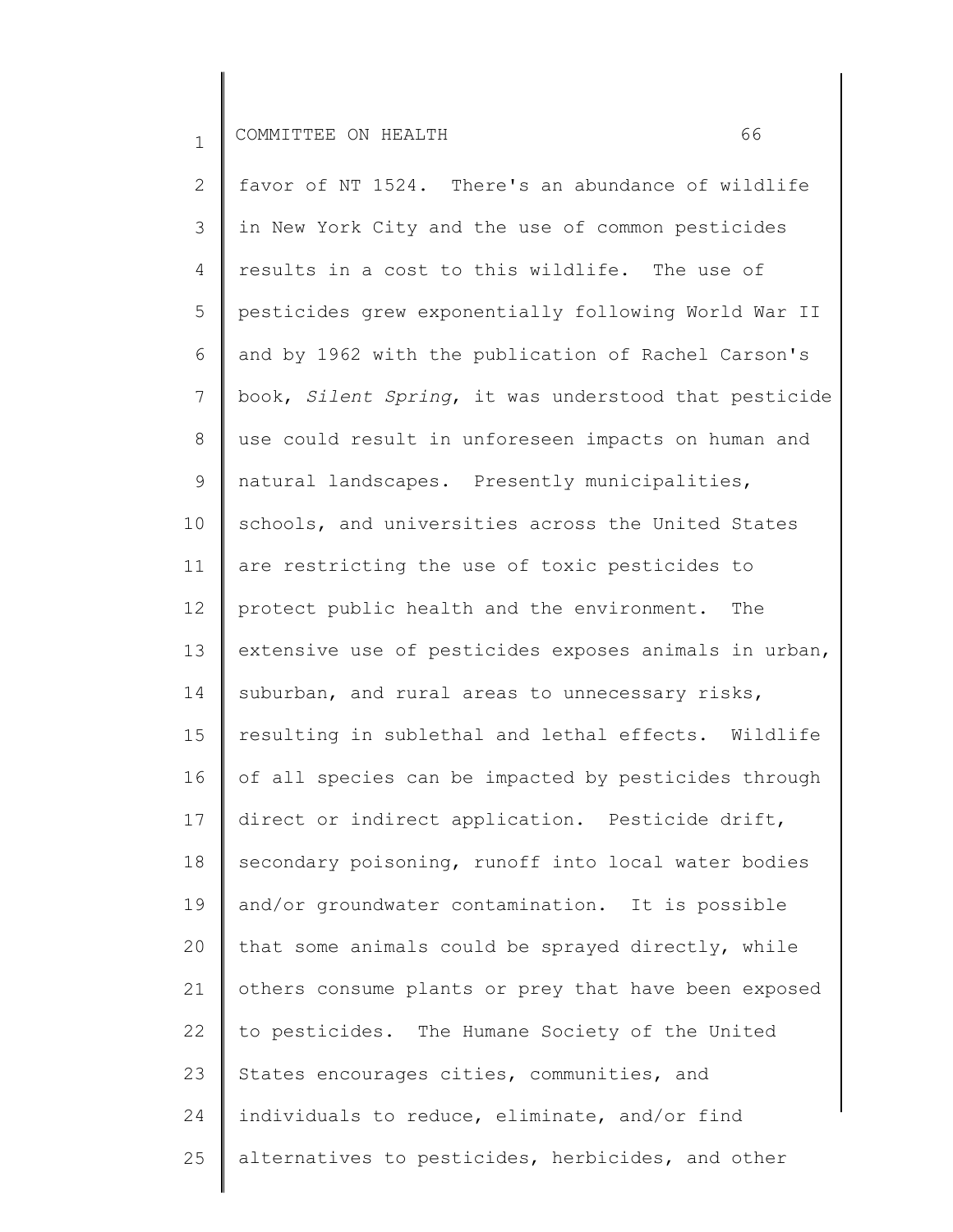favor of NT 1524. There's an abundance of wildlife in New York City and the use of common pesticides results in a cost to this wildlife. The use of pesticides grew exponentially following World War II and by 1962 with the publication of Rachel Carson's book, *Silent Spring*, it was understood that pesticide use could result in unforeseen impacts on human and natural landscapes. Presently municipalities, schools, and universities across the United States are restricting the use of toxic pesticides to protect public health and the environment. The extensive use of pesticides exposes animals in urban, suburban, and rural areas to unnecessary risks, resulting in sublethal and lethal effects. Wildlife of all species can be impacted by pesticides through direct or indirect application. Pesticide drift, secondary poisoning, runoff into local water bodies and/or groundwater contamination. It is possible that some animals could be sprayed directly, while others consume plants or prey that have been exposed to pesticides. The Humane Society of the United States encourages cities, communities, and individuals to reduce, eliminate, and/or find alternatives to pesticides, herbicides, and other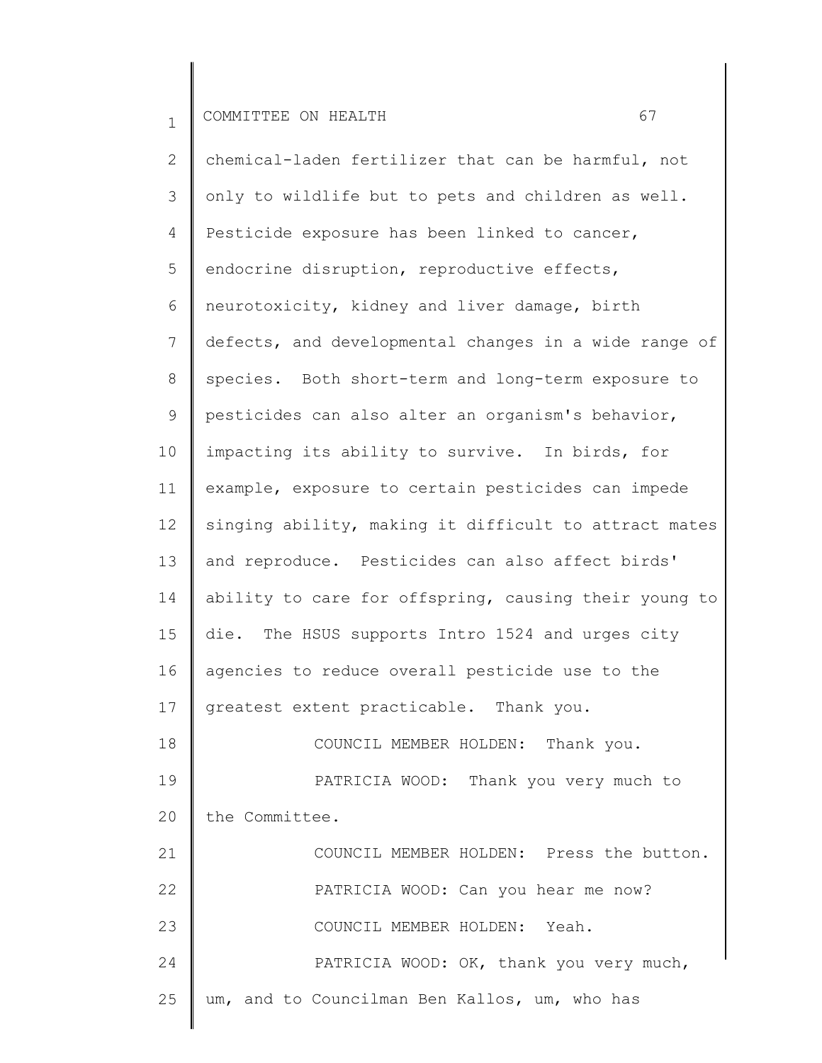chemical-laden fertilizer that can be harmful, not only to wildlife but to pets and children as well. Pesticide exposure has been linked to cancer, endocrine disruption, reproductive effects, neurotoxicity, kidney and liver damage, birth defects, and developmental changes in a wide range of species. Both short-term and long-term exposure to pesticides can also alter an organism's behavior, impacting its ability to survive. In birds, for example, exposure to certain pesticides can impede singing ability, making it difficult to attract mates and reproduce. Pesticides can also affect birds' ability to care for offspring, causing their young to die. The HSUS supports Intro 1524 and urges city agencies to reduce overall pesticide use to the greatest extent practicable. Thank you.

COUNCIL MEMBER HOLDEN: Thank you.

PATRICIA WOOD: Thank you very much to the Committee.

COUNCIL MEMBER HOLDEN: Press the button.

PATRICIA WOOD: Can you hear me now?

COUNCIL MEMBER HOLDEN: Yeah.

PATRICIA WOOD: OK, thank you very much, um, and to Councilman Ben Kallos, um, who has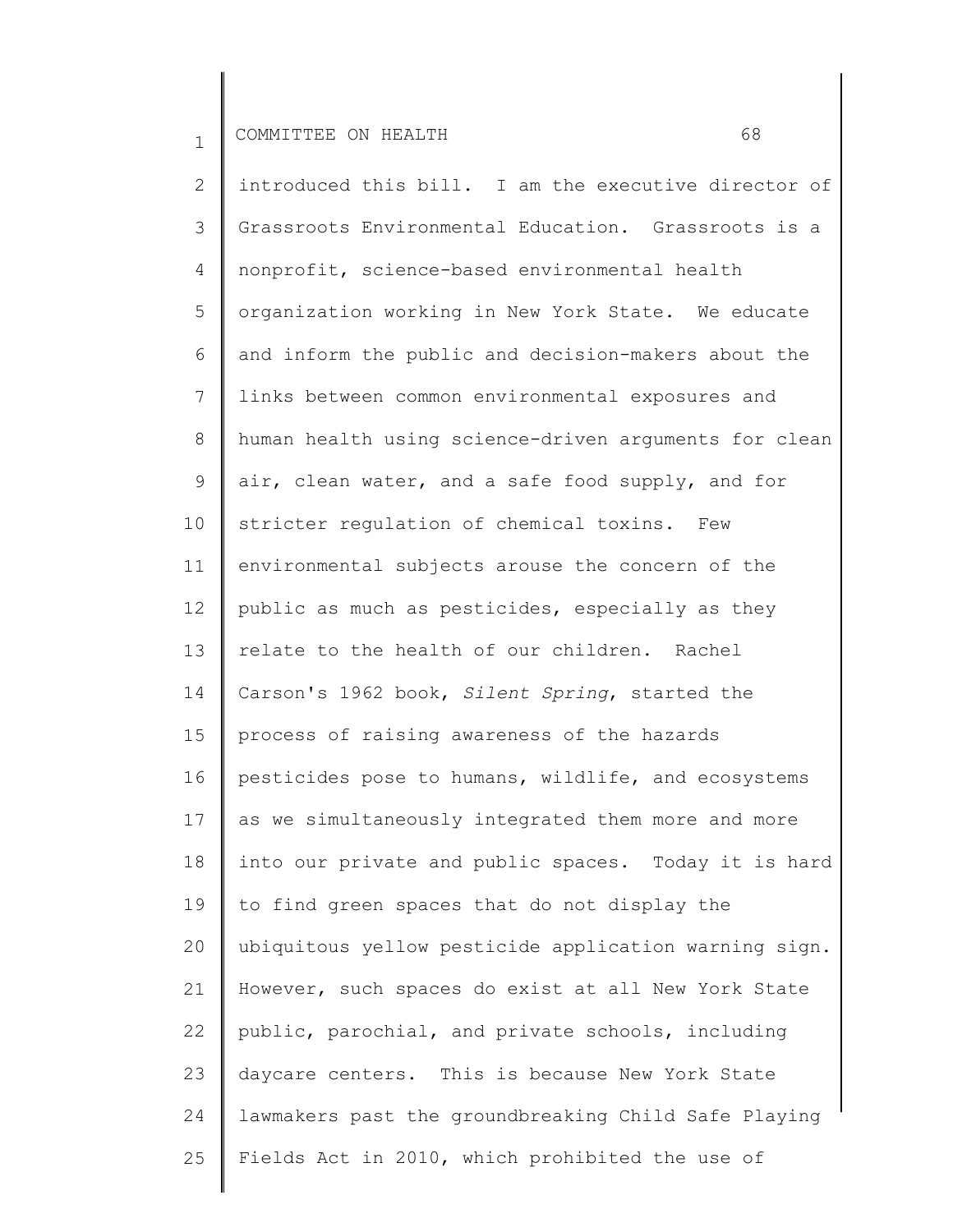introduced this bill. I am the executive director of Grassroots Environmental Education. Grassroots is a nonprofit, science-based environmental health organization working in New York State. We educate and inform the public and decision-makers about the links between common environmental exposures and human health using science-driven arguments for clean air, clean water, and a safe food supply, and for stricter regulation of chemical toxins. Few environmental subjects arouse the concern of the public as much as pesticides, especially as they relate to the health of our children. Rachel Carson's 1962 book, *Silent Spring*, started the process of raising awareness of the hazards pesticides pose to humans, wildlife, and ecosystems as we simultaneously integrated them more and more into our private and public spaces. Today it is hard to find green spaces that do not display the ubiquitous yellow pesticide application warning sign. However, such spaces do exist at all New York State public, parochial, and private schools, including daycare centers. This is because New York State lawmakers past the groundbreaking Child Safe Playing Fields Act in 2010, which prohibited the use of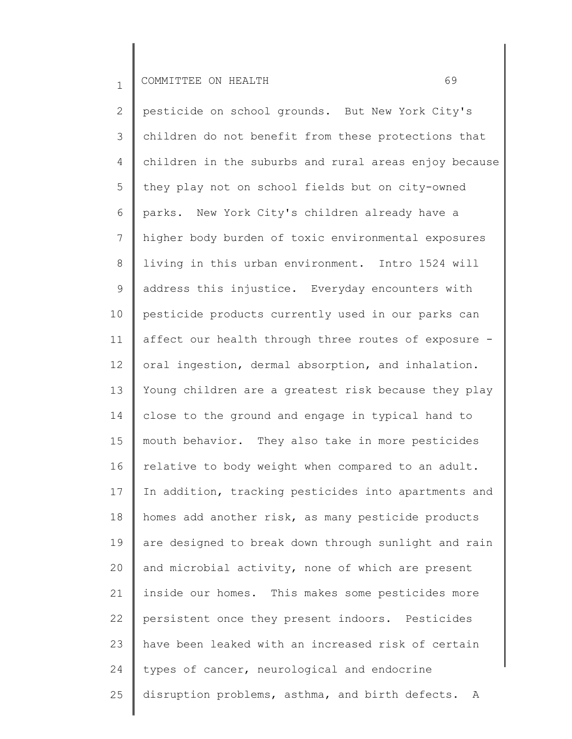pesticide on school grounds. But New York City's children do not benefit from these protections that children in the suburbs and rural areas enjoy because they play not on school fields but on city-owned parks. New York City's children already have a higher body burden of toxic environmental exposures living in this urban environment. Intro 1524 will address this injustice. Everyday encounters with pesticide products currently used in our parks can affect our health through three routes of exposure - oral ingestion, dermal absorption, and inhalation. Young children are a greatest risk because they play close to the ground and engage in typical hand to mouth behavior. They also take in more pesticides relative to body weight when compared to an adult. In addition, tracking pesticides into apartments and homes add another risk, as many pesticide products are designed to break down through sunlight and rain and microbial activity, none of which are present inside our homes. This makes some pesticides more persistent once they present indoors. Pesticides have been leaked with an increased risk of certain types of cancer, neurological and endocrine disruption problems, asthma, and birth defects. A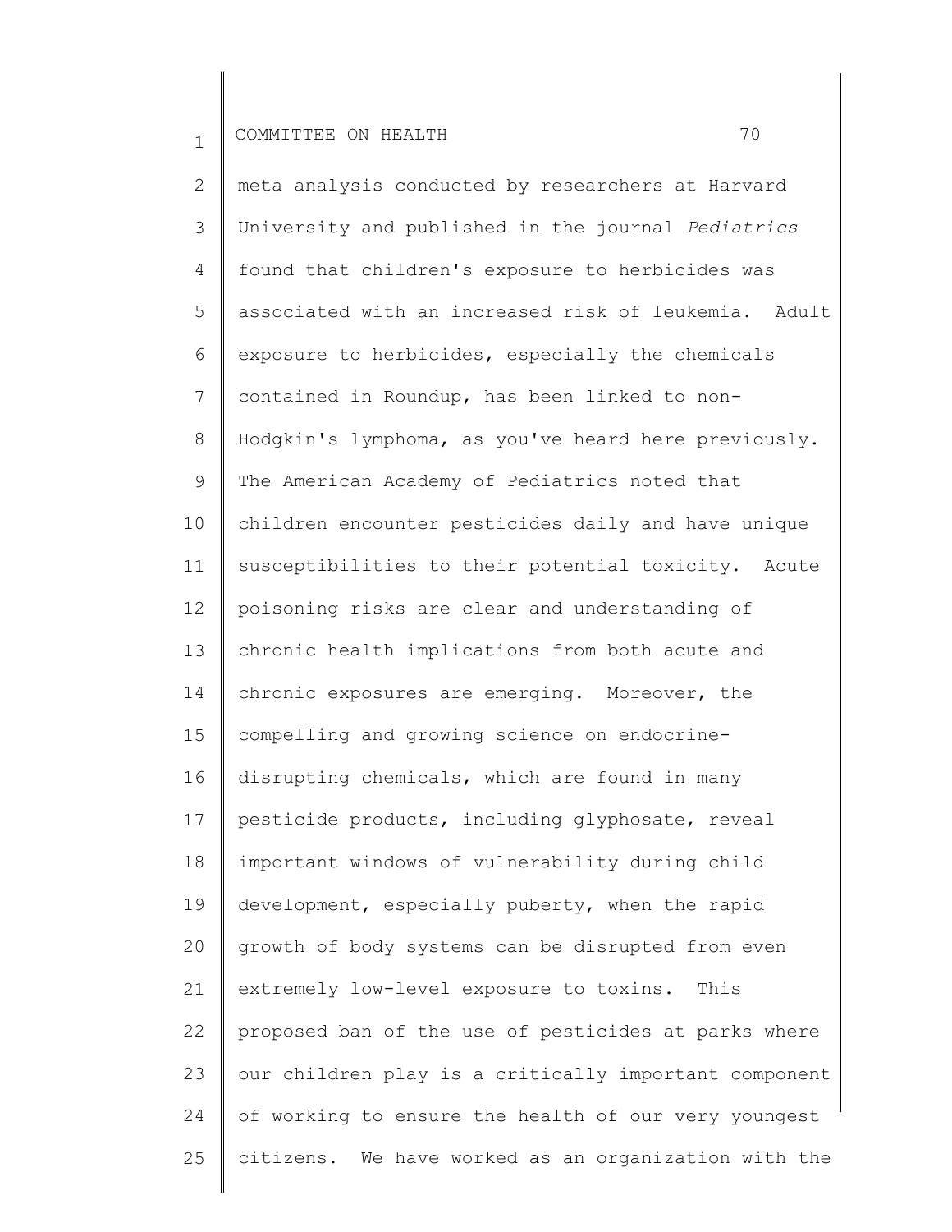meta analysis conducted by researchers at Harvard University and published in the journal *Pediatrics* found that children's exposure to herbicides was associated with an increased risk of leukemia. Adult exposure to herbicides, especially the chemicals contained in Roundup, has been linked to non-Hodgkin's lymphoma, as you've heard here previously. The American Academy of Pediatrics noted that children encounter pesticides daily and have unique susceptibilities to their potential toxicity. Acute poisoning risks are clear and understanding of chronic health implications from both acute and chronic exposures are emerging. Moreover, the compelling and growing science on endocrine-disrupting chemicals, which are found in many pesticide products, including glyphosate, reveal important windows of vulnerability during child development, especially puberty, when the rapid growth of body systems can be disrupted from even extremely low-level exposure to toxins. This proposed ban of the use of pesticides at parks where our children play is a critically important component of working to ensure the health of our very youngest citizens. We have worked as an organization with the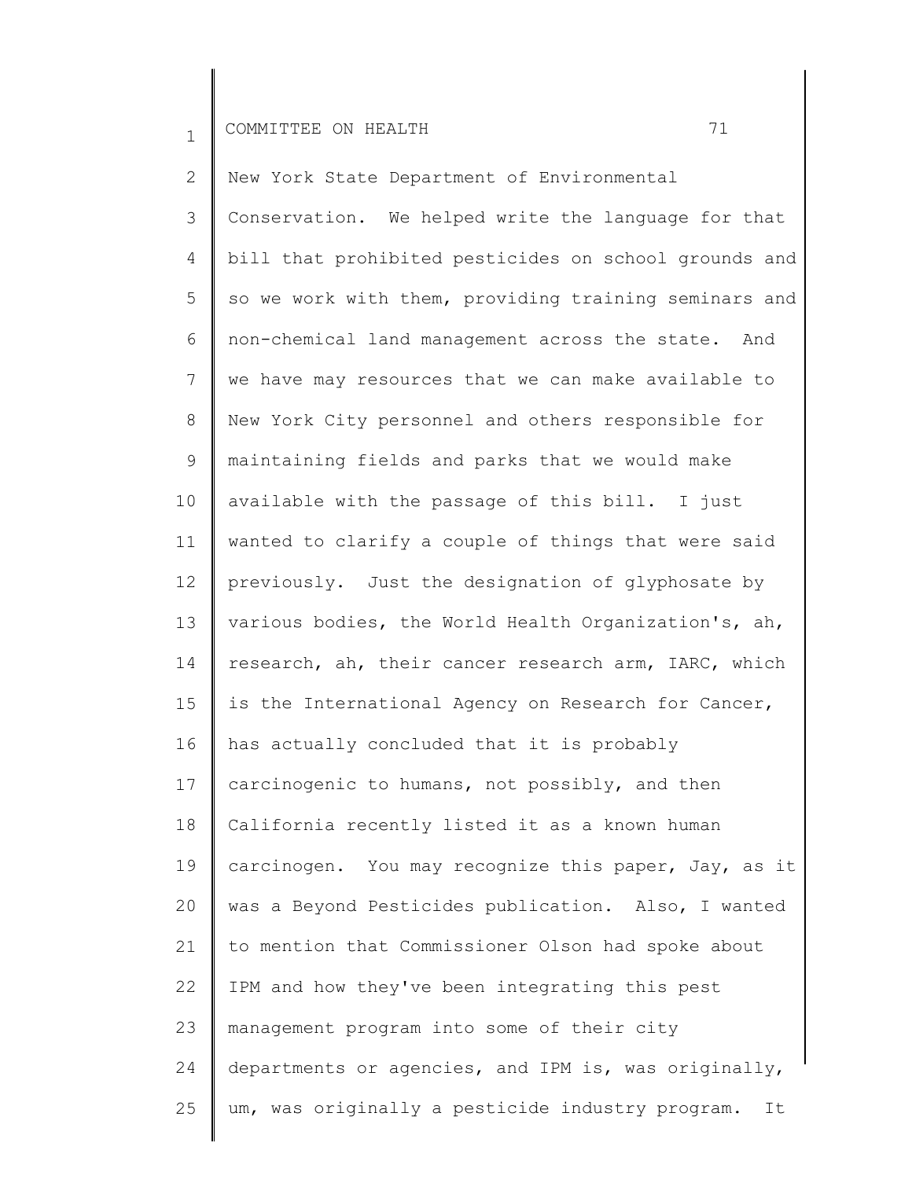New York State Department of Environmental Conservation. We helped write the language for that bill that prohibited pesticides on school grounds and so we work with them, providing training seminars and non-chemical land management across the state. And we have may resources that we can make available to New York City personnel and others responsible for maintaining fields and parks that we would make available with the passage of this bill. I just wanted to clarify a couple of things that were said previously. Just the designation of glyphosate by various bodies, the World Health Organization's, ah, research, ah, their cancer research arm, IARC, which is the International Agency on Research for Cancer, has actually concluded that it is probably carcinogenic to humans, not possibly, and then California recently listed it as a known human carcinogen. You may recognize this paper, Jay, as it was a Beyond Pesticides publication. Also, I wanted to mention that Commissioner Olson had spoke about IPM and how they've been integrating this pest management program into some of their city departments or agencies, and IPM is, was originally, um, was originally a pesticide industry program. It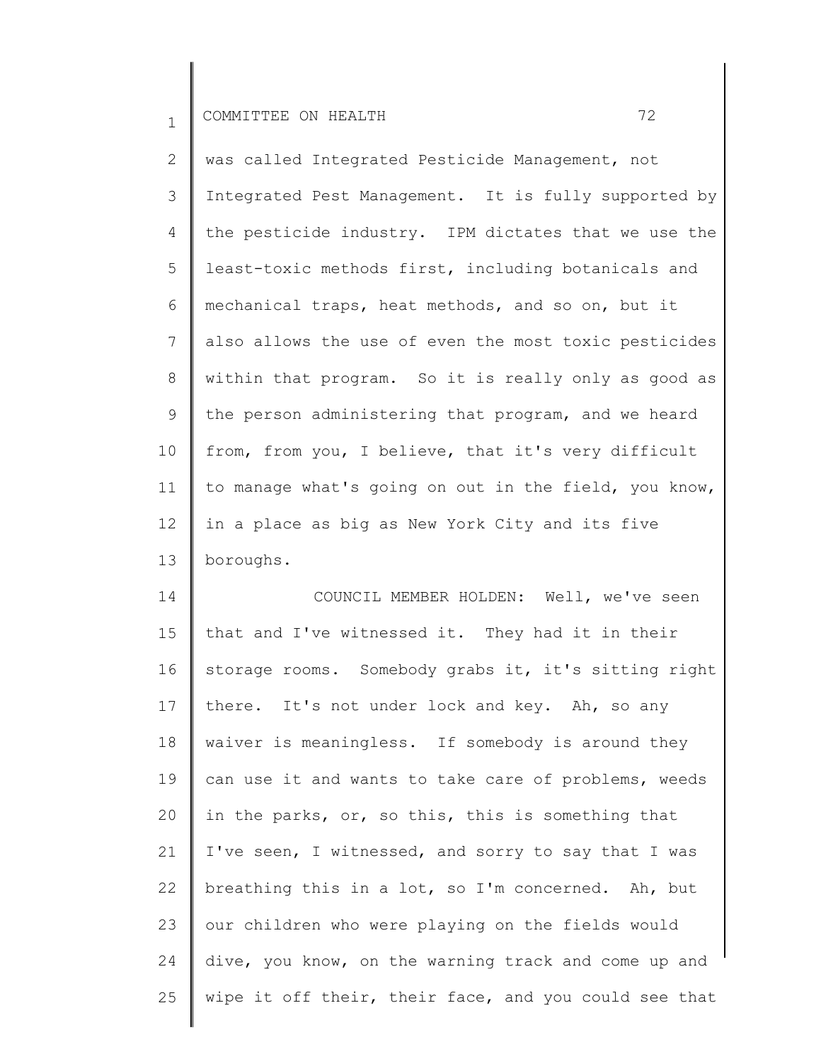was called Integrated Pesticide Management, not Integrated Pest Management. It is fully supported by the pesticide industry. IPM dictates that we use the least-toxic methods first, including botanicals and mechanical traps, heat methods, and so on, but it also allows the use of even the most toxic pesticides within that program. So it is really only as good as the person administering that program, and we heard from, from you, I believe, that it's very difficult to manage what's going on out in the field, you know, in a place as big as New York City and its five boroughs.

COUNCIL MEMBER HOLDEN: Well, we've seen that and I've witnessed it. They had it in their storage rooms. Somebody grabs it, it's sitting right there. It's not under lock and key. Ah, so any waiver is meaningless. If somebody is around they can use it and wants to take care of problems, weeds in the parks, or, so this, this is something that I've seen, I witnessed, and sorry to say that I was breathing this in a lot, so I'm concerned. Ah, but our children who were playing on the fields would dive, you know, on the warning track and come up and wipe it off their, their face, and you could see that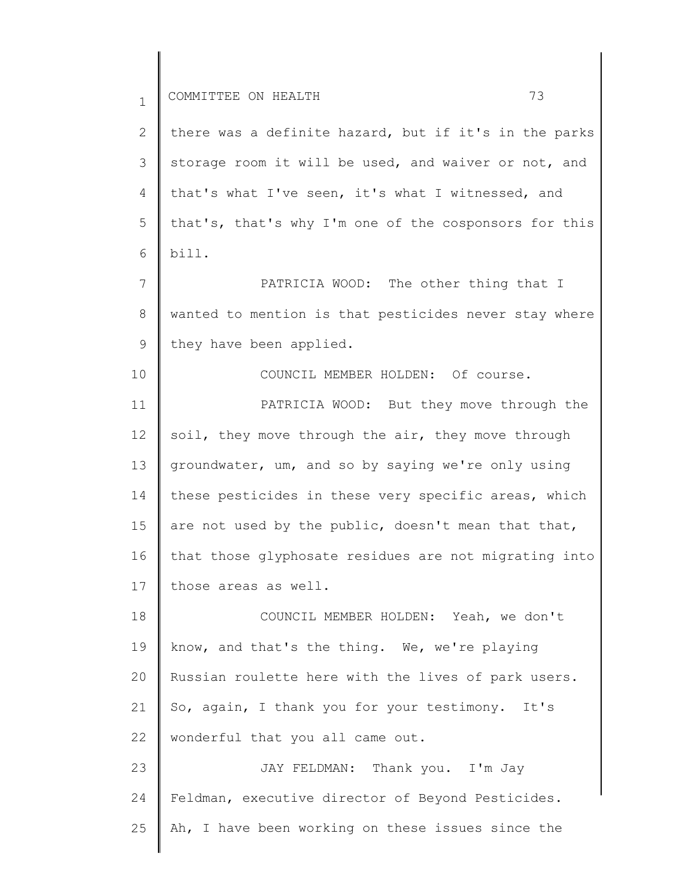there was a definite hazard, but if it's in the parks storage room it will be used, and waiver or not, and that's what I've seen, it's what I witnessed, and that's, that's why I'm one of the cosponsors for this bill.

PATRICIA WOOD: The other thing that I wanted to mention is that pesticides never stay where they have been applied.

COUNCIL MEMBER HOLDEN: Of course.

PATRICIA WOOD: But they move through the soil, they move through the air, they move through groundwater, um, and so by saying we're only using these pesticides in these very specific areas, which are not used by the public, doesn't mean that that, that those glyphosate residues are not migrating into those areas as well.

COUNCIL MEMBER HOLDEN: Yeah, we don't know, and that's the thing. We, we're playing Russian roulette here with the lives of park users. So, again, I thank you for your testimony. It's wonderful that you all came out.

JAY FELDMAN: Thank you. I'm Jay Feldman, executive director of Beyond Pesticides. Ah, I have been working on these issues since the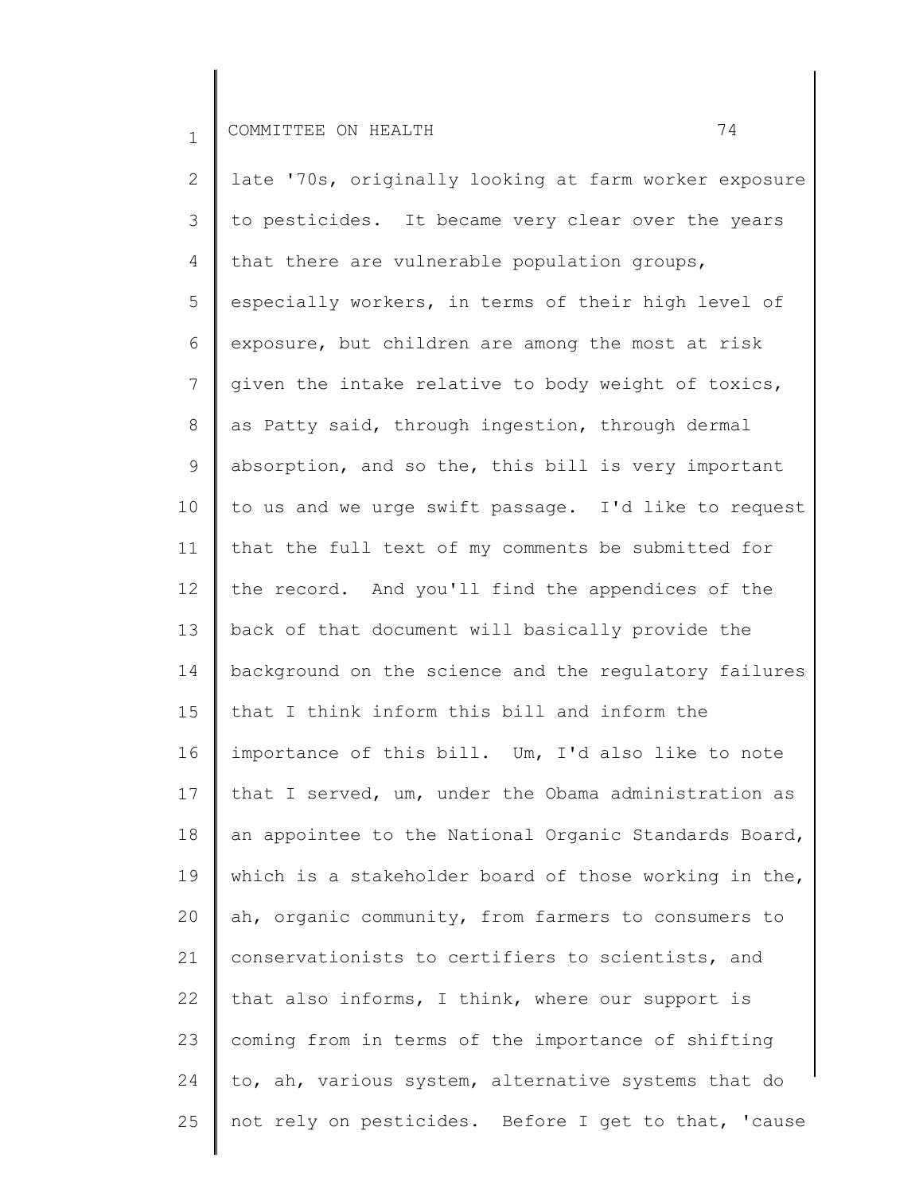late '70s, originally looking at farm worker exposure to pesticides. It became very clear over the years that there are vulnerable population groups, especially workers, in terms of their high level of exposure, but children are among the most at risk given the intake relative to body weight of toxics, as Patty said, through ingestion, through dermal absorption, and so the, this bill is very important to us and we urge swift passage. I'd like to request that the full text of my comments be submitted for the record. And you'll find the appendices of the back of that document will basically provide the background on the science and the regulatory failures that I think inform this bill and inform the importance of this bill. Um, I'd also like to note that I served, um, under the Obama administration as an appointee to the National Organic Standards Board, which is a stakeholder board of those working in the, ah, organic community, from farmers to consumers to conservationists to certifiers to scientists, and that also informs, I think, where our support is coming from in terms of the importance of shifting to, ah, various system, alternative systems that do not rely on pesticides. Before I get to that, 'cause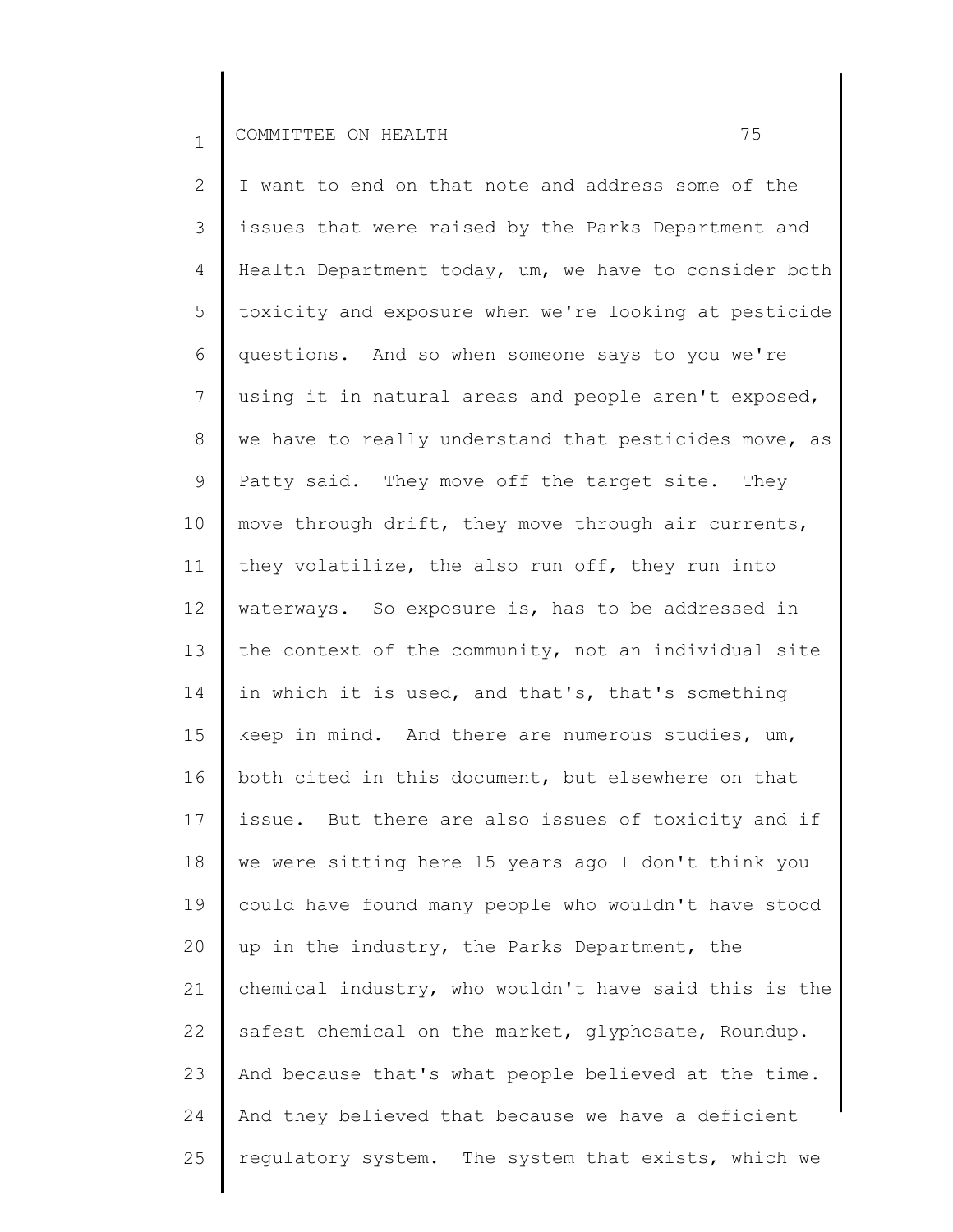I want to end on that note and address some of the issues that were raised by the Parks Department and Health Department today, um, we have to consider both toxicity and exposure when we're looking at pesticide questions. And so when someone says to you we're using it in natural areas and people aren't exposed, we have to really understand that pesticides move, as Patty said. They move off the target site. They move through drift, they move through air currents, they volatilize, the also run off, they run into waterways. So exposure is, has to be addressed in the context of the community, not an individual site in which it is used, and that's, that's something keep in mind. And there are numerous studies, um, both cited in this document, but elsewhere on that issue. But there are also issues of toxicity and if we were sitting here 15 years ago I don't think you could have found many people who wouldn't have stood up in the industry, the Parks Department, the chemical industry, who wouldn't have said this is the safest chemical on the market, glyphosate, Roundup. And because that's what people believed at the time. And they believed that because we have a deficient regulatory system. The system that exists, which we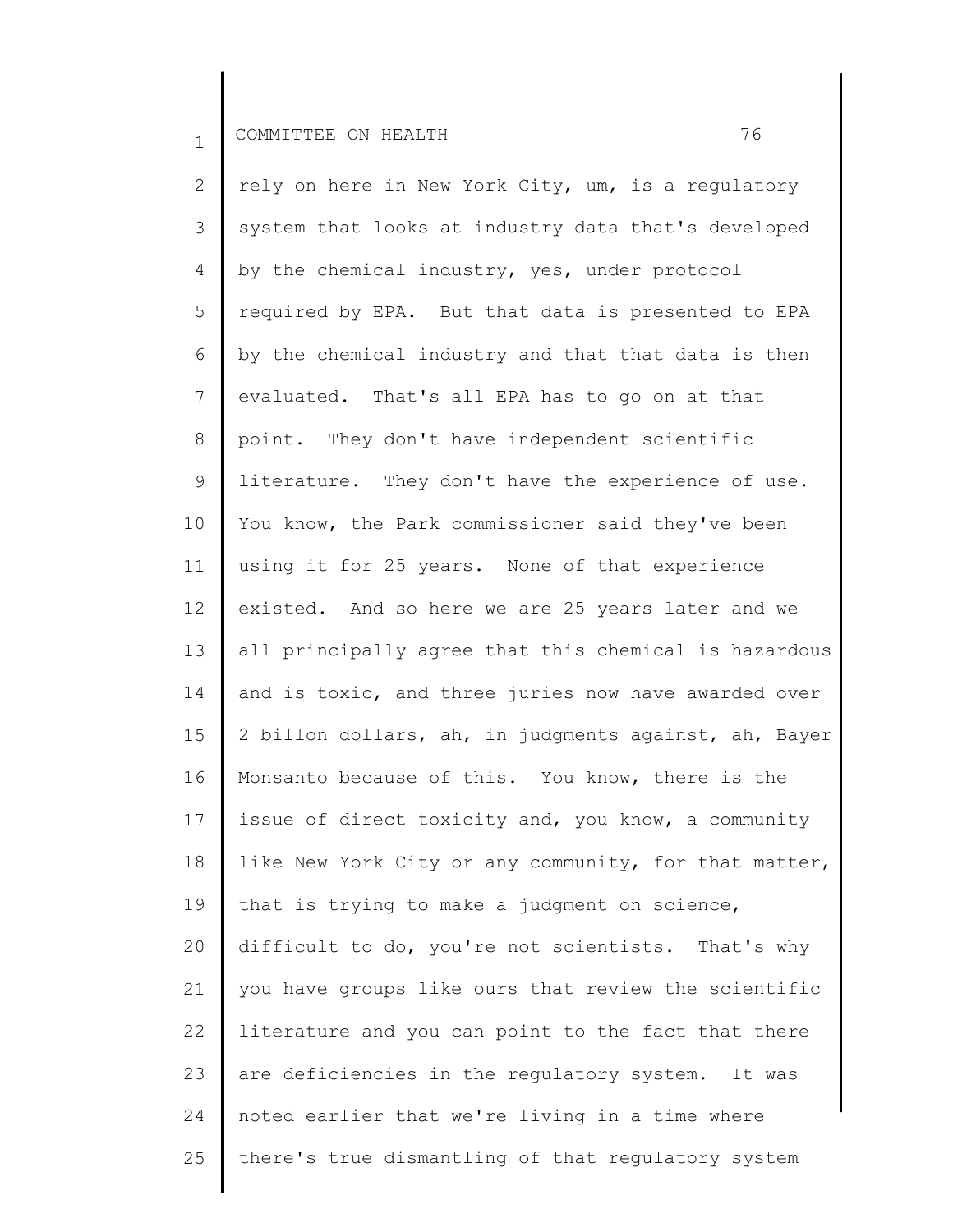rely on here in New York City, um, is a regulatory system that looks at industry data that's developed by the chemical industry, yes, under protocol required by EPA. But that data is presented to EPA by the chemical industry and that that data is then evaluated. That's all EPA has to go on at that point. They don't have independent scientific literature. They don't have the experience of use. You know, the Park commissioner said they've been using it for 25 years. None of that experience existed. And so here we are 25 years later and we all principally agree that this chemical is hazardous and is toxic, and three juries now have awarded over 2 billon dollars, ah, in judgments against, ah, Bayer Monsanto because of this. You know, there is the issue of direct toxicity and, you know, a community like New York City or any community, for that matter, that is trying to make a judgment on science, difficult to do, you're not scientists. That's why you have groups like ours that review the scientific literature and you can point to the fact that there are deficiencies in the regulatory system. It was noted earlier that we're living in a time where there's true dismantling of that regulatory system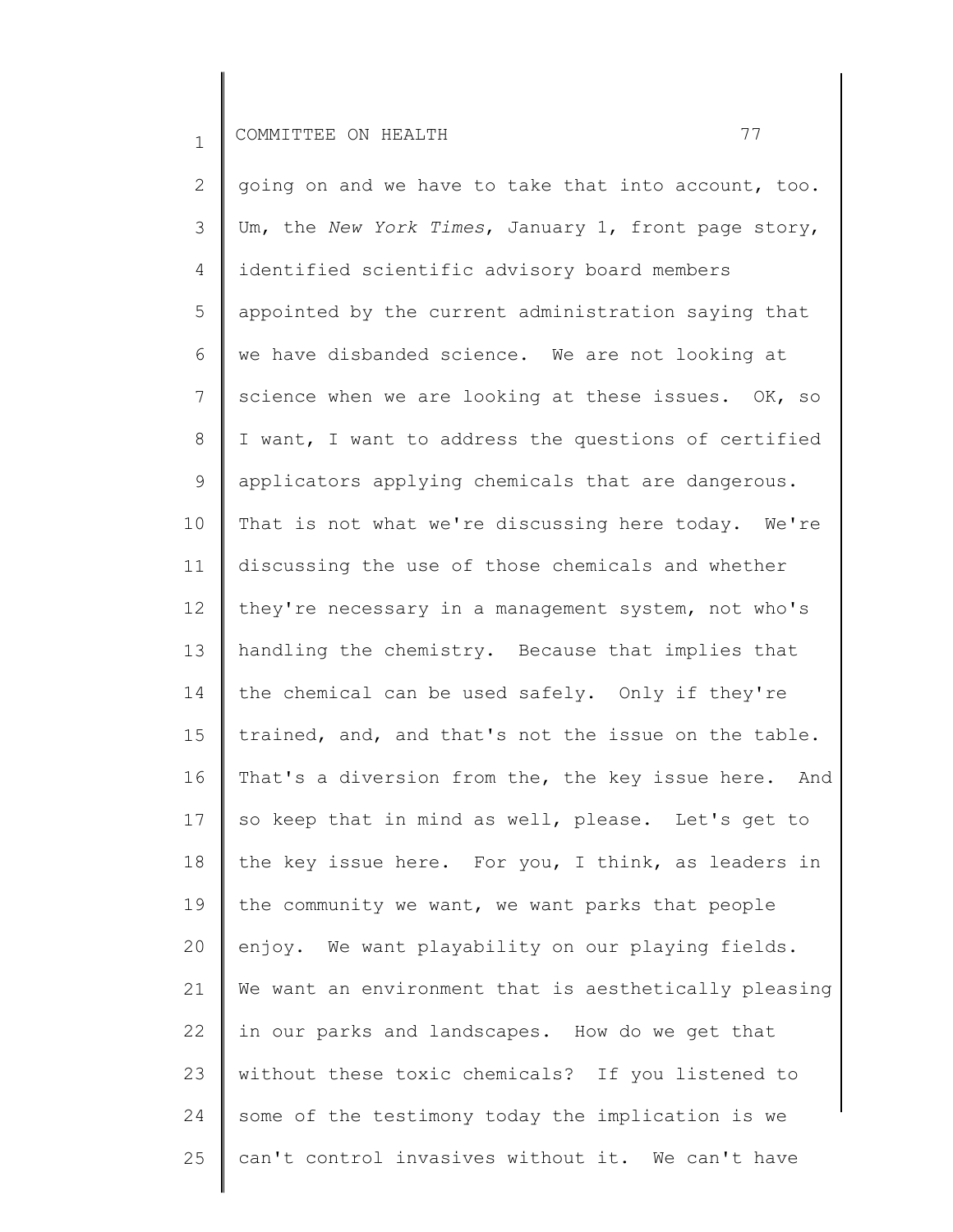going on and we have to take that into account, too. Um, the *New York Times*, January 1, front page story, identified scientific advisory board members appointed by the current administration saying that we have disbanded science. We are not looking at science when we are looking at these issues. OK, so I want, I want to address the questions of certified applicators applying chemicals that are dangerous. That is not what we're discussing here today. We're discussing the use of those chemicals and whether they're necessary in a management system, not who's handling the chemistry. Because that implies that the chemical can be used safely. Only if they're trained, and, and that's not the issue on the table. That's a diversion from the, the key issue here. And so keep that in mind as well, please. Let's get to the key issue here. For you, I think, as leaders in the community we want, we want parks that people enjoy. We want playability on our playing fields. We want an environment that is aesthetically pleasing in our parks and landscapes. How do we get that without these toxic chemicals? If you listened to some of the testimony today the implication is we can't control invasives without it. We can't have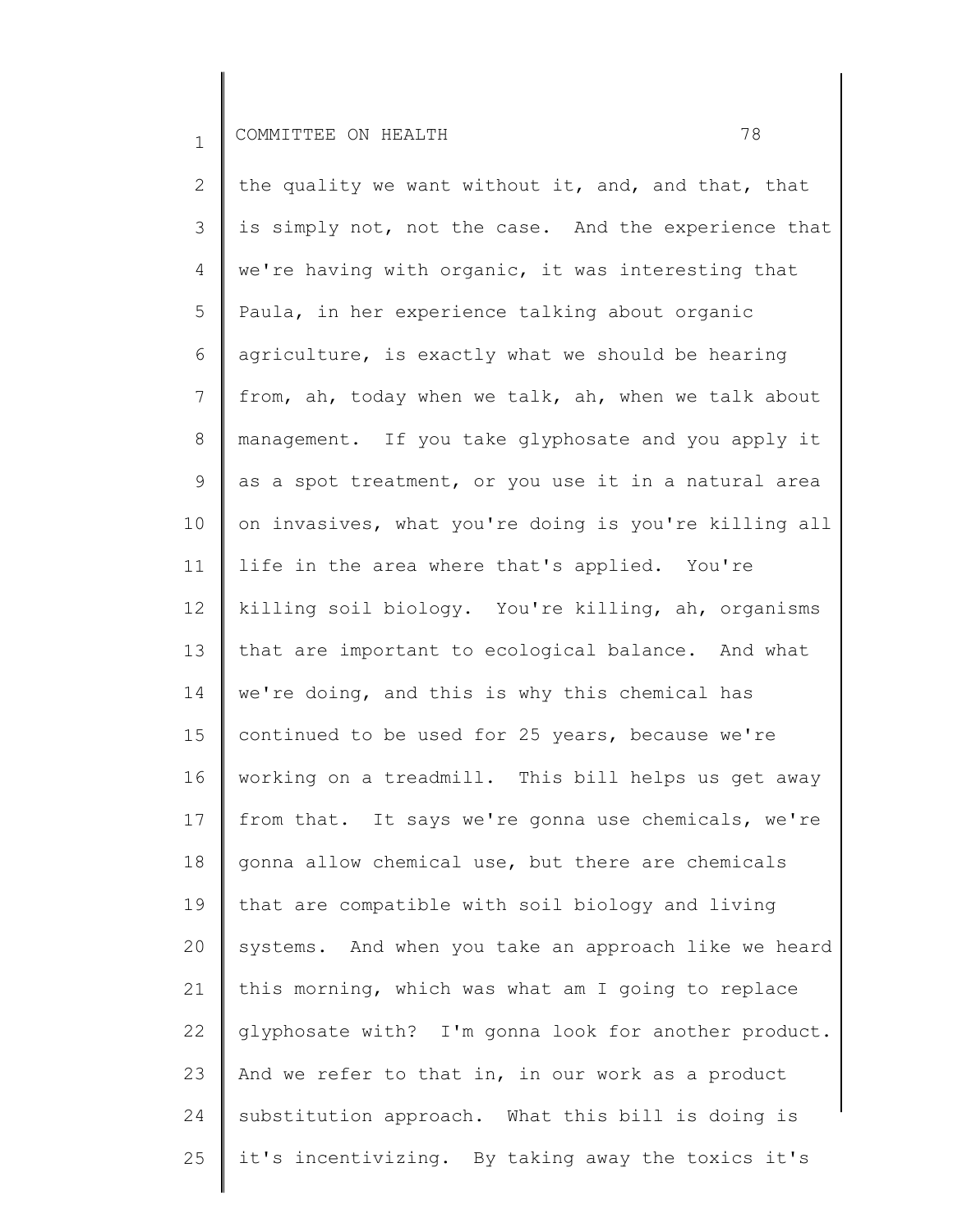the quality we want without it, and, and that, that is simply not, not the case. And the experience that we're having with organic, it was interesting that Paula, in her experience talking about organic agriculture, is exactly what we should be hearing from, ah, today when we talk, ah, when we talk about management. If you take glyphosate and you apply it as a spot treatment, or you use it in a natural area on invasives, what you're doing is you're killing all life in the area where that's applied. You're killing soil biology. You're killing, ah, organisms that are important to ecological balance. And what we're doing, and this is why this chemical has continued to be used for 25 years, because we're working on a treadmill. This bill helps us get away from that. It says we're gonna use chemicals, we're gonna allow chemical use, but there are chemicals that are compatible with soil biology and living systems. And when you take an approach like we heard this morning, which was what am I going to replace glyphosate with? I'm gonna look for another product. And we refer to that in, in our work as a product substitution approach. What this bill is doing is it's incentivizing. By taking away the toxics it's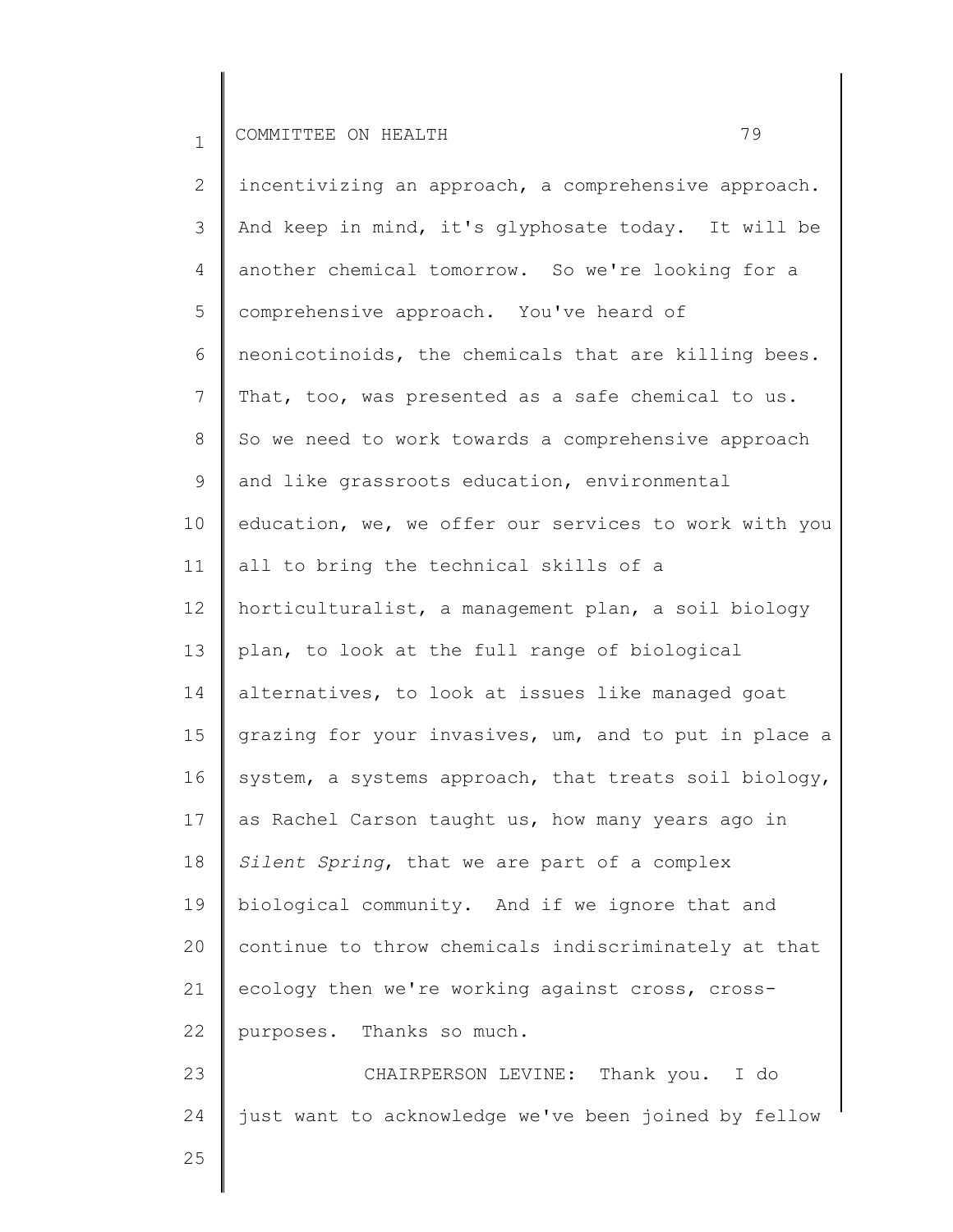incentivizing an approach, a comprehensive approach. And keep in mind, it's glyphosate today. It will be another chemical tomorrow. So we're looking for a comprehensive approach. You've heard of neonicotinoids, the chemicals that are killing bees. That, too, was presented as a safe chemical to us. So we need to work towards a comprehensive approach and like grassroots education, environmental education, we, we offer our services to work with you all to bring the technical skills of a horticulturalist, a management plan, a soil biology plan, to look at the full range of biological alternatives, to look at issues like managed goat grazing for your invasives, um, and to put in place a system, a systems approach, that treats soil biology, as Rachel Carson taught us, how many years ago in *Silent Spring*, that we are part of a complex biological community. And if we ignore that and continue to throw chemicals indiscriminately at that ecology then we're working against cross, cross-purposes. Thanks so much.

CHAIRPERSON LEVINE: Thank you. I do just want to acknowledge we've been joined by fellow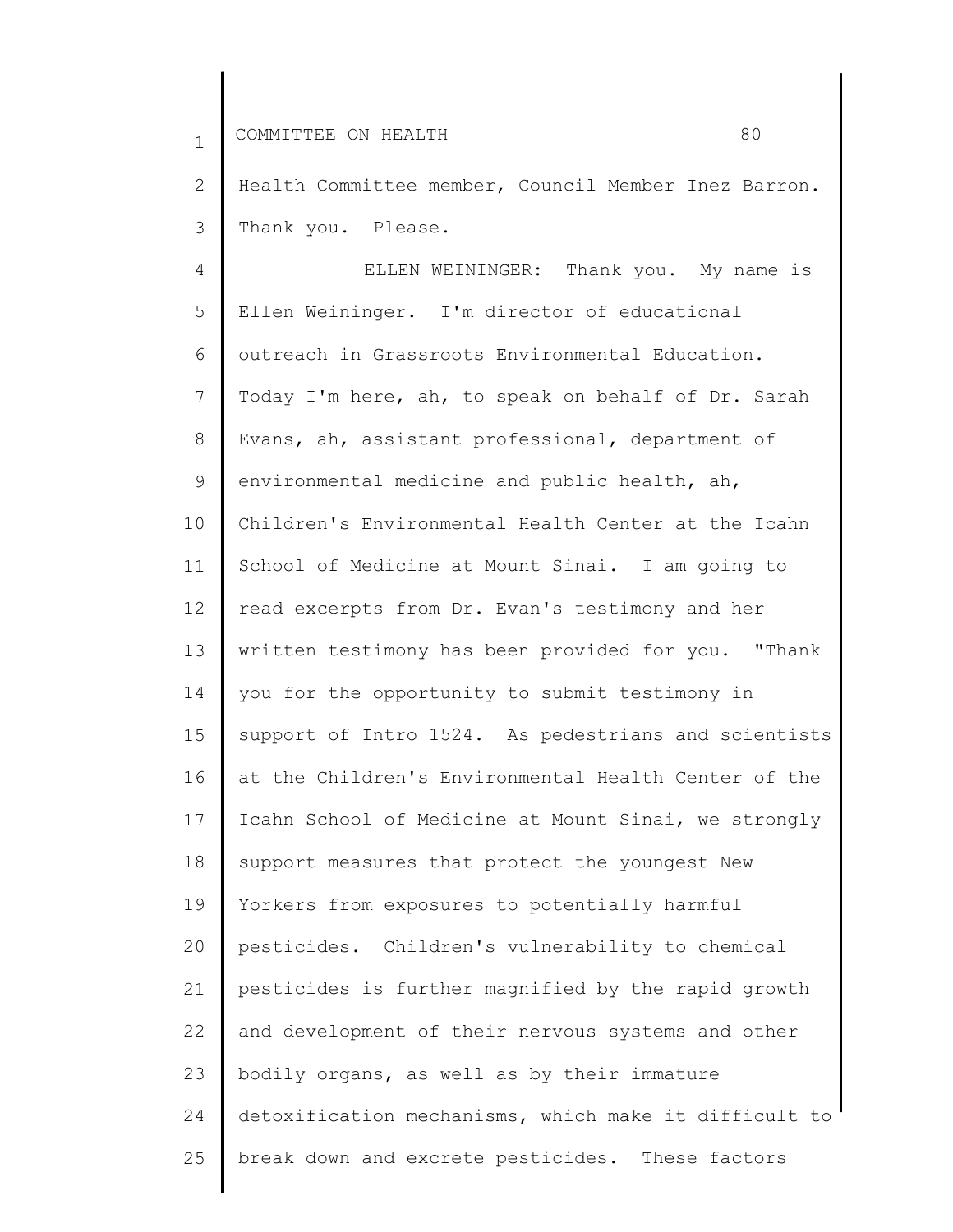Health Committee member, Council Member Inez Barron. Thank you. Please.

ELLEN WEININGER: Thank you. My name is Ellen Weininger. I'm director of educational outreach in Grassroots Environmental Education. Today I'm here, ah, to speak on behalf of Dr. Sarah Evans, ah, assistant professional, department of environmental medicine and public health, ah, Children's Environmental Health Center at the Icahn School of Medicine at Mount Sinai. I am going to read excerpts from Dr. Evan's testimony and her written testimony has been provided for you. "Thank you for the opportunity to submit testimony in support of Intro 1524. As pedestrians and scientists at the Children's Environmental Health Center of the Icahn School of Medicine at Mount Sinai, we strongly support measures that protect the youngest New Yorkers from exposures to potentially harmful pesticides. Children's vulnerability to chemical pesticides is further magnified by the rapid growth and development of their nervous systems and other bodily organs, as well as by their immature detoxification mechanisms, which make it difficult to break down and excrete pesticides. These factors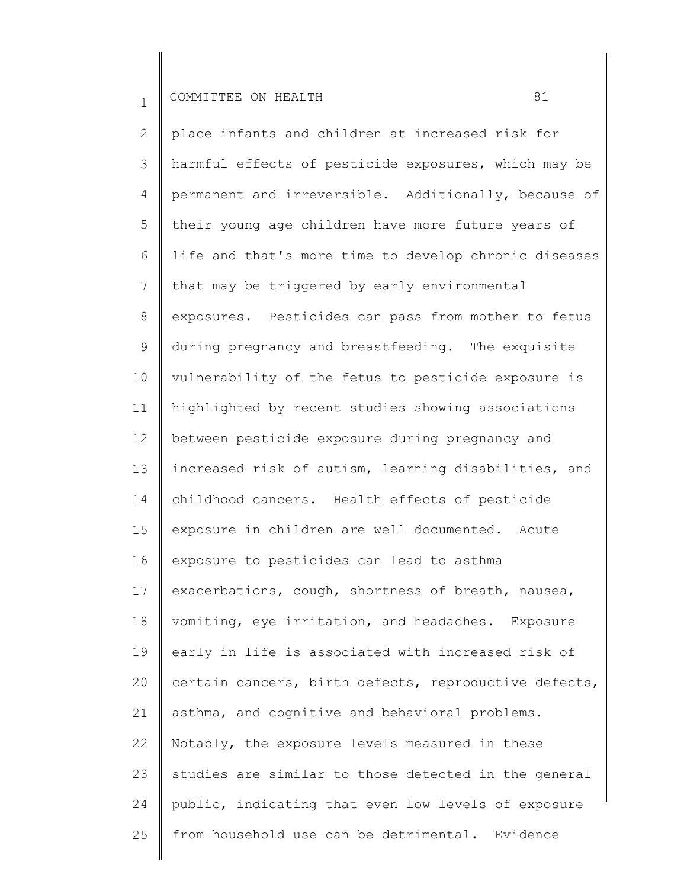place infants and children at increased risk for harmful effects of pesticide exposures, which may be permanent and irreversible. Additionally, because of their young age children have more future years of life and that's more time to develop chronic diseases that may be triggered by early environmental exposures. Pesticides can pass from mother to fetus during pregnancy and breastfeeding. The exquisite vulnerability of the fetus to pesticide exposure is highlighted by recent studies showing associations between pesticide exposure during pregnancy and increased risk of autism, learning disabilities, and childhood cancers. Health effects of pesticide exposure in children are well documented. Acute exposure to pesticides can lead to asthma exacerbations, cough, shortness of breath, nausea, vomiting, eye irritation, and headaches. Exposure early in life is associated with increased risk of certain cancers, birth defects, reproductive defects, asthma, and cognitive and behavioral problems. Notably, the exposure levels measured in these studies are similar to those detected in the general public, indicating that even low levels of exposure from household use can be detrimental. Evidence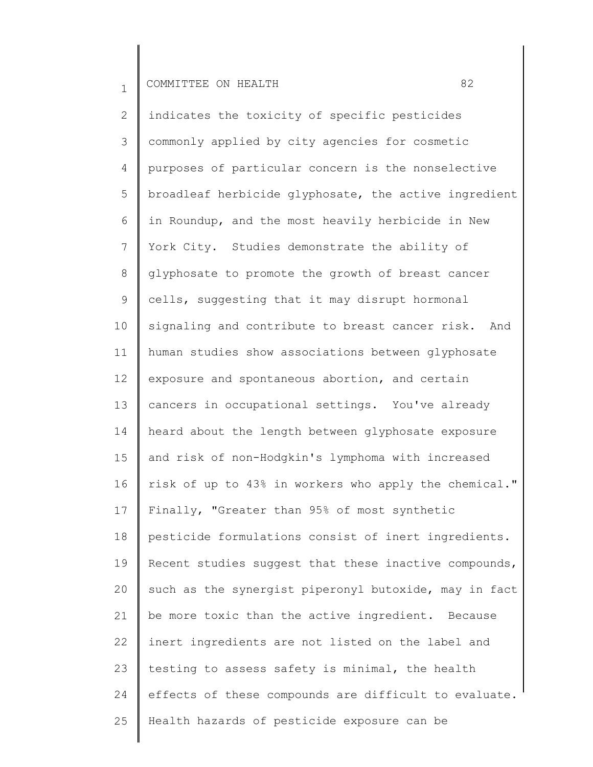indicates the toxicity of specific pesticides commonly applied by city agencies for cosmetic purposes of particular concern is the nonselective broadleaf herbicide glyphosate, the active ingredient in Roundup, and the most heavily herbicide in New York City. Studies demonstrate the ability of glyphosate to promote the growth of breast cancer cells, suggesting that it may disrupt hormonal signaling and contribute to breast cancer risk. And human studies show associations between glyphosate exposure and spontaneous abortion, and certain cancers in occupational settings. You've already heard about the length between glyphosate exposure and risk of non-Hodgkin's lymphoma with increased risk of up to 43% in workers who apply the chemical." Finally, "Greater than 95% of most synthetic pesticide formulations consist of inert ingredients. Recent studies suggest that these inactive compounds, such as the synergist piperonyl butoxide, may in fact be more toxic than the active ingredient. Because inert ingredients are not listed on the label and testing to assess safety is minimal, the health effects of these compounds are difficult to evaluate. Health hazards of pesticide exposure can be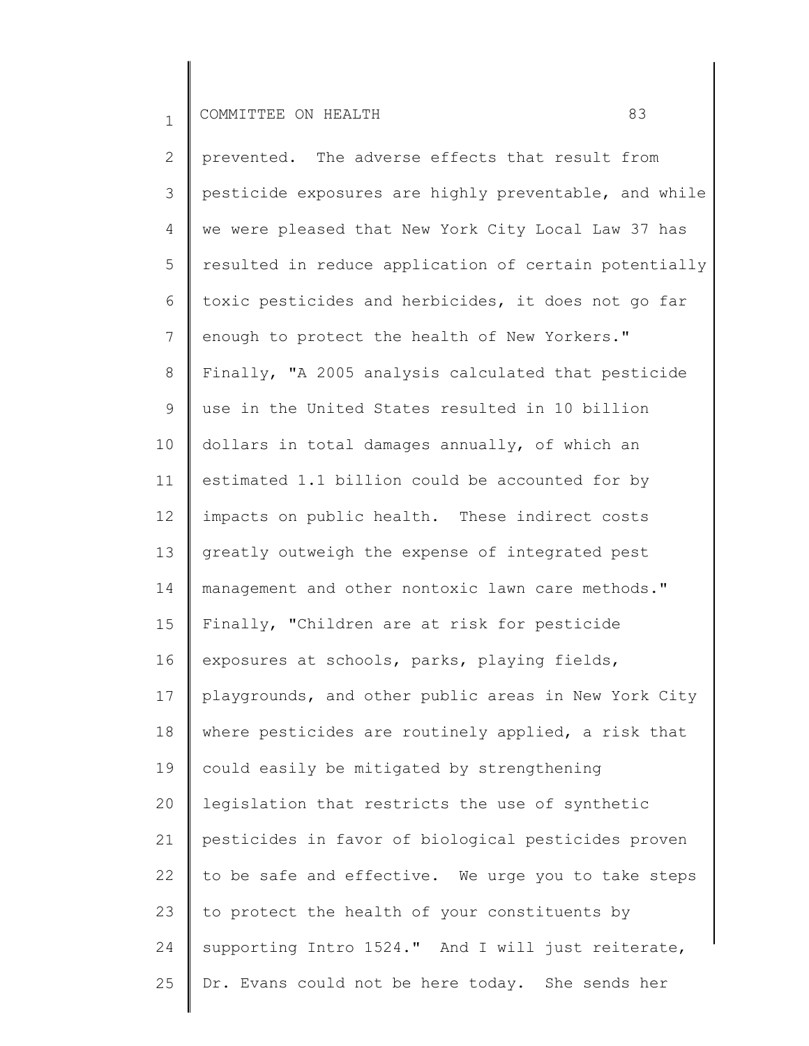prevented. The adverse effects that result from pesticide exposures are highly preventable, and while we were pleased that New York City Local Law 37 has resulted in reduce application of certain potentially toxic pesticides and herbicides, it does not go far enough to protect the health of New Yorkers." Finally, "A 2005 analysis calculated that pesticide use in the United States resulted in 10 billion dollars in total damages annually, of which an estimated 1.1 billion could be accounted for by impacts on public health. These indirect costs greatly outweigh the expense of integrated pest management and other nontoxic lawn care methods." Finally, "Children are at risk for pesticide exposures at schools, parks, playing fields, playgrounds, and other public areas in New York City where pesticides are routinely applied, a risk that could easily be mitigated by strengthening legislation that restricts the use of synthetic pesticides in favor of biological pesticides proven to be safe and effective. We urge you to take steps to protect the health of your constituents by supporting Intro 1524." And I will just reiterate, Dr. Evans could not be here today. She sends her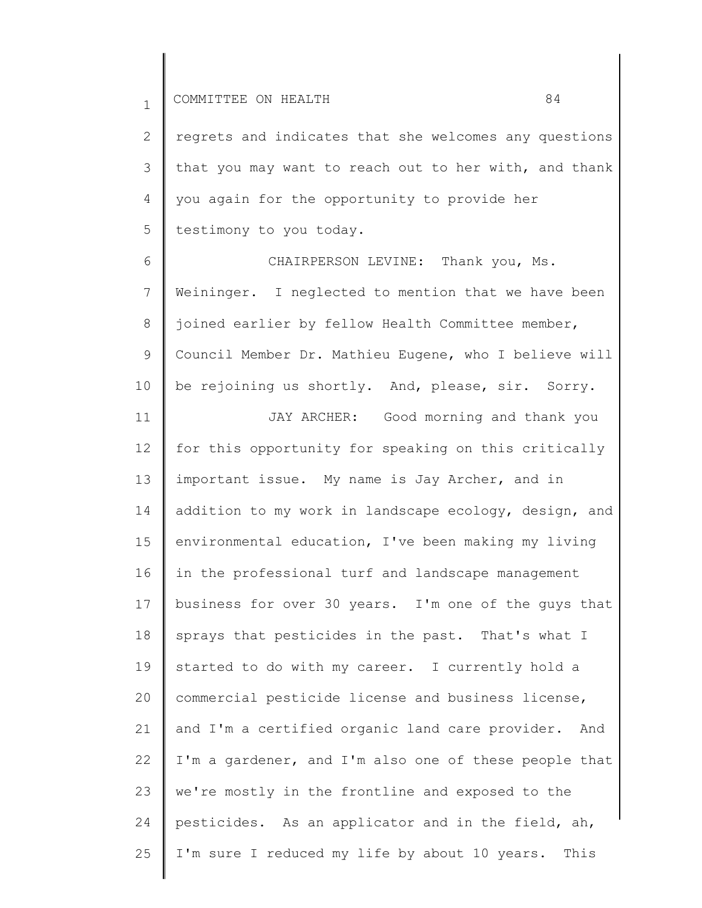regrets and indicates that she welcomes any questions that you may want to reach out to her with, and thank you again for the opportunity to provide her testimony to you today.

CHAIRPERSON LEVINE: Thank you, Ms. Weininger. I neglected to mention that we have been joined earlier by fellow Health Committee member, Council Member Dr. Mathieu Eugene, who I believe will be rejoining us shortly. And, please, sir. Sorry.

JAY ARCHER: Good morning and thank you for this opportunity for speaking on this critically important issue. My name is Jay Archer, and in addition to my work in landscape ecology, design, and environmental education, I've been making my living in the professional turf and landscape management business for over 30 years. I'm one of the guys that sprays that pesticides in the past. That's what I started to do with my career. I currently hold a commercial pesticide license and business license, and I'm a certified organic land care provider. And I'm a gardener, and I'm also one of these people that we're mostly in the frontline and exposed to the pesticides. As an applicator and in the field, ah, I'm sure I reduced my life by about 10 years. This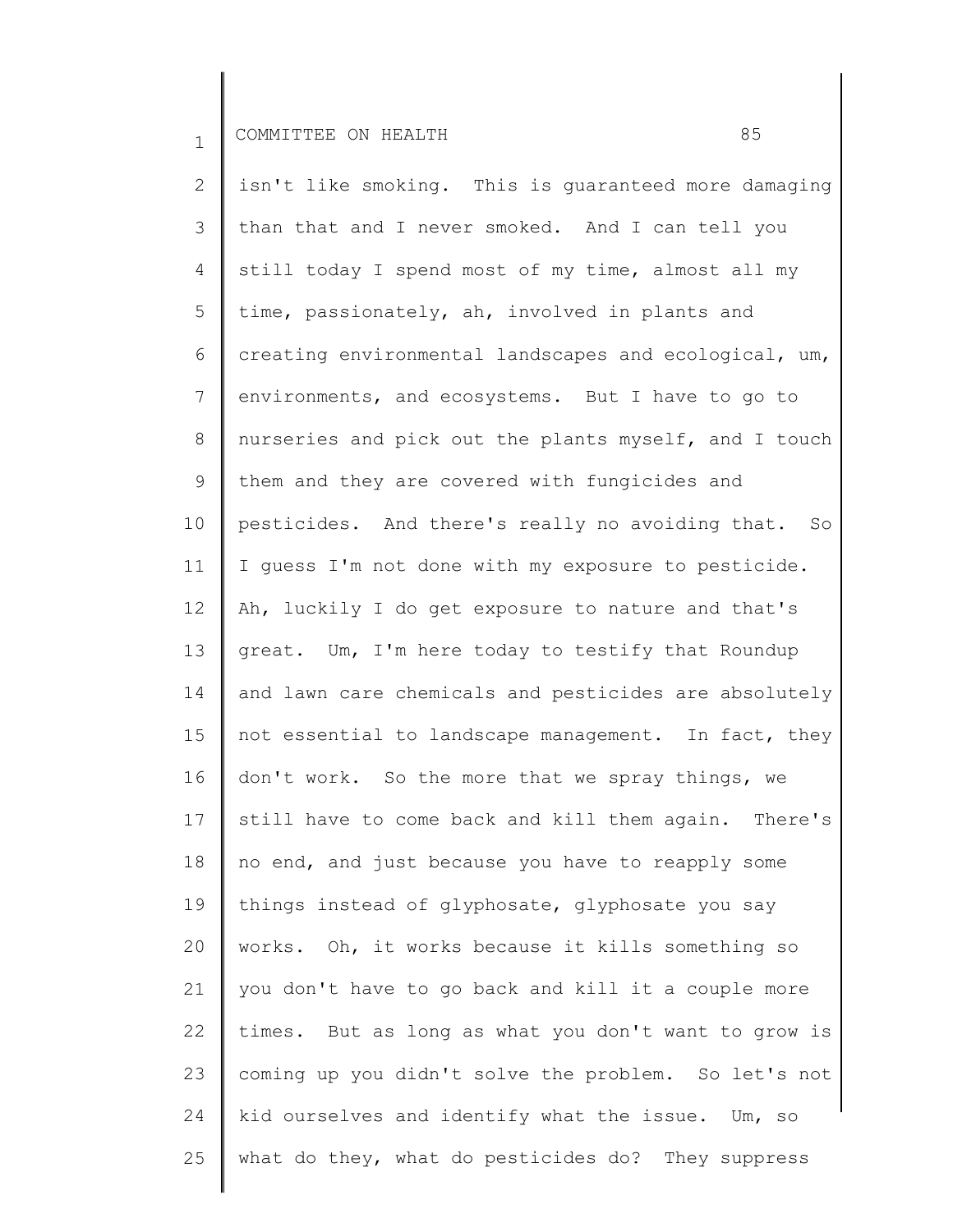isn't like smoking. This is guaranteed more damaging than that and I never smoked. And I can tell you still today I spend most of my time, almost all my time, passionately, ah, involved in plants and creating environmental landscapes and ecological, um, environments, and ecosystems. But I have to go to nurseries and pick out the plants myself, and I touch them and they are covered with fungicides and pesticides. And there's really no avoiding that. So I guess I'm not done with my exposure to pesticide. Ah, luckily I do get exposure to nature and that's great. Um, I'm here today to testify that Roundup and lawn care chemicals and pesticides are absolutely not essential to landscape management. In fact, they don't work. So the more that we spray things, we still have to come back and kill them again. There's no end, and just because you have to reapply some things instead of glyphosate, glyphosate you say works. Oh, it works because it kills something so you don't have to go back and kill it a couple more times. But as long as what you don't want to grow is coming up you didn't solve the problem. So let's not kid ourselves and identify what the issue. Um, so what do they, what do pesticides do? They suppress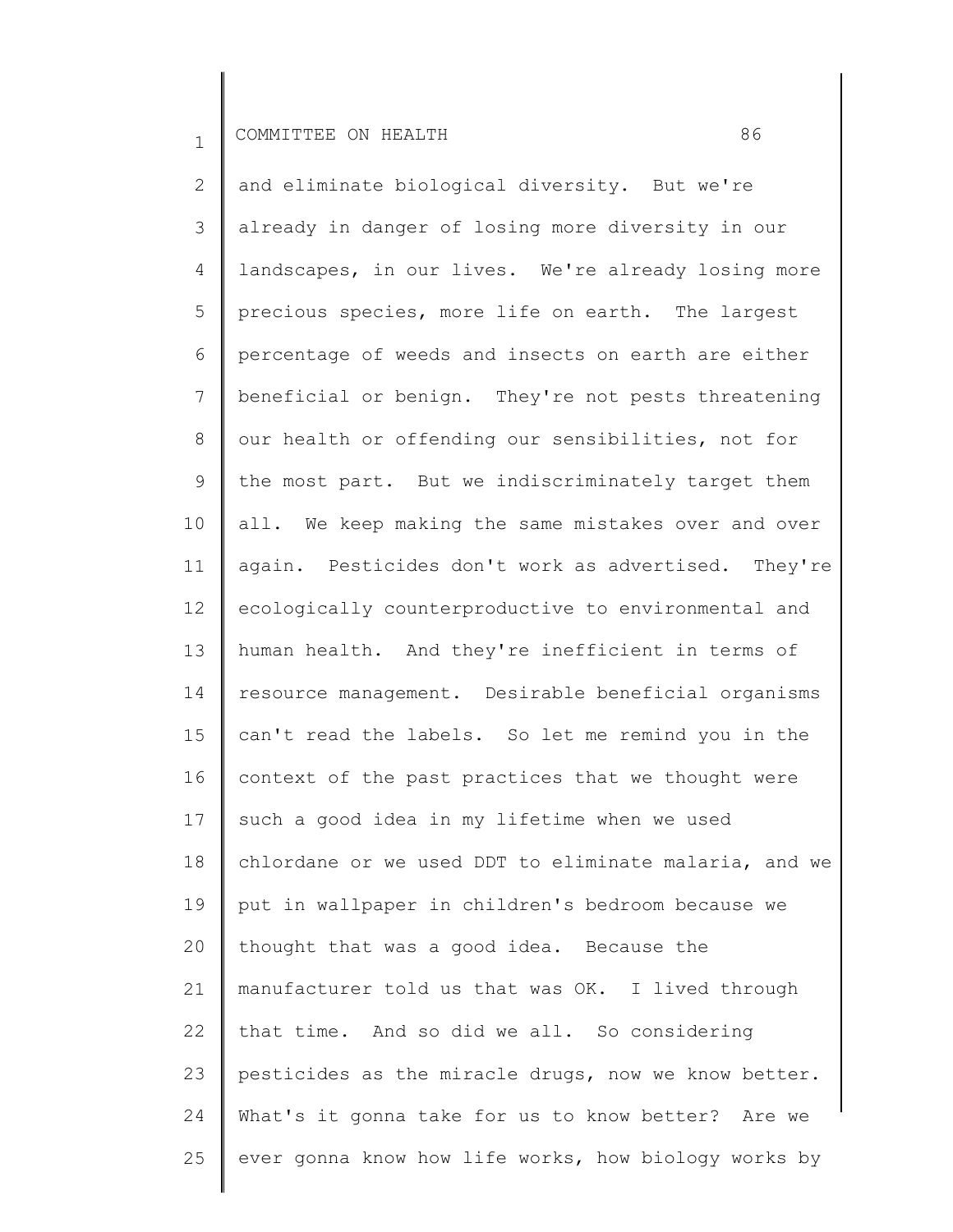and eliminate biological diversity. But we're already in danger of losing more diversity in our landscapes, in our lives. We're already losing more precious species, more life on earth. The largest percentage of weeds and insects on earth are either beneficial or benign. They're not pests threatening our health or offending our sensibilities, not for the most part. But we indiscriminately target them all. We keep making the same mistakes over and over again. Pesticides don't work as advertised. They're ecologically counterproductive to environmental and human health. And they're inefficient in terms of resource management. Desirable beneficial organisms can't read the labels. So let me remind you in the context of the past practices that we thought were such a good idea in my lifetime when we used chlordane or we used DDT to eliminate malaria, and we put in wallpaper in children's bedroom because we thought that was a good idea. Because the manufacturer told us that was OK. I lived through that time. And so did we all. So considering pesticides as the miracle drugs, now we know better. What's it gonna take for us to know better? Are we ever gonna know how life works, how biology works by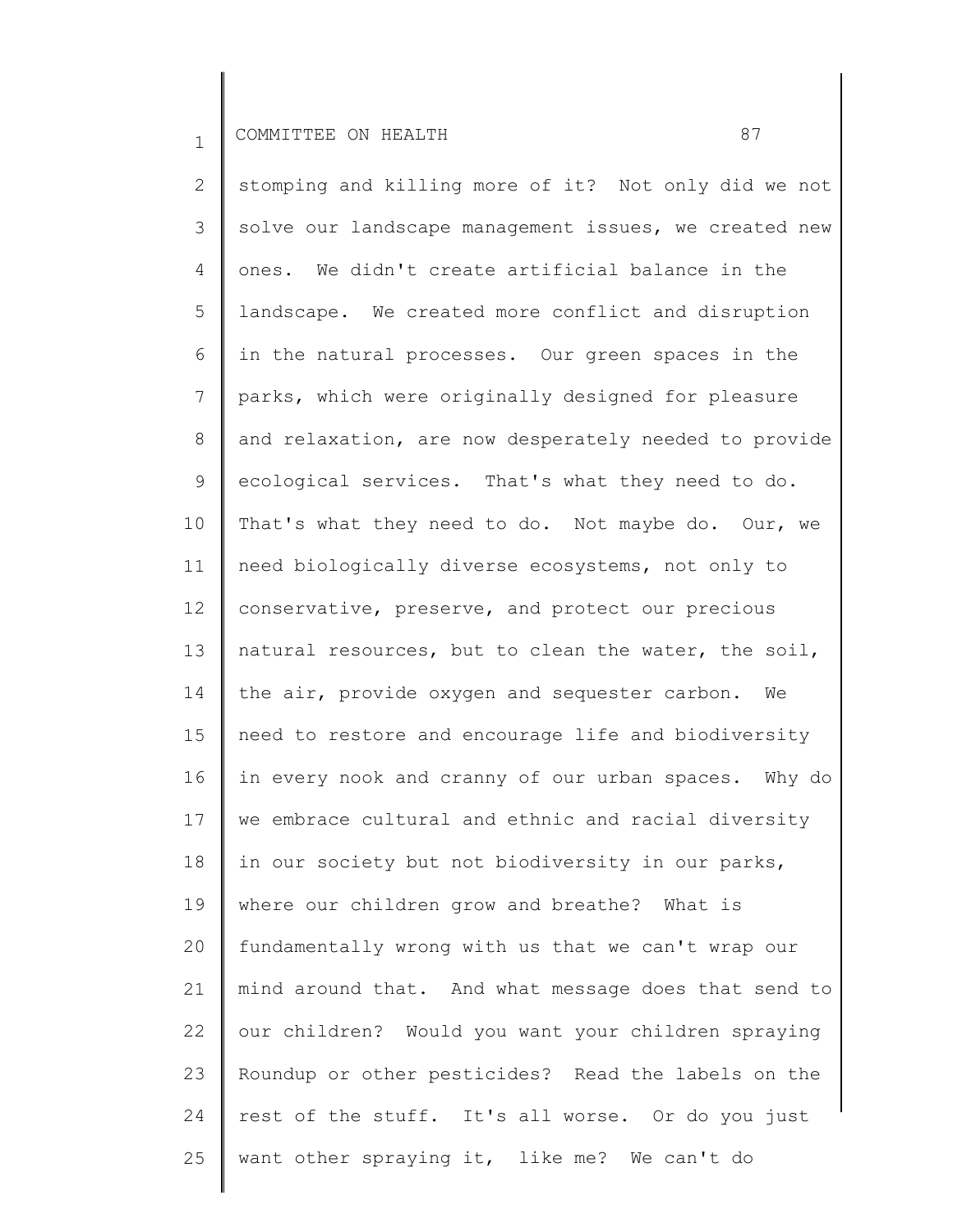stomping and killing more of it? Not only did we not solve our landscape management issues, we created new ones. We didn't create artificial balance in the landscape. We created more conflict and disruption in the natural processes. Our green spaces in the parks, which were originally designed for pleasure and relaxation, are now desperately needed to provide ecological services. That's what they need to do. That's what they need to do. Not maybe do. Our, we need biologically diverse ecosystems, not only to conservative, preserve, and protect our precious natural resources, but to clean the water, the soil, the air, provide oxygen and sequester carbon. We need to restore and encourage life and biodiversity in every nook and cranny of our urban spaces. Why do we embrace cultural and ethnic and racial diversity in our society but not biodiversity in our parks, where our children grow and breathe? What is fundamentally wrong with us that we can't wrap our mind around that. And what message does that send to our children? Would you want your children spraying Roundup or other pesticides? Read the labels on the rest of the stuff. It's all worse. Or do you just want other spraying it, like me? We can't do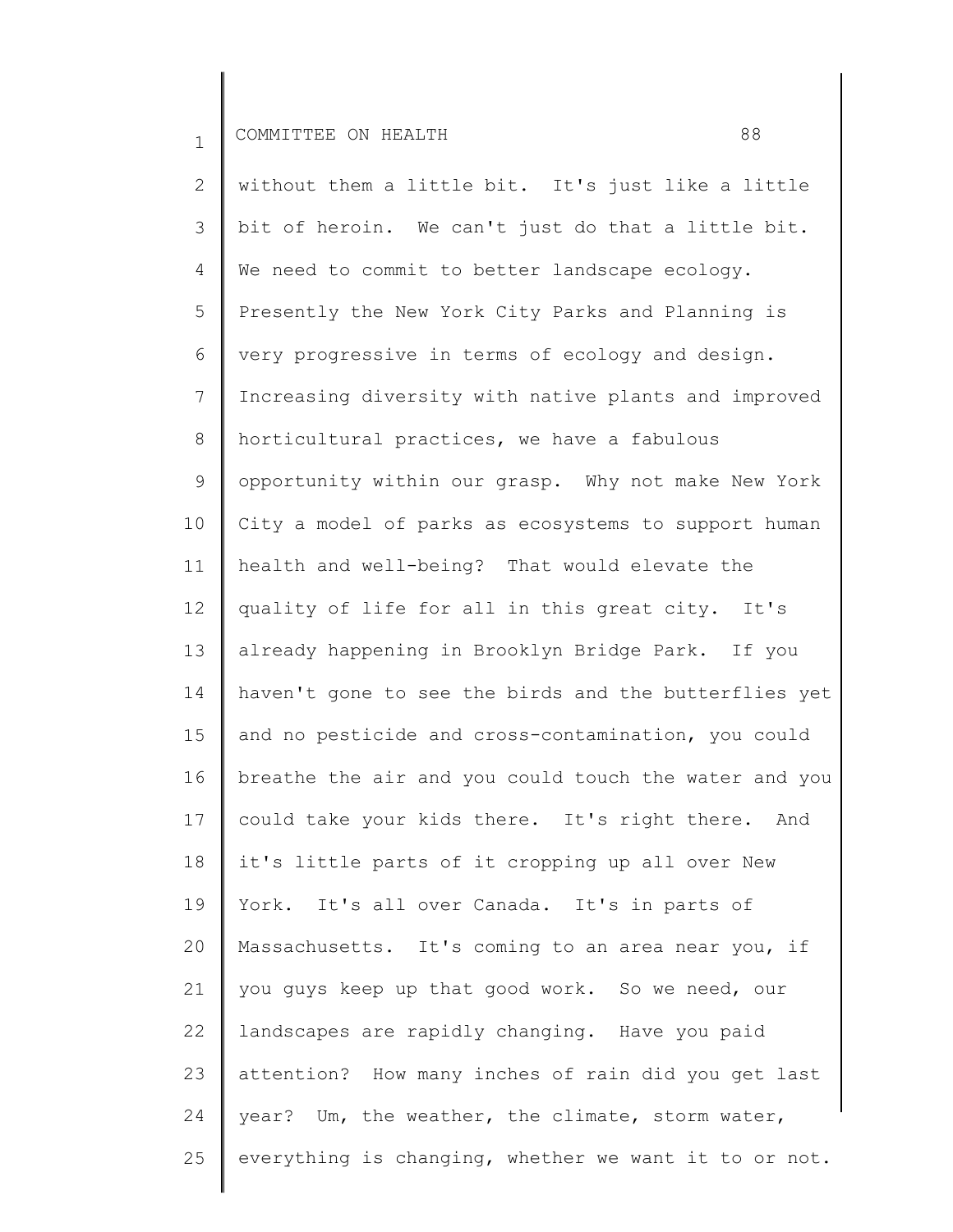without them a little bit. It's just like a little bit of heroin. We can't just do that a little bit. We need to commit to better landscape ecology. Presently the New York City Parks and Planning is very progressive in terms of ecology and design. Increasing diversity with native plants and improved horticultural practices, we have a fabulous opportunity within our grasp. Why not make New York City a model of parks as ecosystems to support human health and well-being? That would elevate the quality of life for all in this great city. It's already happening in Brooklyn Bridge Park. If you haven't gone to see the birds and the butterflies yet and no pesticide and cross-contamination, you could breathe the air and you could touch the water and you could take your kids there. It's right there. And it's little parts of it cropping up all over New York. It's all over Canada. It's in parts of Massachusetts. It's coming to an area near you, if you guys keep up that good work. So we need, our landscapes are rapidly changing. Have you paid attention? How many inches of rain did you get last year? Um, the weather, the climate, storm water, everything is changing, whether we want it to or not.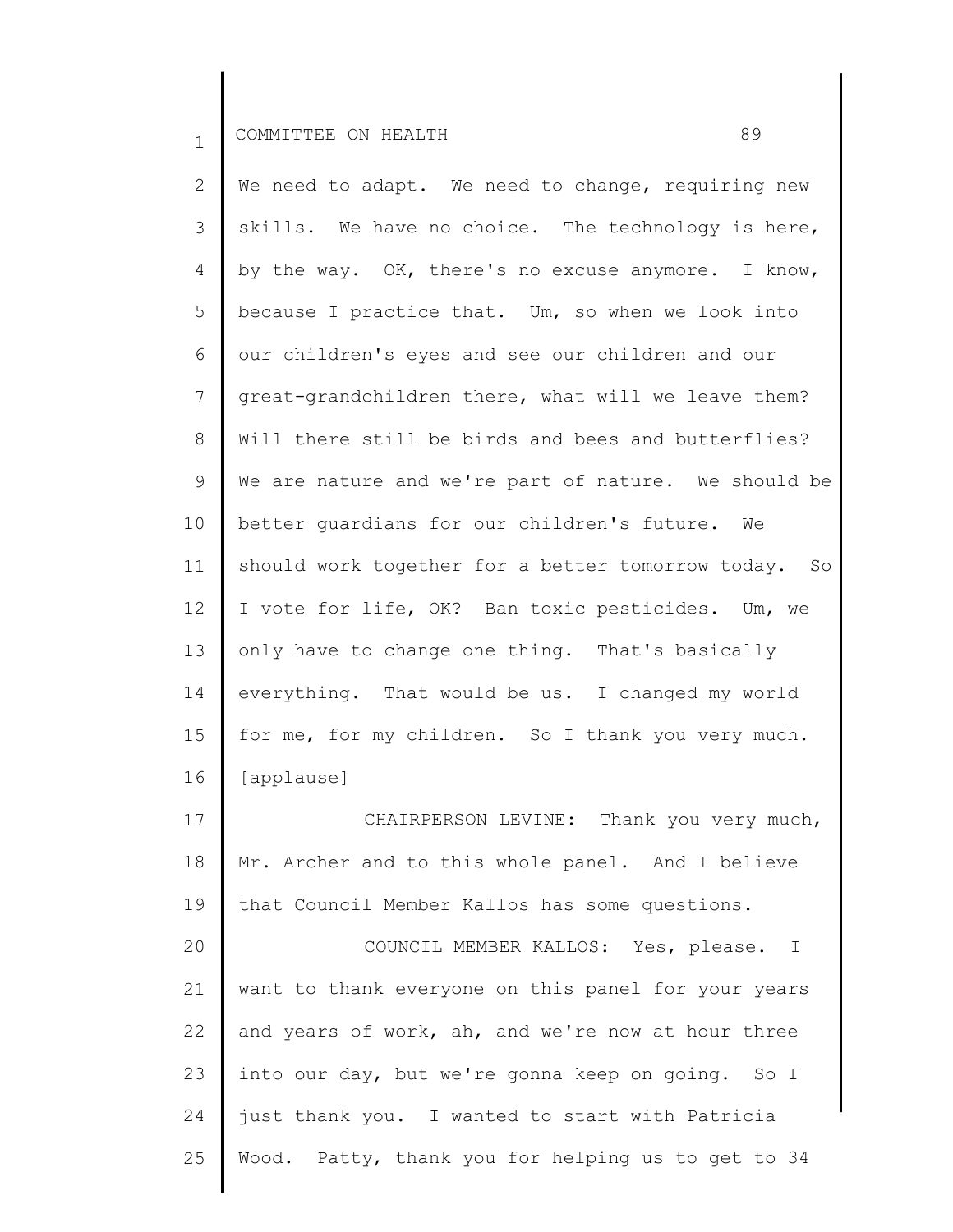We need to adapt. We need to change, requiring new skills. We have no choice. The technology is here, by the way. OK, there's no excuse anymore. I know, because I practice that. Um, so when we look into our children's eyes and see our children and our great-grandchildren there, what will we leave them? Will there still be birds and bees and butterflies? We are nature and we're part of nature. We should be better guardians for our children's future. We should work together for a better tomorrow today. So I vote for life, OK? Ban toxic pesticides. Um, we only have to change one thing. That's basically everything. That would be us. I changed my world for me, for my children. So I thank you very much. [applause]

CHAIRPERSON LEVINE: Thank you very much, Mr. Archer and to this whole panel. And I believe that Council Member Kallos has some questions.

COUNCIL MEMBER KALLOS: Yes, please. I want to thank everyone on this panel for your years and years of work, ah, and we're now at hour three into our day, but we're gonna keep on going. So I just thank you. I wanted to start with Patricia Wood. Patty, thank you for helping us to get to 34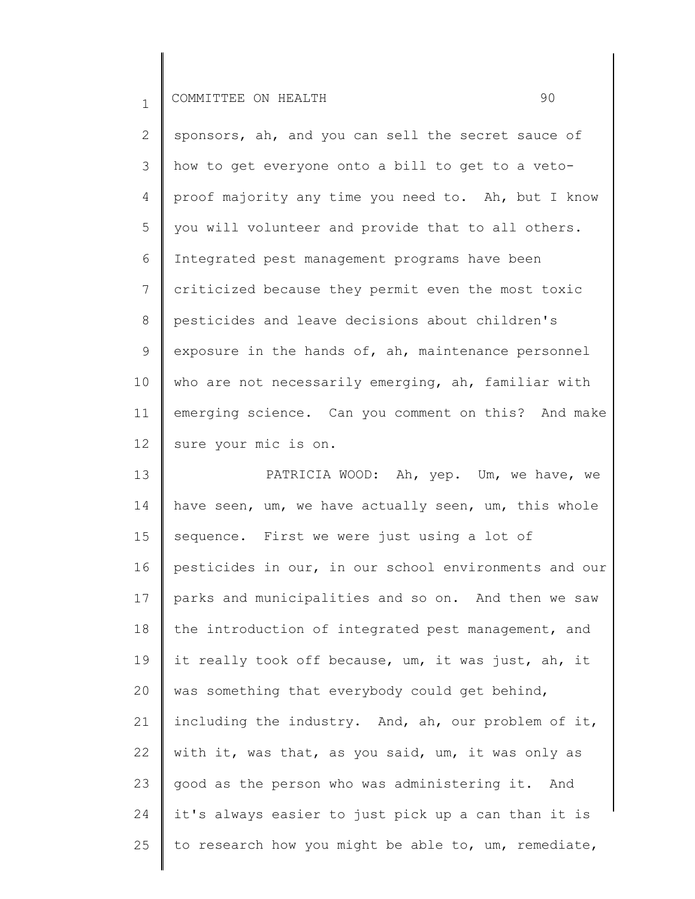sponsors, ah, and you can sell the secret sauce of how to get everyone onto a bill to get to a veto-proof majority any time you need to. Ah, but I know you will volunteer and provide that to all others. Integrated pest management programs have been criticized because they permit even the most toxic pesticides and leave decisions about children's exposure in the hands of, ah, maintenance personnel who are not necessarily emerging, ah, familiar with emerging science. Can you comment on this? And make sure your mic is on.

PATRICIA WOOD: Ah, yep. Um, we have, we have seen, um, we have actually seen, um, this whole sequence. First we were just using a lot of pesticides in our, in our school environments and our parks and municipalities and so on. And then we saw the introduction of integrated pest management, and it really took off because, um, it was just, ah, it was something that everybody could get behind, including the industry. And, ah, our problem of it, with it, was that, as you said, um, it was only as good as the person who was administering it. And it's always easier to just pick up a can than it is to research how you might be able to, um, remediate,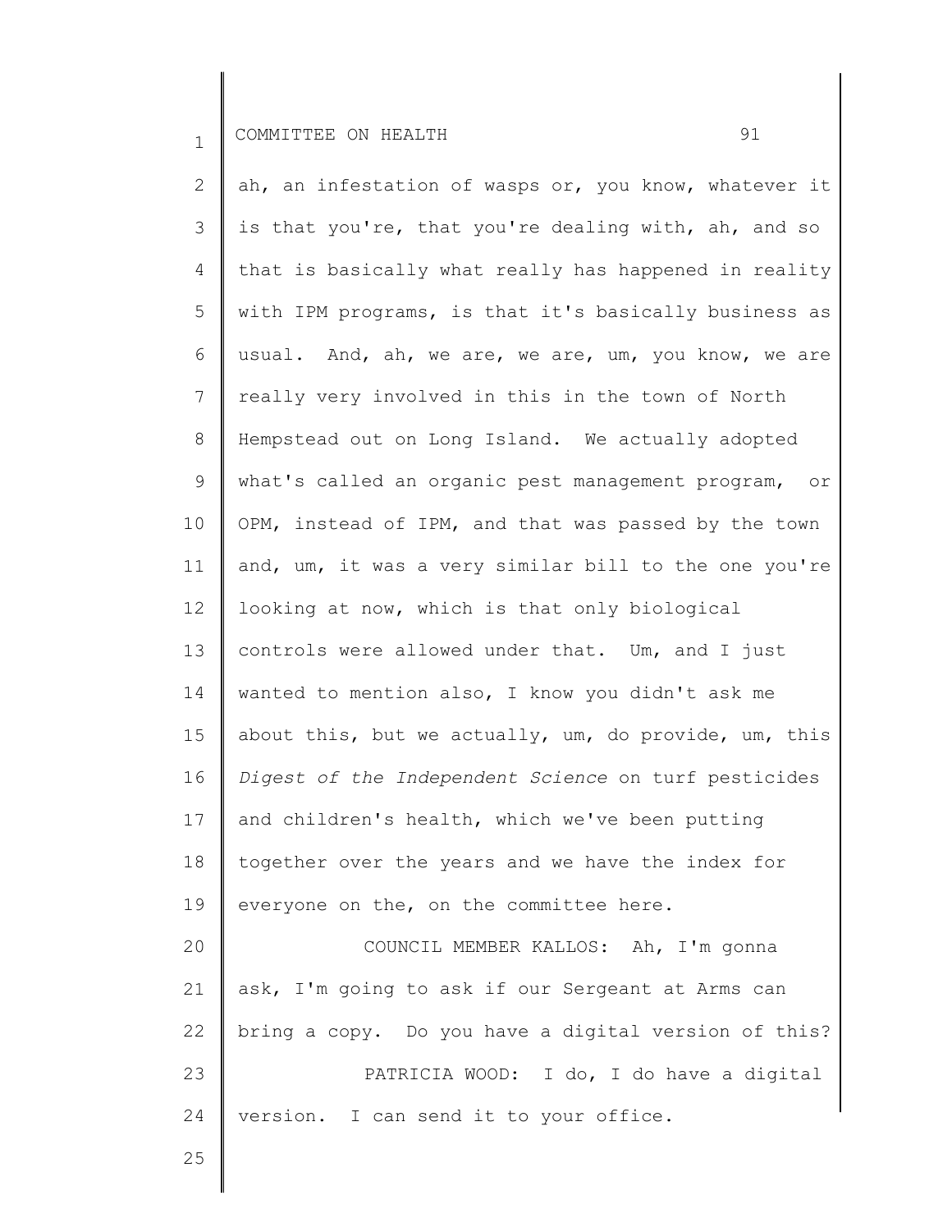ah, an infestation of wasps or, you know, whatever it is that you're, that you're dealing with, ah, and so that is basically what really has happened in reality with IPM programs, is that it's basically business as usual. And, ah, we are, we are, um, you know, we are really very involved in this in the town of North Hempstead out on Long Island. We actually adopted what's called an organic pest management program, or OPM, instead of IPM, and that was passed by the town and, um, it was a very similar bill to the one you're looking at now, which is that only biological controls were allowed under that. Um, and I just wanted to mention also, I know you didn't ask me about this, but we actually, um, do provide, um, this *Digest of the Independent Science* on turf pesticides and children's health, which we've been putting together over the years and we have the index for everyone on the, on the committee here.

COUNCIL MEMBER KALLOS: Ah, I'm gonna ask, I'm going to ask if our Sergeant at Arms can bring a copy. Do you have a digital version of this?

PATRICIA WOOD: I do, I do have a digital version. I can send it to your office.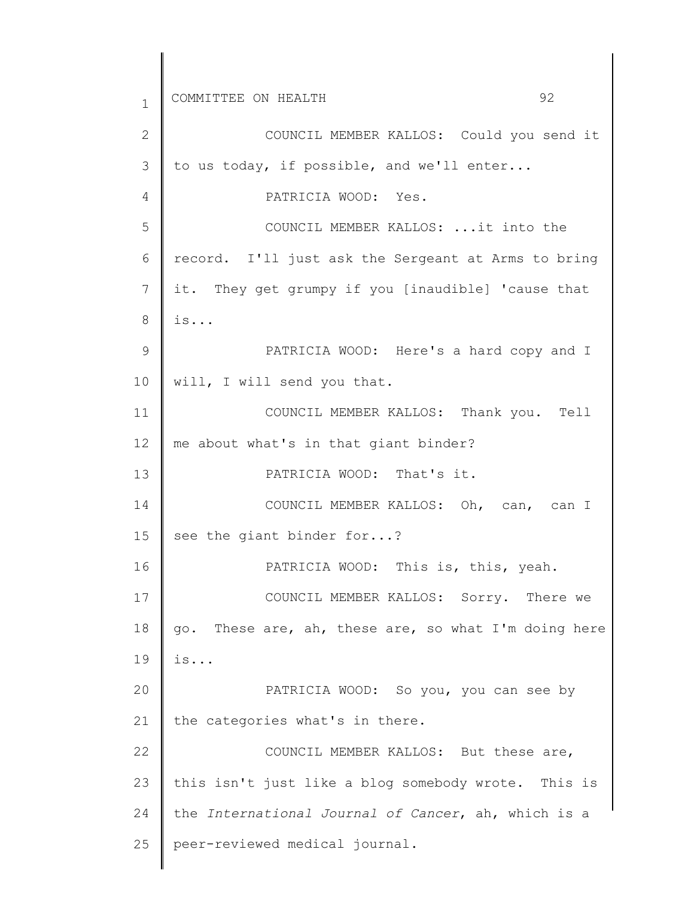COUNCIL MEMBER KALLOS: Could you send it to us today, if possible, and we'll enter...

PATRICIA WOOD: Yes.

COUNCIL MEMBER KALLOS: ...it into the record. I'll just ask the Sergeant at Arms to bring it. They get grumpy if you [inaudible] 'cause that is...

PATRICIA WOOD: Here's a hard copy and I will, I will send you that.

COUNCIL MEMBER KALLOS: Thank you. Tell me about what's in that giant binder?

PATRICIA WOOD: That's it.

COUNCIL MEMBER KALLOS: Oh, can, can I see the giant binder for...?

PATRICIA WOOD: This is, this, yeah.

COUNCIL MEMBER KALLOS: Sorry. There we go. These are, ah, these are, so what I'm doing here is...

PATRICIA WOOD: So you, you can see by the categories what's in there.

COUNCIL MEMBER KALLOS: But these are, this isn't just like a blog somebody wrote. This is the *International Journal of Cancer*, ah, which is a peer-reviewed medical journal.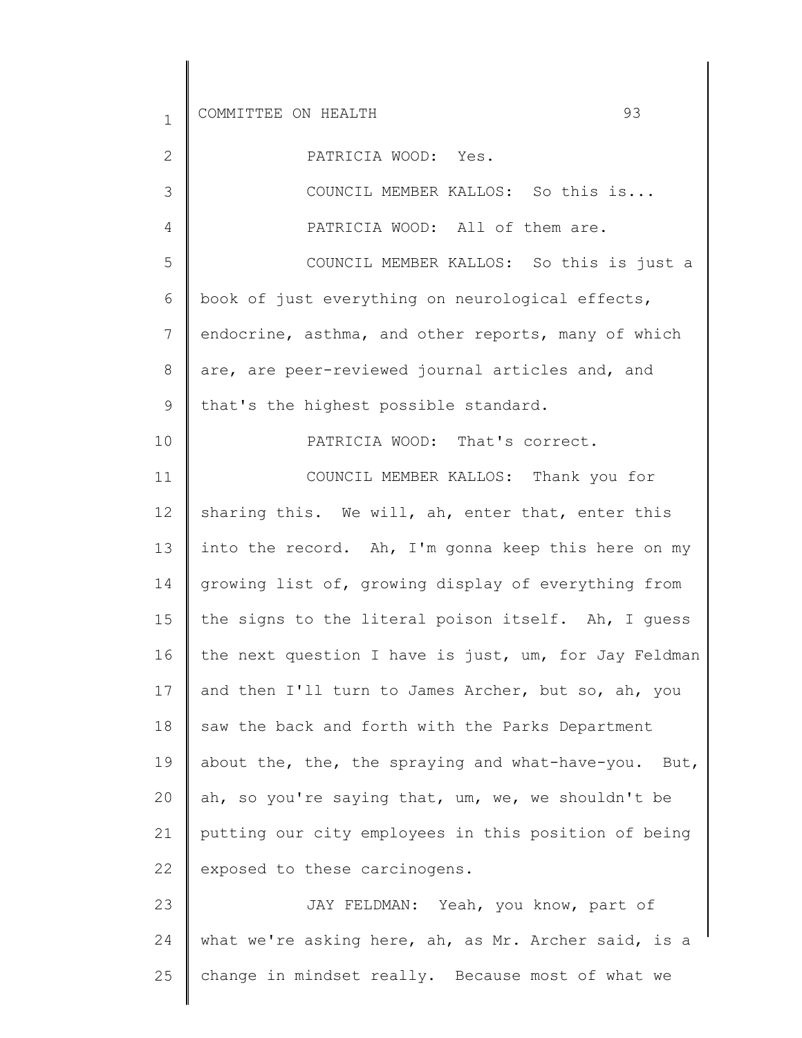PATRICIA WOOD: Yes.

COUNCIL MEMBER KALLOS: So this is...

PATRICIA WOOD: All of them are.

COUNCIL MEMBER KALLOS: So this is just a book of just everything on neurological effects, endocrine, asthma, and other reports, many of which are, are peer-reviewed journal articles and, and that's the highest possible standard.

PATRICIA WOOD: That's correct.

COUNCIL MEMBER KALLOS: Thank you for sharing this. We will, ah, enter that, enter this into the record. Ah, I'm gonna keep this here on my growing list of, growing display of everything from the signs to the literal poison itself. Ah, I guess the next question I have is just, um, for Jay Feldman and then I'll turn to James Archer, but so, ah, you saw the back and forth with the Parks Department about the, the, the spraying and what-have-you. But, ah, so you're saying that, um, we, we shouldn't be putting our city employees in this position of being exposed to these carcinogens.

JAY FELDMAN: Yeah, you know, part of what we're asking here, ah, as Mr. Archer said, is a change in mindset really. Because most of what we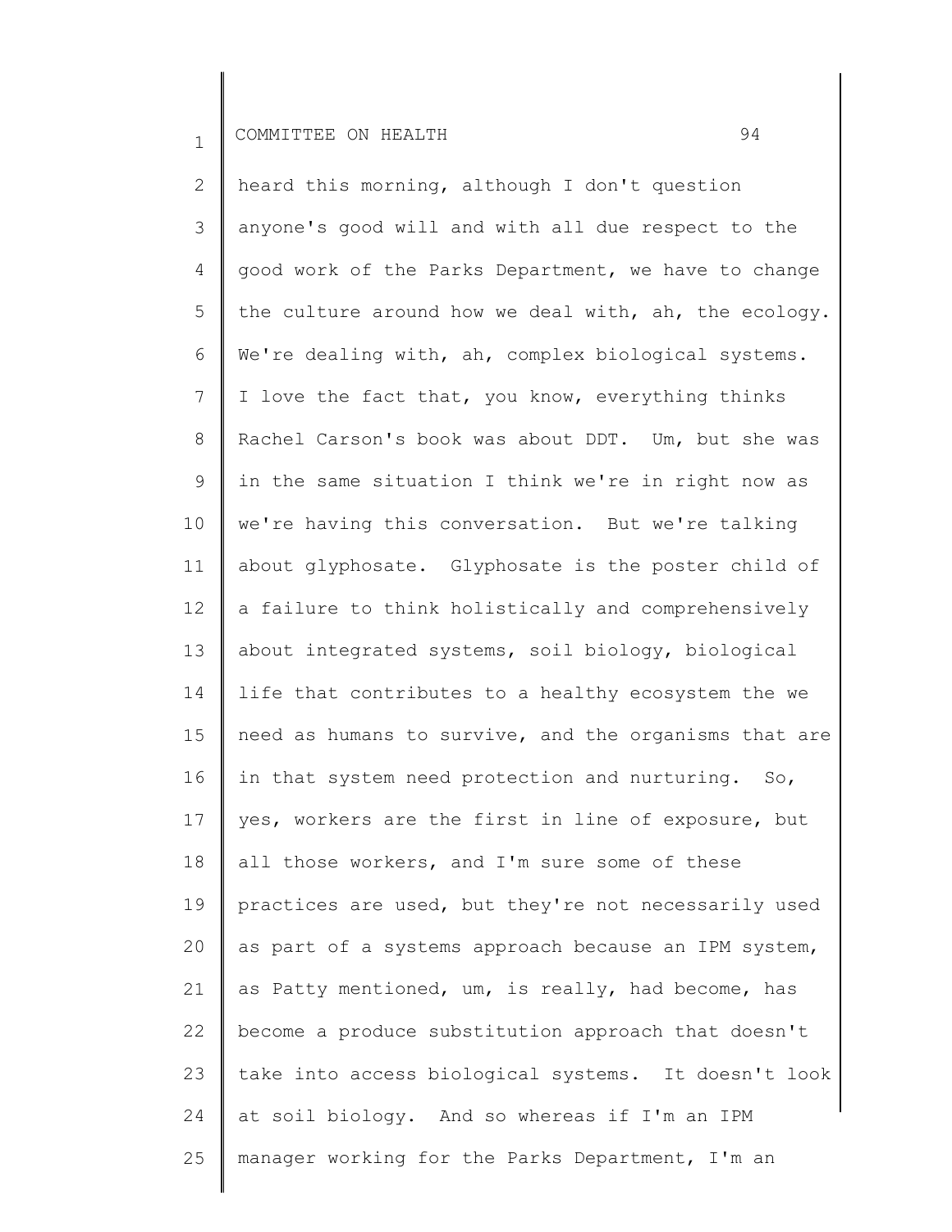heard this morning, although I don't question anyone's good will and with all due respect to the good work of the Parks Department, we have to change the culture around how we deal with, ah, the ecology. We're dealing with, ah, complex biological systems. I love the fact that, you know, everything thinks Rachel Carson's book was about DDT. Um, but she was in the same situation I think we're in right now as we're having this conversation. But we're talking about glyphosate. Glyphosate is the poster child of a failure to think holistically and comprehensively about integrated systems, soil biology, biological life that contributes to a healthy ecosystem the we need as humans to survive, and the organisms that are in that system need protection and nurturing. So, yes, workers are the first in line of exposure, but all those workers, and I'm sure some of these practices are used, but they're not necessarily used as part of a systems approach because an IPM system, as Patty mentioned, um, is really, had become, has become a produce substitution approach that doesn't take into access biological systems. It doesn't look at soil biology. And so whereas if I'm an IPM manager working for the Parks Department, I'm an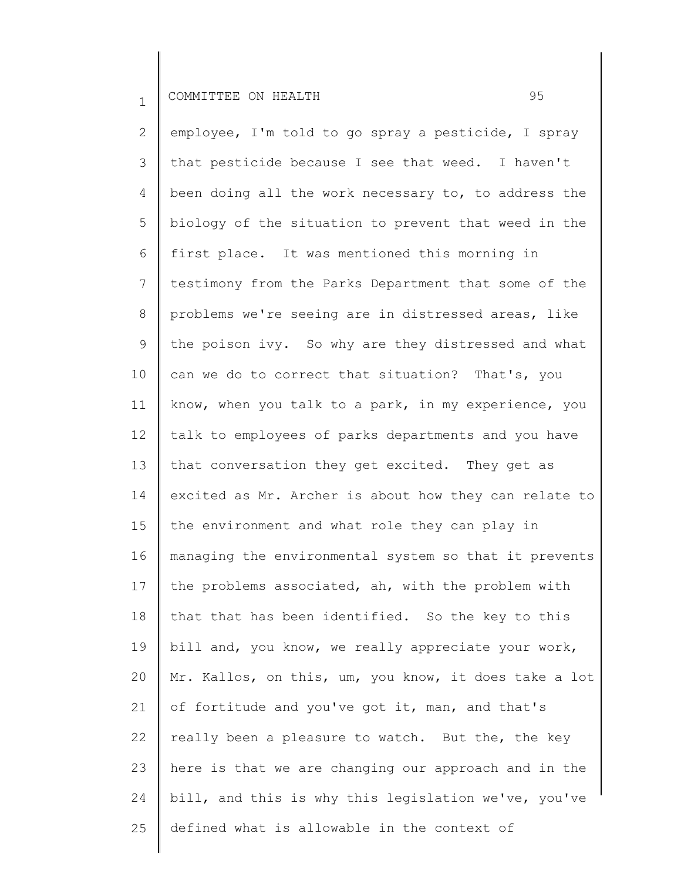employee, I'm told to go spray a pesticide, I spray that pesticide because I see that weed. I haven't been doing all the work necessary to, to address the biology of the situation to prevent that weed in the first place. It was mentioned this morning in testimony from the Parks Department that some of the problems we're seeing are in distressed areas, like the poison ivy. So why are they distressed and what can we do to correct that situation? That's, you know, when you talk to a park, in my experience, you talk to employees of parks departments and you have that conversation they get excited. They get as excited as Mr. Archer is about how they can relate to the environment and what role they can play in managing the environmental system so that it prevents the problems associated, ah, with the problem with that that has been identified. So the key to this bill and, you know, we really appreciate your work, Mr. Kallos, on this, um, you know, it does take a lot of fortitude and you've got it, man, and that's really been a pleasure to watch. But the, the key here is that we are changing our approach and in the bill, and this is why this legislation we've, you've defined what is allowable in the context of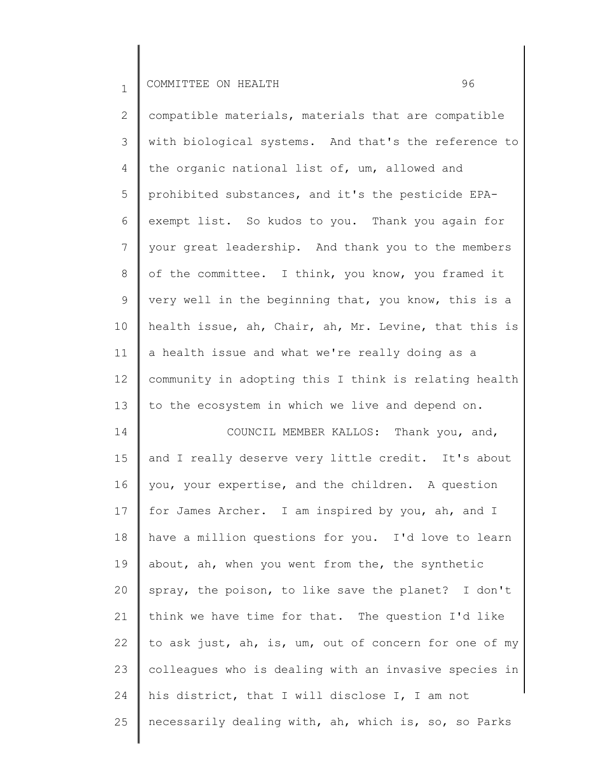compatible materials, materials that are compatible with biological systems. And that's the reference to the organic national list of, um, allowed and prohibited substances, and it's the pesticide EPA-exempt list. So kudos to you. Thank you again for your great leadership. And thank you to the members of the committee. I think, you know, you framed it very well in the beginning that, you know, this is a health issue, ah, Chair, ah, Mr. Levine, that this is a health issue and what we're really doing as a community in adopting this I think is relating health to the ecosystem in which we live and depend on.

COUNCIL MEMBER KALLOS: Thank you, and, and I really deserve very little credit. It's about you, your expertise, and the children. A question for James Archer. I am inspired by you, ah, and I have a million questions for you. I'd love to learn about, ah, when you went from the, the synthetic spray, the poison, to like save the planet? I don't think we have time for that. The question I'd like to ask just, ah, is, um, out of concern for one of my colleagues who is dealing with an invasive species in his district, that I will disclose I, I am not necessarily dealing with, ah, which is, so, so Parks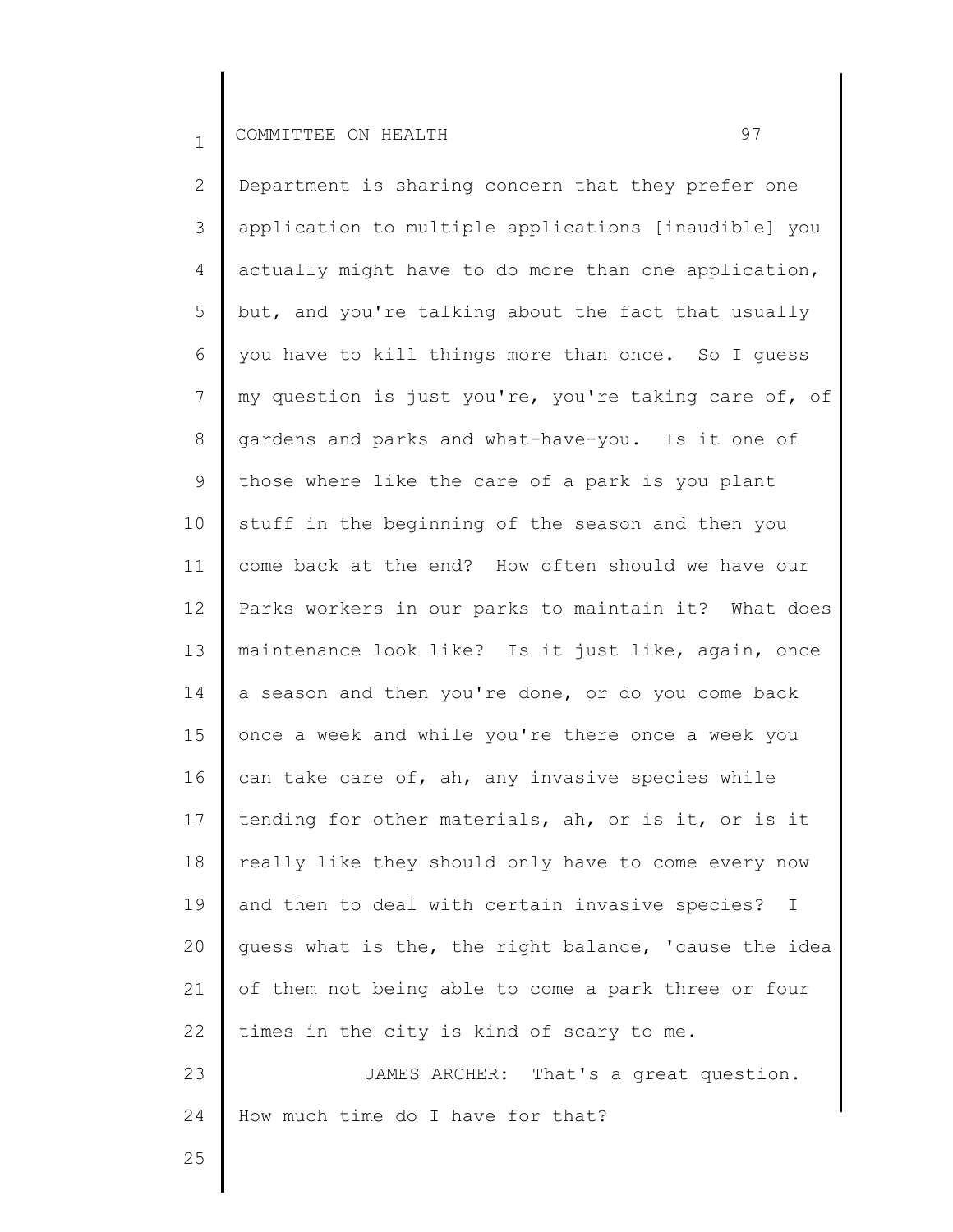Department is sharing concern that they prefer one application to multiple applications [inaudible] you actually might have to do more than one application, but, and you're talking about the fact that usually you have to kill things more than once. So I guess my question is just you're, you're taking care of, of gardens and parks and what-have-you. Is it one of those where like the care of a park is you plant stuff in the beginning of the season and then you come back at the end? How often should we have our Parks workers in our parks to maintain it? What does maintenance look like? Is it just like, again, once a season and then you're done, or do you come back once a week and while you're there once a week you can take care of, ah, any invasive species while tending for other materials, ah, or is it, or is it really like they should only have to come every now and then to deal with certain invasive species? I guess what is the, the right balance, 'cause the idea of them not being able to come a park three or four times in the city is kind of scary to me.

JAMES ARCHER: That's a great question. How much time do I have for that?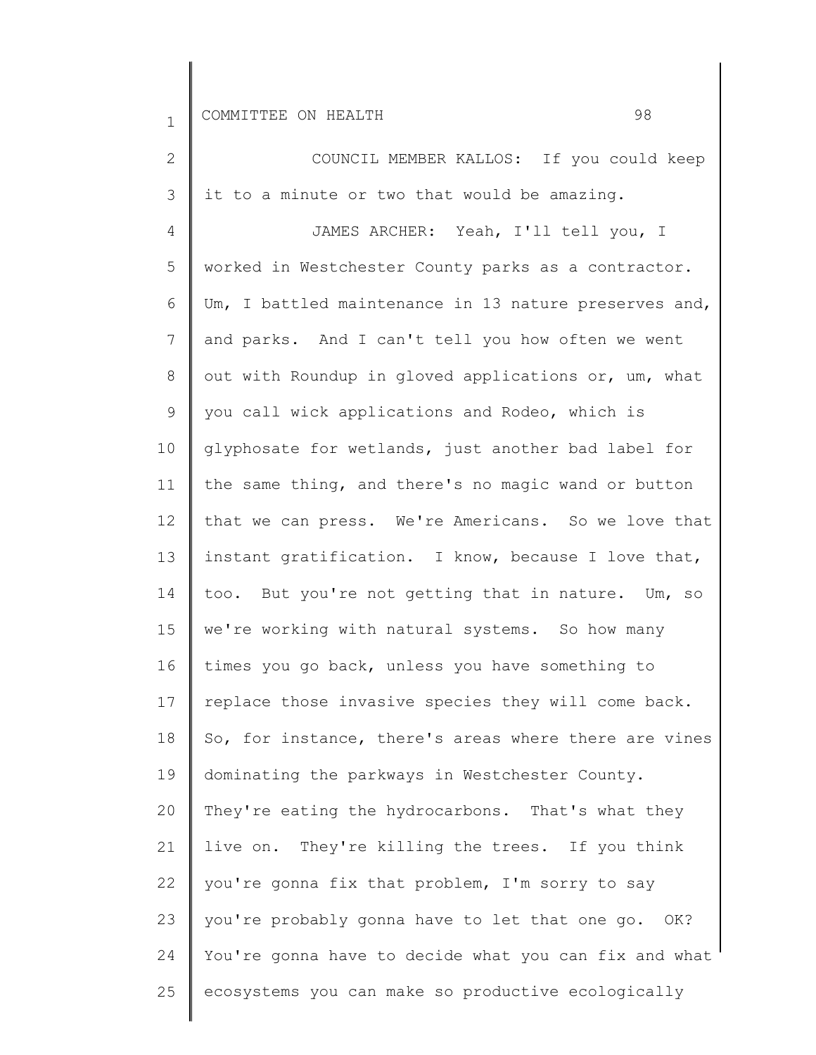COUNCIL MEMBER KALLOS: If you could keep it to a minute or two that would be amazing.

JAMES ARCHER: Yeah, I'll tell you, I worked in Westchester County parks as a contractor. Um, I battled maintenance in 13 nature preserves and, and parks. And I can't tell you how often we went out with Roundup in gloved applications or, um, what you call wick applications and Rodeo, which is glyphosate for wetlands, just another bad label for the same thing, and there's no magic wand or button that we can press. We're Americans. So we love that instant gratification. I know, because I love that, too. But you're not getting that in nature. Um, so we're working with natural systems. So how many times you go back, unless you have something to replace those invasive species they will come back. So, for instance, there's areas where there are vines dominating the parkways in Westchester County. They're eating the hydrocarbons. That's what they live on. They're killing the trees. If you think you're gonna fix that problem, I'm sorry to say you're probably gonna have to let that one go. OK? You're gonna have to decide what you can fix and what ecosystems you can make so productive ecologically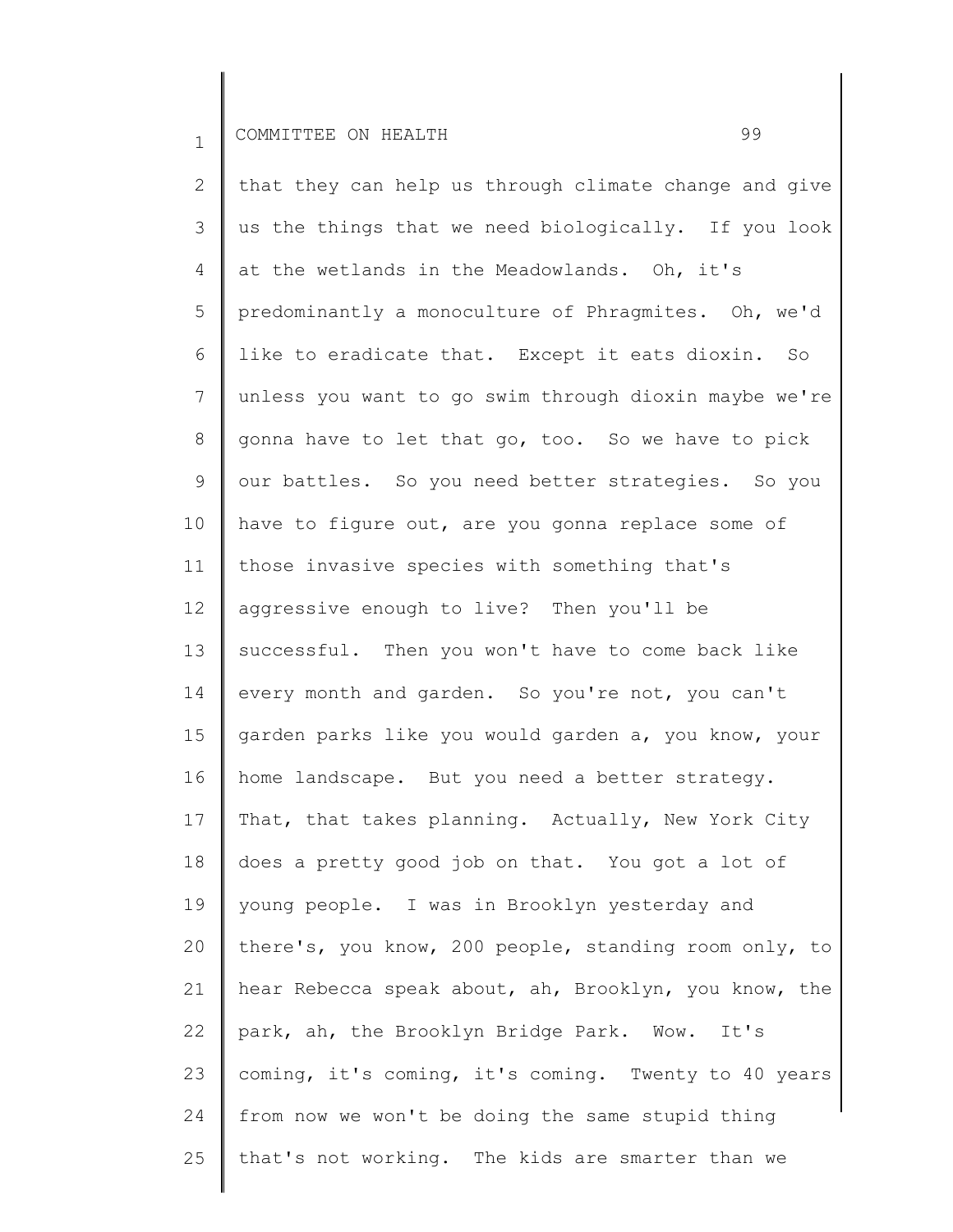that they can help us through climate change and give us the things that we need biologically. If you look at the wetlands in the Meadowlands. Oh, it's predominantly a monoculture of Phragmites. Oh, we'd like to eradicate that. Except it eats dioxin. So unless you want to go swim through dioxin maybe we're gonna have to let that go, too. So we have to pick our battles. So you need better strategies. So you have to figure out, are you gonna replace some of those invasive species with something that's aggressive enough to live? Then you'll be successful. Then you won't have to come back like every month and garden. So you're not, you can't garden parks like you would garden a, you know, your home landscape. But you need a better strategy. That, that takes planning. Actually, New York City does a pretty good job on that. You got a lot of young people. I was in Brooklyn yesterday and there's, you know, 200 people, standing room only, to hear Rebecca speak about, ah, Brooklyn, you know, the park, ah, the Brooklyn Bridge Park. Wow. It's coming, it's coming, it's coming. Twenty to 40 years from now we won't be doing the same stupid thing that's not working. The kids are smarter than we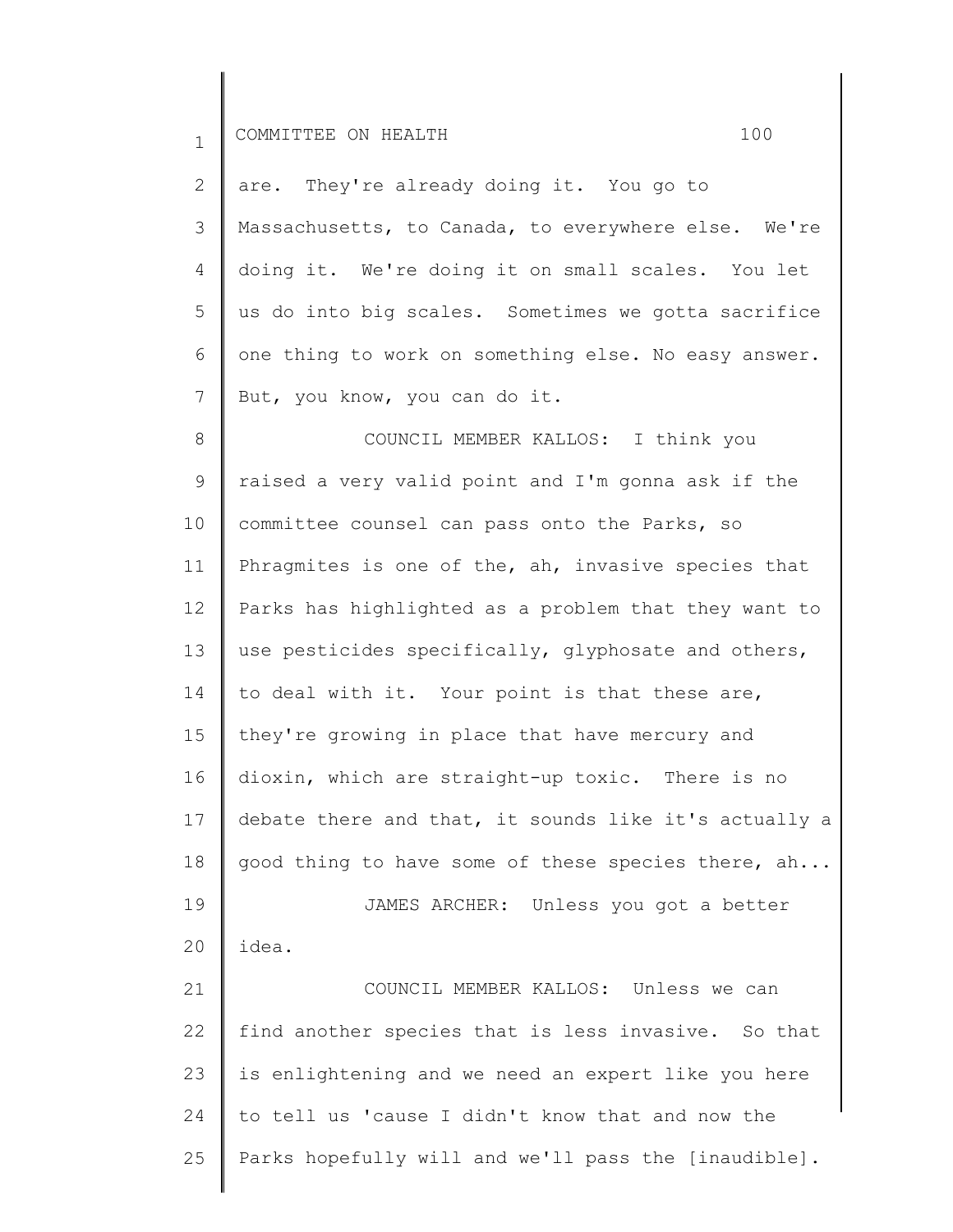are. They're already doing it. You go to Massachusetts, to Canada, to everywhere else. We're doing it. We're doing it on small scales. You let us do into big scales. Sometimes we gotta sacrifice one thing to work on something else. No easy answer. But, you know, you can do it.

COUNCIL MEMBER KALLOS: I think you raised a very valid point and I'm gonna ask if the committee counsel can pass onto the Parks, so Phragmites is one of the, ah, invasive species that Parks has highlighted as a problem that they want to use pesticides specifically, glyphosate and others, to deal with it. Your point is that these are, they're growing in place that have mercury and dioxin, which are straight-up toxic. There is no debate there and that, it sounds like it's actually a good thing to have some of these species there, ah...

JAMES ARCHER: Unless you got a better idea.

COUNCIL MEMBER KALLOS: Unless we can find another species that is less invasive. So that is enlightening and we need an expert like you here to tell us 'cause I didn't know that and now the Parks hopefully will and we'll pass the [inaudible].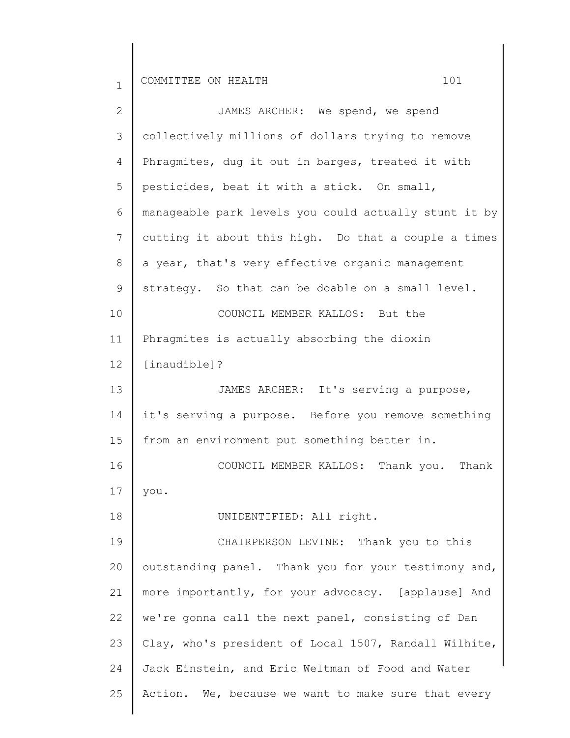JAMES ARCHER: We spend, we spend collectively millions of dollars trying to remove Phragmites, dug it out in barges, treated it with pesticides, beat it with a stick. On small, manageable park levels you could actually stunt it by cutting it about this high. Do that a couple a times a year, that's very effective organic management strategy. So that can be doable on a small level.

COUNCIL MEMBER KALLOS: But the Phragmites is actually absorbing the dioxin [inaudible]?

JAMES ARCHER: It's serving a purpose, it's serving a purpose. Before you remove something from an environment put something better in.

COUNCIL MEMBER KALLOS: Thank you. Thank you.

UNIDENTIFIED: All right.

CHAIRPERSON LEVINE: Thank you to this outstanding panel. Thank you for your testimony and, more importantly, for your advocacy. [applause] And we're gonna call the next panel, consisting of Dan Clay, who's president of Local 1507, Randall Wilhite, Jack Einstein, and Eric Weltman of Food and Water Action. We, because we want to make sure that every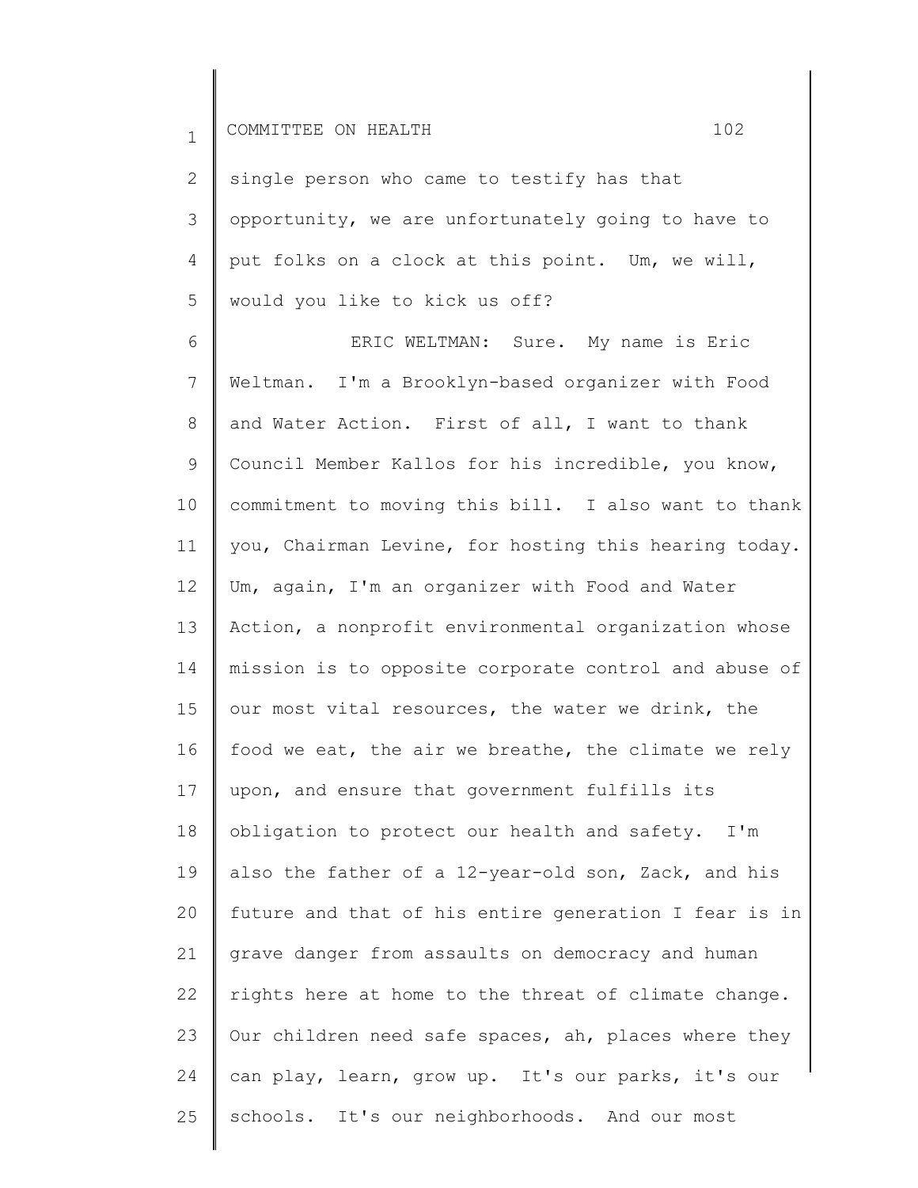single person who came to testify has that opportunity, we are unfortunately going to have to put folks on a clock at this point. Um, we will, would you like to kick us off?

ERIC WELTMAN: Sure. My name is Eric Weltman. I'm a Brooklyn-based organizer with Food and Water Action. First of all, I want to thank Council Member Kallos for his incredible, you know, commitment to moving this bill. I also want to thank you, Chairman Levine, for hosting this hearing today. Um, again, I'm an organizer with Food and Water Action, a nonprofit environmental organization whose mission is to opposite corporate control and abuse of our most vital resources, the water we drink, the food we eat, the air we breathe, the climate we rely upon, and ensure that government fulfills its obligation to protect our health and safety. I'm also the father of a 12-year-old son, Zack, and his future and that of his entire generation I fear is in grave danger from assaults on democracy and human rights here at home to the threat of climate change. Our children need safe spaces, ah, places where they can play, learn, grow up. It's our parks, it's our schools. It's our neighborhoods. And our most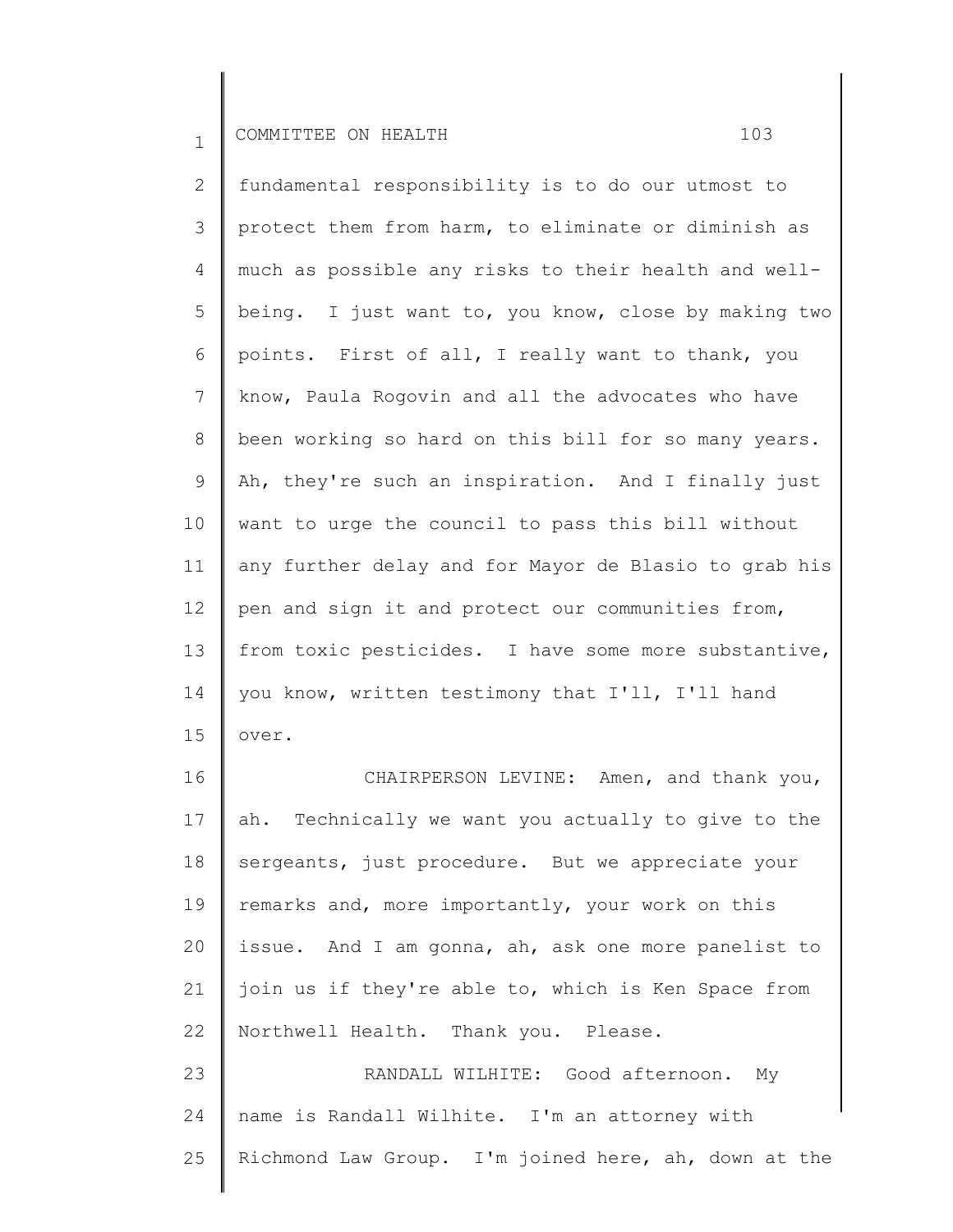fundamental responsibility is to do our utmost to protect them from harm, to eliminate or diminish as much as possible any risks to their health and well-being. I just want to, you know, close by making two points. First of all, I really want to thank, you know, Paula Rogovin and all the advocates who have been working so hard on this bill for so many years. Ah, they're such an inspiration. And I finally just want to urge the council to pass this bill without any further delay and for Mayor de Blasio to grab his pen and sign it and protect our communities from, from toxic pesticides. I have some more substantive, you know, written testimony that I'll, I'll hand over.

CHAIRPERSON LEVINE: Amen, and thank you, ah. Technically we want you actually to give to the sergeants, just procedure. But we appreciate your remarks and, more importantly, your work on this issue. And I am gonna, ah, ask one more panelist to join us if they're able to, which is Ken Space from Northwell Health. Thank you. Please.

RANDALL WILHITE: Good afternoon. My name is Randall Wilhite. I'm an attorney with Richmond Law Group. I'm joined here, ah, down at the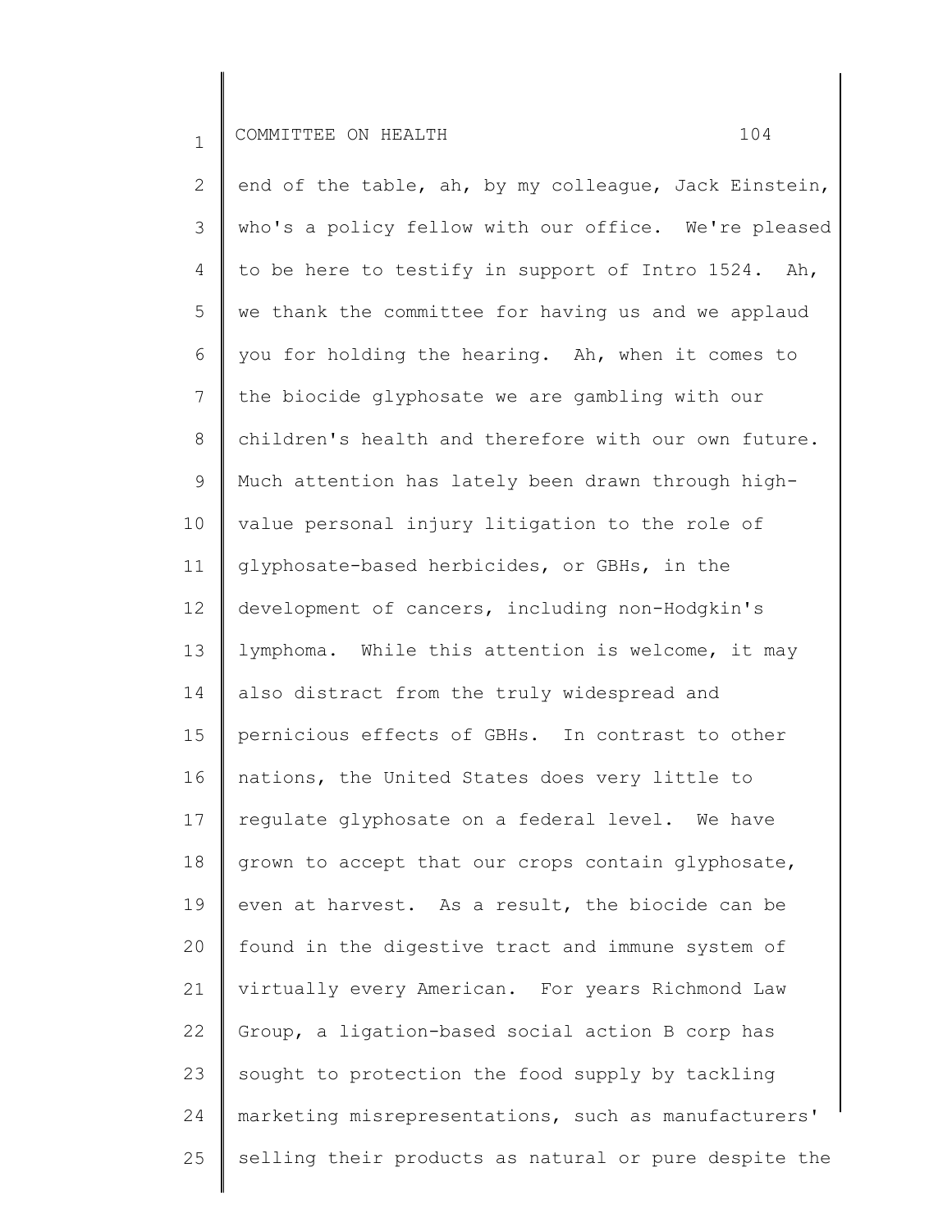end of the table, ah, by my colleague, Jack Einstein, who's a policy fellow with our office. We're pleased to be here to testify in support of Intro 1524. Ah, we thank the committee for having us and we applaud you for holding the hearing. Ah, when it comes to the biocide glyphosate we are gambling with our children's health and therefore with our own future. Much attention has lately been drawn through high-value personal injury litigation to the role of glyphosate-based herbicides, or GBHs, in the development of cancers, including non-Hodgkin's lymphoma. While this attention is welcome, it may also distract from the truly widespread and pernicious effects of GBHs. In contrast to other nations, the United States does very little to regulate glyphosate on a federal level. We have grown to accept that our crops contain glyphosate, even at harvest. As a result, the biocide can be found in the digestive tract and immune system of virtually every American. For years Richmond Law Group, a ligation-based social action B corp has sought to protection the food supply by tackling marketing misrepresentations, such as manufacturers' selling their products as natural or pure despite the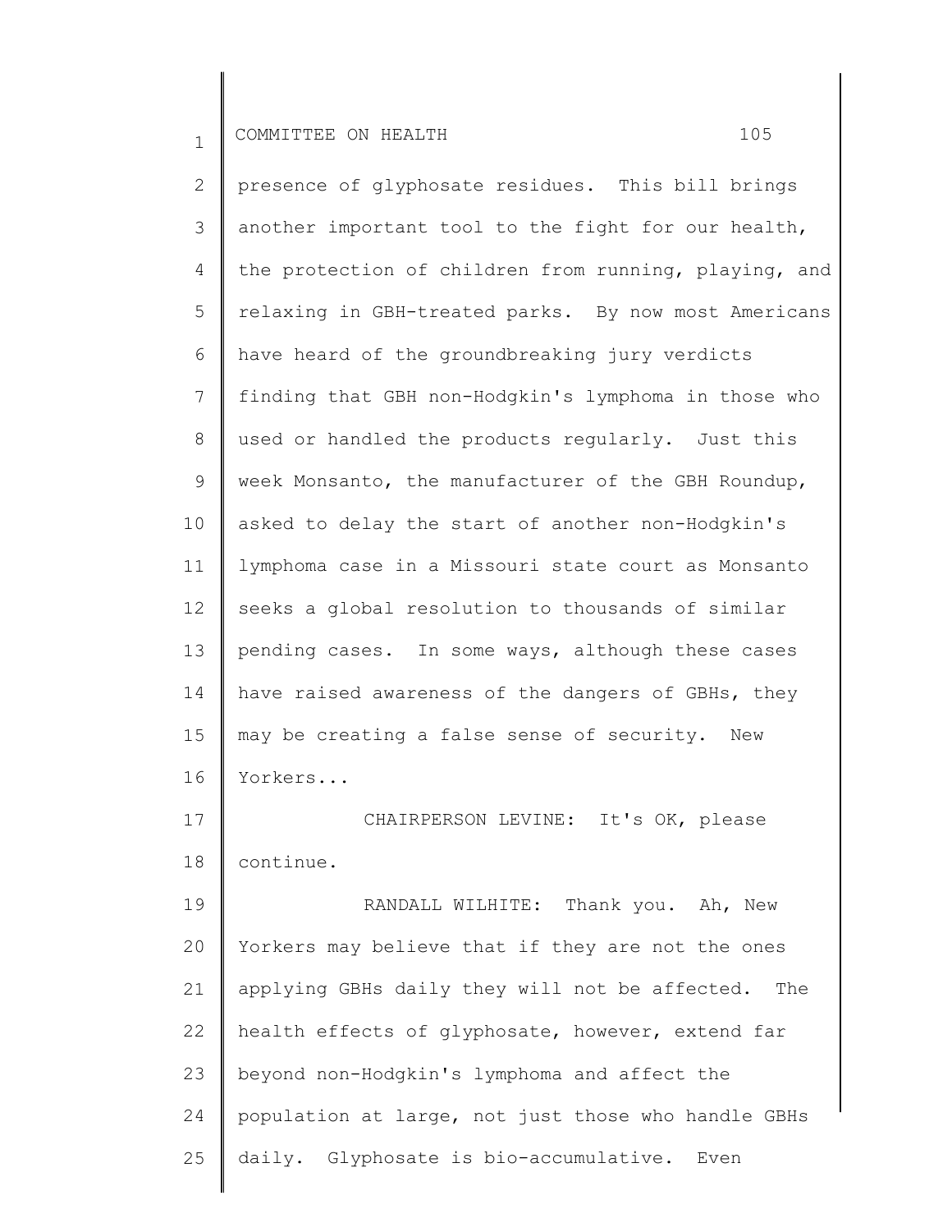presence of glyphosate residues. This bill brings another important tool to the fight for our health, the protection of children from running, playing, and relaxing in GBH-treated parks. By now most Americans have heard of the groundbreaking jury verdicts finding that GBH non-Hodgkin's lymphoma in those who used or handled the products regularly. Just this week Monsanto, the manufacturer of the GBH Roundup, asked to delay the start of another non-Hodgkin's lymphoma case in a Missouri state court as Monsanto seeks a global resolution to thousands of similar pending cases. In some ways, although these cases have raised awareness of the dangers of GBHs, they may be creating a false sense of security. New Yorkers...

CHAIRPERSON LEVINE: It's OK, please continue.

RANDALL WILHITE: Thank you. Ah, New Yorkers may believe that if they are not the ones applying GBHs daily they will not be affected. The health effects of glyphosate, however, extend far beyond non-Hodgkin's lymphoma and affect the population at large, not just those who handle GBHs daily. Glyphosate is bio-accumulative. Even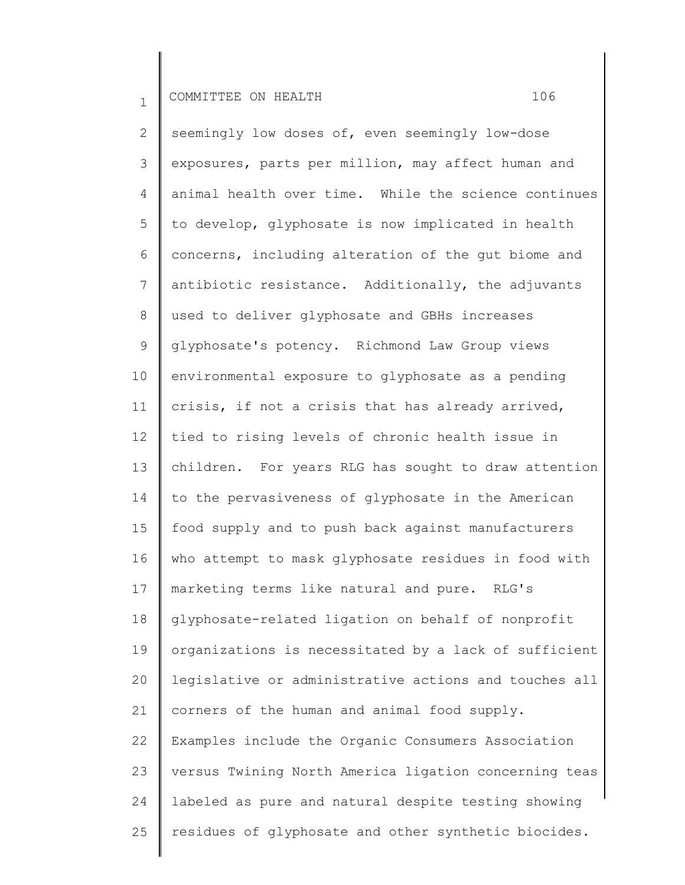seemingly low doses of, even seemingly low-dose exposures, parts per million, may affect human and animal health over time. While the science continues to develop, glyphosate is now implicated in health concerns, including alteration of the gut biome and antibiotic resistance. Additionally, the adjuvants used to deliver glyphosate and GBHs increases glyphosate's potency. Richmond Law Group views environmental exposure to glyphosate as a pending crisis, if not a crisis that has already arrived, tied to rising levels of chronic health issue in children. For years RLG has sought to draw attention to the pervasiveness of glyphosate in the American food supply and to push back against manufacturers who attempt to mask glyphosate residues in food with marketing terms like natural and pure. RLG's glyphosate-related ligation on behalf of nonprofit organizations is necessitated by a lack of sufficient legislative or administrative actions and touches all corners of the human and animal food supply. Examples include the Organic Consumers Association versus Twining North America ligation concerning teas labeled as pure and natural despite testing showing residues of glyphosate and other synthetic biocides.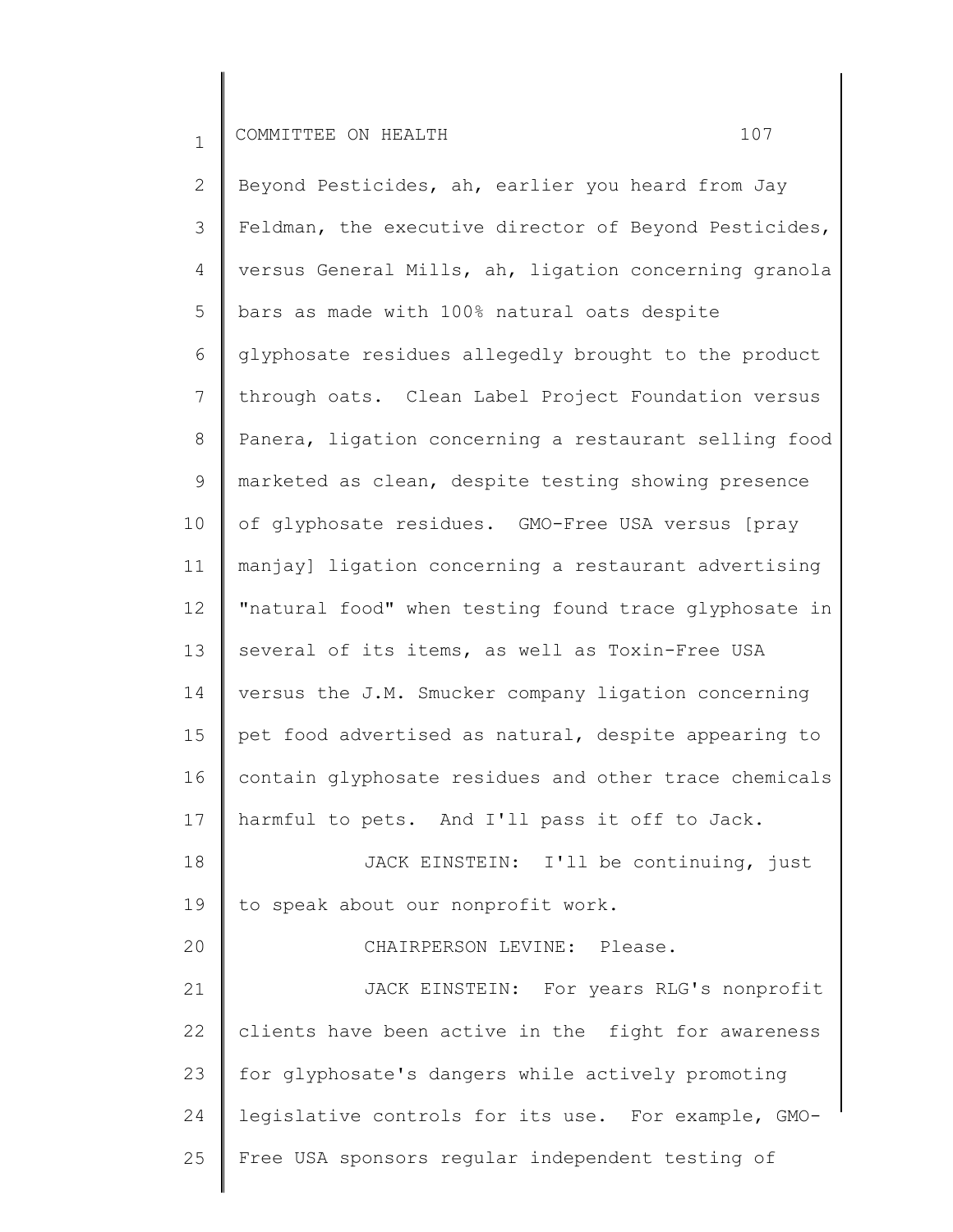Beyond Pesticides, ah, earlier you heard from Jay Feldman, the executive director of Beyond Pesticides, versus General Mills, ah, ligation concerning granola bars as made with 100% natural oats despite glyphosate residues allegedly brought to the product through oats. Clean Label Project Foundation versus Panera, ligation concerning a restaurant selling food marketed as clean, despite testing showing presence of glyphosate residues. GMO-Free USA versus [pray manjay] ligation concerning a restaurant advertising "natural food" when testing found trace glyphosate in several of its items, as well as Toxin-Free USA versus the J.M. Smucker company ligation concerning pet food advertised as natural, despite appearing to contain glyphosate residues and other trace chemicals harmful to pets. And I'll pass it off to Jack.

JACK EINSTEIN: I'll be continuing, just to speak about our nonprofit work.

CHAIRPERSON LEVINE: Please.

JACK EINSTEIN: For years RLG's nonprofit clients have been active in the fight for awareness for glyphosate's dangers while actively promoting legislative controls for its use. For example, GMO-Free USA sponsors regular independent testing of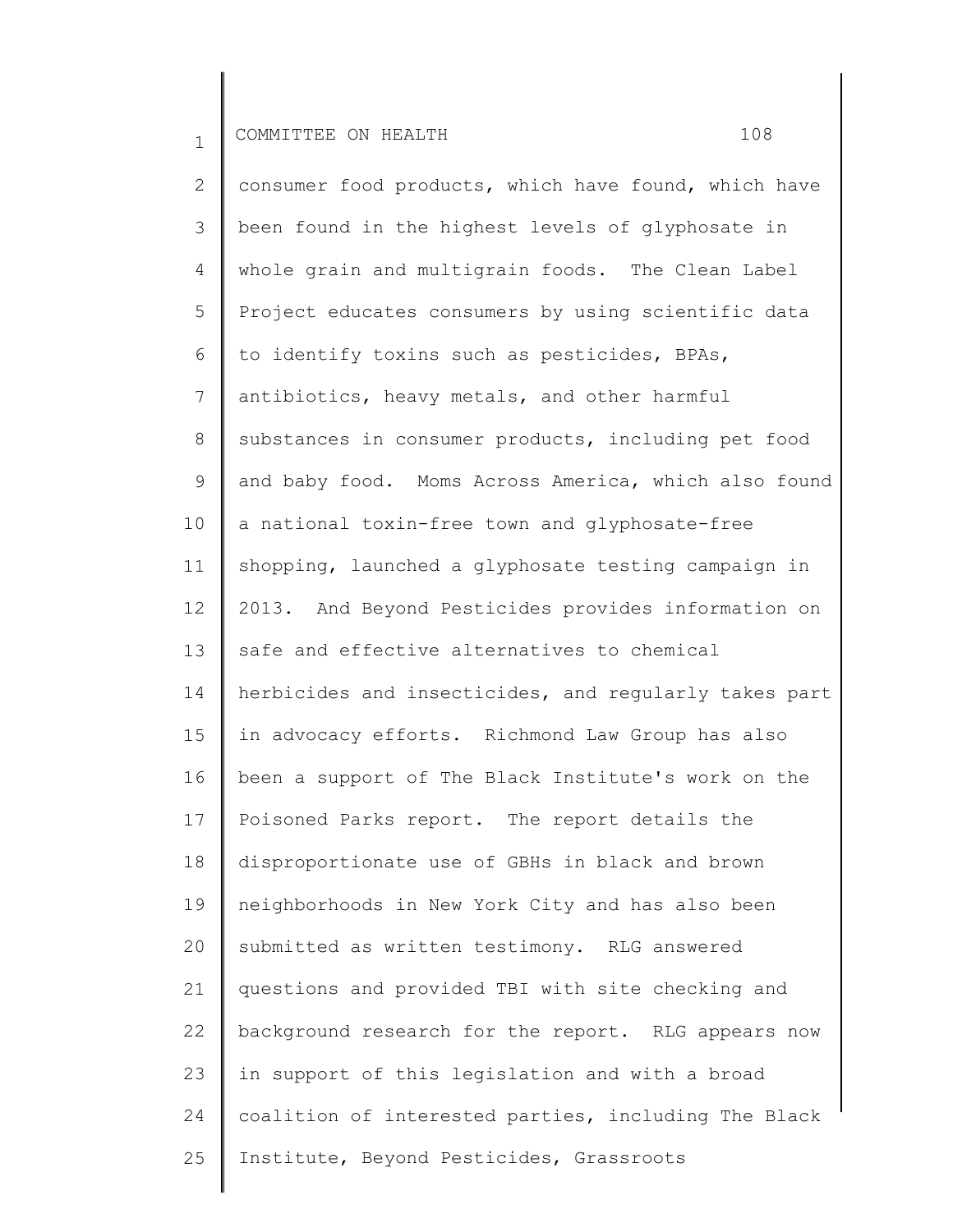consumer food products, which have found, which have been found in the highest levels of glyphosate in whole grain and multigrain foods. The Clean Label Project educates consumers by using scientific data to identify toxins such as pesticides, BPAs, antibiotics, heavy metals, and other harmful substances in consumer products, including pet food and baby food. Moms Across America, which also found a national toxin-free town and glyphosate-free shopping, launched a glyphosate testing campaign in 2013. And Beyond Pesticides provides information on safe and effective alternatives to chemical herbicides and insecticides, and regularly takes part in advocacy efforts. Richmond Law Group has also been a support of The Black Institute's work on the Poisoned Parks report. The report details the disproportionate use of GBHs in black and brown neighborhoods in New York City and has also been submitted as written testimony. RLG answered questions and provided TBI with site checking and background research for the report. RLG appears now in support of this legislation and with a broad coalition of interested parties, including The Black Institute, Beyond Pesticides, Grassroots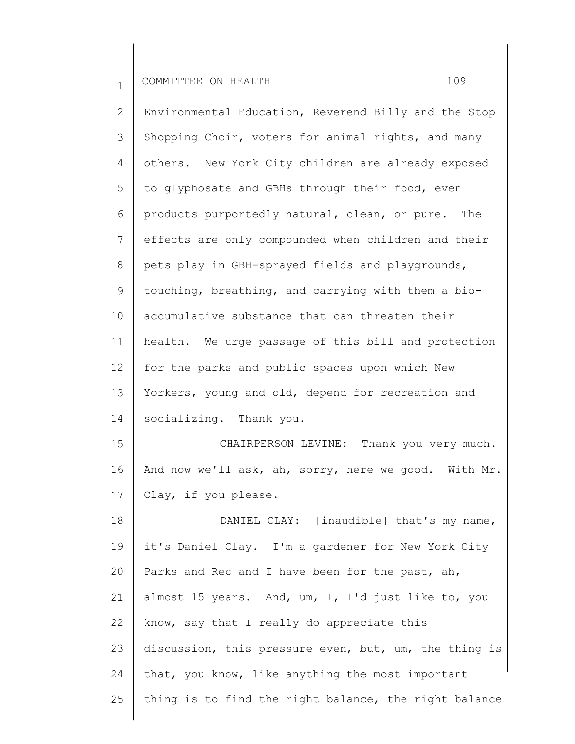Environmental Education, Reverend Billy and the Stop Shopping Choir, voters for animal rights, and many others. New York City children are already exposed to glyphosate and GBHs through their food, even products purportedly natural, clean, or pure. The effects are only compounded when children and their pets play in GBH-sprayed fields and playgrounds, touching, breathing, and carrying with them a bio-accumulative substance that can threaten their health. We urge passage of this bill and protection for the parks and public spaces upon which New Yorkers, young and old, depend for recreation and socializing. Thank you.

CHAIRPERSON LEVINE: Thank you very much. And now we'll ask, ah, sorry, here we good. With Mr. Clay, if you please.

DANIEL CLAY: [inaudible] that's my name, it's Daniel Clay. I'm a gardener for New York City Parks and Rec and I have been for the past, ah, almost 15 years. And, um, I, I'd just like to, you know, say that I really do appreciate this discussion, this pressure even, but, um, the thing is that, you know, like anything the most important thing is to find the right balance, the right balance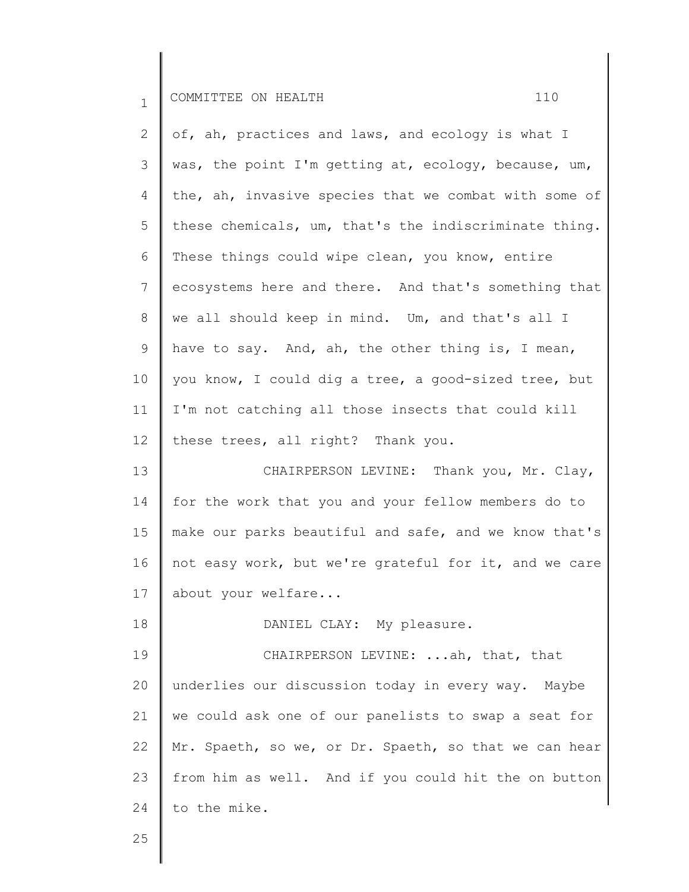of, ah, practices and laws, and ecology is what I was, the point I'm getting at, ecology, because, um, the, ah, invasive species that we combat with some of these chemicals, um, that's the indiscriminate thing. These things could wipe clean, you know, entire ecosystems here and there. And that's something that we all should keep in mind. Um, and that's all I have to say. And, ah, the other thing is, I mean, you know, I could dig a tree, a good-sized tree, but I'm not catching all those insects that could kill these trees, all right? Thank you.

CHAIRPERSON LEVINE: Thank you, Mr. Clay, for the work that you and your fellow members do to make our parks beautiful and safe, and we know that's not easy work, but we're grateful for it, and we care about your welfare...

DANIEL CLAY: My pleasure.

CHAIRPERSON LEVINE: ...ah, that, that underlies our discussion today in every way. Maybe we could ask one of our panelists to swap a seat for Mr. Spaeth, so we, or Dr. Spaeth, so that we can hear from him as well. And if you could hit the on button to the mike.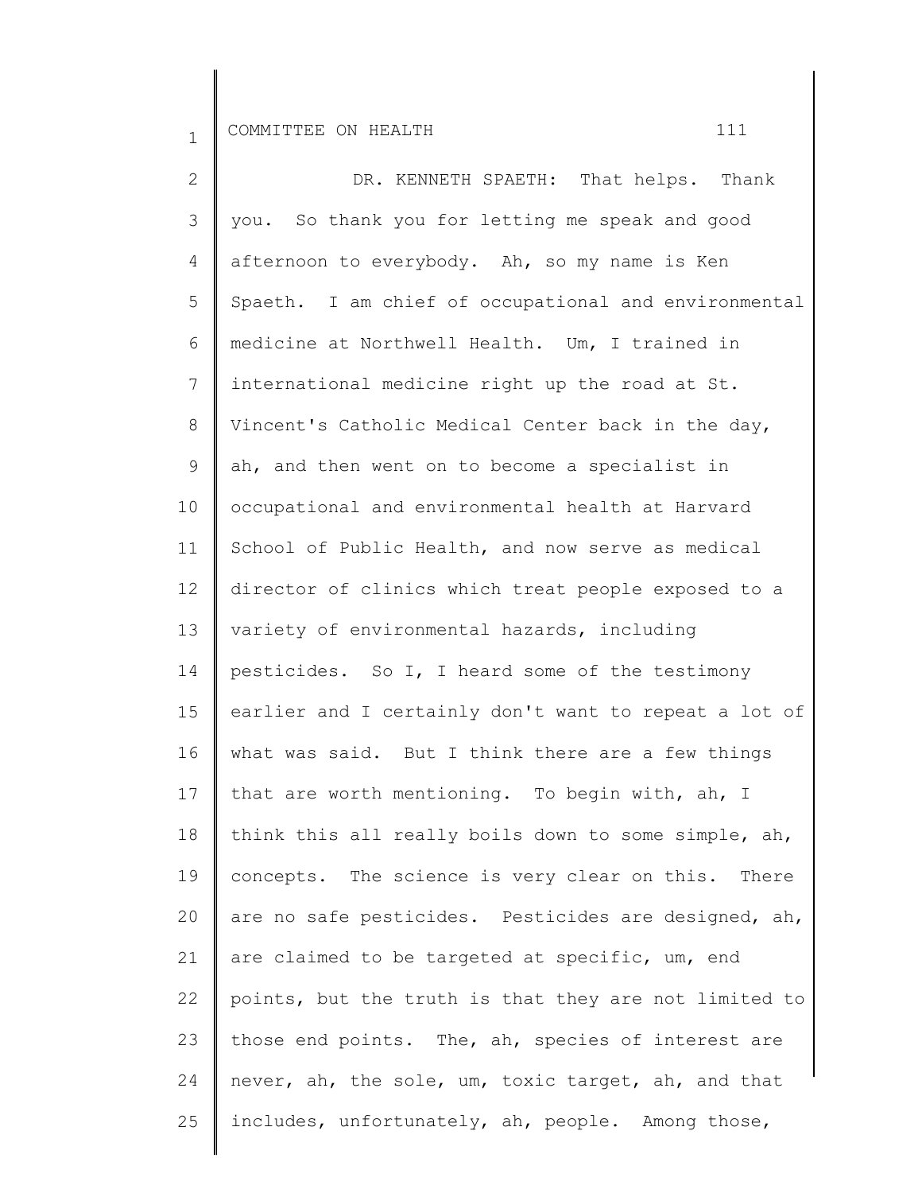DR. KENNETH SPAETH: That helps. Thank you. So thank you for letting me speak and good afternoon to everybody. Ah, so my name is Ken Spaeth. I am chief of occupational and environmental medicine at Northwell Health. Um, I trained in international medicine right up the road at St. Vincent's Catholic Medical Center back in the day, ah, and then went on to become a specialist in occupational and environmental health at Harvard School of Public Health, and now serve as medical director of clinics which treat people exposed to a variety of environmental hazards, including pesticides. So I, I heard some of the testimony earlier and I certainly don't want to repeat a lot of what was said. But I think there are a few things that are worth mentioning. To begin with, ah, I think this all really boils down to some simple, ah, concepts. The science is very clear on this. There are no safe pesticides. Pesticides are designed, ah, are claimed to be targeted at specific, um, end points, but the truth is that they are not limited to those end points. The, ah, species of interest are never, ah, the sole, um, toxic target, ah, and that includes, unfortunately, ah, people. Among those,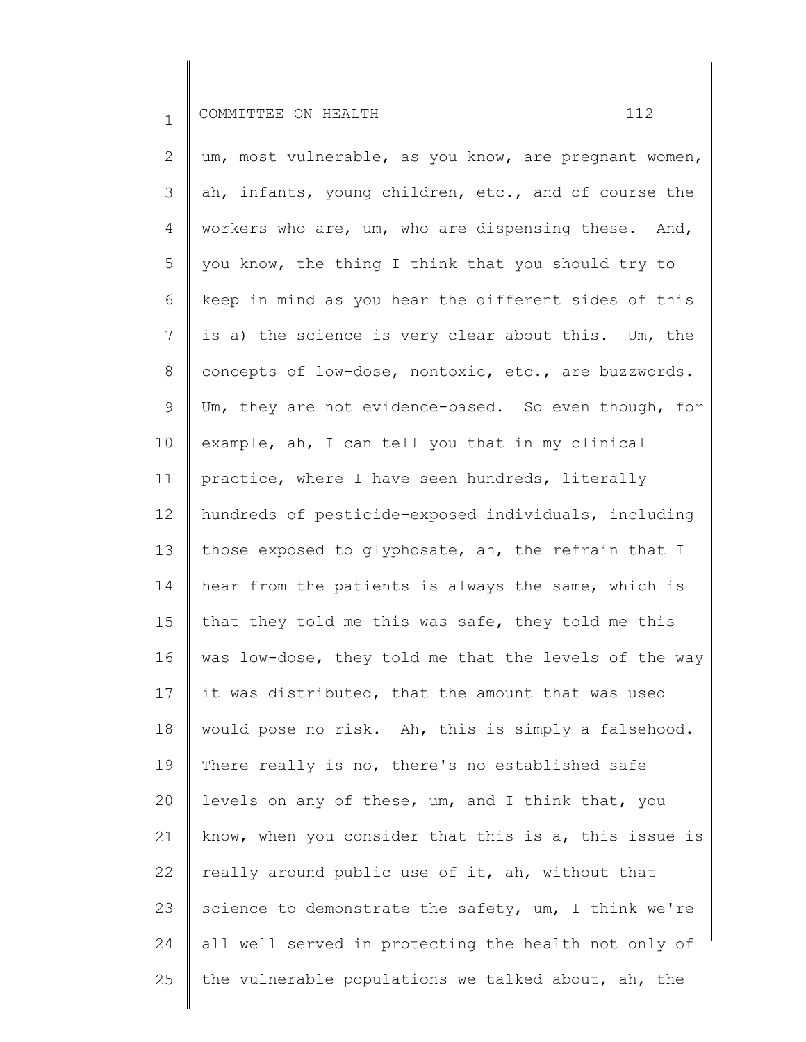um, most vulnerable, as you know, are pregnant women, ah, infants, young children, etc., and of course the workers who are, um, who are dispensing these. And, you know, the thing I think that you should try to keep in mind as you hear the different sides of this is a) the science is very clear about this. Um, the concepts of low-dose, nontoxic, etc., are buzzwords. Um, they are not evidence-based. So even though, for example, ah, I can tell you that in my clinical practice, where I have seen hundreds, literally hundreds of pesticide-exposed individuals, including those exposed to glyphosate, ah, the refrain that I hear from the patients is always the same, which is that they told me this was safe, they told me this was low-dose, they told me that the levels of the way it was distributed, that the amount that was used would pose no risk. Ah, this is simply a falsehood. There really is no, there's no established safe levels on any of these, um, and I think that, you know, when you consider that this is a, this issue is really around public use of it, ah, without that science to demonstrate the safety, um, I think we're all well served in protecting the health not only of the vulnerable populations we talked about, ah, the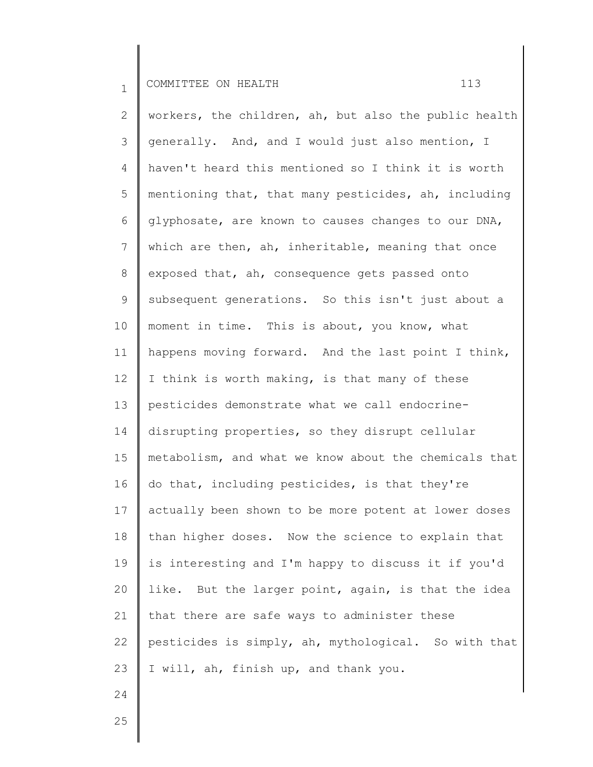workers, the children, ah, but also the public health generally. And, and I would just also mention, I haven't heard this mentioned so I think it is worth mentioning that, that many pesticides, ah, including glyphosate, are known to causes changes to our DNA, which are then, ah, inheritable, meaning that once exposed that, ah, consequence gets passed onto subsequent generations. So this isn't just about a moment in time. This is about, you know, what happens moving forward. And the last point I think, I think is worth making, is that many of these pesticides demonstrate what we call endocrine-disrupting properties, so they disrupt cellular metabolism, and what we know about the chemicals that do that, including pesticides, is that they're actually been shown to be more potent at lower doses than higher doses. Now the science to explain that is interesting and I'm happy to discuss it if you'd like. But the larger point, again, is that the idea that there are safe ways to administer these pesticides is simply, ah, mythological. So with that I will, ah, finish up, and thank you.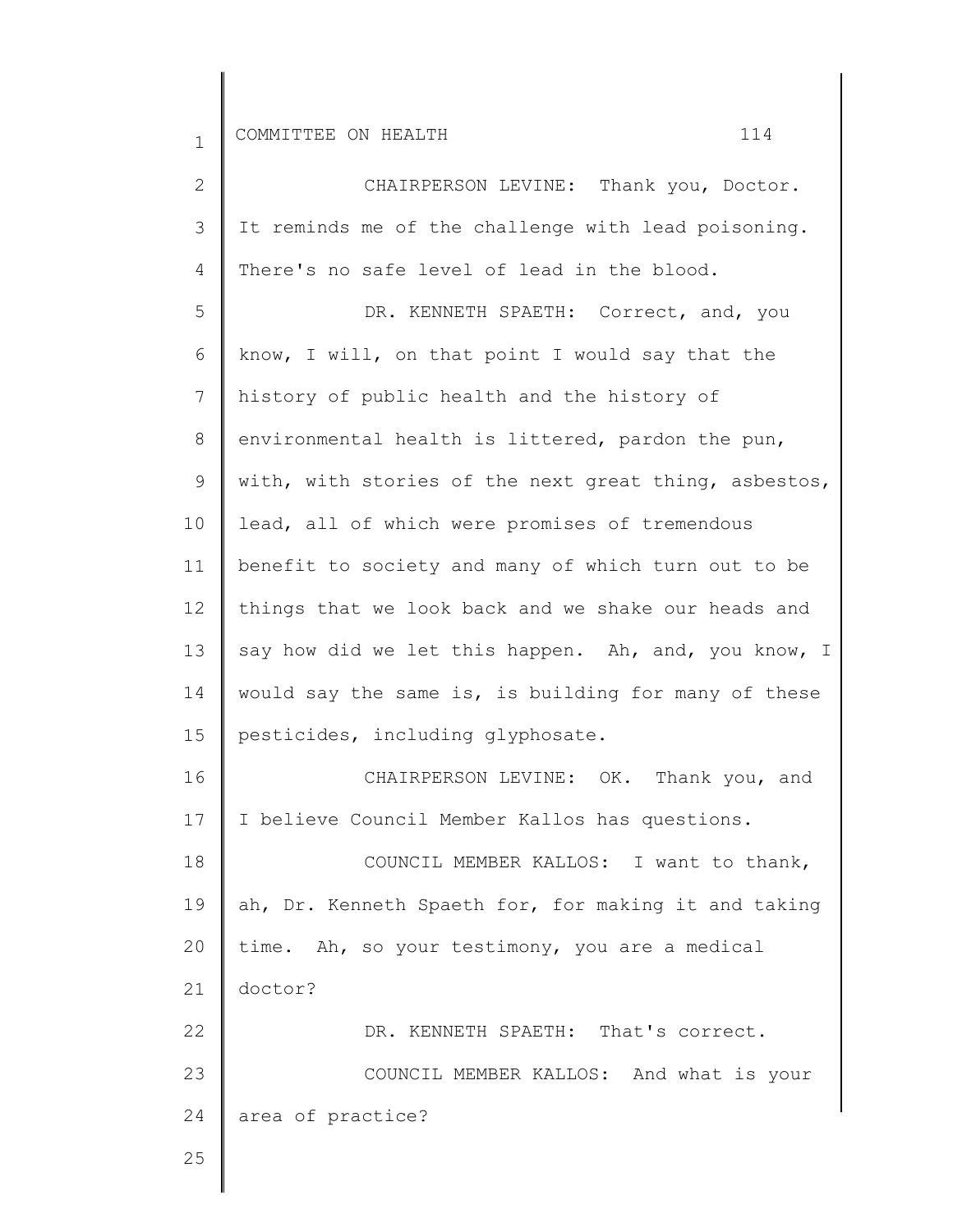CHAIRPERSON LEVINE: Thank you, Doctor. It reminds me of the challenge with lead poisoning. There's no safe level of lead in the blood.

DR. KENNETH SPAETH: Correct, and, you know, I will, on that point I would say that the history of public health and the history of environmental health is littered, pardon the pun, with, with stories of the next great thing, asbestos, lead, all of which were promises of tremendous benefit to society and many of which turn out to be things that we look back and we shake our heads and say how did we let this happen. Ah, and, you know, I would say the same is, is building for many of these pesticides, including glyphosate.

CHAIRPERSON LEVINE: OK. Thank you, and I believe Council Member Kallos has questions.

COUNCIL MEMBER KALLOS: I want to thank, ah, Dr. Kenneth Spaeth for, for making it and taking time. Ah, so your testimony, you are a medical doctor?

DR. KENNETH SPAETH: That's correct.

COUNCIL MEMBER KALLOS: And what is your area of practice?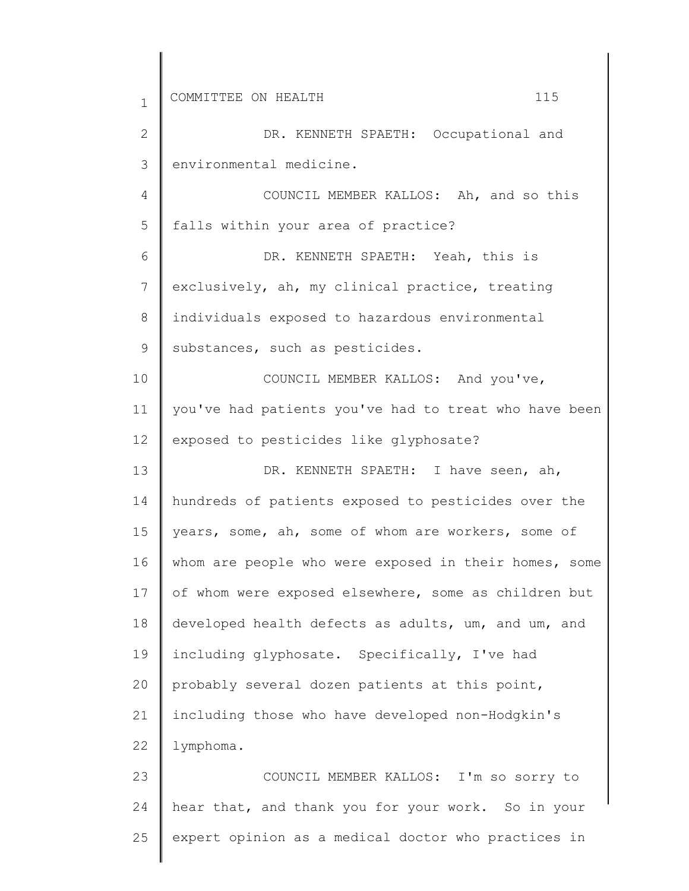DR. KENNETH SPAETH: Occupational and environmental medicine.

COUNCIL MEMBER KALLOS: Ah, and so this falls within your area of practice?

DR. KENNETH SPAETH: Yeah, this is exclusively, ah, my clinical practice, treating individuals exposed to hazardous environmental substances, such as pesticides.

COUNCIL MEMBER KALLOS: And you've, you've had patients you've had to treat who have been exposed to pesticides like glyphosate?

DR. KENNETH SPAETH: I have seen, ah, hundreds of patients exposed to pesticides over the years, some, ah, some of whom are workers, some of whom are people who were exposed in their homes, some of whom were exposed elsewhere, some as children but developed health defects as adults, um, and um, and including glyphosate. Specifically, I've had probably several dozen patients at this point, including those who have developed non-Hodgkin's lymphoma.

COUNCIL MEMBER KALLOS: I'm so sorry to hear that, and thank you for your work. So in your expert opinion as a medical doctor who practices in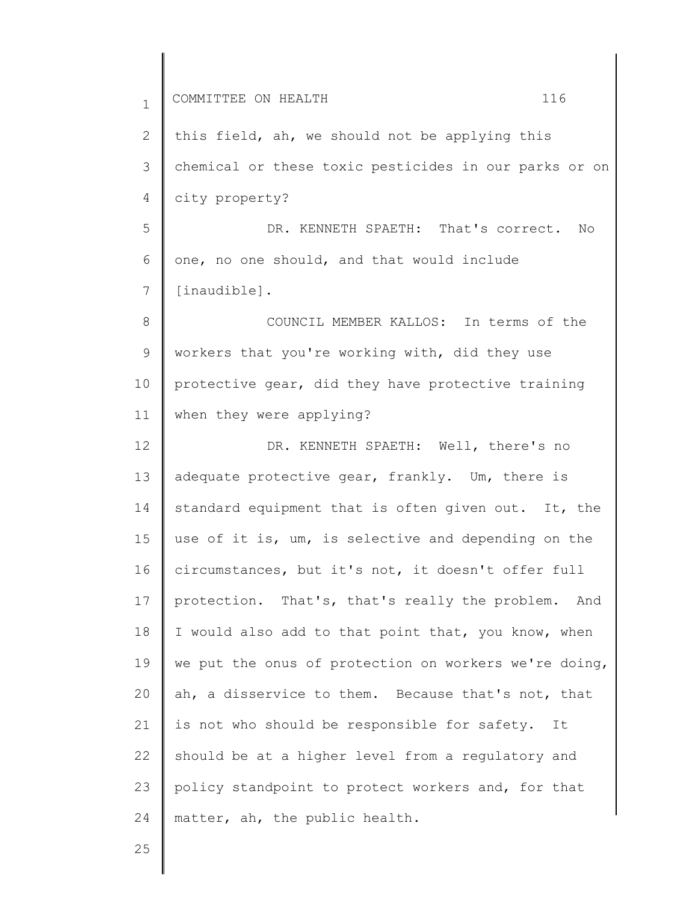this field, ah, we should not be applying this chemical or these toxic pesticides in our parks or on city property?

DR. KENNETH SPAETH: That's correct. No one, no one should, and that would include [inaudible].

COUNCIL MEMBER KALLOS: In terms of the workers that you're working with, did they use protective gear, did they have protective training when they were applying?

DR. KENNETH SPAETH: Well, there's no adequate protective gear, frankly. Um, there is standard equipment that is often given out. It, the use of it is, um, is selective and depending on the circumstances, but it's not, it doesn't offer full protection. That's, that's really the problem. And I would also add to that point that, you know, when we put the onus of protection on workers we're doing, ah, a disservice to them. Because that's not, that is not who should be responsible for safety. It should be at a higher level from a regulatory and policy standpoint to protect workers and, for that matter, ah, the public health.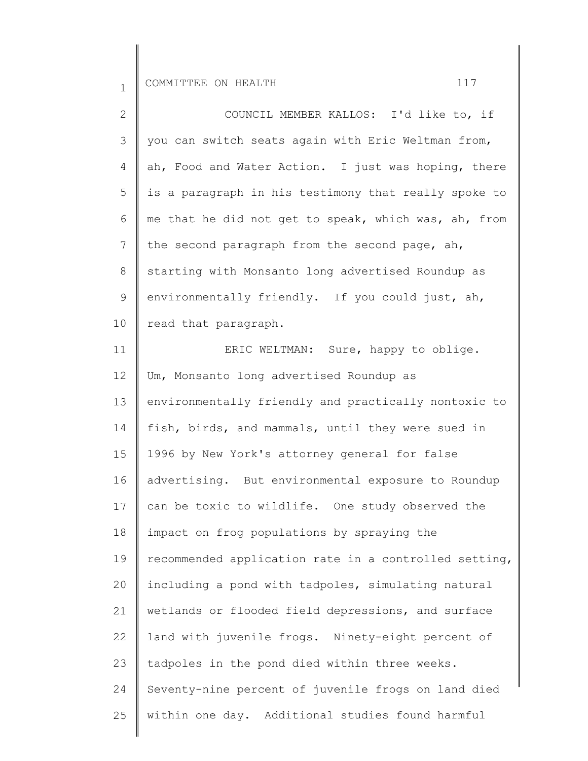COUNCIL MEMBER KALLOS: I'd like to, if you can switch seats again with Eric Weltman from, ah, Food and Water Action. I just was hoping, there is a paragraph in his testimony that really spoke to me that he did not get to speak, which was, ah, from the second paragraph from the second page, ah, starting with Monsanto long advertised Roundup as environmentally friendly. If you could just, ah, read that paragraph.

ERIC WELTMAN: Sure, happy to oblige. Um, Monsanto long advertised Roundup as environmentally friendly and practically nontoxic to fish, birds, and mammals, until they were sued in 1996 by New York's attorney general for false advertising. But environmental exposure to Roundup can be toxic to wildlife. One study observed the impact on frog populations by spraying the recommended application rate in a controlled setting, including a pond with tadpoles, simulating natural wetlands or flooded field depressions, and surface land with juvenile frogs. Ninety-eight percent of tadpoles in the pond died within three weeks. Seventy-nine percent of juvenile frogs on land died within one day. Additional studies found harmful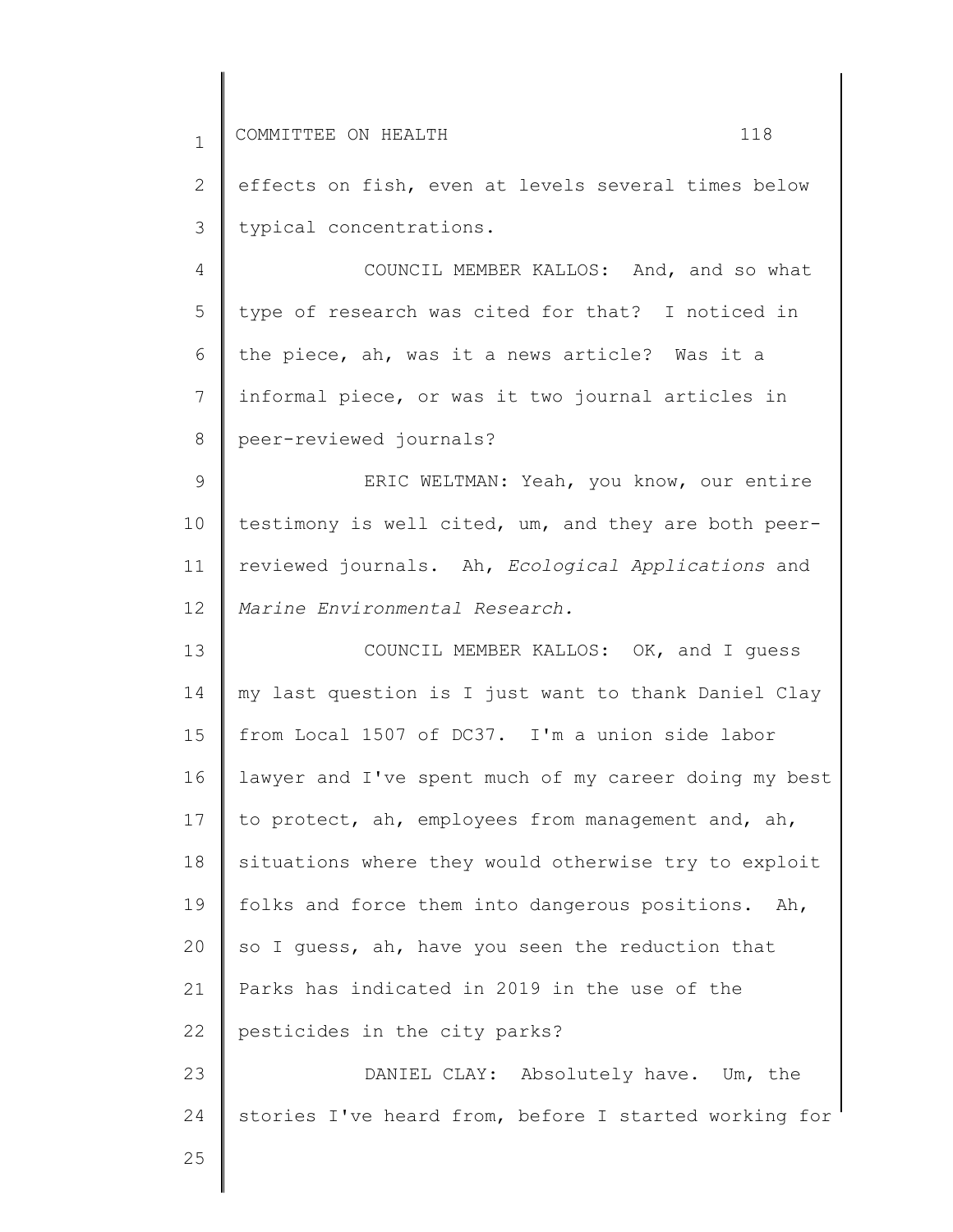effects on fish, even at levels several times below typical concentrations.

COUNCIL MEMBER KALLOS: And, and so what type of research was cited for that? I noticed in the piece, ah, was it a news article? Was it a informal piece, or was it two journal articles in peer-reviewed journals?

ERIC WELTMAN: Yeah, you know, our entire testimony is well cited, um, and they are both peer-reviewed journals. Ah, *Ecological Applications* and *Marine Environmental Research.*

COUNCIL MEMBER KALLOS: OK, and I guess my last question is I just want to thank Daniel Clay from Local 1507 of DC37. I'm a union side labor lawyer and I've spent much of my career doing my best to protect, ah, employees from management and, ah, situations where they would otherwise try to exploit folks and force them into dangerous positions. Ah, so I guess, ah, have you seen the reduction that Parks has indicated in 2019 in the use of the pesticides in the city parks?

DANIEL CLAY: Absolutely have. Um, the stories I've heard from, before I started working for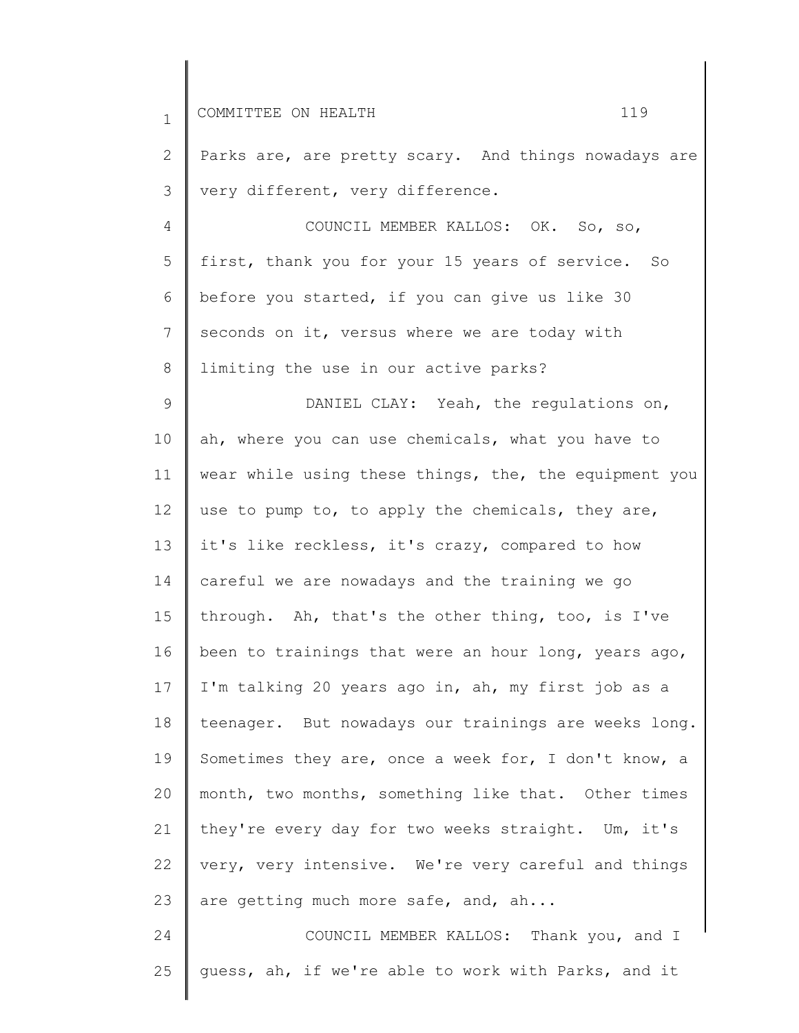Parks are, are pretty scary. And things nowadays are very different, very difference.

COUNCIL MEMBER KALLOS: OK. So, so, first, thank you for your 15 years of service. So before you started, if you can give us like 30 seconds on it, versus where we are today with limiting the use in our active parks?

DANIEL CLAY: Yeah, the regulations on, ah, where you can use chemicals, what you have to wear while using these things, the, the equipment you use to pump to, to apply the chemicals, they are, it's like reckless, it's crazy, compared to how careful we are nowadays and the training we go through. Ah, that's the other thing, too, is I've been to trainings that were an hour long, years ago, I'm talking 20 years ago in, ah, my first job as a teenager. But nowadays our trainings are weeks long. Sometimes they are, once a week for, I don't know, a month, two months, something like that. Other times they're every day for two weeks straight. Um, it's very, very intensive. We're very careful and things are getting much more safe, and, ah...

COUNCIL MEMBER KALLOS: Thank you, and I guess, ah, if we're able to work with Parks, and it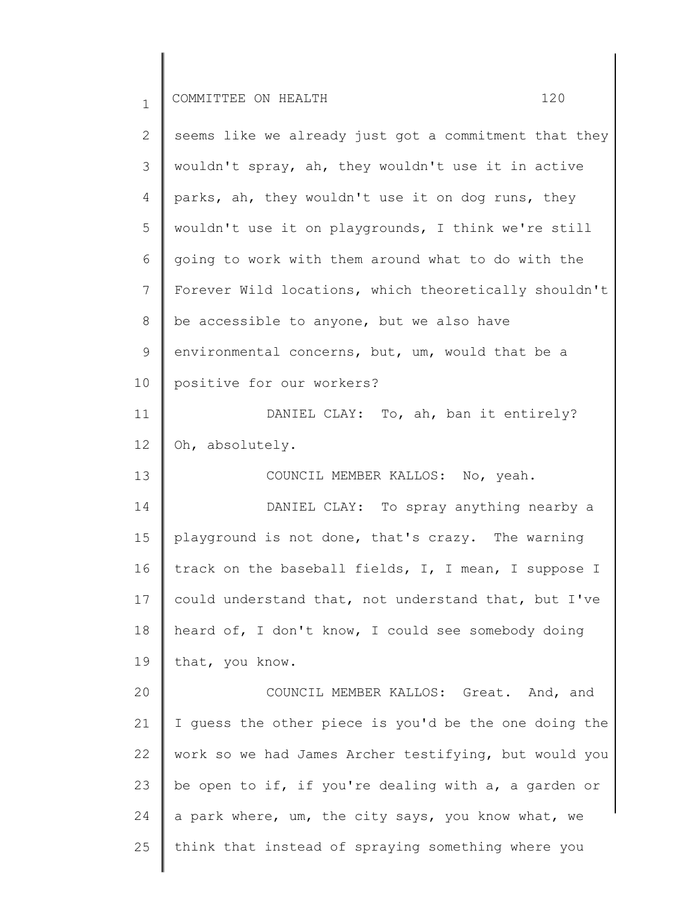seems like we already just got a commitment that they wouldn't spray, ah, they wouldn't use it in active parks, ah, they wouldn't use it on dog runs, they wouldn't use it on playgrounds, I think we're still going to work with them around what to do with the Forever Wild locations, which theoretically shouldn't be accessible to anyone, but we also have environmental concerns, but, um, would that be a positive for our workers?

DANIEL CLAY: To, ah, ban it entirely? Oh, absolutely.

COUNCIL MEMBER KALLOS: No, yeah.

DANIEL CLAY: To spray anything nearby a playground is not done, that's crazy. The warning track on the baseball fields, I, I mean, I suppose I could understand that, not understand that, but I've heard of, I don't know, I could see somebody doing that, you know.

COUNCIL MEMBER KALLOS: Great. And, and I guess the other piece is you'd be the one doing the work so we had James Archer testifying, but would you be open to if, if you're dealing with a, a garden or a park where, um, the city says, you know what, we think that instead of spraying something where you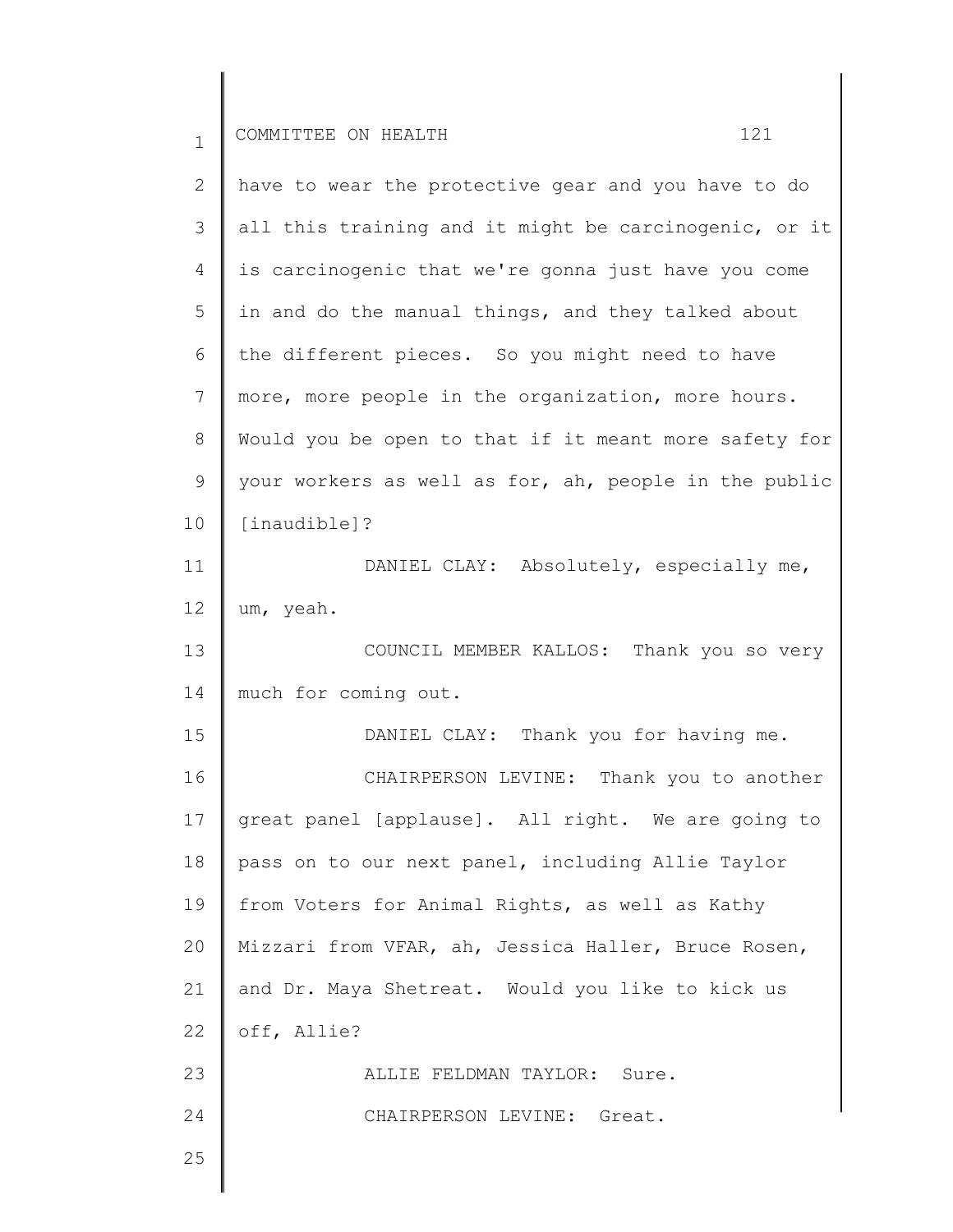have to wear the protective gear and you have to do all this training and it might be carcinogenic, or it is carcinogenic that we're gonna just have you come in and do the manual things, and they talked about the different pieces. So you might need to have more, more people in the organization, more hours. Would you be open to that if it meant more safety for your workers as well as for, ah, people in the public [inaudible]?

DANIEL CLAY: Absolutely, especially me, um, yeah.

COUNCIL MEMBER KALLOS: Thank you so very much for coming out.

DANIEL CLAY: Thank you for having me.

CHAIRPERSON LEVINE: Thank you to another great panel [applause]. All right. We are going to pass on to our next panel, including Allie Taylor from Voters for Animal Rights, as well as Kathy Mizzari from VFAR, ah, Jessica Haller, Bruce Rosen, and Dr. Maya Shetreat. Would you like to kick us off, Allie?

ALLIE FELDMAN TAYLOR: Sure.

CHAIRPERSON LEVINE: Great.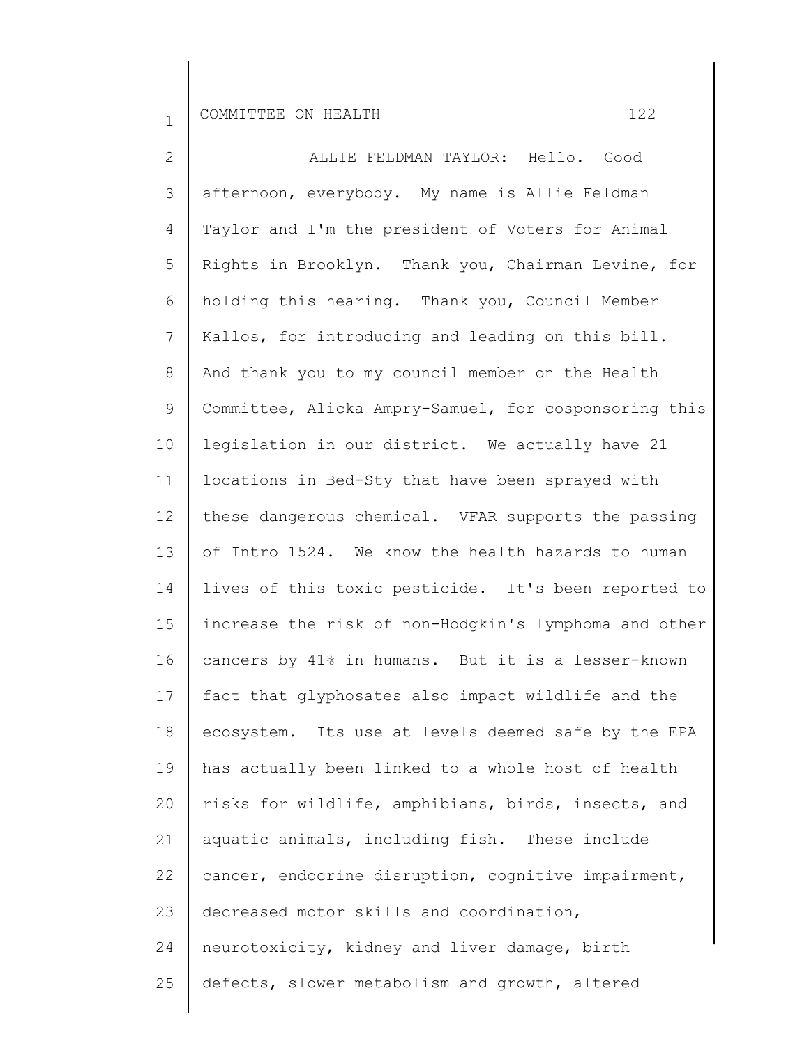ALLIE FELDMAN TAYLOR: Hello. Good afternoon, everybody. My name is Allie Feldman Taylor and I'm the president of Voters for Animal Rights in Brooklyn. Thank you, Chairman Levine, for holding this hearing. Thank you, Council Member Kallos, for introducing and leading on this bill. And thank you to my council member on the Health Committee, Alicka Ampry-Samuel, for cosponsoring this legislation in our district. We actually have 21 locations in Bed-Sty that have been sprayed with these dangerous chemical. VFAR supports the passing of Intro 1524. We know the health hazards to human lives of this toxic pesticide. It's been reported to increase the risk of non-Hodgkin's lymphoma and other cancers by 41% in humans. But it is a lesser-known fact that glyphosates also impact wildlife and the ecosystem. Its use at levels deemed safe by the EPA has actually been linked to a whole host of health risks for wildlife, amphibians, birds, insects, and aquatic animals, including fish. These include cancer, endocrine disruption, cognitive impairment, decreased motor skills and coordination, neurotoxicity, kidney and liver damage, birth defects, slower metabolism and growth, altered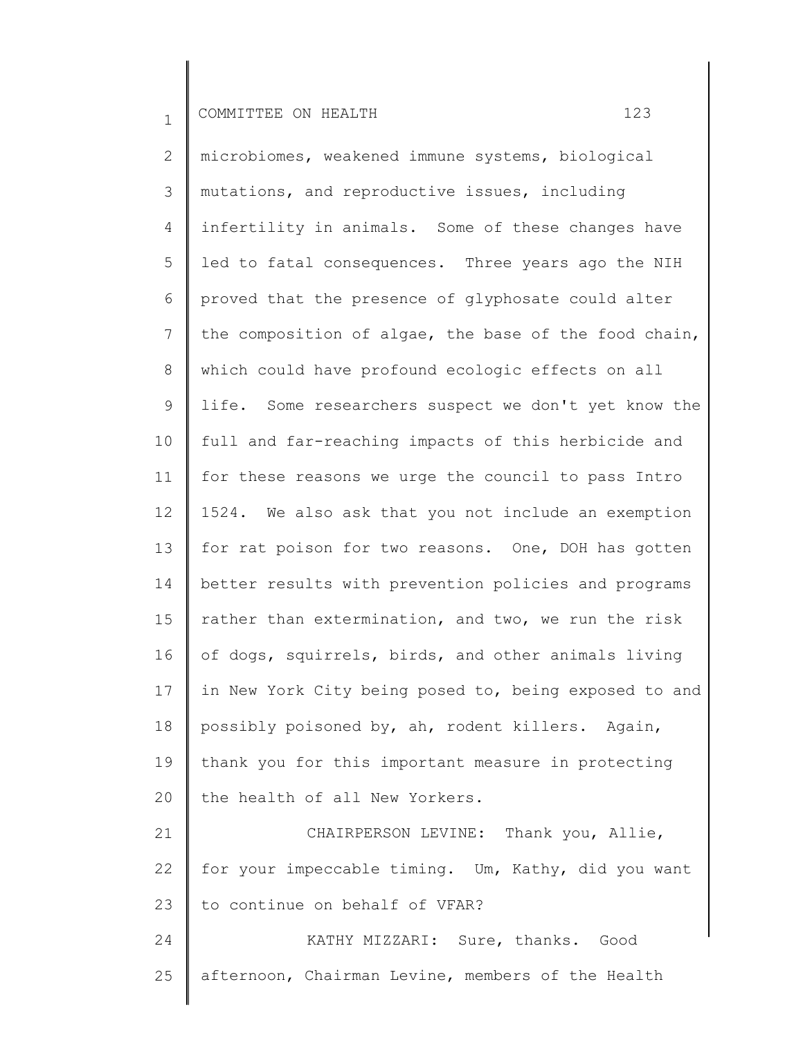microbiomes, weakened immune systems, biological mutations, and reproductive issues, including infertility in animals. Some of these changes have led to fatal consequences. Three years ago the NIH proved that the presence of glyphosate could alter the composition of algae, the base of the food chain, which could have profound ecologic effects on all life. Some researchers suspect we don't yet know the full and far-reaching impacts of this herbicide and for these reasons we urge the council to pass Intro 1524. We also ask that you not include an exemption for rat poison for two reasons. One, DOH has gotten better results with prevention policies and programs rather than extermination, and two, we run the risk of dogs, squirrels, birds, and other animals living in New York City being posed to, being exposed to and possibly poisoned by, ah, rodent killers. Again, thank you for this important measure in protecting the health of all New Yorkers.

CHAIRPERSON LEVINE: Thank you, Allie, for your impeccable timing. Um, Kathy, did you want to continue on behalf of VFAR?

KATHY MIZZARI: Sure, thanks. Good afternoon, Chairman Levine, members of the Health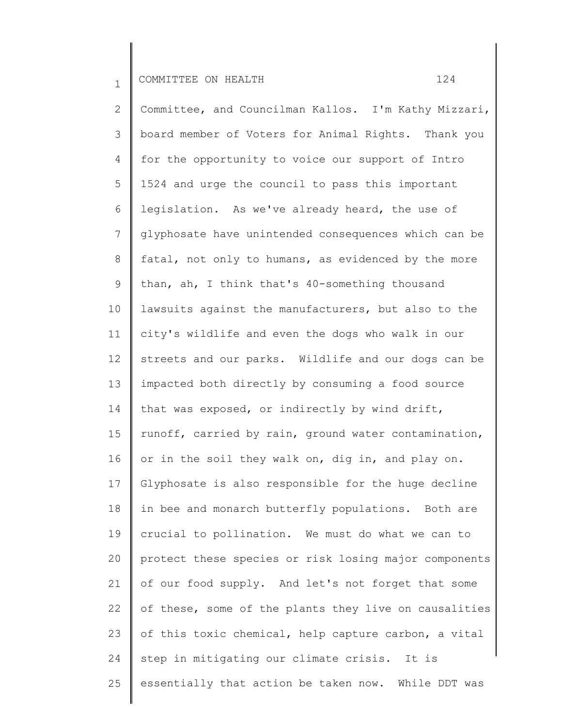Committee, and Councilman Kallos. I'm Kathy Mizzari, board member of Voters for Animal Rights. Thank you for the opportunity to voice our support of Intro 1524 and urge the council to pass this important legislation. As we've already heard, the use of glyphosate have unintended consequences which can be fatal, not only to humans, as evidenced by the more than, ah, I think that's 40-something thousand lawsuits against the manufacturers, but also to the city's wildlife and even the dogs who walk in our streets and our parks. Wildlife and our dogs can be impacted both directly by consuming a food source that was exposed, or indirectly by wind drift, runoff, carried by rain, ground water contamination, or in the soil they walk on, dig in, and play on. Glyphosate is also responsible for the huge decline in bee and monarch butterfly populations. Both are crucial to pollination. We must do what we can to protect these species or risk losing major components of our food supply. And let's not forget that some of these, some of the plants they live on causalities of this toxic chemical, help capture carbon, a vital step in mitigating our climate crisis. It is essentially that action be taken now. While DDT was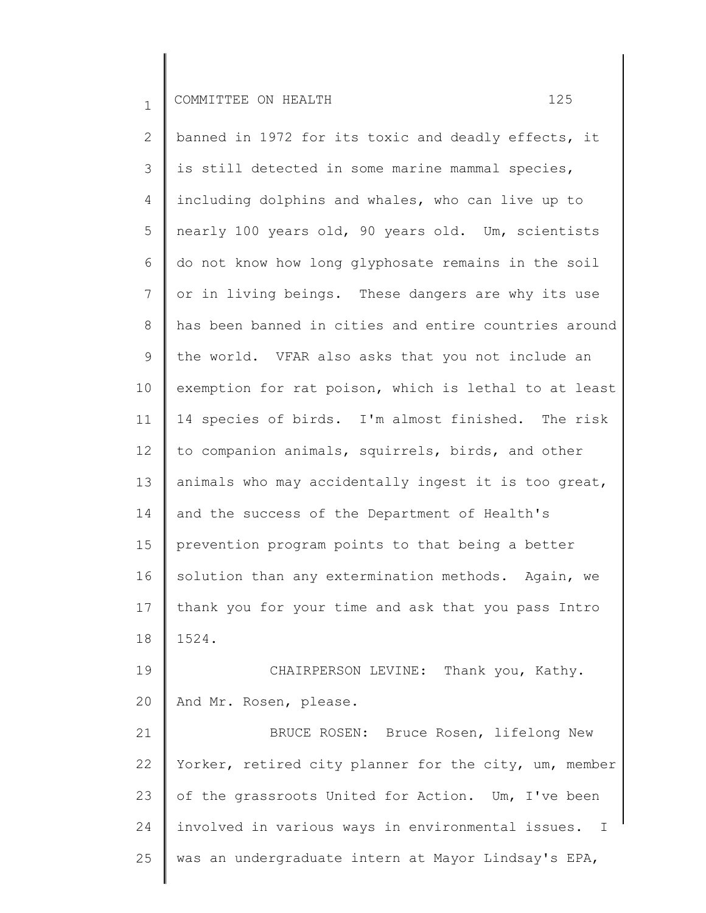banned in 1972 for its toxic and deadly effects, it is still detected in some marine mammal species, including dolphins and whales, who can live up to nearly 100 years old, 90 years old. Um, scientists do not know how long glyphosate remains in the soil or in living beings. These dangers are why its use has been banned in cities and entire countries around the world. VFAR also asks that you not include an exemption for rat poison, which is lethal to at least 14 species of birds. I'm almost finished. The risk to companion animals, squirrels, birds, and other animals who may accidentally ingest it is too great, and the success of the Department of Health's prevention program points to that being a better solution than any extermination methods. Again, we thank you for your time and ask that you pass Intro 1524.

CHAIRPERSON LEVINE: Thank you, Kathy. And Mr. Rosen, please.

BRUCE ROSEN: Bruce Rosen, lifelong New Yorker, retired city planner for the city, um, member of the grassroots United for Action. Um, I've been involved in various ways in environmental issues. I was an undergraduate intern at Mayor Lindsay's EPA,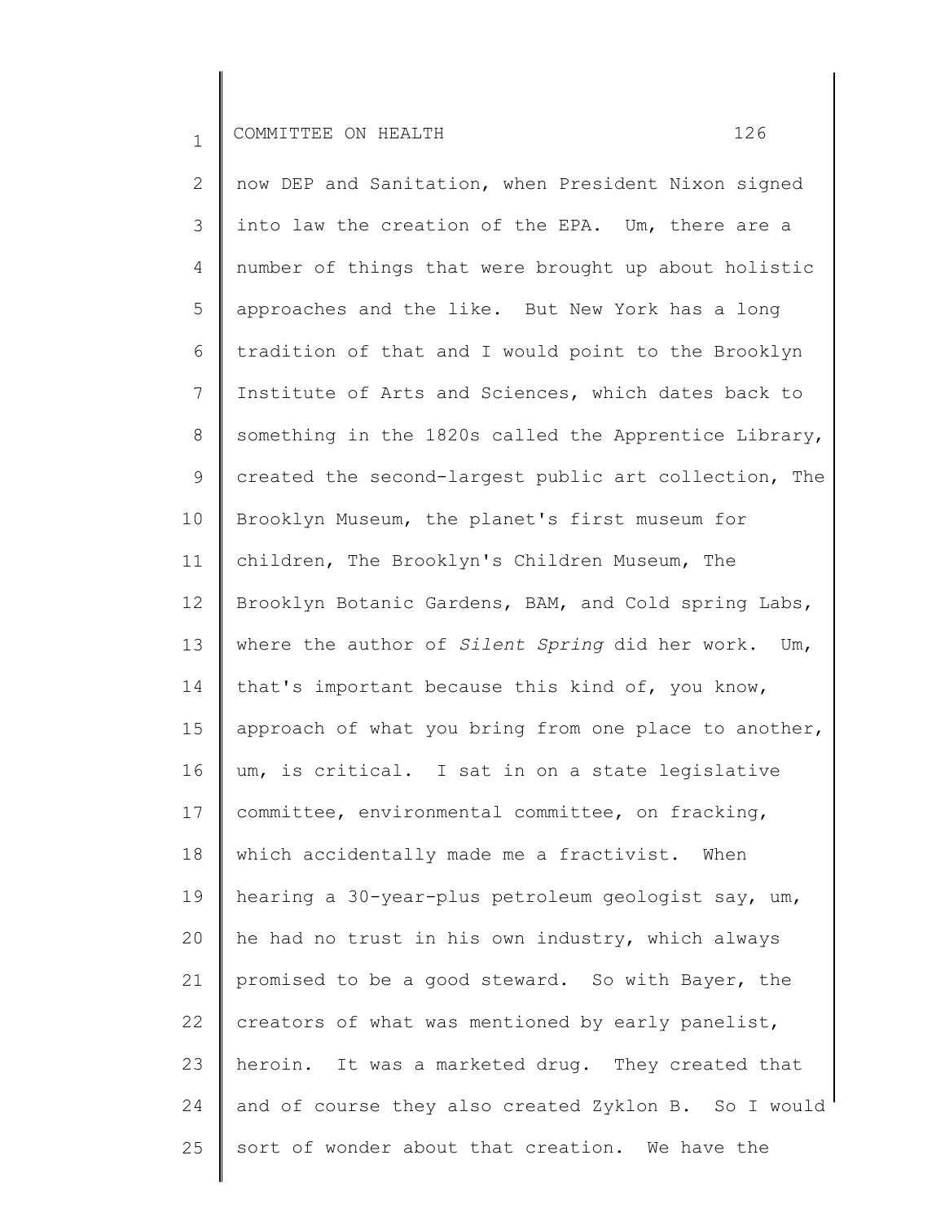now DEP and Sanitation, when President Nixon signed into law the creation of the EPA. Um, there are a number of things that were brought up about holistic approaches and the like. But New York has a long tradition of that and I would point to the Brooklyn Institute of Arts and Sciences, which dates back to something in the 1820s called the Apprentice Library, created the second-largest public art collection, The Brooklyn Museum, the planet's first museum for children, The Brooklyn's Children Museum, The Brooklyn Botanic Gardens, BAM, and Cold spring Labs, where the author of *Silent Spring* did her work. Um, that's important because this kind of, you know, approach of what you bring from one place to another, um, is critical. I sat in on a state legislative committee, environmental committee, on fracking, which accidentally made me a fractivist. When hearing a 30-year-plus petroleum geologist say, um, he had no trust in his own industry, which always promised to be a good steward. So with Bayer, the creators of what was mentioned by early panelist, heroin. It was a marketed drug. They created that and of course they also created Zyklon B. So I would sort of wonder about that creation. We have the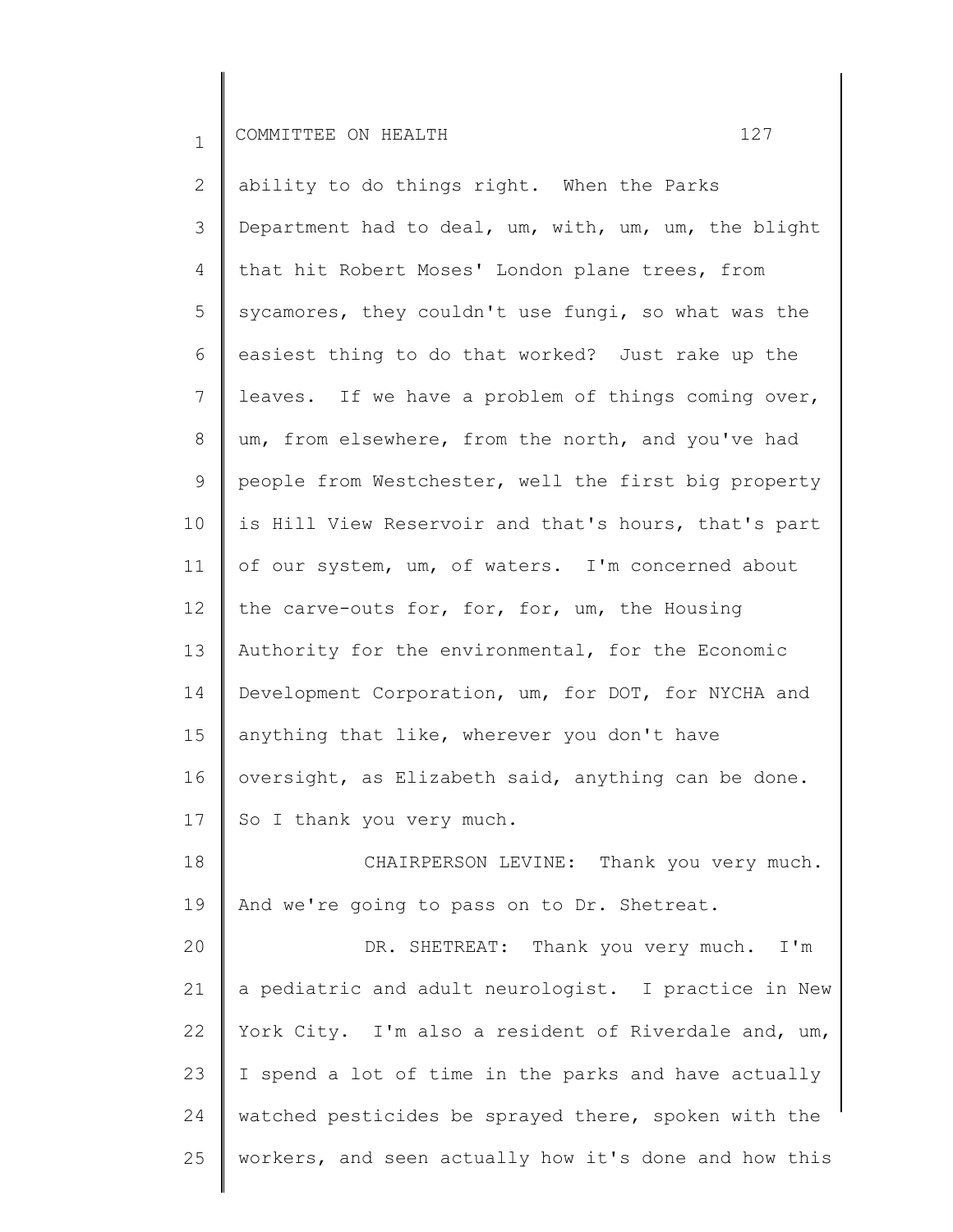ability to do things right. When the Parks Department had to deal, um, with, um, um, the blight that hit Robert Moses' London plane trees, from sycamores, they couldn't use fungi, so what was the easiest thing to do that worked? Just rake up the leaves. If we have a problem of things coming over, um, from elsewhere, from the north, and you've had people from Westchester, well the first big property is Hill View Reservoir and that's hours, that's part of our system, um, of waters. I'm concerned about the carve-outs for, for, for, um, the Housing Authority for the environmental, for the Economic Development Corporation, um, for DOT, for NYCHA and anything that like, wherever you don't have oversight, as Elizabeth said, anything can be done. So I thank you very much.

CHAIRPERSON LEVINE: Thank you very much. And we're going to pass on to Dr. Shetreat.

DR. SHETREAT: Thank you very much. I'm a pediatric and adult neurologist. I practice in New York City. I'm also a resident of Riverdale and, um, I spend a lot of time in the parks and have actually watched pesticides be sprayed there, spoken with the workers, and seen actually how it's done and how this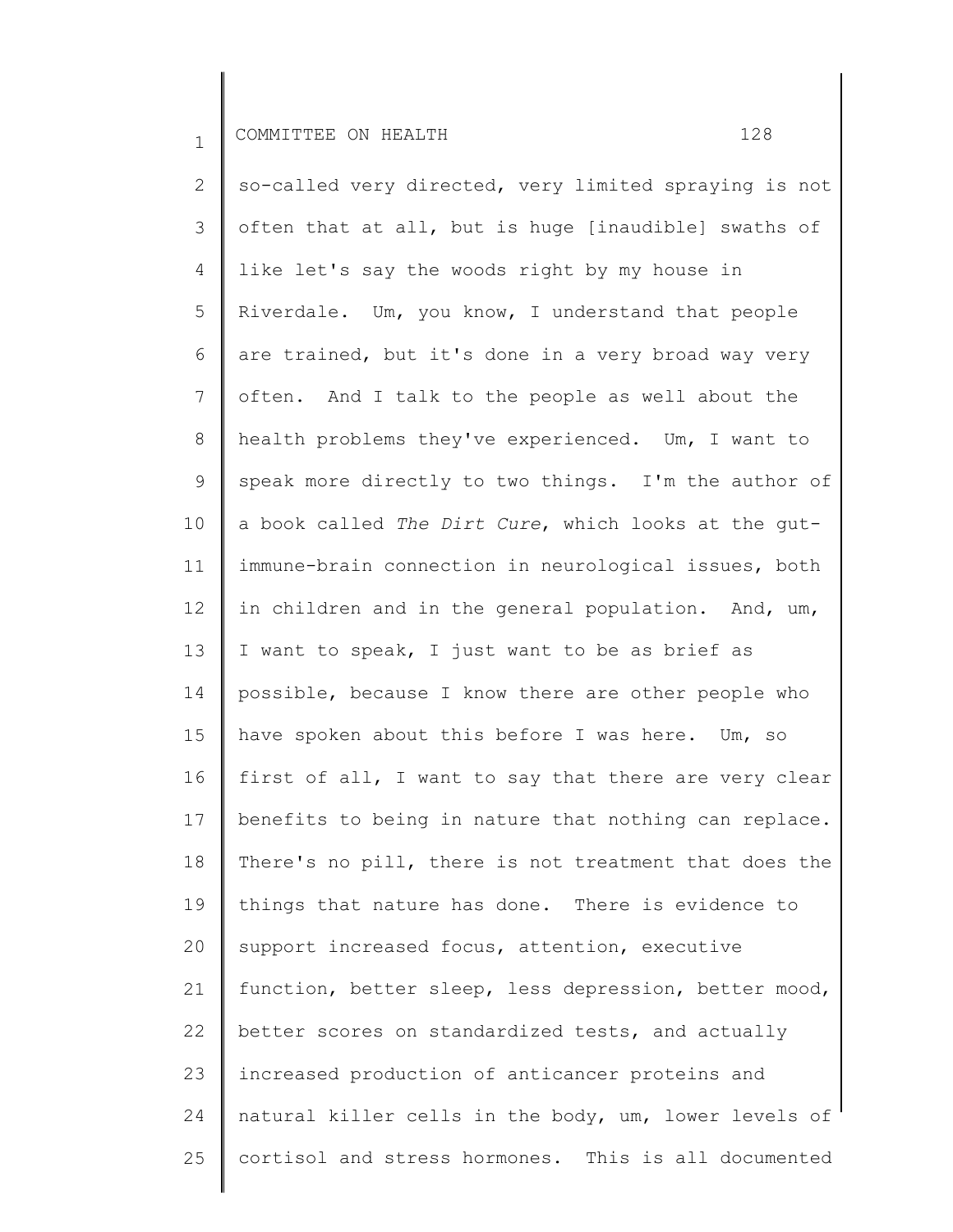so-called very directed, very limited spraying is not often that at all, but is huge [inaudible] swaths of like let's say the woods right by my house in Riverdale. Um, you know, I understand that people are trained, but it's done in a very broad way very often. And I talk to the people as well about the health problems they've experienced. Um, I want to speak more directly to two things. I'm the author of a book called *The Dirt Cure*, which looks at the gut-immune-brain connection in neurological issues, both in children and in the general population. And, um, I want to speak, I just want to be as brief as possible, because I know there are other people who have spoken about this before I was here. Um, so first of all, I want to say that there are very clear benefits to being in nature that nothing can replace. There's no pill, there is not treatment that does the things that nature has done. There is evidence to support increased focus, attention, executive function, better sleep, less depression, better mood, better scores on standardized tests, and actually increased production of anticancer proteins and natural killer cells in the body, um, lower levels of cortisol and stress hormones. This is all documented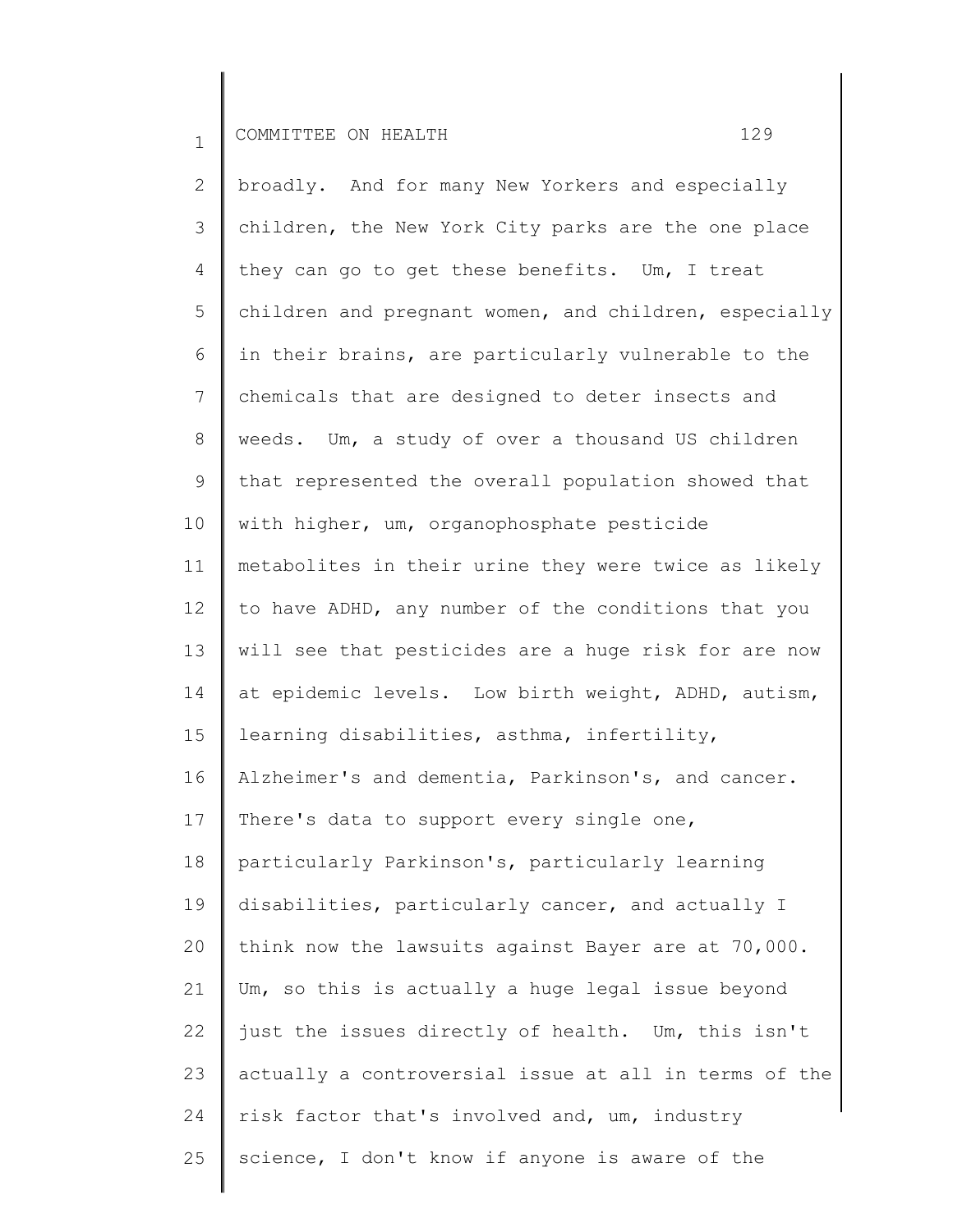broadly. And for many New Yorkers and especially children, the New York City parks are the one place they can go to get these benefits. Um, I treat children and pregnant women, and children, especially in their brains, are particularly vulnerable to the chemicals that are designed to deter insects and weeds. Um, a study of over a thousand US children that represented the overall population showed that with higher, um, organophosphate pesticide metabolites in their urine they were twice as likely to have ADHD, any number of the conditions that you will see that pesticides are a huge risk for are now at epidemic levels. Low birth weight, ADHD, autism, learning disabilities, asthma, infertility, Alzheimer's and dementia, Parkinson's, and cancer. There's data to support every single one, particularly Parkinson's, particularly learning disabilities, particularly cancer, and actually I think now the lawsuits against Bayer are at 70,000. Um, so this is actually a huge legal issue beyond just the issues directly of health. Um, this isn't actually a controversial issue at all in terms of the risk factor that's involved and, um, industry science, I don't know if anyone is aware of the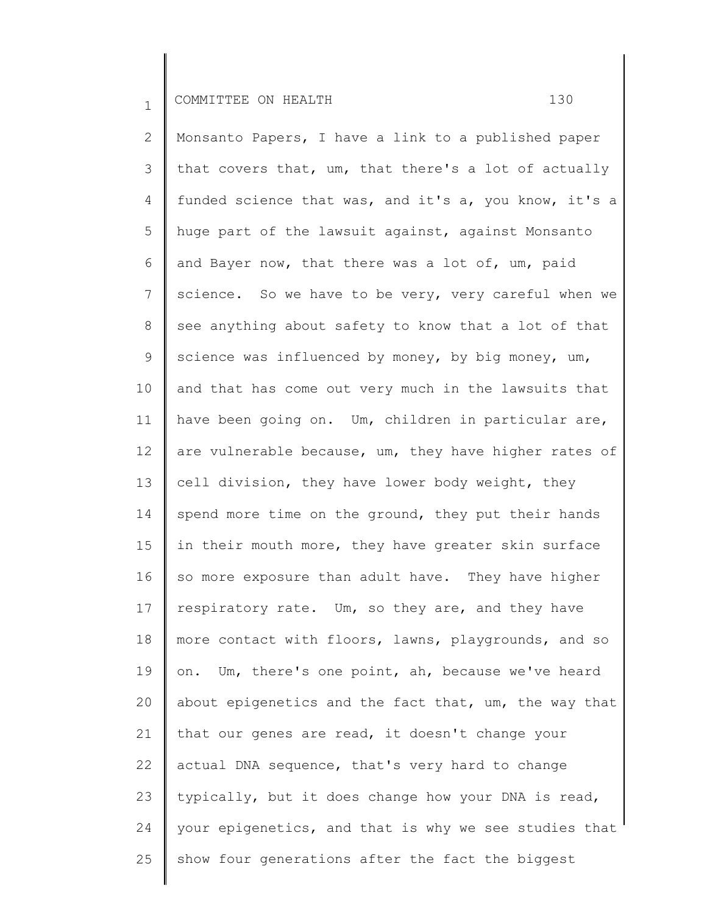Monsanto Papers, I have a link to a published paper that covers that, um, that there's a lot of actually funded science that was, and it's a, you know, it's a huge part of the lawsuit against, against Monsanto and Bayer now, that there was a lot of, um, paid science. So we have to be very, very careful when we see anything about safety to know that a lot of that science was influenced by money, by big money, um, and that has come out very much in the lawsuits that have been going on. Um, children in particular are, are vulnerable because, um, they have higher rates of cell division, they have lower body weight, they spend more time on the ground, they put their hands in their mouth more, they have greater skin surface so more exposure than adult have. They have higher respiratory rate. Um, so they are, and they have more contact with floors, lawns, playgrounds, and so on. Um, there's one point, ah, because we've heard about epigenetics and the fact that, um, the way that that our genes are read, it doesn't change your actual DNA sequence, that's very hard to change typically, but it does change how your DNA is read, your epigenetics, and that is why we see studies that show four generations after the fact the biggest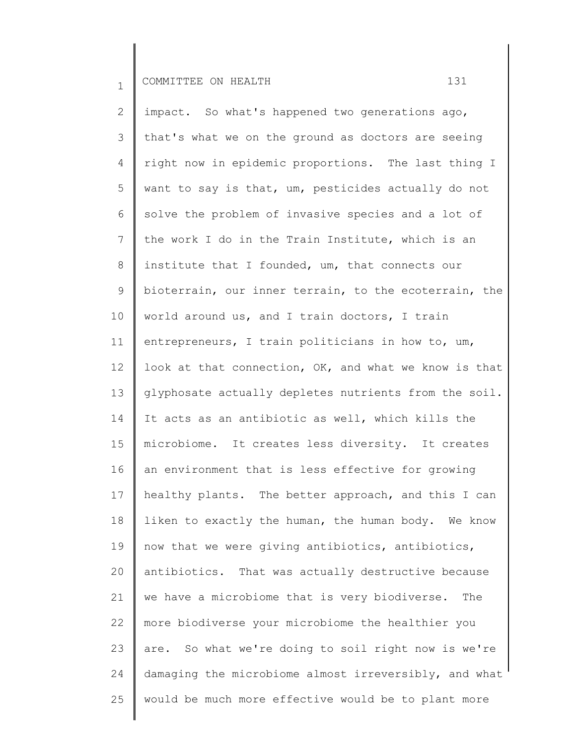impact. So what's happened two generations ago, that's what we on the ground as doctors are seeing right now in epidemic proportions. The last thing I want to say is that, um, pesticides actually do not solve the problem of invasive species and a lot of the work I do in the Train Institute, which is an institute that I founded, um, that connects our bioterrain, our inner terrain, to the ecoterrain, the world around us, and I train doctors, I train entrepreneurs, I train politicians in how to, um, look at that connection, OK, and what we know is that glyphosate actually depletes nutrients from the soil. It acts as an antibiotic as well, which kills the microbiome. It creates less diversity. It creates an environment that is less effective for growing healthy plants. The better approach, and this I can liken to exactly the human, the human body. We know now that we were giving antibiotics, antibiotics, antibiotics. That was actually destructive because we have a microbiome that is very biodiverse. The more biodiverse your microbiome the healthier you are. So what we're doing to soil right now is we're damaging the microbiome almost irreversibly, and what would be much more effective would be to plant more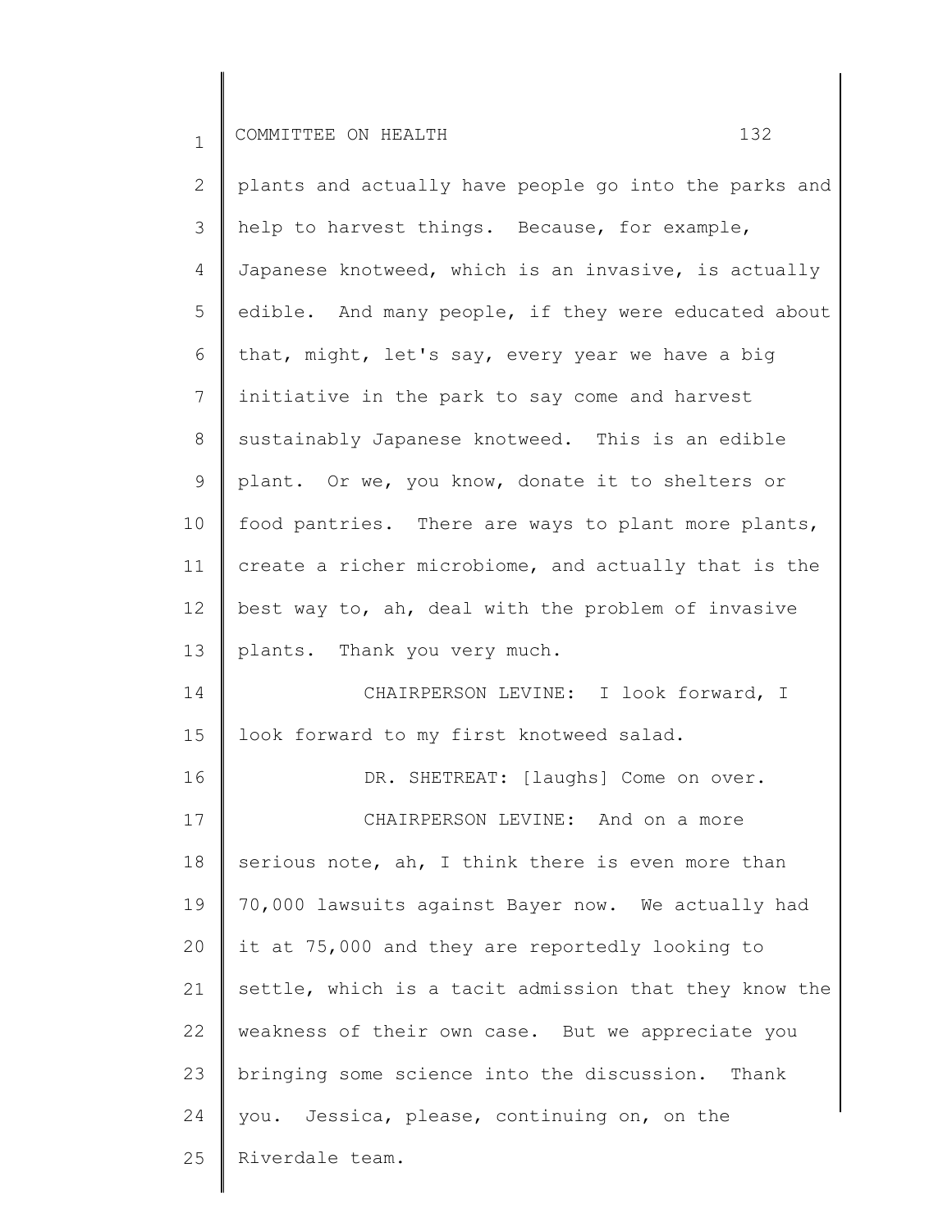plants and actually have people go into the parks and help to harvest things. Because, for example, Japanese knotweed, which is an invasive, is actually edible. And many people, if they were educated about that, might, let's say, every year we have a big initiative in the park to say come and harvest sustainably Japanese knotweed. This is an edible plant. Or we, you know, donate it to shelters or food pantries. There are ways to plant more plants, create a richer microbiome, and actually that is the best way to, ah, deal with the problem of invasive plants. Thank you very much.

CHAIRPERSON LEVINE: I look forward, I look forward to my first knotweed salad.

DR. SHETREAT: [laughs] Come on over.

CHAIRPERSON LEVINE: And on a more serious note, ah, I think there is even more than 70,000 lawsuits against Bayer now. We actually had it at 75,000 and they are reportedly looking to settle, which is a tacit admission that they know the weakness of their own case. But we appreciate you bringing some science into the discussion. Thank you. Jessica, please, continuing on, on the Riverdale team.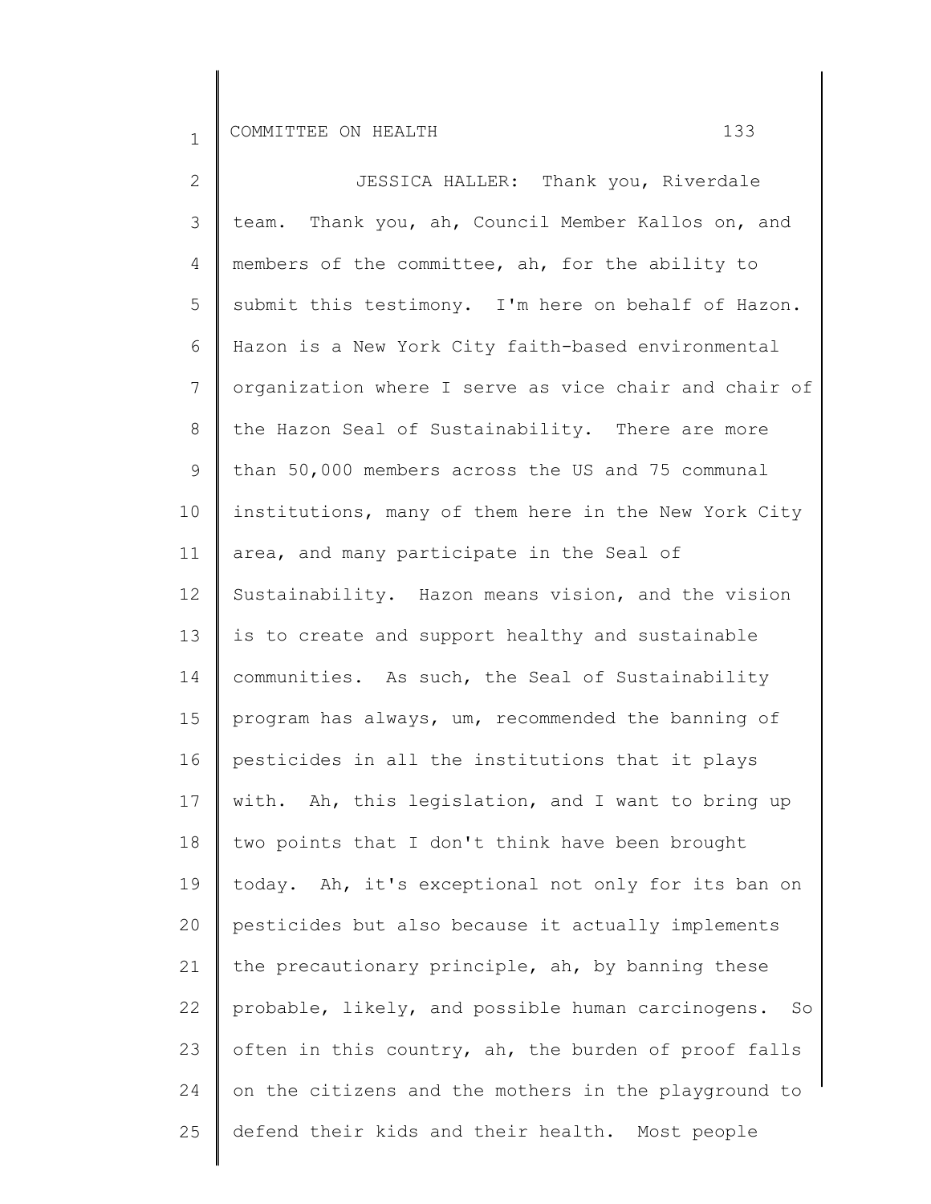JESSICA HALLER: Thank you, Riverdale team. Thank you, ah, Council Member Kallos on, and members of the committee, ah, for the ability to submit this testimony. I'm here on behalf of Hazon. Hazon is a New York City faith-based environmental organization where I serve as vice chair and chair of the Hazon Seal of Sustainability. There are more than 50,000 members across the US and 75 communal institutions, many of them here in the New York City area, and many participate in the Seal of Sustainability. Hazon means vision, and the vision is to create and support healthy and sustainable communities. As such, the Seal of Sustainability program has always, um, recommended the banning of pesticides in all the institutions that it plays with. Ah, this legislation, and I want to bring up two points that I don't think have been brought today. Ah, it's exceptional not only for its ban on pesticides but also because it actually implements the precautionary principle, ah, by banning these probable, likely, and possible human carcinogens. So often in this country, ah, the burden of proof falls on the citizens and the mothers in the playground to defend their kids and their health. Most people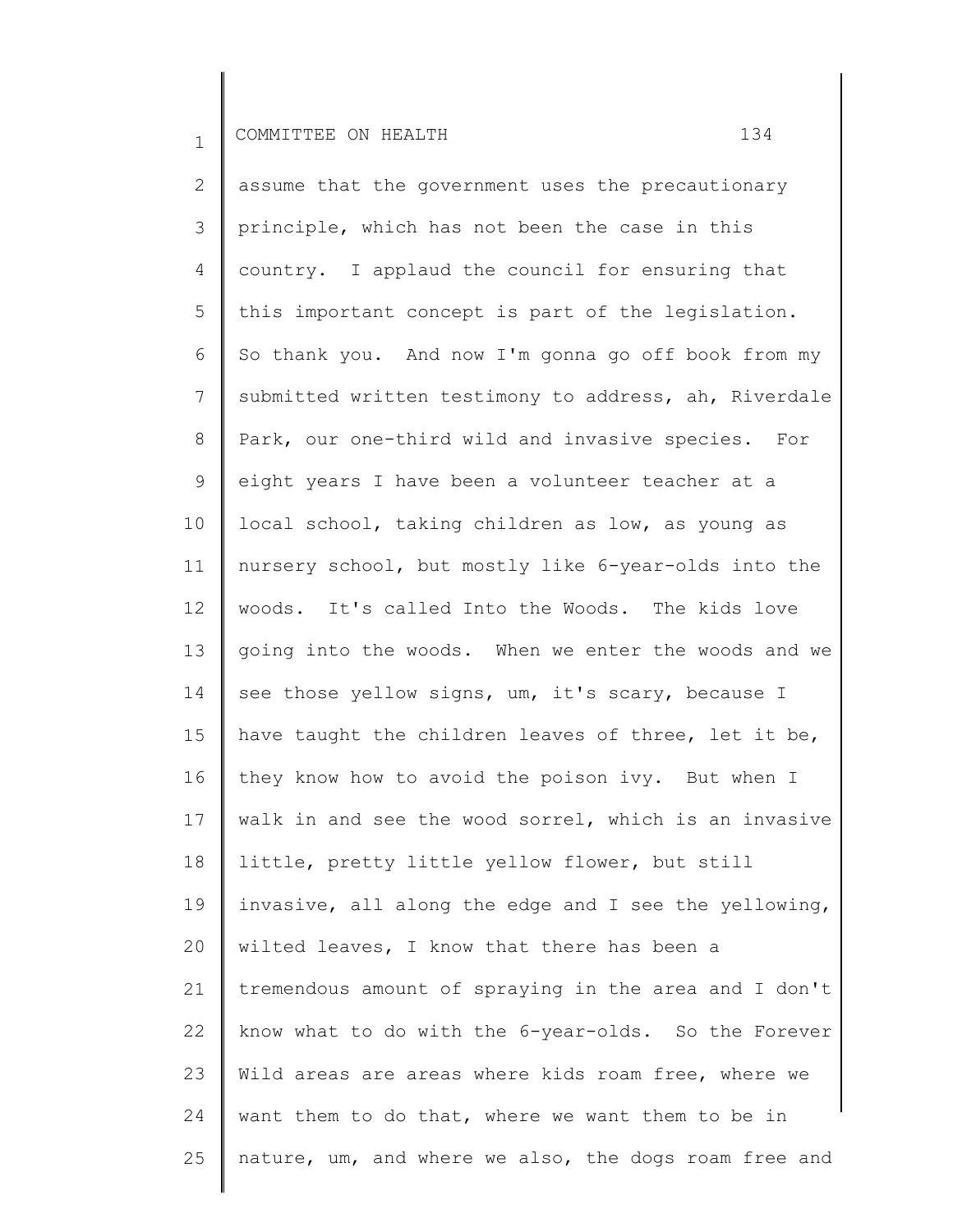assume that the government uses the precautionary principle, which has not been the case in this country. I applaud the council for ensuring that this important concept is part of the legislation. So thank you. And now I'm gonna go off book from my submitted written testimony to address, ah, Riverdale Park, our one-third wild and invasive species. For eight years I have been a volunteer teacher at a local school, taking children as low, as young as nursery school, but mostly like 6-year-olds into the woods. It's called Into the Woods. The kids love going into the woods. When we enter the woods and we see those yellow signs, um, it's scary, because I have taught the children leaves of three, let it be, they know how to avoid the poison ivy. But when I walk in and see the wood sorrel, which is an invasive little, pretty little yellow flower, but still invasive, all along the edge and I see the yellowing, wilted leaves, I know that there has been a tremendous amount of spraying in the area and I don't know what to do with the 6-year-olds. So the Forever Wild areas are areas where kids roam free, where we want them to do that, where we want them to be in nature, um, and where we also, the dogs roam free and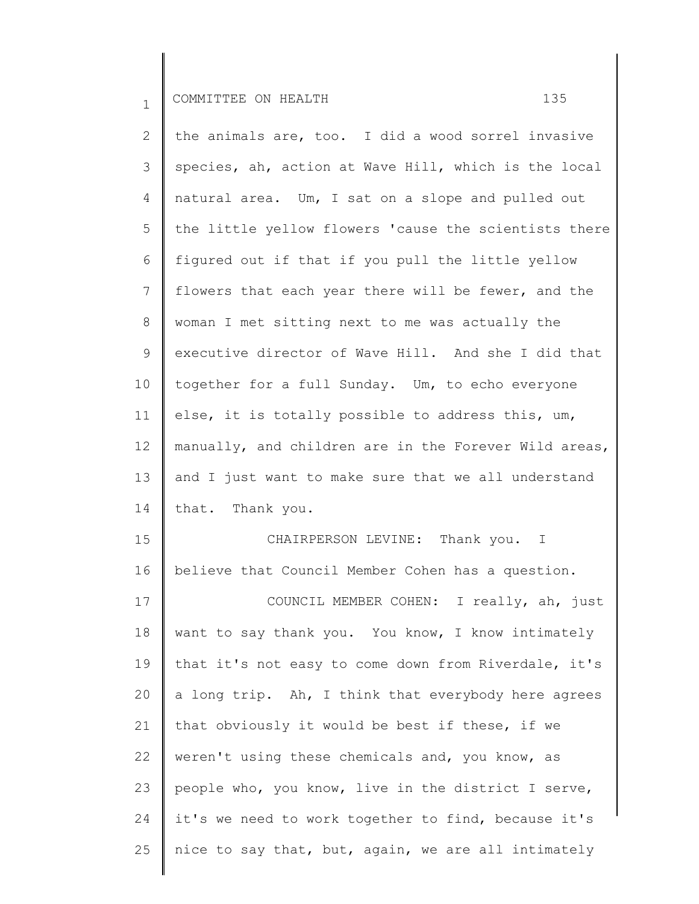the animals are, too. I did a wood sorrel invasive species, ah, action at Wave Hill, which is the local natural area. Um, I sat on a slope and pulled out the little yellow flowers 'cause the scientists there figured out if that if you pull the little yellow flowers that each year there will be fewer, and the woman I met sitting next to me was actually the executive director of Wave Hill. And she I did that together for a full Sunday. Um, to echo everyone else, it is totally possible to address this, um, manually, and children are in the Forever Wild areas, and I just want to make sure that we all understand that. Thank you.

CHAIRPERSON LEVINE: Thank you. I believe that Council Member Cohen has a question.

COUNCIL MEMBER COHEN: I really, ah, just want to say thank you. You know, I know intimately that it's not easy to come down from Riverdale, it's a long trip. Ah, I think that everybody here agrees that obviously it would be best if these, if we weren't using these chemicals and, you know, as people who, you know, live in the district I serve, it's we need to work together to find, because it's nice to say that, but, again, we are all intimately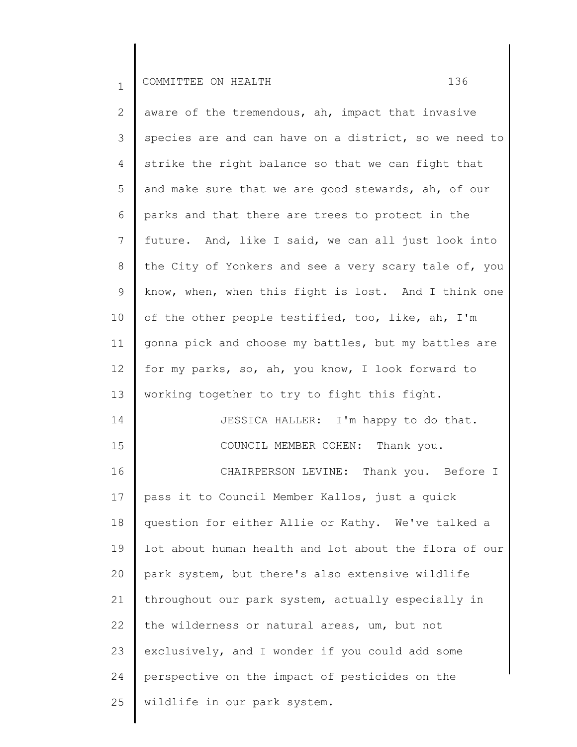aware of the tremendous, ah, impact that invasive species are and can have on a district, so we need to strike the right balance so that we can fight that and make sure that we are good stewards, ah, of our parks and that there are trees to protect in the future. And, like I said, we can all just look into the City of Yonkers and see a very scary tale of, you know, when, when this fight is lost. And I think one of the other people testified, too, like, ah, I'm gonna pick and choose my battles, but my battles are for my parks, so, ah, you know, I look forward to working together to try to fight this fight.

JESSICA HALLER: I'm happy to do that.

COUNCIL MEMBER COHEN: Thank you.

CHAIRPERSON LEVINE: Thank you. Before I pass it to Council Member Kallos, just a quick question for either Allie or Kathy. We've talked a lot about human health and lot about the flora of our park system, but there's also extensive wildlife throughout our park system, actually especially in the wilderness or natural areas, um, but not exclusively, and I wonder if you could add some perspective on the impact of pesticides on the wildlife in our park system.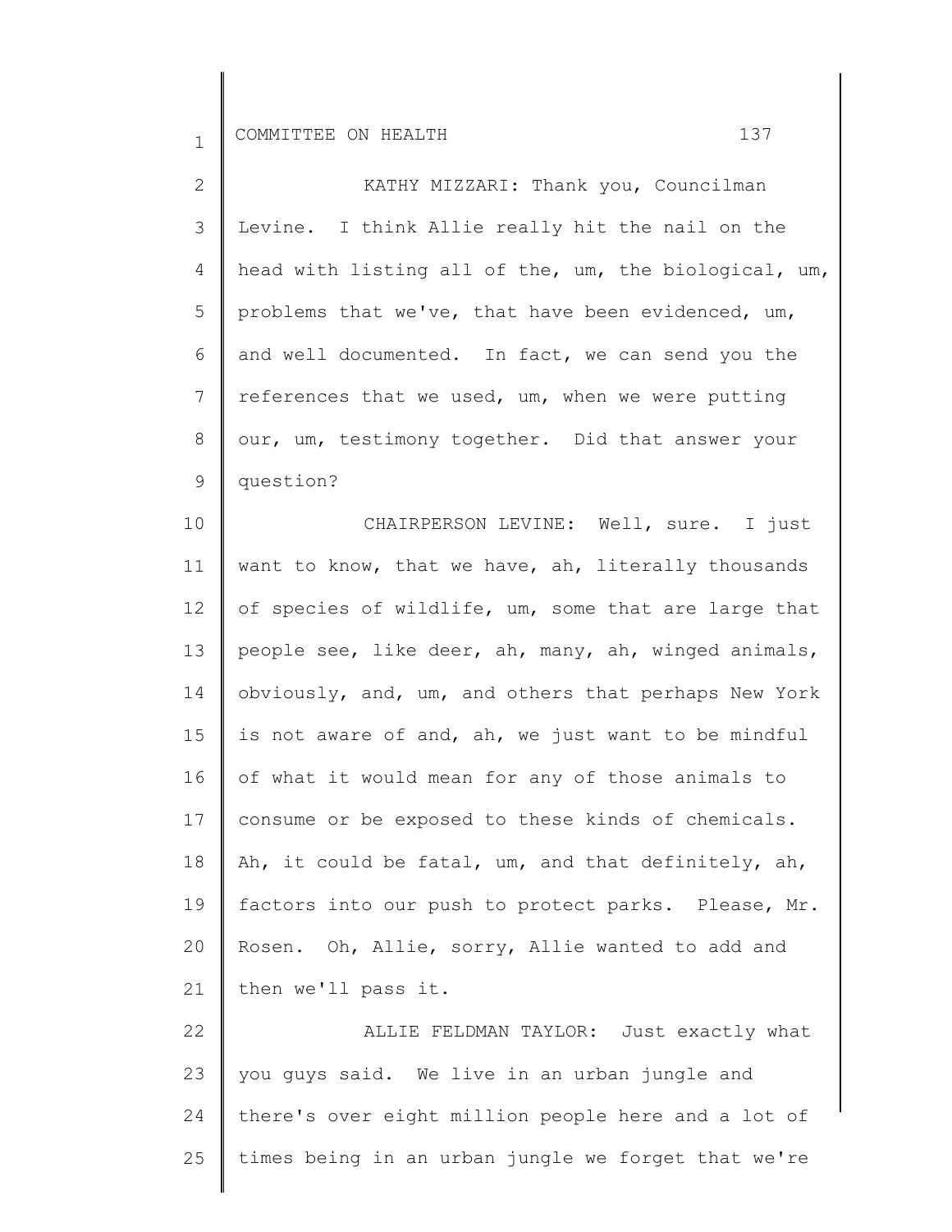KATHY MIZZARI: Thank you, Councilman Levine. I think Allie really hit the nail on the head with listing all of the, um, the biological, um, problems that we've, that have been evidenced, um, and well documented. In fact, we can send you the references that we used, um, when we were putting our, um, testimony together. Did that answer your question?

CHAIRPERSON LEVINE: Well, sure. I just want to know, that we have, ah, literally thousands of species of wildlife, um, some that are large that people see, like deer, ah, many, ah, winged animals, obviously, and, um, and others that perhaps New York is not aware of and, ah, we just want to be mindful of what it would mean for any of those animals to consume or be exposed to these kinds of chemicals. Ah, it could be fatal, um, and that definitely, ah, factors into our push to protect parks. Please, Mr. Rosen. Oh, Allie, sorry, Allie wanted to add and then we'll pass it.

ALLIE FELDMAN TAYLOR: Just exactly what you guys said. We live in an urban jungle and there's over eight million people here and a lot of times being in an urban jungle we forget that we're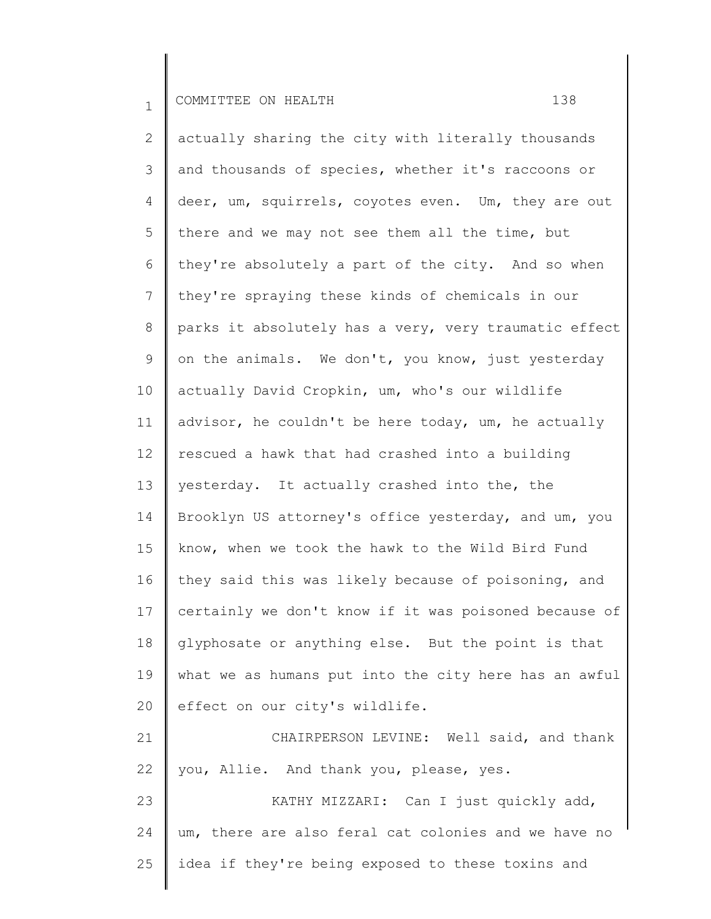actually sharing the city with literally thousands and thousands of species, whether it's raccoons or deer, um, squirrels, coyotes even. Um, they are out there and we may not see them all the time, but they're absolutely a part of the city. And so when they're spraying these kinds of chemicals in our parks it absolutely has a very, very traumatic effect on the animals. We don't, you know, just yesterday actually David Cropkin, um, who's our wildlife advisor, he couldn't be here today, um, he actually rescued a hawk that had crashed into a building yesterday. It actually crashed into the, the Brooklyn US attorney's office yesterday, and um, you know, when we took the hawk to the Wild Bird Fund they said this was likely because of poisoning, and certainly we don't know if it was poisoned because of glyphosate or anything else. But the point is that what we as humans put into the city here has an awful effect on our city's wildlife.

CHAIRPERSON LEVINE: Well said, and thank you, Allie. And thank you, please, yes.

KATHY MIZZARI: Can I just quickly add, um, there are also feral cat colonies and we have no idea if they're being exposed to these toxins and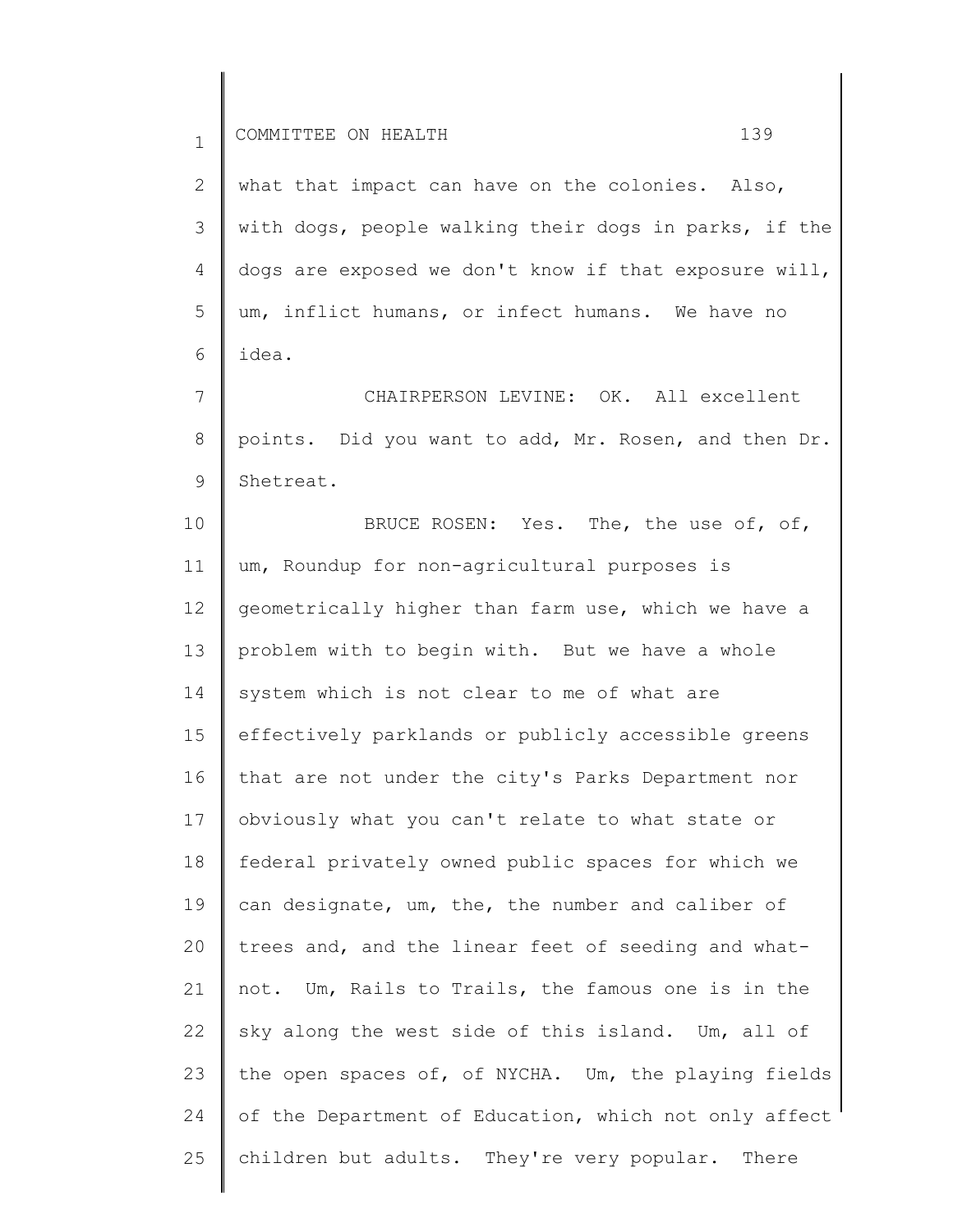what that impact can have on the colonies. Also, with dogs, people walking their dogs in parks, if the dogs are exposed we don't know if that exposure will, um, inflict humans, or infect humans. We have no idea.

CHAIRPERSON LEVINE: OK. All excellent points. Did you want to add, Mr. Rosen, and then Dr. Shetreat.

BRUCE ROSEN: Yes. The, the use of, of, um, Roundup for non-agricultural purposes is geometrically higher than farm use, which we have a problem with to begin with. But we have a whole system which is not clear to me of what are effectively parklands or publicly accessible greens that are not under the city's Parks Department nor obviously what you can't relate to what state or federal privately owned public spaces for which we can designate, um, the, the number and caliber of trees and, and the linear feet of seeding and what-not. Um, Rails to Trails, the famous one is in the sky along the west side of this island. Um, all of the open spaces of, of NYCHA. Um, the playing fields of the Department of Education, which not only affect children but adults. They're very popular. There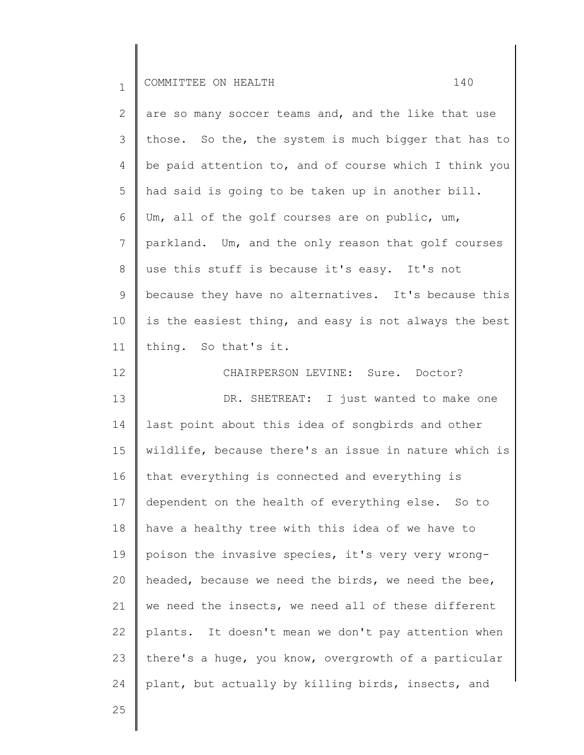are so many soccer teams and, and the like that use those. So the, the system is much bigger that has to be paid attention to, and of course which I think you had said is going to be taken up in another bill. Um, all of the golf courses are on public, um, parkland. Um, and the only reason that golf courses use this stuff is because it's easy. It's not because they have no alternatives. It's because this is the easiest thing, and easy is not always the best thing. So that's it.

CHAIRPERSON LEVINE: Sure. Doctor?

DR. SHETREAT: I just wanted to make one last point about this idea of songbirds and other wildlife, because there's an issue in nature which is that everything is connected and everything is dependent on the health of everything else. So to have a healthy tree with this idea of we have to poison the invasive species, it's very very wrong-headed, because we need the birds, we need the bee, we need the insects, we need all of these different plants. It doesn't mean we don't pay attention when there's a huge, you know, overgrowth of a particular plant, but actually by killing birds, insects, and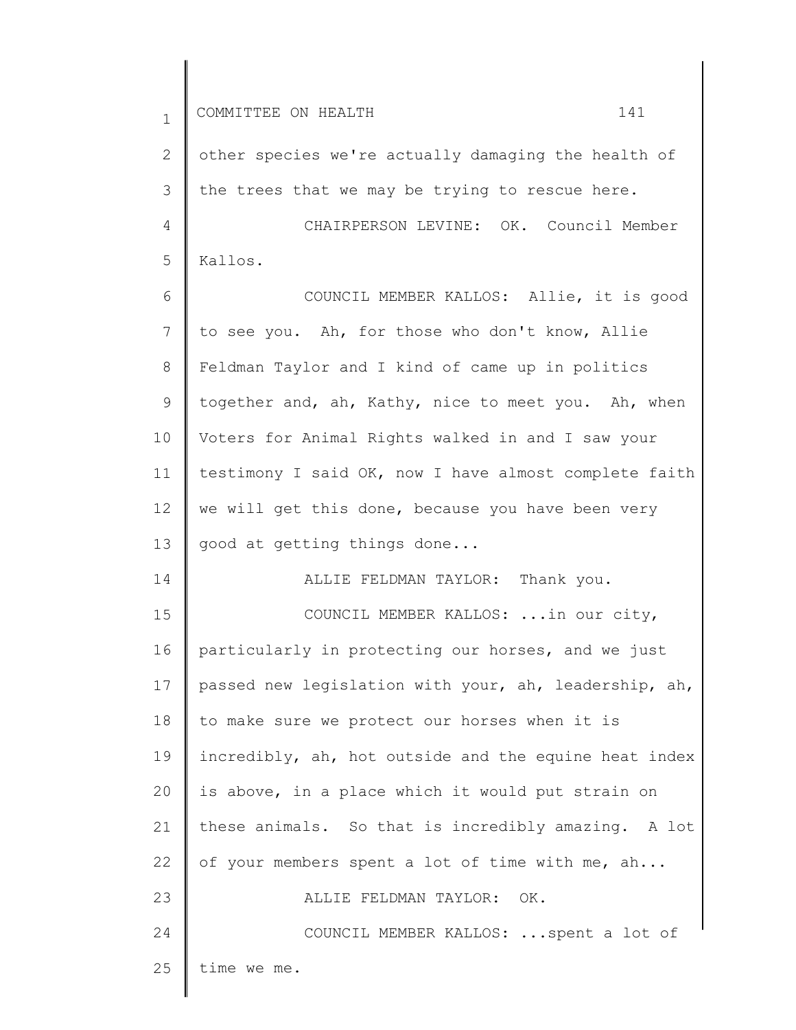other species we're actually damaging the health of the trees that we may be trying to rescue here.

CHAIRPERSON LEVINE: OK. Council Member Kallos.

COUNCIL MEMBER KALLOS: Allie, it is good to see you. Ah, for those who don't know, Allie Feldman Taylor and I kind of came up in politics together and, ah, Kathy, nice to meet you. Ah, when Voters for Animal Rights walked in and I saw your testimony I said OK, now I have almost complete faith we will get this done, because you have been very good at getting things done...

ALLIE FELDMAN TAYLOR: Thank you.

COUNCIL MEMBER KALLOS: ...in our city, particularly in protecting our horses, and we just passed new legislation with your, ah, leadership, ah, to make sure we protect our horses when it is incredibly, ah, hot outside and the equine heat index is above, in a place which it would put strain on these animals. So that is incredibly amazing. A lot of your members spent a lot of time with me, ah...

ALLIE FELDMAN TAYLOR: OK.

COUNCIL MEMBER KALLOS: ...spent a lot of time we me.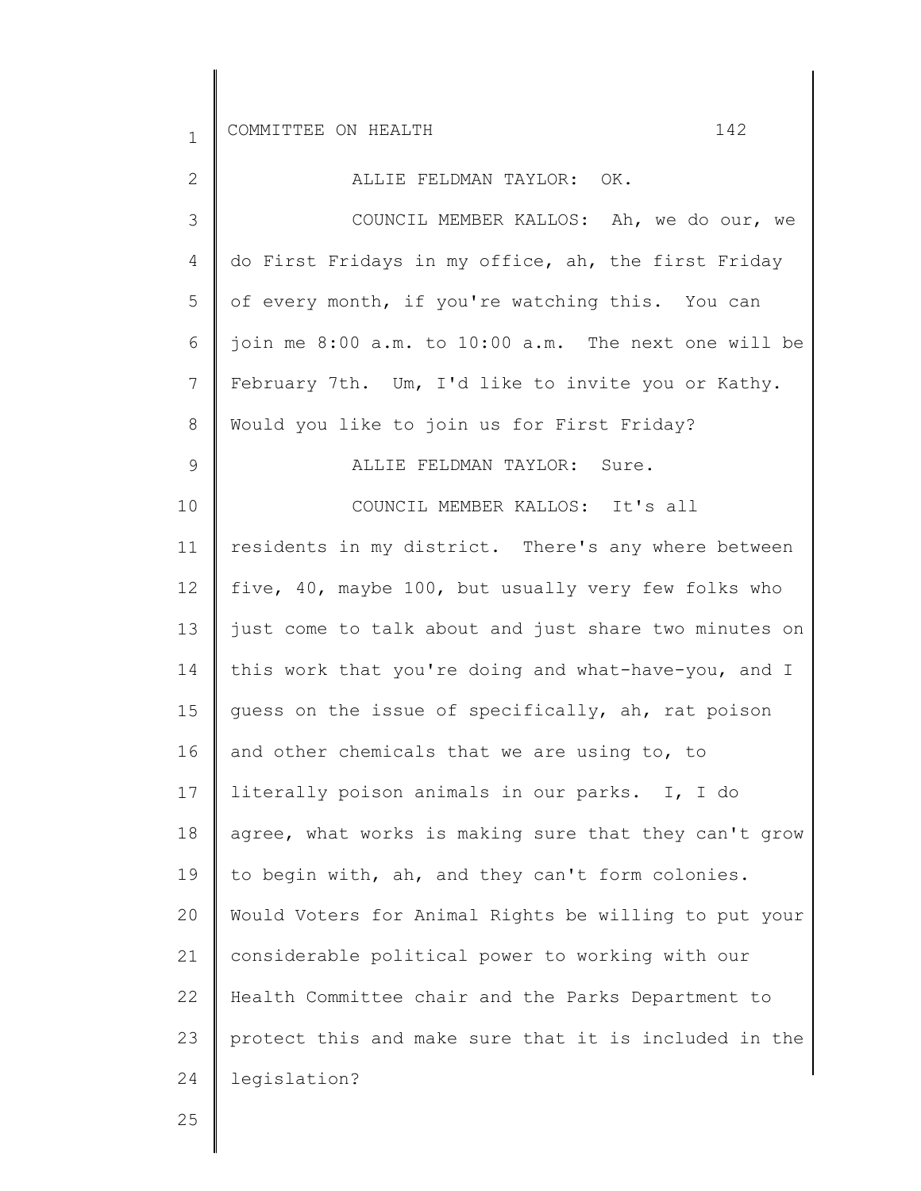ALLIE FELDMAN TAYLOR: OK.

COUNCIL MEMBER KALLOS: Ah, we do our, we do First Fridays in my office, ah, the first Friday of every month, if you're watching this. You can join me 8:00 a.m. to 10:00 a.m. The next one will be February 7th. Um, I'd like to invite you or Kathy. Would you like to join us for First Friday?

ALLIE FELDMAN TAYLOR: Sure.

COUNCIL MEMBER KALLOS: It's all residents in my district. There's any where between five, 40, maybe 100, but usually very few folks who just come to talk about and just share two minutes on this work that you're doing and what-have-you, and I guess on the issue of specifically, ah, rat poison and other chemicals that we are using to, to literally poison animals in our parks. I, I do agree, what works is making sure that they can't grow to begin with, ah, and they can't form colonies. Would Voters for Animal Rights be willing to put your considerable political power to working with our Health Committee chair and the Parks Department to protect this and make sure that it is included in the legislation?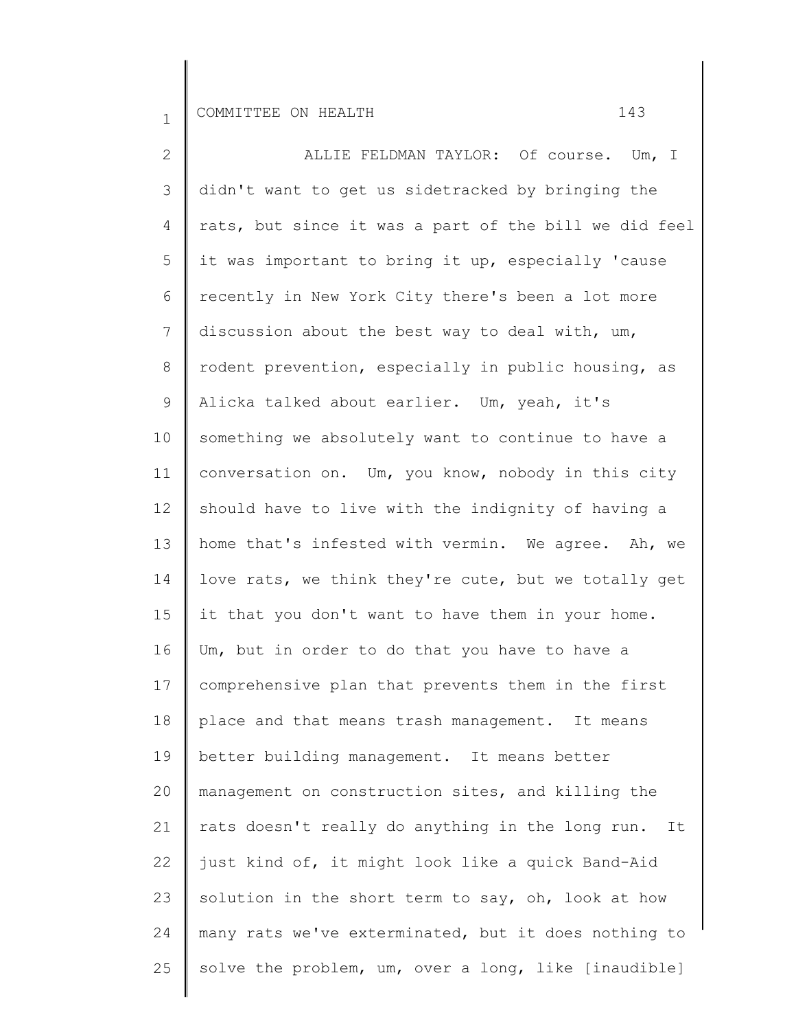ALLIE FELDMAN TAYLOR: Of course. Um, I didn't want to get us sidetracked by bringing the rats, but since it was a part of the bill we did feel it was important to bring it up, especially 'cause recently in New York City there's been a lot more discussion about the best way to deal with, um, rodent prevention, especially in public housing, as Alicka talked about earlier. Um, yeah, it's something we absolutely want to continue to have a conversation on. Um, you know, nobody in this city should have to live with the indignity of having a home that's infested with vermin. We agree. Ah, we love rats, we think they're cute, but we totally get it that you don't want to have them in your home. Um, but in order to do that you have to have a comprehensive plan that prevents them in the first place and that means trash management. It means better building management. It means better management on construction sites, and killing the rats doesn't really do anything in the long run. It just kind of, it might look like a quick Band-Aid solution in the short term to say, oh, look at how many rats we've exterminated, but it does nothing to solve the problem, um, over a long, like [inaudible]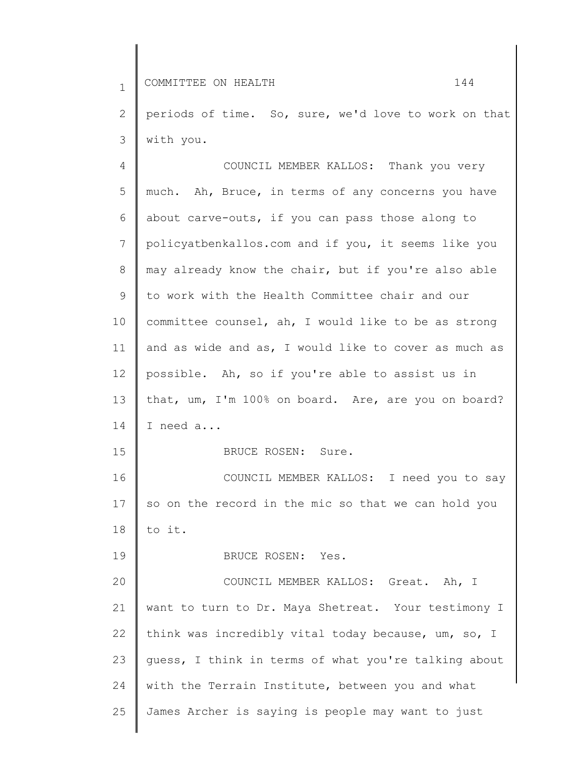periods of time. So, sure, we'd love to work on that with you.

COUNCIL MEMBER KALLOS: Thank you very much. Ah, Bruce, in terms of any concerns you have about carve-outs, if you can pass those along to policyatbenkallos.com and if you, it seems like you may already know the chair, but if you're also able to work with the Health Committee chair and our committee counsel, ah, I would like to be as strong and as wide and as, I would like to cover as much as possible. Ah, so if you're able to assist us in that, um, I'm 100% on board. Are, are you on board? I need a...

BRUCE ROSEN: Sure.

COUNCIL MEMBER KALLOS: I need you to say so on the record in the mic so that we can hold you to it.

BRUCE ROSEN: Yes.

COUNCIL MEMBER KALLOS: Great. Ah, I want to turn to Dr. Maya Shetreat. Your testimony I think was incredibly vital today because, um, so, I guess, I think in terms of what you're talking about with the Terrain Institute, between you and what James Archer is saying is people may want to just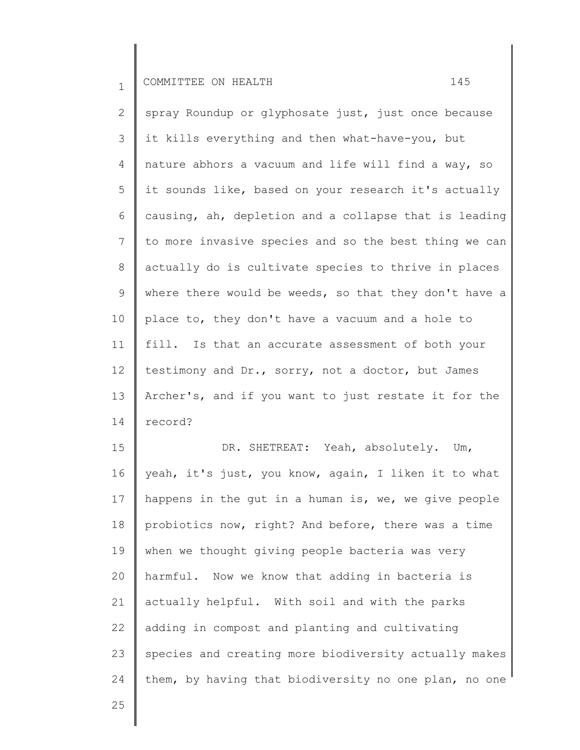spray Roundup or glyphosate just, just once because it kills everything and then what-have-you, but nature abhors a vacuum and life will find a way, so it sounds like, based on your research it's actually causing, ah, depletion and a collapse that is leading to more invasive species and so the best thing we can actually do is cultivate species to thrive in places where there would be weeds, so that they don't have a place to, they don't have a vacuum and a hole to fill. Is that an accurate assessment of both your testimony and Dr., sorry, not a doctor, but James Archer's, and if you want to just restate it for the record?

DR. SHETREAT: Yeah, absolutely. Um, yeah, it's just, you know, again, I liken it to what happens in the gut in a human is, we, we give people probiotics now, right? And before, there was a time when we thought giving people bacteria was very harmful. Now we know that adding in bacteria is actually helpful. With soil and with the parks adding in compost and planting and cultivating species and creating more biodiversity actually makes them, by having that biodiversity no one plan, no one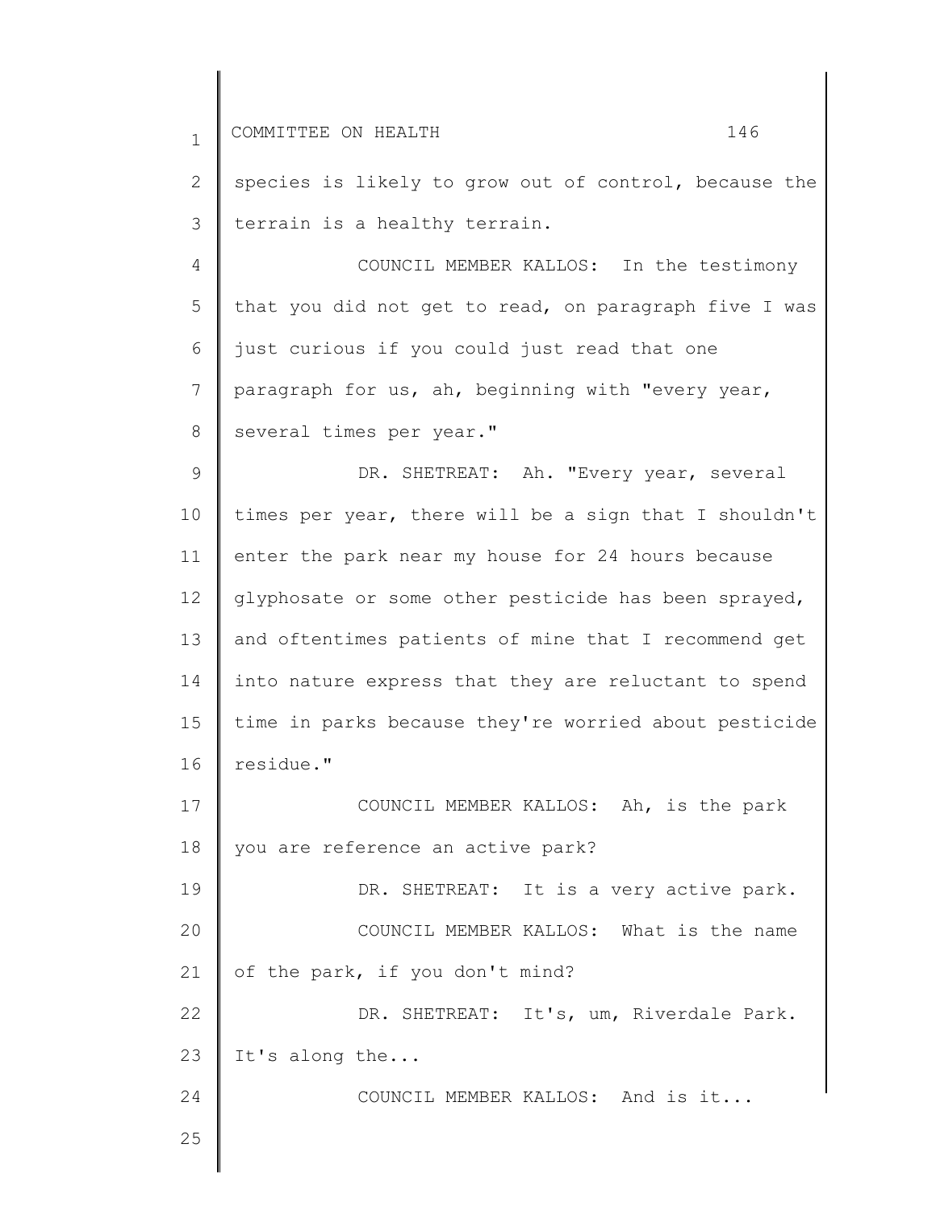species is likely to grow out of control, because the terrain is a healthy terrain.

COUNCIL MEMBER KALLOS: In the testimony that you did not get to read, on paragraph five I was just curious if you could just read that one paragraph for us, ah, beginning with "every year, several times per year."

DR. SHETREAT: Ah. "Every year, several times per year, there will be a sign that I shouldn't enter the park near my house for 24 hours because glyphosate or some other pesticide has been sprayed, and oftentimes patients of mine that I recommend get into nature express that they are reluctant to spend time in parks because they're worried about pesticide residue."

COUNCIL MEMBER KALLOS: Ah, is the park you are reference an active park?

DR. SHETREAT: It is a very active park.

COUNCIL MEMBER KALLOS: What is the name of the park, if you don't mind?

DR. SHETREAT: It's, um, Riverdale Park. It's along the...

COUNCIL MEMBER KALLOS: And is it...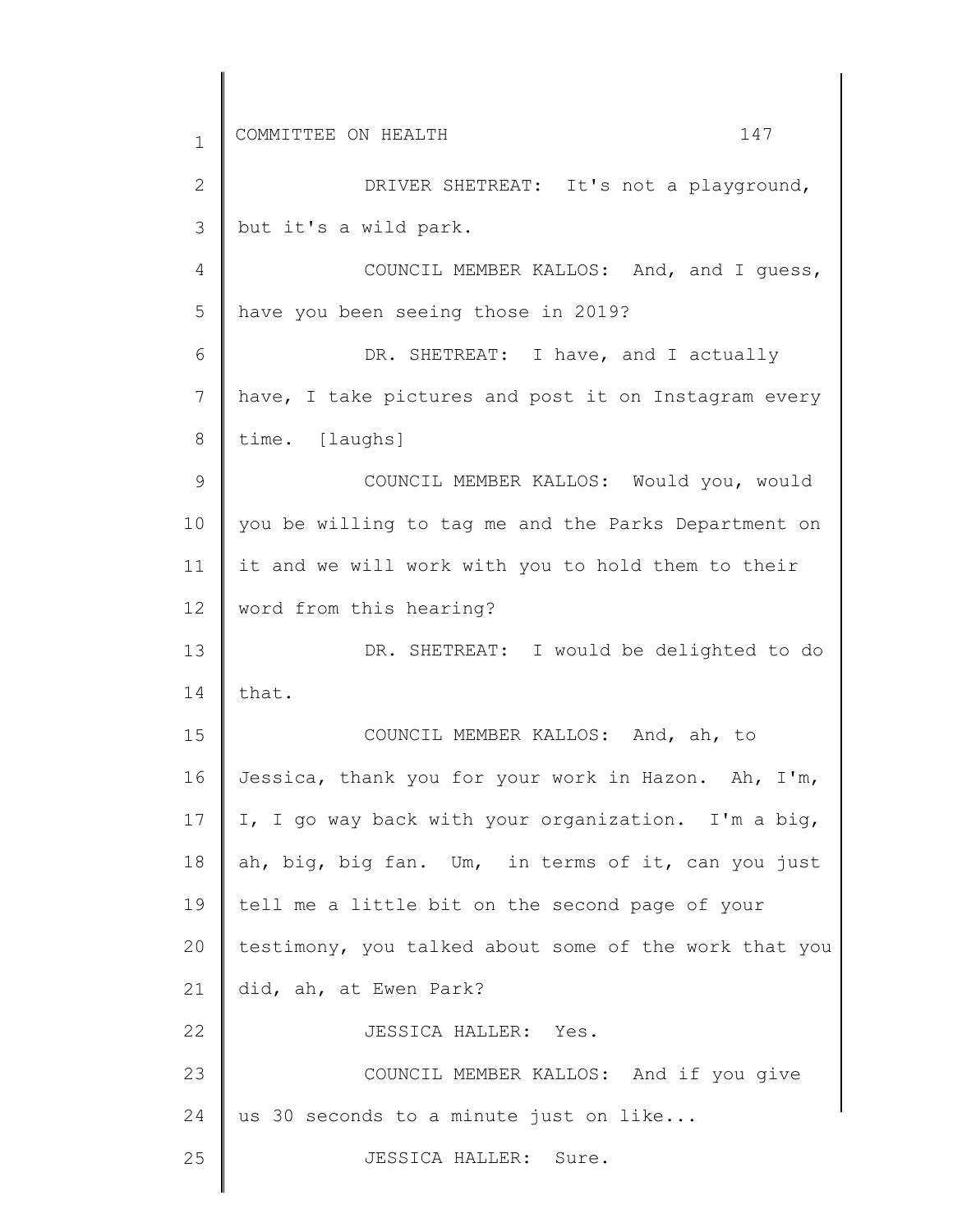DRIVER SHETREAT: It's not a playground, but it's a wild park.

COUNCIL MEMBER KALLOS: And, and I guess, have you been seeing those in 2019?

DR. SHETREAT: I have, and I actually have, I take pictures and post it on Instagram every time. [laughs]

COUNCIL MEMBER KALLOS: Would you, would you be willing to tag me and the Parks Department on it and we will work with you to hold them to their word from this hearing?

DR. SHETREAT: I would be delighted to do that.

COUNCIL MEMBER KALLOS: And, ah, to Jessica, thank you for your work in Hazon. Ah, I'm, I, I go way back with your organization. I'm a big, ah, big, big fan. Um, in terms of it, can you just tell me a little bit on the second page of your testimony, you talked about some of the work that you did, ah, at Ewen Park?

JESSICA HALLER: Yes.

COUNCIL MEMBER KALLOS: And if you give us 30 seconds to a minute just on like...

JESSICA HALLER: Sure.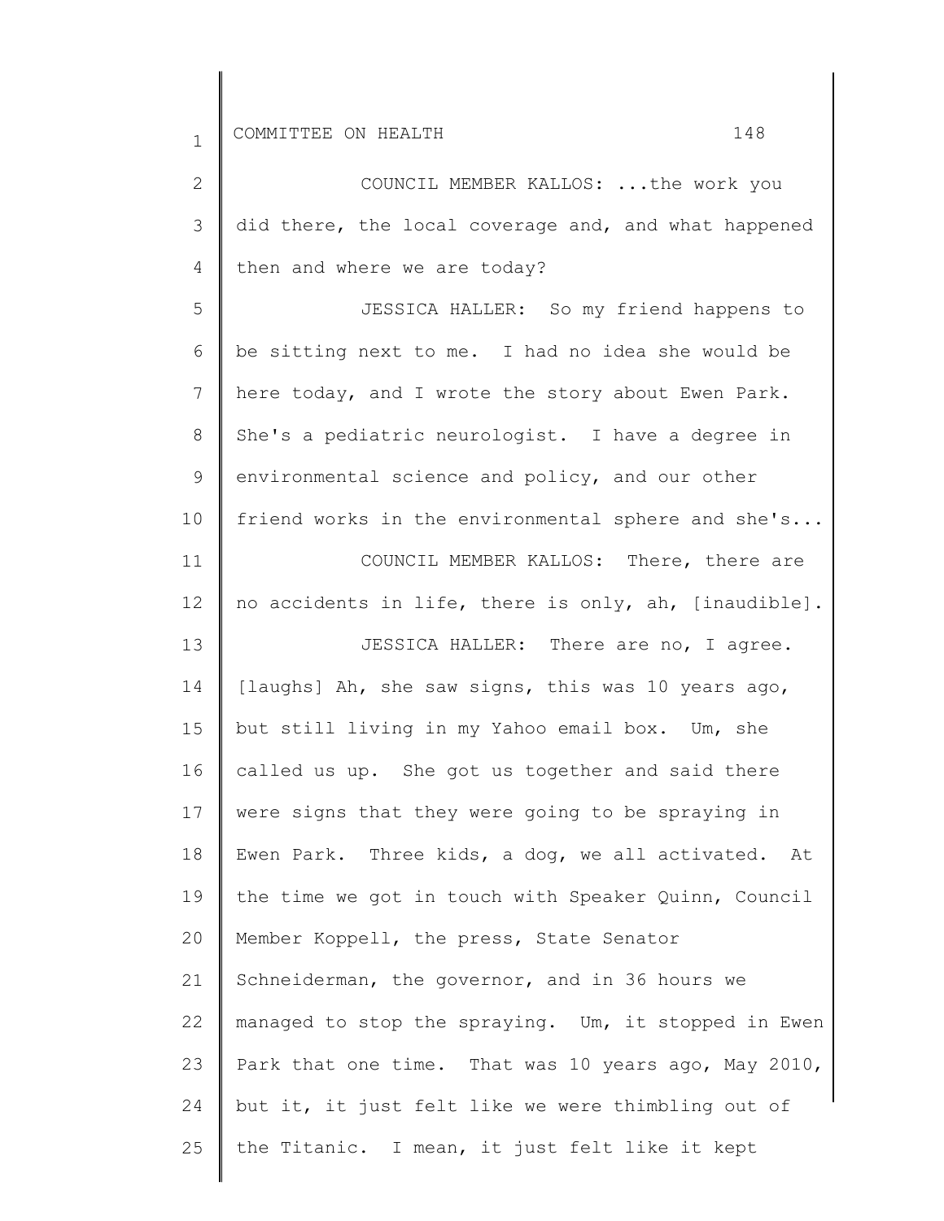COUNCIL MEMBER KALLOS: ...the work you did there, the local coverage and, and what happened then and where we are today?

JESSICA HALLER: So my friend happens to be sitting next to me. I had no idea she would be here today, and I wrote the story about Ewen Park. She's a pediatric neurologist. I have a degree in environmental science and policy, and our other friend works in the environmental sphere and she's...

COUNCIL MEMBER KALLOS: There, there are no accidents in life, there is only, ah, [inaudible].

JESSICA HALLER: There are no, I agree. [laughs] Ah, she saw signs, this was 10 years ago, but still living in my Yahoo email box. Um, she called us up. She got us together and said there were signs that they were going to be spraying in Ewen Park. Three kids, a dog, we all activated. At the time we got in touch with Speaker Quinn, Council Member Koppell, the press, State Senator Schneiderman, the governor, and in 36 hours we managed to stop the spraying. Um, it stopped in Ewen Park that one time. That was 10 years ago, May 2010, but it, it just felt like we were thimbling out of the Titanic. I mean, it just felt like it kept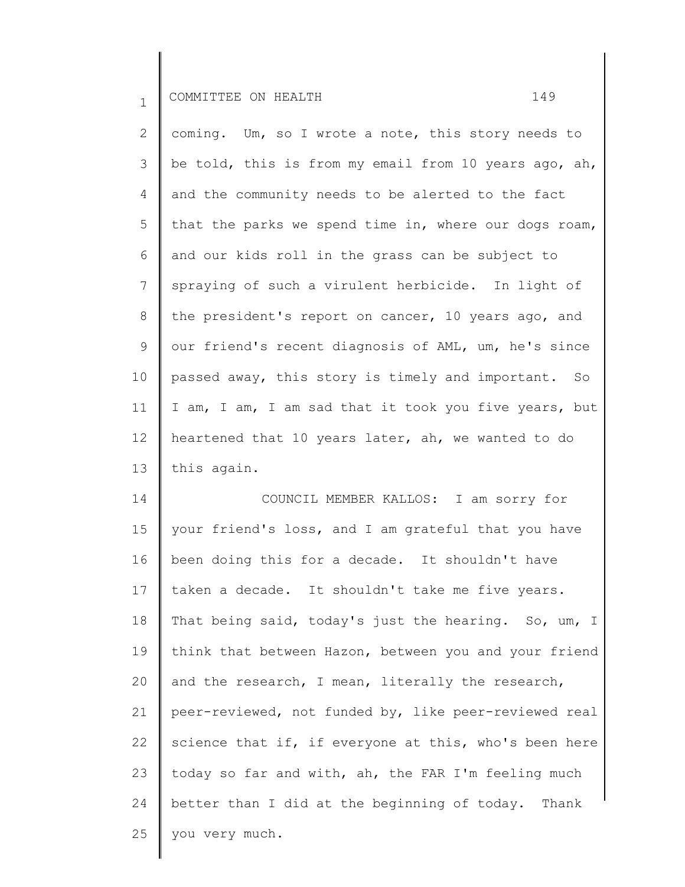coming. Um, so I wrote a note, this story needs to be told, this is from my email from 10 years ago, ah, and the community needs to be alerted to the fact that the parks we spend time in, where our dogs roam, and our kids roll in the grass can be subject to spraying of such a virulent herbicide. In light of the president's report on cancer, 10 years ago, and our friend's recent diagnosis of AML, um, he's since passed away, this story is timely and important. So I am, I am, I am sad that it took you five years, but heartened that 10 years later, ah, we wanted to do this again.

COUNCIL MEMBER KALLOS: I am sorry for your friend's loss, and I am grateful that you have been doing this for a decade. It shouldn't have taken a decade. It shouldn't take me five years. That being said, today's just the hearing. So, um, I think that between Hazon, between you and your friend and the research, I mean, literally the research, peer-reviewed, not funded by, like peer-reviewed real science that if, if everyone at this, who's been here today so far and with, ah, the FAR I'm feeling much better than I did at the beginning of today. Thank you very much.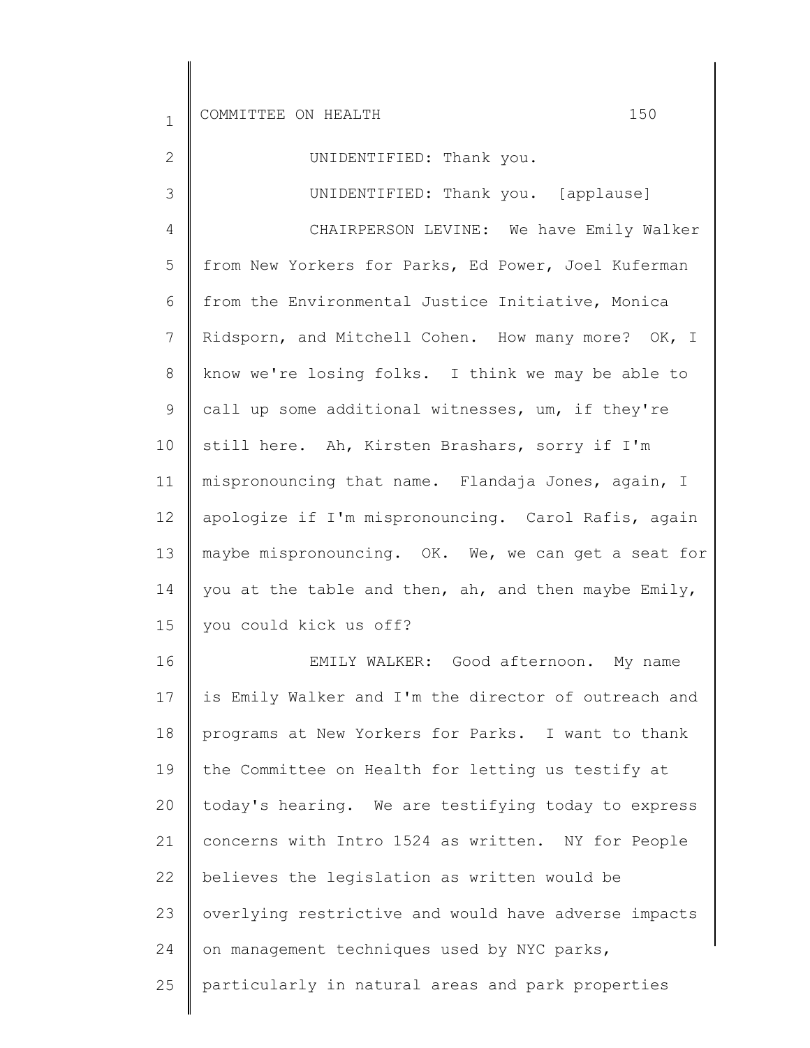UNIDENTIFIED: Thank you.

UNIDENTIFIED: Thank you. [applause]

CHAIRPERSON LEVINE: We have Emily Walker from New Yorkers for Parks, Ed Power, Joel Kuferman from the Environmental Justice Initiative, Monica Ridsporn, and Mitchell Cohen. How many more? OK, I know we're losing folks. I think we may be able to call up some additional witnesses, um, if they're still here. Ah, Kirsten Brashars, sorry if I'm mispronouncing that name. Flandaja Jones, again, I apologize if I'm mispronouncing. Carol Rafis, again maybe mispronouncing. OK. We, we can get a seat for you at the table and then, ah, and then maybe Emily, you could kick us off?

EMILY WALKER: Good afternoon. My name is Emily Walker and I'm the director of outreach and programs at New Yorkers for Parks. I want to thank the Committee on Health for letting us testify at today's hearing. We are testifying today to express concerns with Intro 1524 as written. NY for People believes the legislation as written would be overlying restrictive and would have adverse impacts on management techniques used by NYC parks, particularly in natural areas and park properties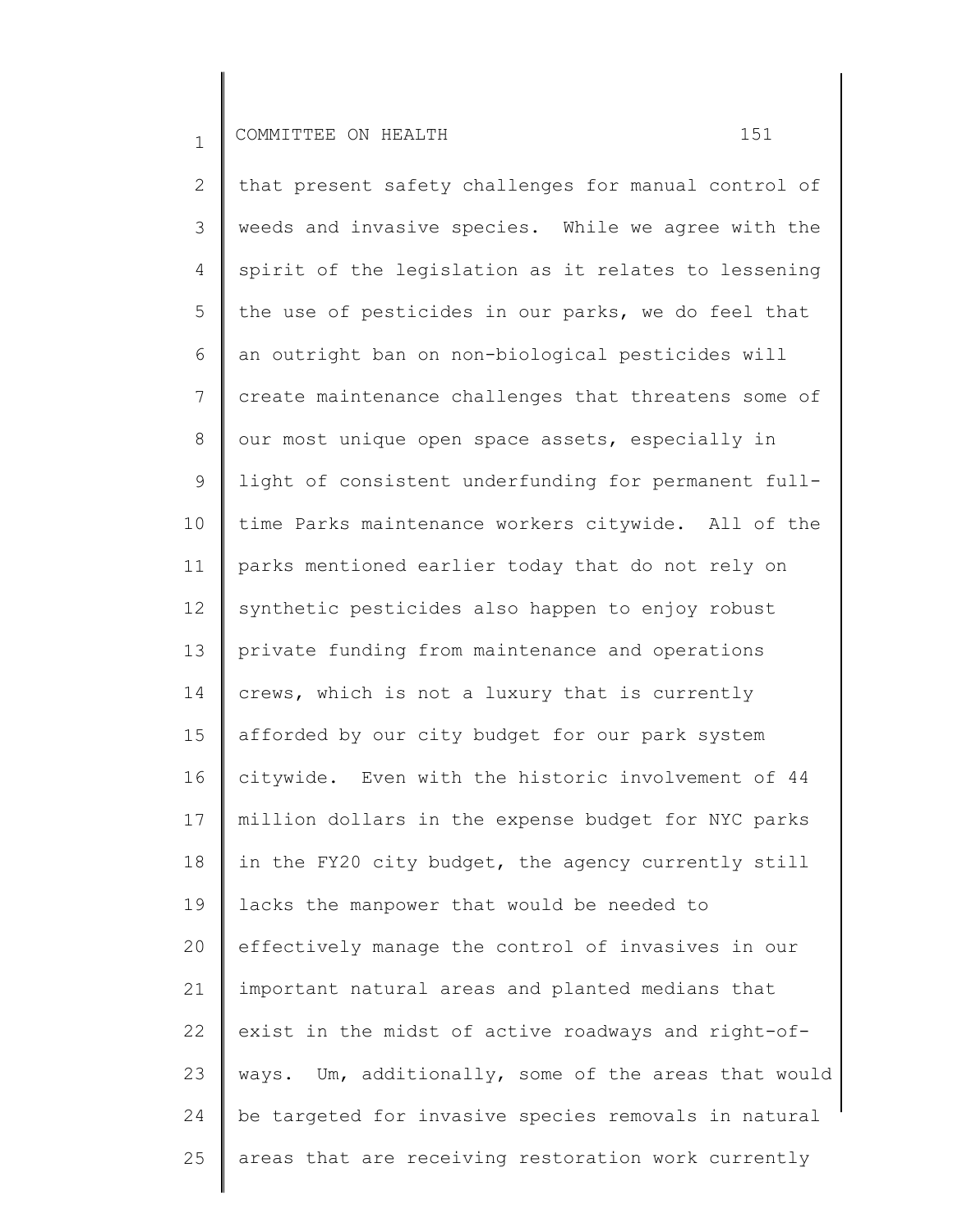that present safety challenges for manual control of weeds and invasive species. While we agree with the spirit of the legislation as it relates to lessening the use of pesticides in our parks, we do feel that an outright ban on non-biological pesticides will create maintenance challenges that threatens some of our most unique open space assets, especially in light of consistent underfunding for permanent full-time Parks maintenance workers citywide. All of the parks mentioned earlier today that do not rely on synthetic pesticides also happen to enjoy robust private funding from maintenance and operations crews, which is not a luxury that is currently afforded by our city budget for our park system citywide. Even with the historic involvement of 44 million dollars in the expense budget for NYC parks in the FY20 city budget, the agency currently still lacks the manpower that would be needed to effectively manage the control of invasives in our important natural areas and planted medians that exist in the midst of active roadways and right-of-ways. Um, additionally, some of the areas that would be targeted for invasive species removals in natural areas that are receiving restoration work currently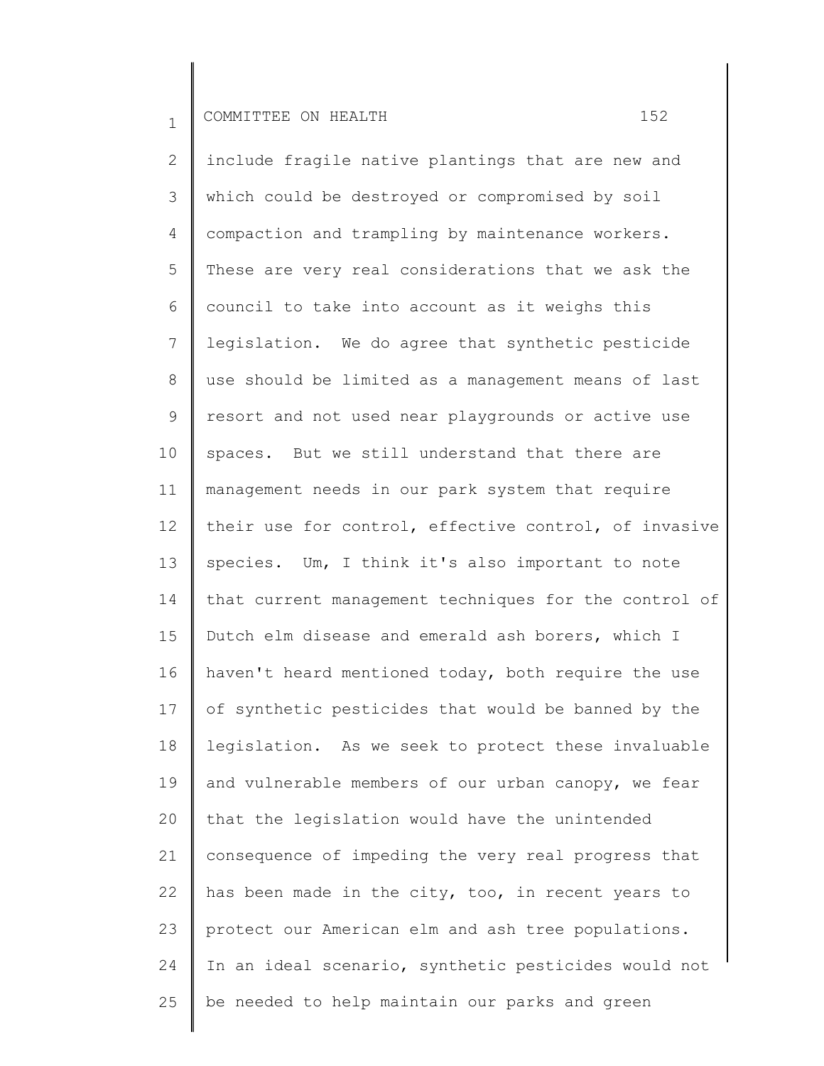include fragile native plantings that are new and which could be destroyed or compromised by soil compaction and trampling by maintenance workers. These are very real considerations that we ask the council to take into account as it weighs this legislation. We do agree that synthetic pesticide use should be limited as a management means of last resort and not used near playgrounds or active use spaces. But we still understand that there are management needs in our park system that require their use for control, effective control, of invasive species. Um, I think it's also important to note that current management techniques for the control of Dutch elm disease and emerald ash borers, which I haven't heard mentioned today, both require the use of synthetic pesticides that would be banned by the legislation. As we seek to protect these invaluable and vulnerable members of our urban canopy, we fear that the legislation would have the unintended consequence of impeding the very real progress that has been made in the city, too, in recent years to protect our American elm and ash tree populations. In an ideal scenario, synthetic pesticides would not be needed to help maintain our parks and green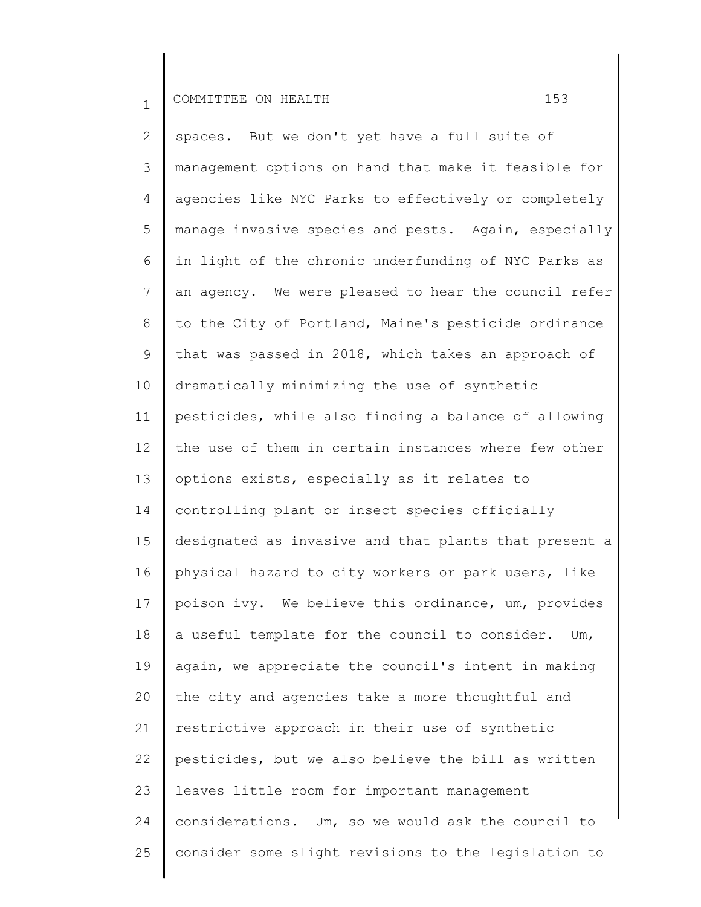spaces. But we don't yet have a full suite of management options on hand that make it feasible for agencies like NYC Parks to effectively or completely manage invasive species and pests. Again, especially in light of the chronic underfunding of NYC Parks as an agency. We were pleased to hear the council refer to the City of Portland, Maine's pesticide ordinance that was passed in 2018, which takes an approach of dramatically minimizing the use of synthetic pesticides, while also finding a balance of allowing the use of them in certain instances where few other options exists, especially as it relates to controlling plant or insect species officially designated as invasive and that plants that present a physical hazard to city workers or park users, like poison ivy. We believe this ordinance, um, provides a useful template for the council to consider. Um, again, we appreciate the council's intent in making the city and agencies take a more thoughtful and restrictive approach in their use of synthetic pesticides, but we also believe the bill as written leaves little room for important management considerations. Um, so we would ask the council to consider some slight revisions to the legislation to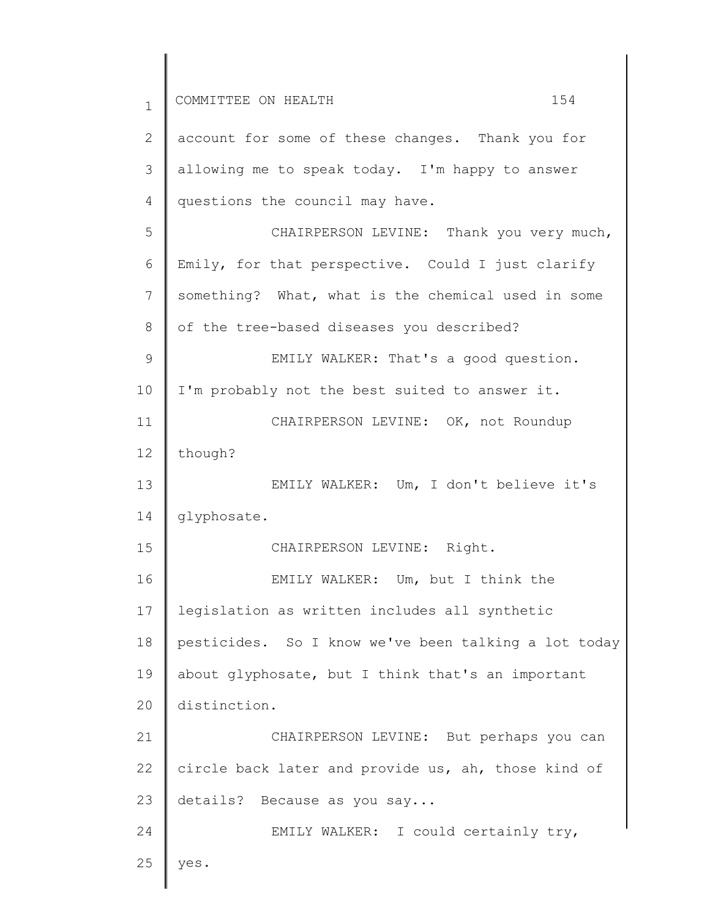account for some of these changes. Thank you for allowing me to speak today. I'm happy to answer questions the council may have.

CHAIRPERSON LEVINE: Thank you very much, Emily, for that perspective. Could I just clarify something? What, what is the chemical used in some of the tree-based diseases you described?

EMILY WALKER: That's a good question. I'm probably not the best suited to answer it.

CHAIRPERSON LEVINE: OK, not Roundup though?

EMILY WALKER: Um, I don't believe it's glyphosate.

CHAIRPERSON LEVINE: Right.

EMILY WALKER: Um, but I think the legislation as written includes all synthetic pesticides. So I know we've been talking a lot today about glyphosate, but I think that's an important distinction.

CHAIRPERSON LEVINE: But perhaps you can circle back later and provide us, ah, those kind of details? Because as you say...

EMILY WALKER: I could certainly try, yes.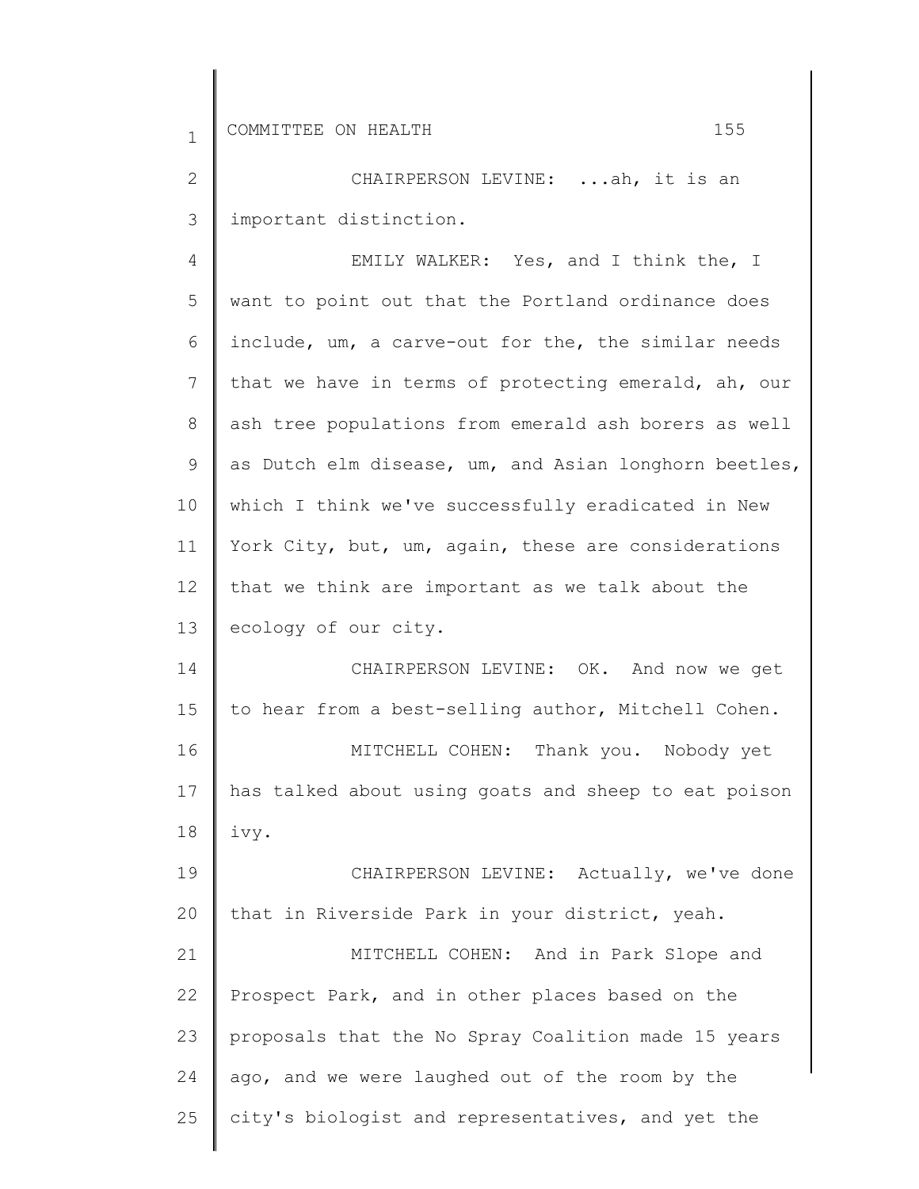CHAIRPERSON LEVINE: ...ah, it is an important distinction.

EMILY WALKER: Yes, and I think the, I want to point out that the Portland ordinance does include, um, a carve-out for the, the similar needs that we have in terms of protecting emerald, ah, our ash tree populations from emerald ash borers as well as Dutch elm disease, um, and Asian longhorn beetles, which I think we've successfully eradicated in New York City, but, um, again, these are considerations that we think are important as we talk about the ecology of our city.

CHAIRPERSON LEVINE: OK. And now we get to hear from a best-selling author, Mitchell Cohen.

MITCHELL COHEN: Thank you. Nobody yet has talked about using goats and sheep to eat poison ivy.

CHAIRPERSON LEVINE: Actually, we've done that in Riverside Park in your district, yeah.

MITCHELL COHEN: And in Park Slope and Prospect Park, and in other places based on the proposals that the No Spray Coalition made 15 years ago, and we were laughed out of the room by the city's biologist and representatives, and yet the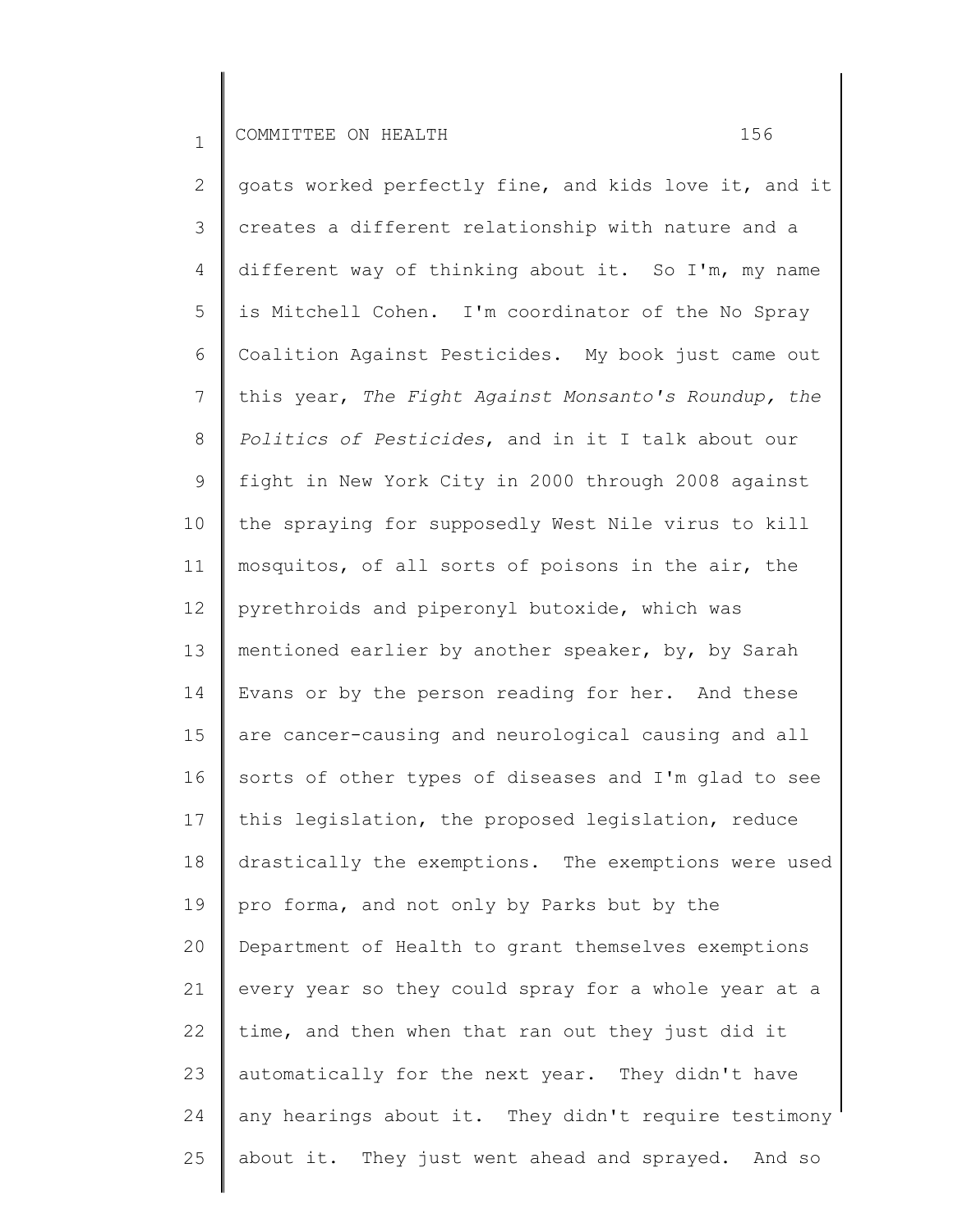goats worked perfectly fine, and kids love it, and it creates a different relationship with nature and a different way of thinking about it. So I'm, my name is Mitchell Cohen. I'm coordinator of the No Spray Coalition Against Pesticides. My book just came out this year, *The Fight Against Monsanto's Roundup, the Politics of Pesticides*, and in it I talk about our fight in New York City in 2000 through 2008 against the spraying for supposedly West Nile virus to kill mosquitos, of all sorts of poisons in the air, the pyrethroids and piperonyl butoxide, which was mentioned earlier by another speaker, by, by Sarah Evans or by the person reading for her. And these are cancer-causing and neurological causing and all sorts of other types of diseases and I'm glad to see this legislation, the proposed legislation, reduce drastically the exemptions. The exemptions were used pro forma, and not only by Parks but by the Department of Health to grant themselves exemptions every year so they could spray for a whole year at a time, and then when that ran out they just did it automatically for the next year. They didn't have any hearings about it. They didn't require testimony about it. They just went ahead and sprayed. And so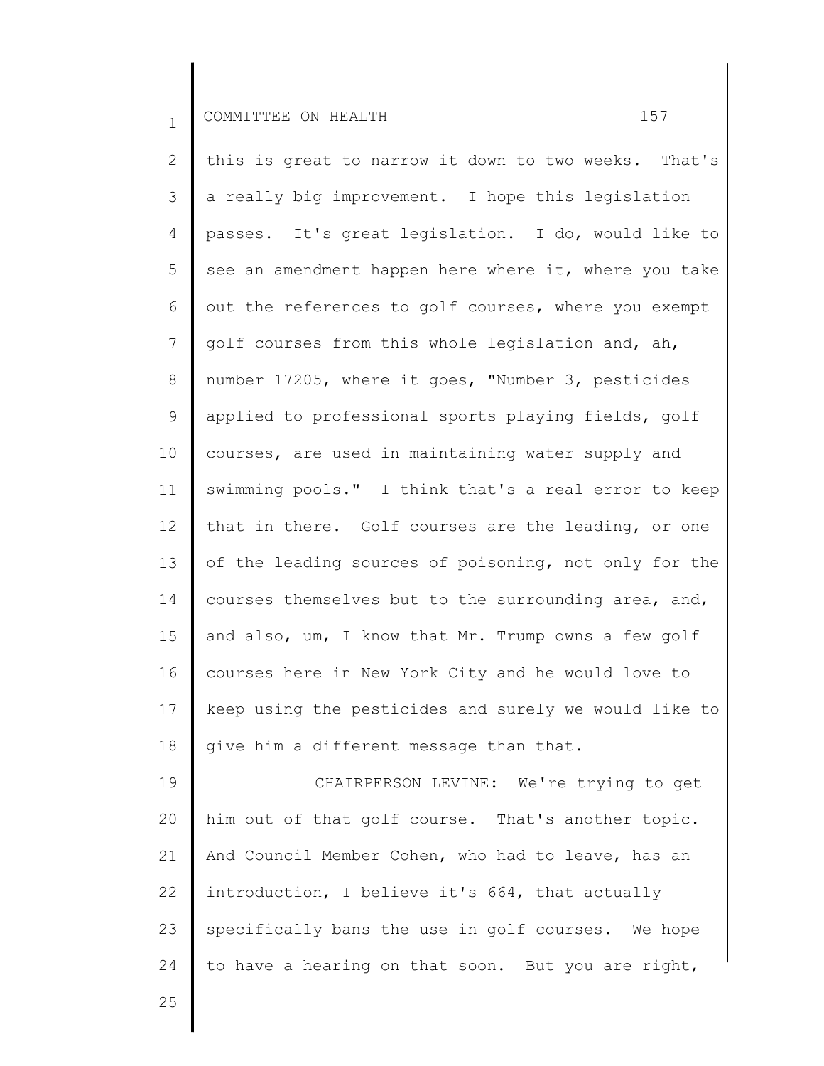this is great to narrow it down to two weeks. That's a really big improvement. I hope this legislation passes. It's great legislation. I do, would like to see an amendment happen here where it, where you take out the references to golf courses, where you exempt golf courses from this whole legislation and, ah, number 17205, where it goes, "Number 3, pesticides applied to professional sports playing fields, golf courses, are used in maintaining water supply and swimming pools." I think that's a real error to keep that in there. Golf courses are the leading, or one of the leading sources of poisoning, not only for the courses themselves but to the surrounding area, and, and also, um, I know that Mr. Trump owns a few golf courses here in New York City and he would love to keep using the pesticides and surely we would like to give him a different message than that.

CHAIRPERSON LEVINE: We're trying to get him out of that golf course. That's another topic. And Council Member Cohen, who had to leave, has an introduction, I believe it's 664, that actually specifically bans the use in golf courses. We hope to have a hearing on that soon. But you are right,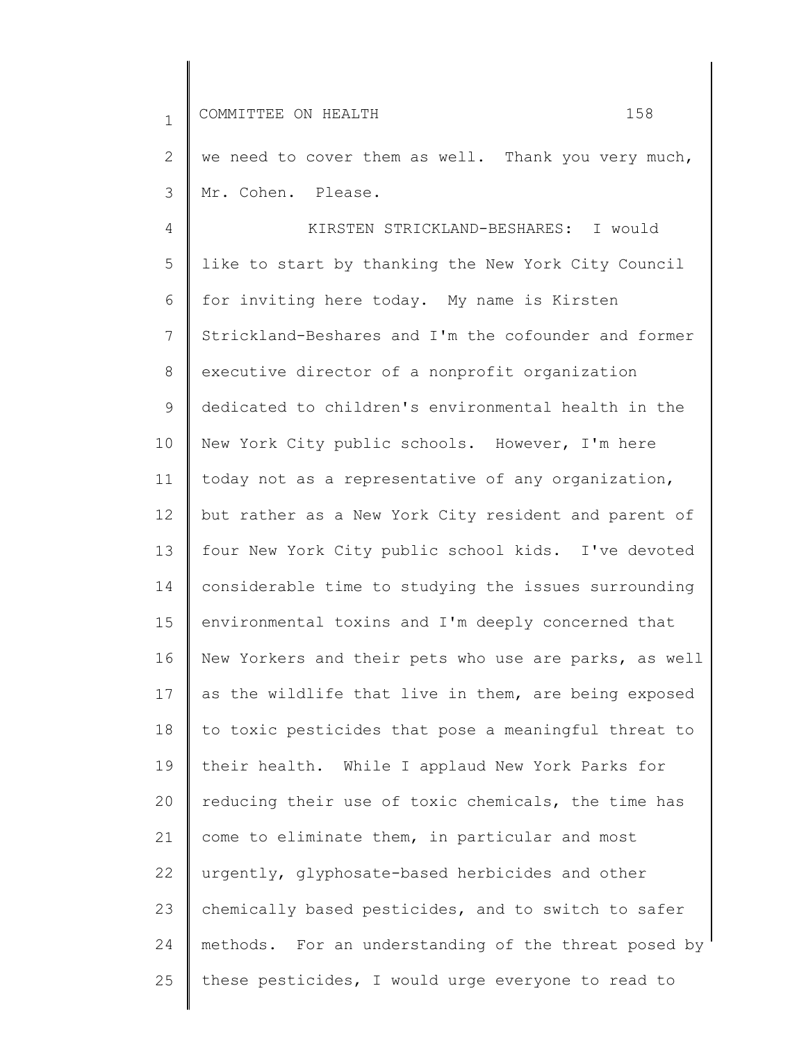we need to cover them as well. Thank you very much, Mr. Cohen. Please.

KIRSTEN STRICKLAND-BESHARES: I would like to start by thanking the New York City Council for inviting here today. My name is Kirsten Strickland-Beshares and I'm the cofounder and former executive director of a nonprofit organization dedicated to children's environmental health in the New York City public schools. However, I'm here today not as a representative of any organization, but rather as a New York City resident and parent of four New York City public school kids. I've devoted considerable time to studying the issues surrounding environmental toxins and I'm deeply concerned that New Yorkers and their pets who use are parks, as well as the wildlife that live in them, are being exposed to toxic pesticides that pose a meaningful threat to their health. While I applaud New York Parks for reducing their use of toxic chemicals, the time has come to eliminate them, in particular and most urgently, glyphosate-based herbicides and other chemically based pesticides, and to switch to safer methods. For an understanding of the threat posed by these pesticides, I would urge everyone to read to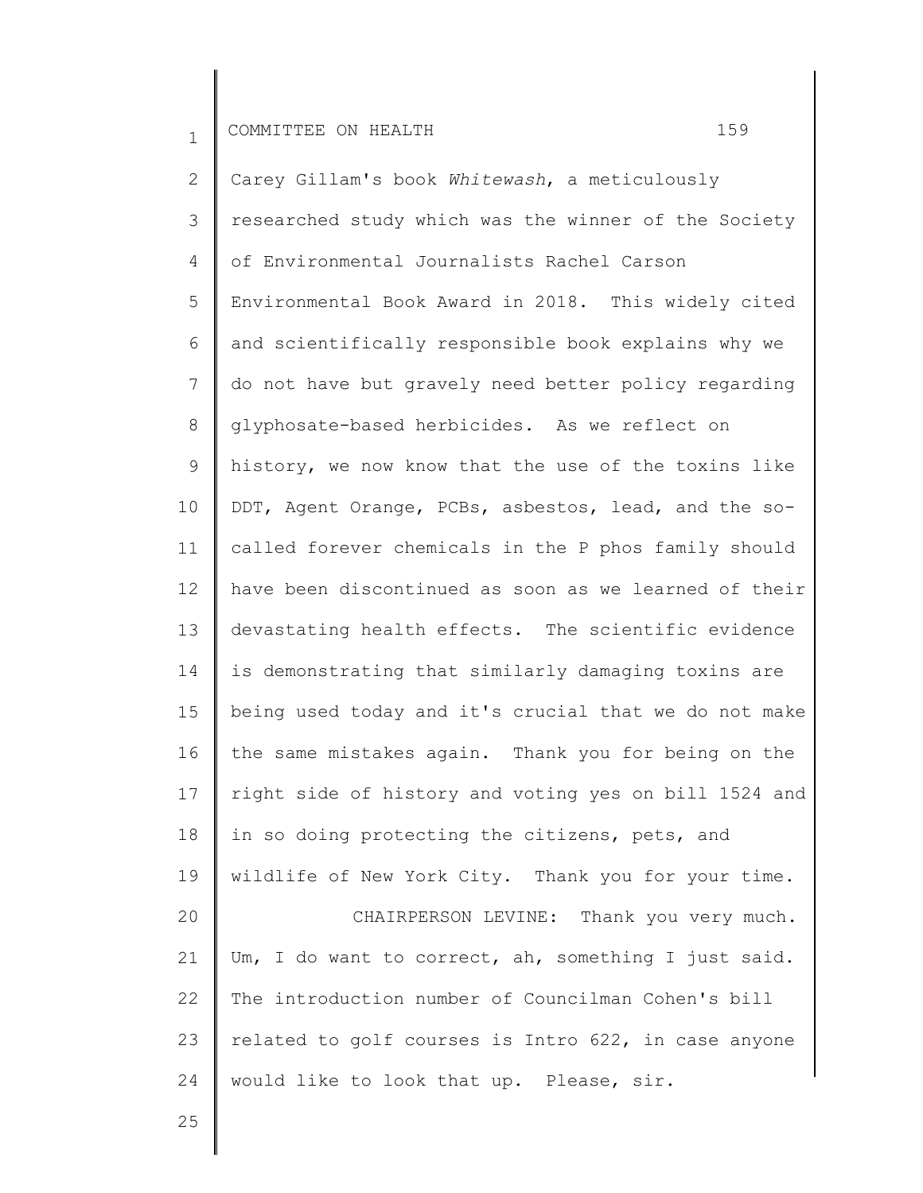Carey Gillam's book *Whitewash*, a meticulously researched study which was the winner of the Society of Environmental Journalists Rachel Carson Environmental Book Award in 2018. This widely cited and scientifically responsible book explains why we do not have but gravely need better policy regarding glyphosate-based herbicides. As we reflect on history, we now know that the use of the toxins like DDT, Agent Orange, PCBs, asbestos, lead, and the so-called forever chemicals in the P phos family should have been discontinued as soon as we learned of their devastating health effects. The scientific evidence is demonstrating that similarly damaging toxins are being used today and it's crucial that we do not make the same mistakes again. Thank you for being on the right side of history and voting yes on bill 1524 and in so doing protecting the citizens, pets, and wildlife of New York City. Thank you for your time.

CHAIRPERSON LEVINE: Thank you very much. Um, I do want to correct, ah, something I just said. The introduction number of Councilman Cohen's bill related to golf courses is Intro 622, in case anyone would like to look that up. Please, sir.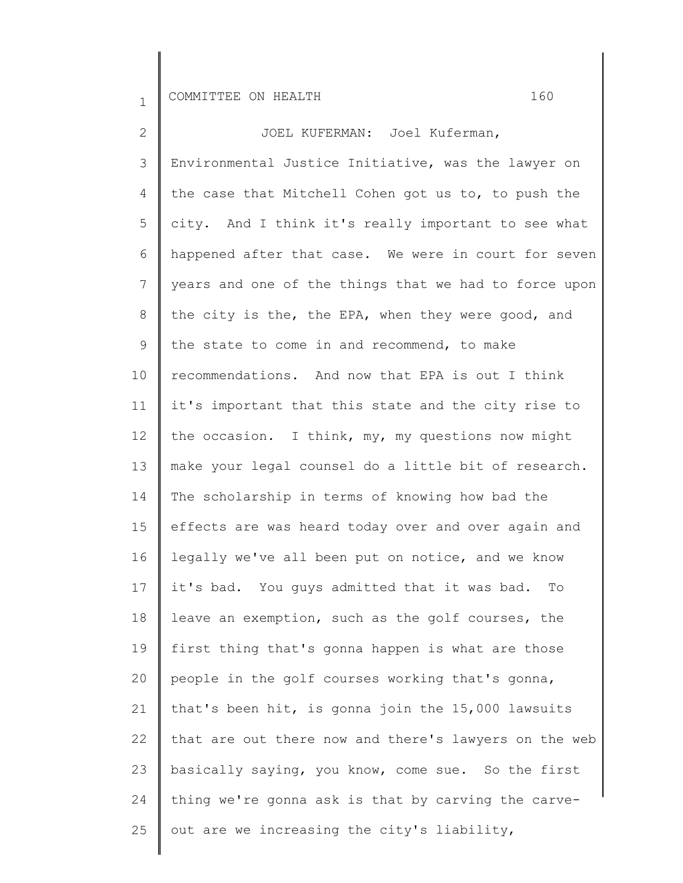JOEL KUFERMAN: Joel Kuferman, Environmental Justice Initiative, was the lawyer on the case that Mitchell Cohen got us to, to push the city. And I think it's really important to see what happened after that case. We were in court for seven years and one of the things that we had to force upon the city is the, the EPA, when they were good, and the state to come in and recommend, to make recommendations. And now that EPA is out I think it's important that this state and the city rise to the occasion. I think, my, my questions now might make your legal counsel do a little bit of research. The scholarship in terms of knowing how bad the effects are was heard today over and over again and legally we've all been put on notice, and we know it's bad. You guys admitted that it was bad. To leave an exemption, such as the golf courses, the first thing that's gonna happen is what are those people in the golf courses working that's gonna, that's been hit, is gonna join the 15,000 lawsuits that are out there now and there's lawyers on the web basically saying, you know, come sue. So the first thing we're gonna ask is that by carving the carve-out are we increasing the city's liability,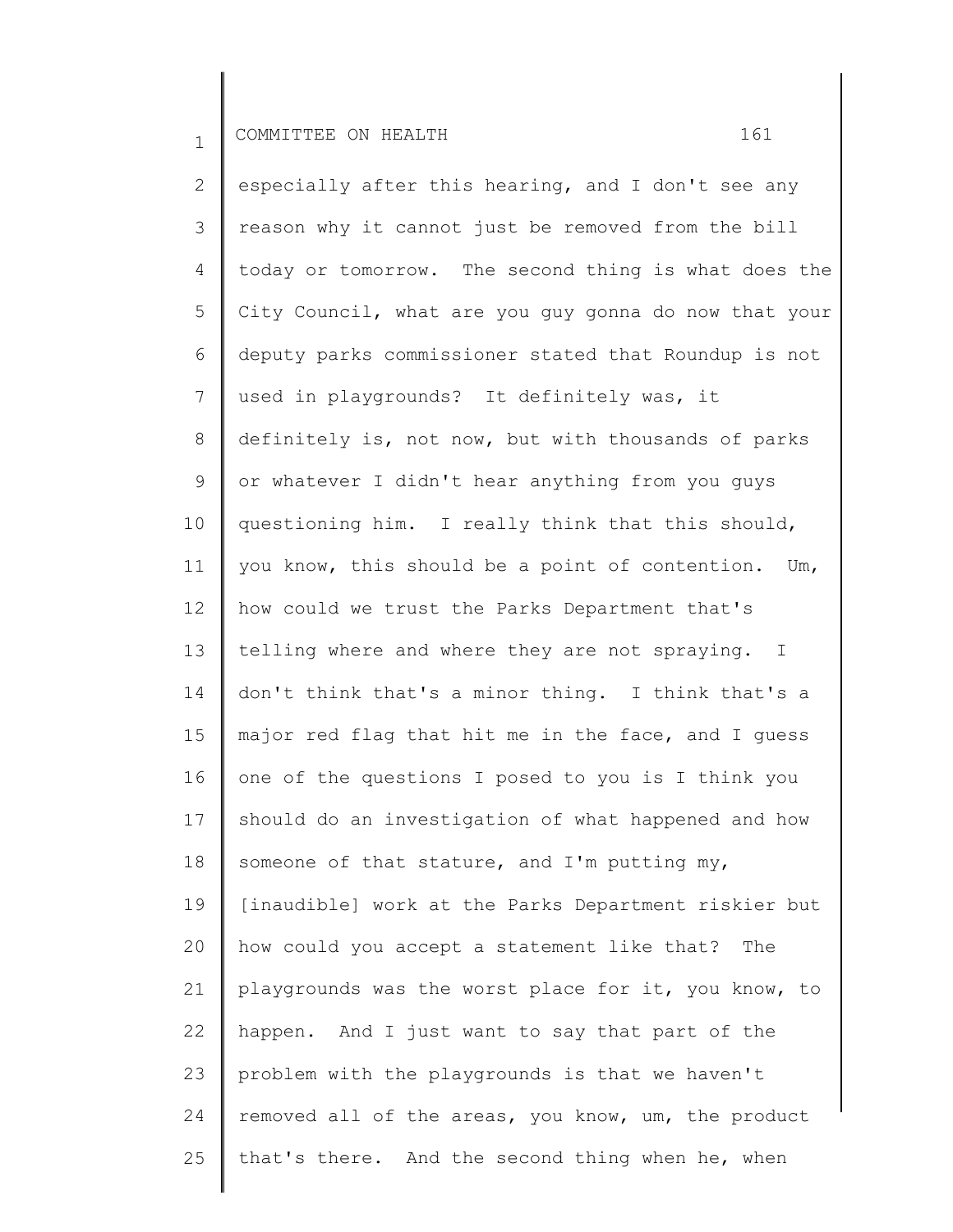especially after this hearing, and I don't see any reason why it cannot just be removed from the bill today or tomorrow. The second thing is what does the City Council, what are you guy gonna do now that your deputy parks commissioner stated that Roundup is not used in playgrounds? It definitely was, it definitely is, not now, but with thousands of parks or whatever I didn't hear anything from you guys questioning him. I really think that this should, you know, this should be a point of contention. Um, how could we trust the Parks Department that's telling where and where they are not spraying. I don't think that's a minor thing. I think that's a major red flag that hit me in the face, and I guess one of the questions I posed to you is I think you should do an investigation of what happened and how someone of that stature, and I'm putting my, [inaudible] work at the Parks Department riskier but how could you accept a statement like that? The playgrounds was the worst place for it, you know, to happen. And I just want to say that part of the problem with the playgrounds is that we haven't removed all of the areas, you know, um, the product that's there. And the second thing when he, when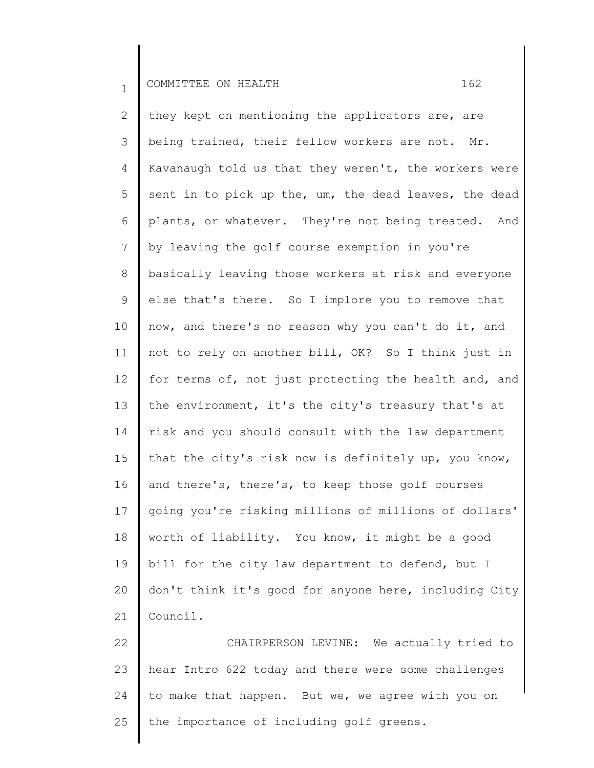they kept on mentioning the applicators are, are being trained, their fellow workers are not. Mr. Kavanaugh told us that they weren't, the workers were sent in to pick up the, um, the dead leaves, the dead plants, or whatever. They're not being treated. And by leaving the golf course exemption in you're basically leaving those workers at risk and everyone else that's there. So I implore you to remove that now, and there's no reason why you can't do it, and not to rely on another bill, OK? So I think just in for terms of, not just protecting the health and, and the environment, it's the city's treasury that's at risk and you should consult with the law department that the city's risk now is definitely up, you know, and there's, there's, to keep those golf courses going you're risking millions of millions of dollars' worth of liability. You know, it might be a good bill for the city law department to defend, but I don't think it's good for anyone here, including City Council.

CHAIRPERSON LEVINE: We actually tried to hear Intro 622 today and there were some challenges to make that happen. But we, we agree with you on the importance of including golf greens.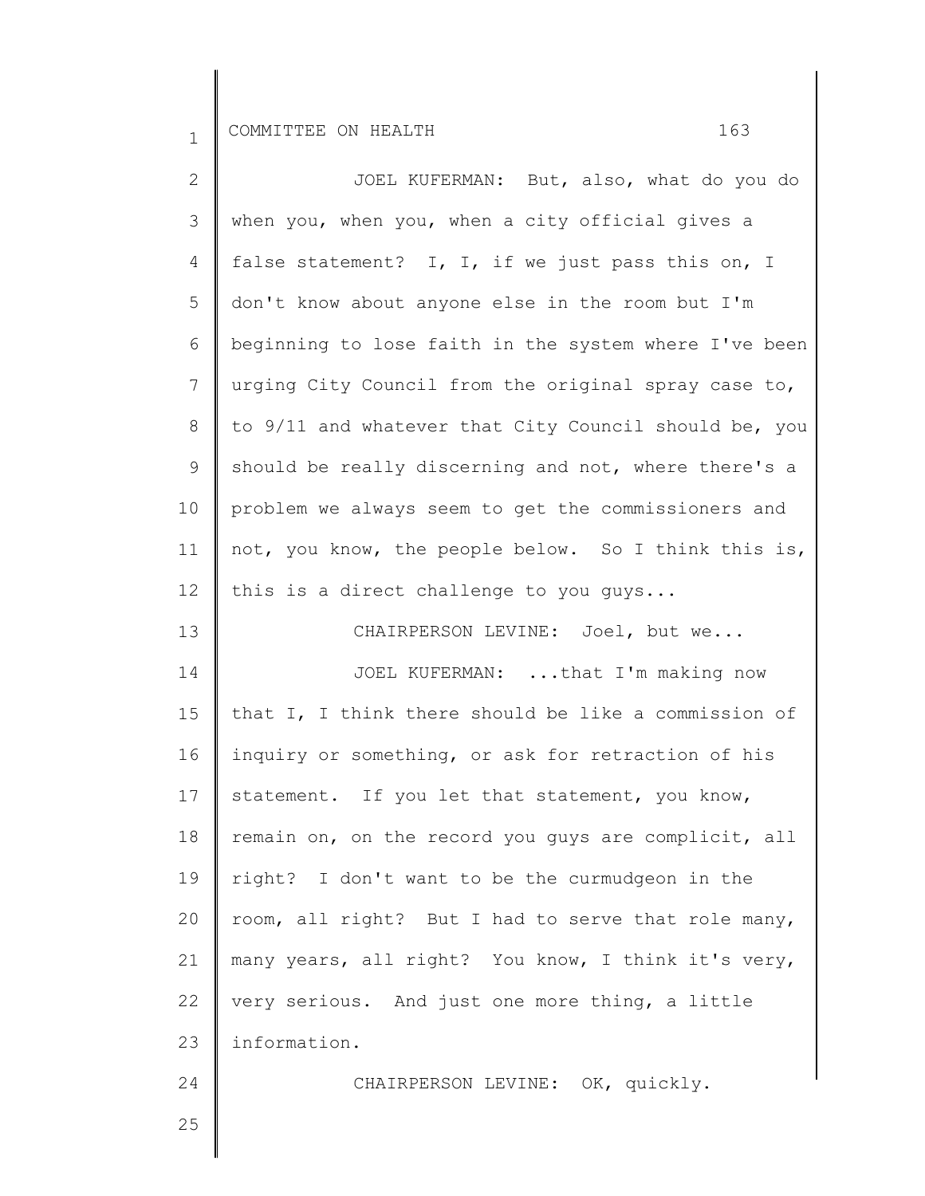JOEL KUFERMAN: But, also, what do you do when you, when you, when a city official gives a false statement? I, I, if we just pass this on, I don't know about anyone else in the room but I'm beginning to lose faith in the system where I've been urging City Council from the original spray case to, to 9/11 and whatever that City Council should be, you should be really discerning and not, where there's a problem we always seem to get the commissioners and not, you know, the people below. So I think this is, this is a direct challenge to you guys...

CHAIRPERSON LEVINE: Joel, but we...

JOEL KUFERMAN: ...that I'm making now that I, I think there should be like a commission of inquiry or something, or ask for retraction of his statement. If you let that statement, you know, remain on, on the record you guys are complicit, all right? I don't want to be the curmudgeon in the room, all right? But I had to serve that role many, many years, all right? You know, I think it's very, very serious. And just one more thing, a little information.

CHAIRPERSON LEVINE: OK, quickly.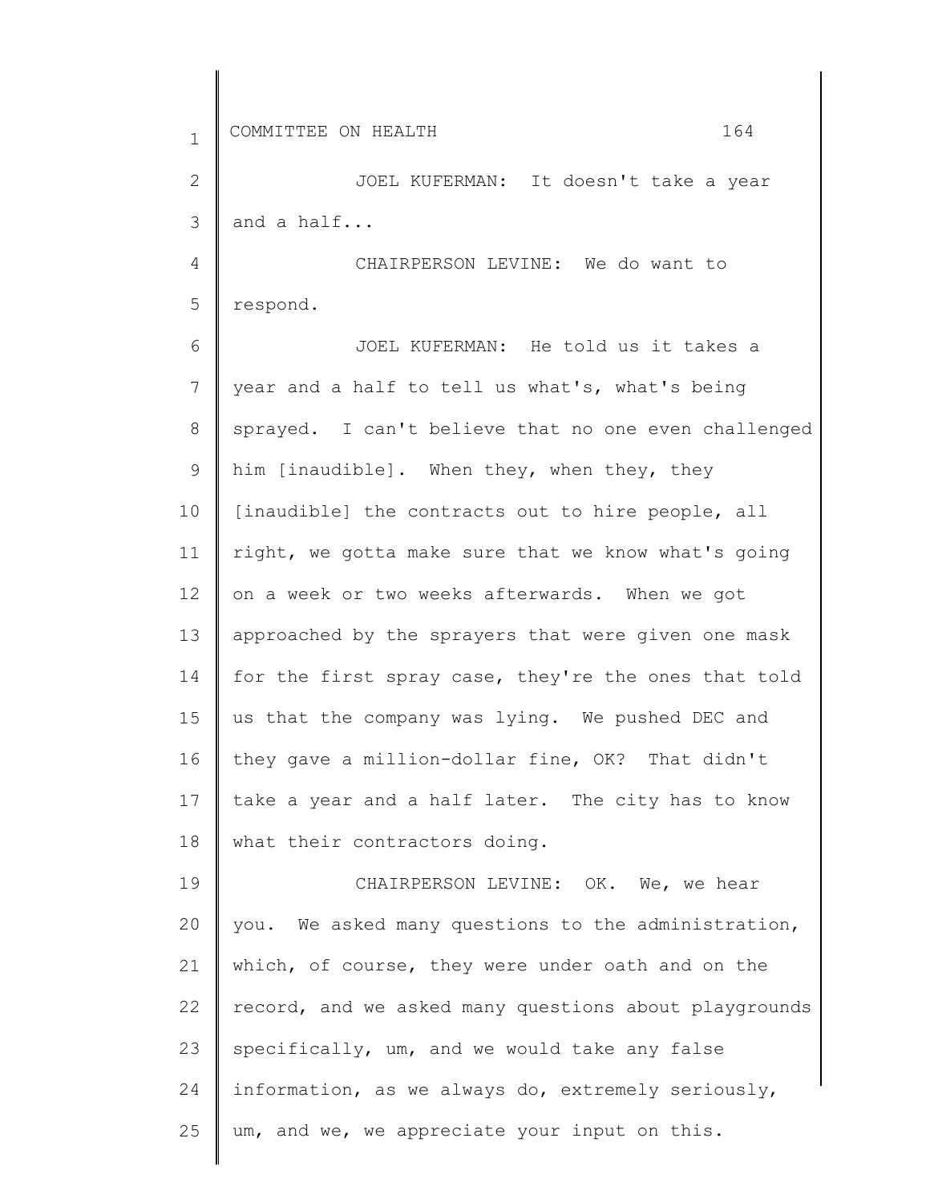JOEL KUFERMAN: It doesn't take a year and a half...

CHAIRPERSON LEVINE: We do want to respond.

JOEL KUFERMAN: He told us it takes a year and a half to tell us what's, what's being sprayed. I can't believe that no one even challenged him [inaudible]. When they, when they, they [inaudible] the contracts out to hire people, all right, we gotta make sure that we know what's going on a week or two weeks afterwards. When we got approached by the sprayers that were given one mask for the first spray case, they're the ones that told us that the company was lying. We pushed DEC and they gave a million-dollar fine, OK? That didn't take a year and a half later. The city has to know what their contractors doing.

CHAIRPERSON LEVINE: OK. We, we hear you. We asked many questions to the administration, which, of course, they were under oath and on the record, and we asked many questions about playgrounds specifically, um, and we would take any false information, as we always do, extremely seriously, um, and we, we appreciate your input on this.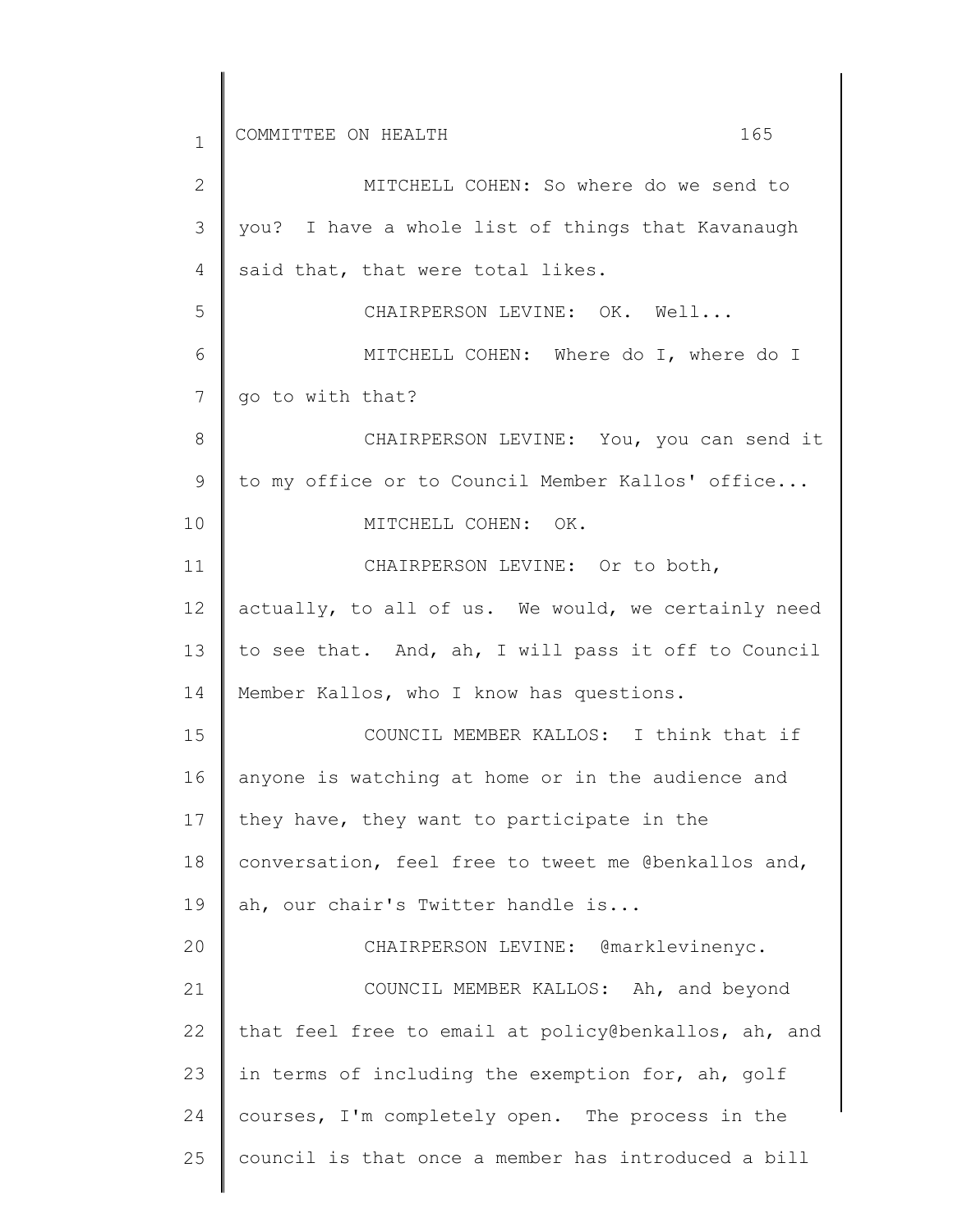MITCHELL COHEN: So where do we send to you? I have a whole list of things that Kavanaugh said that, that were total likes.

CHAIRPERSON LEVINE: OK. Well...

MITCHELL COHEN: Where do I, where do I go to with that?

CHAIRPERSON LEVINE: You, you can send it to my office or to Council Member Kallos' office...

MITCHELL COHEN: OK.

CHAIRPERSON LEVINE: Or to both, actually, to all of us. We would, we certainly need to see that. And, ah, I will pass it off to Council Member Kallos, who I know has questions.

COUNCIL MEMBER KALLOS: I think that if anyone is watching at home or in the audience and they have, they want to participate in the conversation, feel free to tweet me @benkallos and, ah, our chair's Twitter handle is...

CHAIRPERSON LEVINE: @marklevinenyc.

COUNCIL MEMBER KALLOS: Ah, and beyond that feel free to email at policy@benkallos, ah, and in terms of including the exemption for, ah, golf courses, I'm completely open. The process in the council is that once a member has introduced a bill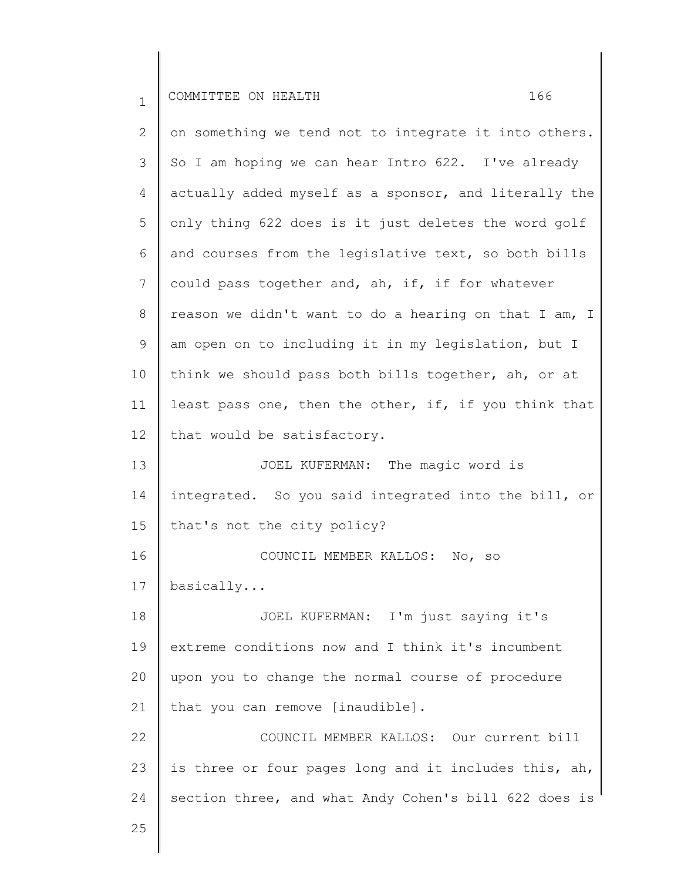on something we tend not to integrate it into others. So I am hoping we can hear Intro 622. I've already actually added myself as a sponsor, and literally the only thing 622 does is it just deletes the word golf and courses from the legislative text, so both bills could pass together and, ah, if, if for whatever reason we didn't want to do a hearing on that I am, I am open on to including it in my legislation, but I think we should pass both bills together, ah, or at least pass one, then the other, if, if you think that that would be satisfactory.

JOEL KUFERMAN: The magic word is integrated. So you said integrated into the bill, or that's not the city policy?

COUNCIL MEMBER KALLOS: No, so basically...

JOEL KUFERMAN: I'm just saying it's extreme conditions now and I think it's incumbent upon you to change the normal course of procedure that you can remove [inaudible].

COUNCIL MEMBER KALLOS: Our current bill is three or four pages long and it includes this, ah, section three, and what Andy Cohen's bill 622 does is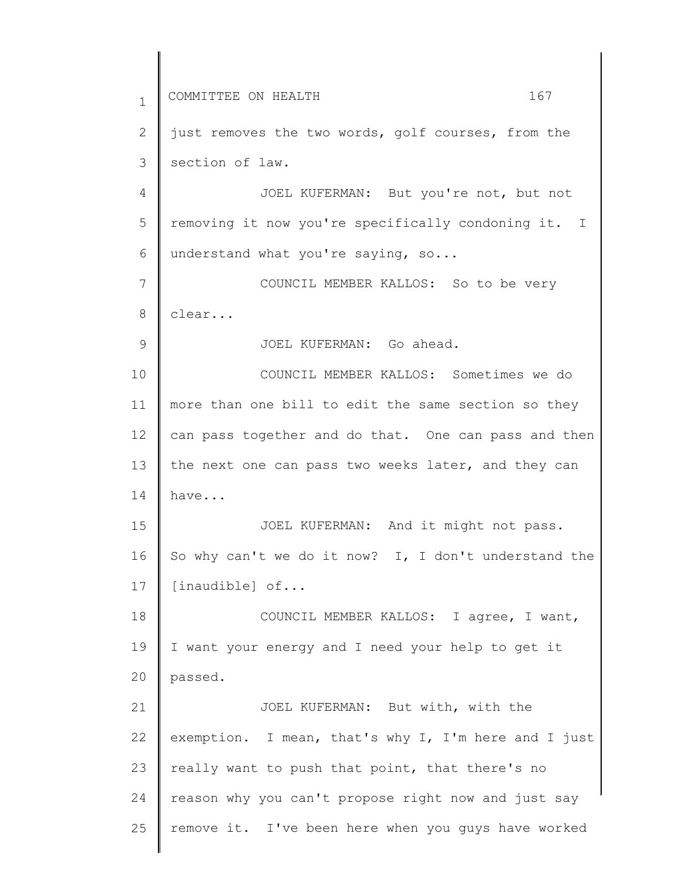just removes the two words, golf courses, from the section of law.

JOEL KUFERMAN: But you're not, but not removing it now you're specifically condoning it. I understand what you're saying, so...

COUNCIL MEMBER KALLOS: So to be very clear...

JOEL KUFERMAN: Go ahead.

COUNCIL MEMBER KALLOS: Sometimes we do more than one bill to edit the same section so they can pass together and do that. One can pass and then the next one can pass two weeks later, and they can have...

JOEL KUFERMAN: And it might not pass. So why can't we do it now? I, I don't understand the [inaudible] of...

COUNCIL MEMBER KALLOS: I agree, I want, I want your energy and I need your help to get it passed.

JOEL KUFERMAN: But with, with the exemption. I mean, that's why I, I'm here and I just really want to push that point, that there's no reason why you can't propose right now and just say remove it. I've been here when you guys have worked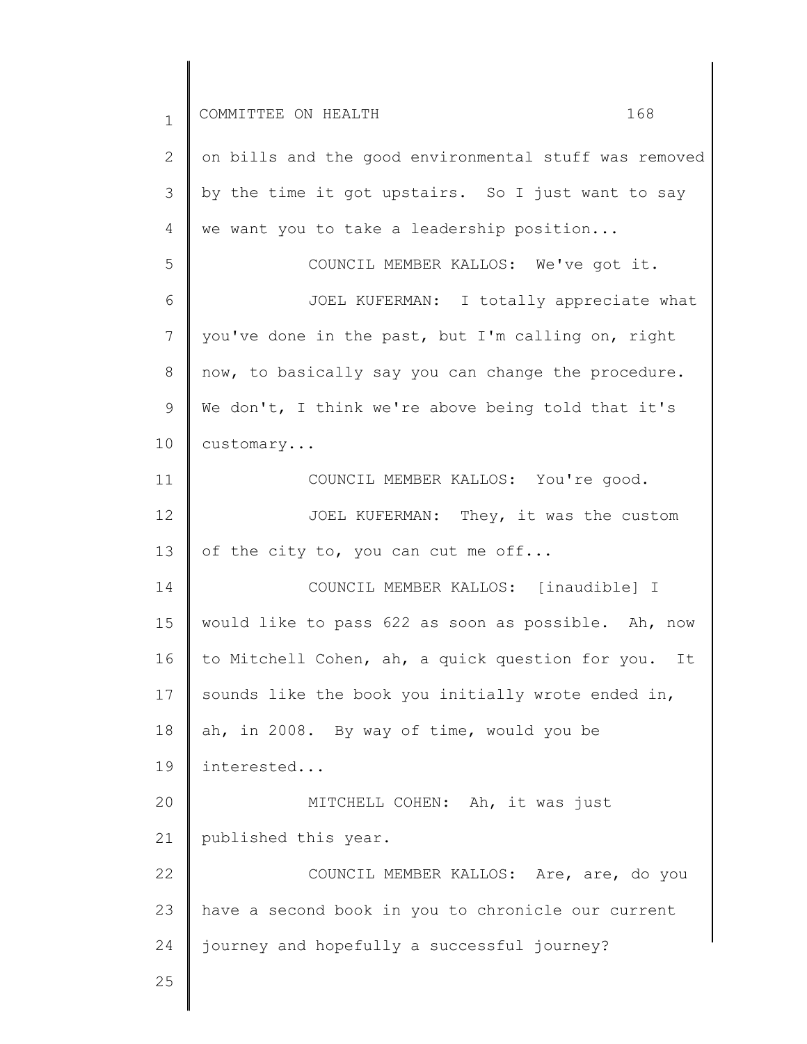on bills and the good environmental stuff was removed by the time it got upstairs. So I just want to say we want you to take a leadership position...

COUNCIL MEMBER KALLOS: We've got it.

JOEL KUFERMAN: I totally appreciate what you've done in the past, but I'm calling on, right now, to basically say you can change the procedure. We don't, I think we're above being told that it's customary...

COUNCIL MEMBER KALLOS: You're good.

JOEL KUFERMAN: They, it was the custom of the city to, you can cut me off...

COUNCIL MEMBER KALLOS: [inaudible] I would like to pass 622 as soon as possible. Ah, now to Mitchell Cohen, ah, a quick question for you. It sounds like the book you initially wrote ended in, ah, in 2008. By way of time, would you be interested...

MITCHELL COHEN: Ah, it was just published this year.

COUNCIL MEMBER KALLOS: Are, are, do you have a second book in you to chronicle our current journey and hopefully a successful journey?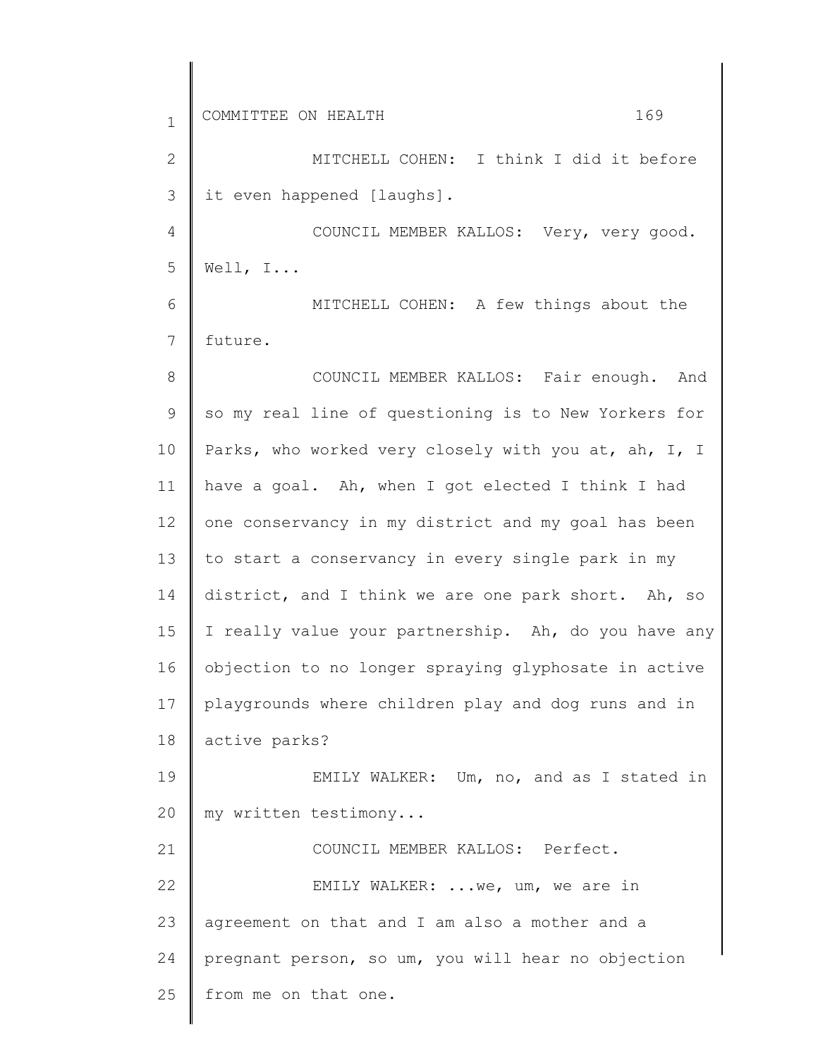MITCHELL COHEN: I think I did it before it even happened [laughs].

COUNCIL MEMBER KALLOS: Very, very good. Well, I...

MITCHELL COHEN: A few things about the future.

COUNCIL MEMBER KALLOS: Fair enough. And so my real line of questioning is to New Yorkers for Parks, who worked very closely with you at, ah, I, I have a goal. Ah, when I got elected I think I had one conservancy in my district and my goal has been to start a conservancy in every single park in my district, and I think we are one park short. Ah, so I really value your partnership. Ah, do you have any objection to no longer spraying glyphosate in active playgrounds where children play and dog runs and in active parks?

EMILY WALKER: Um, no, and as I stated in my written testimony...

COUNCIL MEMBER KALLOS: Perfect.

EMILY WALKER: ...we, um, we are in agreement on that and I am also a mother and a pregnant person, so um, you will hear no objection from me on that one.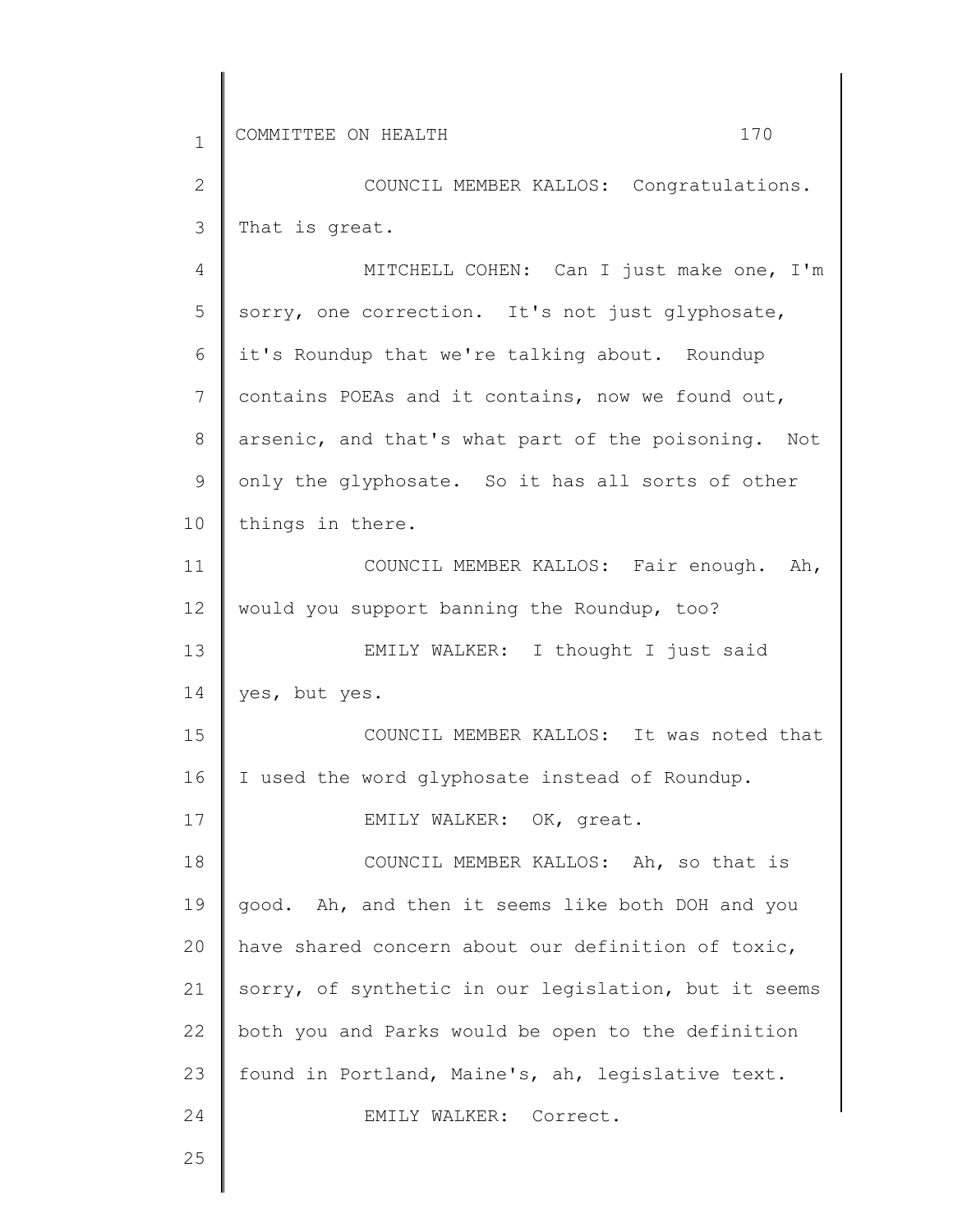COUNCIL MEMBER KALLOS: Congratulations. That is great.

MITCHELL COHEN: Can I just make one, I'm sorry, one correction. It's not just glyphosate, it's Roundup that we're talking about. Roundup contains POEAs and it contains, now we found out, arsenic, and that's what part of the poisoning. Not only the glyphosate. So it has all sorts of other things in there.

COUNCIL MEMBER KALLOS: Fair enough. Ah, would you support banning the Roundup, too?

EMILY WALKER: I thought I just said yes, but yes.

COUNCIL MEMBER KALLOS: It was noted that I used the word glyphosate instead of Roundup.

EMILY WALKER: OK, great.

COUNCIL MEMBER KALLOS: Ah, so that is good. Ah, and then it seems like both DOH and you have shared concern about our definition of toxic, sorry, of synthetic in our legislation, but it seems both you and Parks would be open to the definition found in Portland, Maine's, ah, legislative text.

EMILY WALKER: Correct.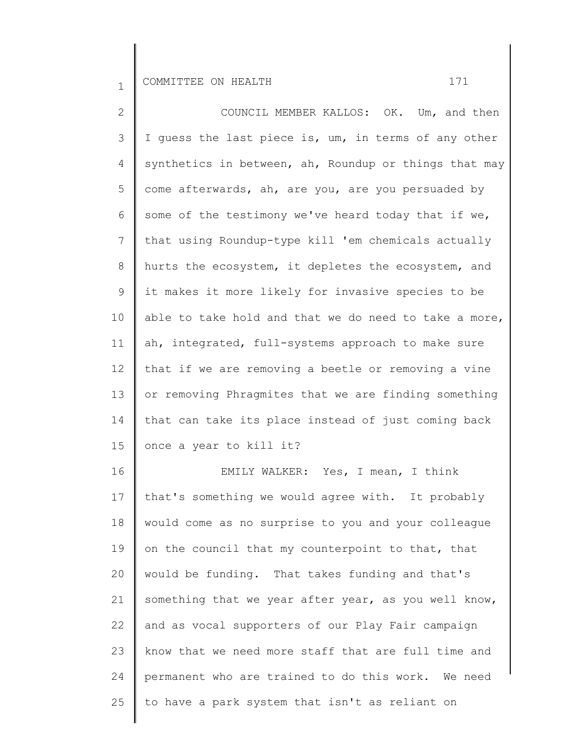COUNCIL MEMBER KALLOS: OK. Um, and then I guess the last piece is, um, in terms of any other synthetics in between, ah, Roundup or things that may come afterwards, ah, are you, are you persuaded by some of the testimony we've heard today that if we, that using Roundup-type kill 'em chemicals actually hurts the ecosystem, it depletes the ecosystem, and it makes it more likely for invasive species to be able to take hold and that we do need to take a more, ah, integrated, full-systems approach to make sure that if we are removing a beetle or removing a vine or removing Phragmites that we are finding something that can take its place instead of just coming back once a year to kill it?

EMILY WALKER: Yes, I mean, I think that's something we would agree with. It probably would come as no surprise to you and your colleague on the council that my counterpoint to that, that would be funding. That takes funding and that's something that we year after year, as you well know, and as vocal supporters of our Play Fair campaign know that we need more staff that are full time and permanent who are trained to do this work. We need to have a park system that isn't as reliant on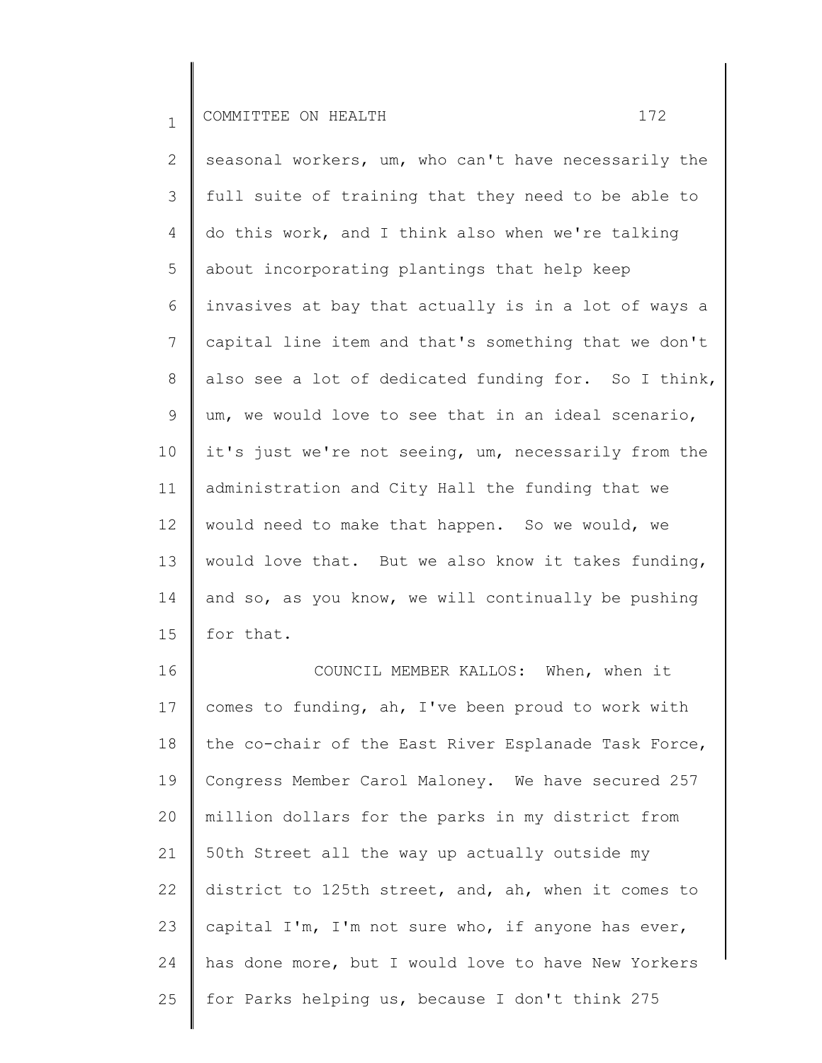seasonal workers, um, who can't have necessarily the full suite of training that they need to be able to do this work, and I think also when we're talking about incorporating plantings that help keep invasives at bay that actually is in a lot of ways a capital line item and that's something that we don't also see a lot of dedicated funding for. So I think, um, we would love to see that in an ideal scenario, it's just we're not seeing, um, necessarily from the administration and City Hall the funding that we would need to make that happen. So we would, we would love that. But we also know it takes funding, and so, as you know, we will continually be pushing for that.

COUNCIL MEMBER KALLOS: When, when it comes to funding, ah, I've been proud to work with the co-chair of the East River Esplanade Task Force, Congress Member Carol Maloney. We have secured 257 million dollars for the parks in my district from 50th Street all the way up actually outside my district to 125th street, and, ah, when it comes to capital I'm, I'm not sure who, if anyone has ever, has done more, but I would love to have New Yorkers for Parks helping us, because I don't think 275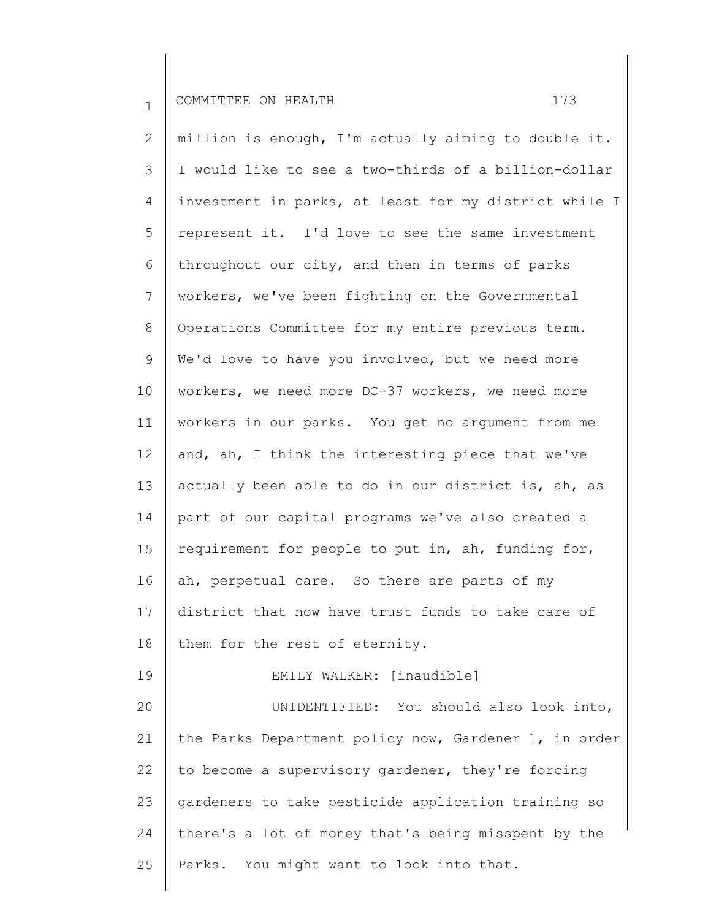million is enough, I'm actually aiming to double it. I would like to see a two-thirds of a billion-dollar investment in parks, at least for my district while I represent it. I'd love to see the same investment throughout our city, and then in terms of parks workers, we've been fighting on the Governmental Operations Committee for my entire previous term. We'd love to have you involved, but we need more workers, we need more DC-37 workers, we need more workers in our parks. You get no argument from me and, ah, I think the interesting piece that we've actually been able to do in our district is, ah, as part of our capital programs we've also created a requirement for people to put in, ah, funding for, ah, perpetual care. So there are parts of my district that now have trust funds to take care of them for the rest of eternity.

EMILY WALKER: [inaudible]

UNIDENTIFIED: You should also look into, the Parks Department policy now, Gardener 1, in order to become a supervisory gardener, they're forcing gardeners to take pesticide application training so there's a lot of money that's being misspent by the Parks. You might want to look into that.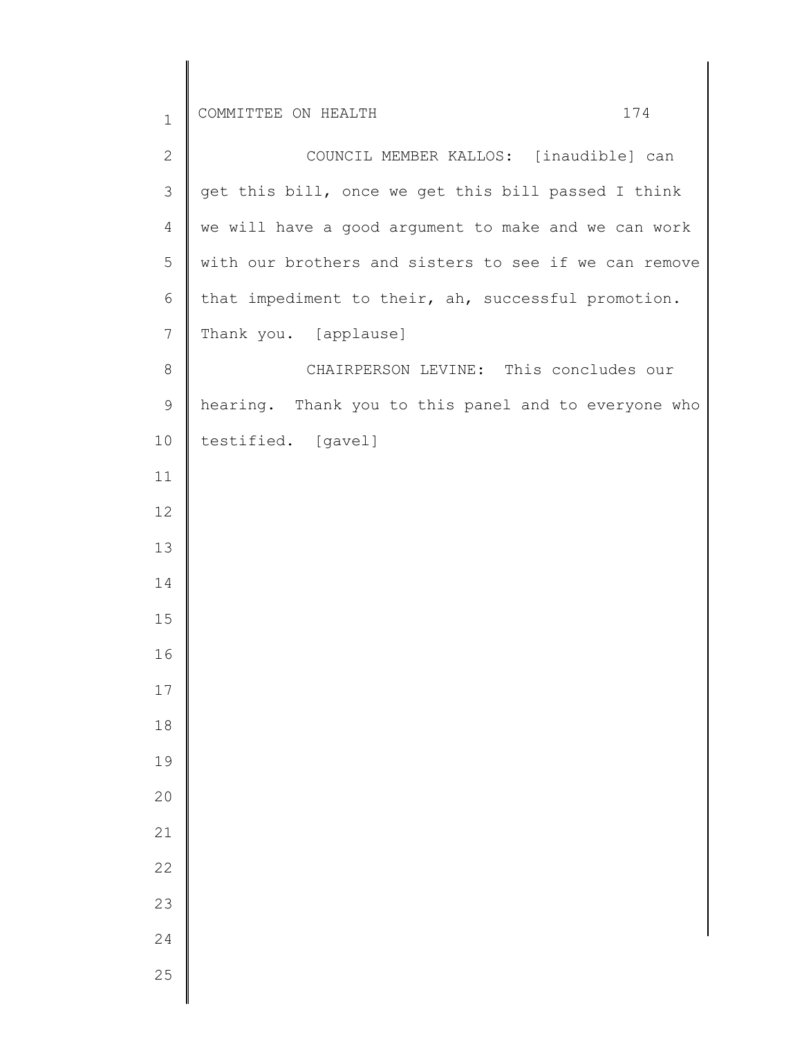COUNCIL MEMBER KALLOS: [inaudible] can get this bill, once we get this bill passed I think we will have a good argument to make and we can work with our brothers and sisters to see if we can remove that impediment to their, ah, successful promotion. Thank you. [applause]

CHAIRPERSON LEVINE: This concludes our hearing. Thank you to this panel and to everyone who testified. [gavel]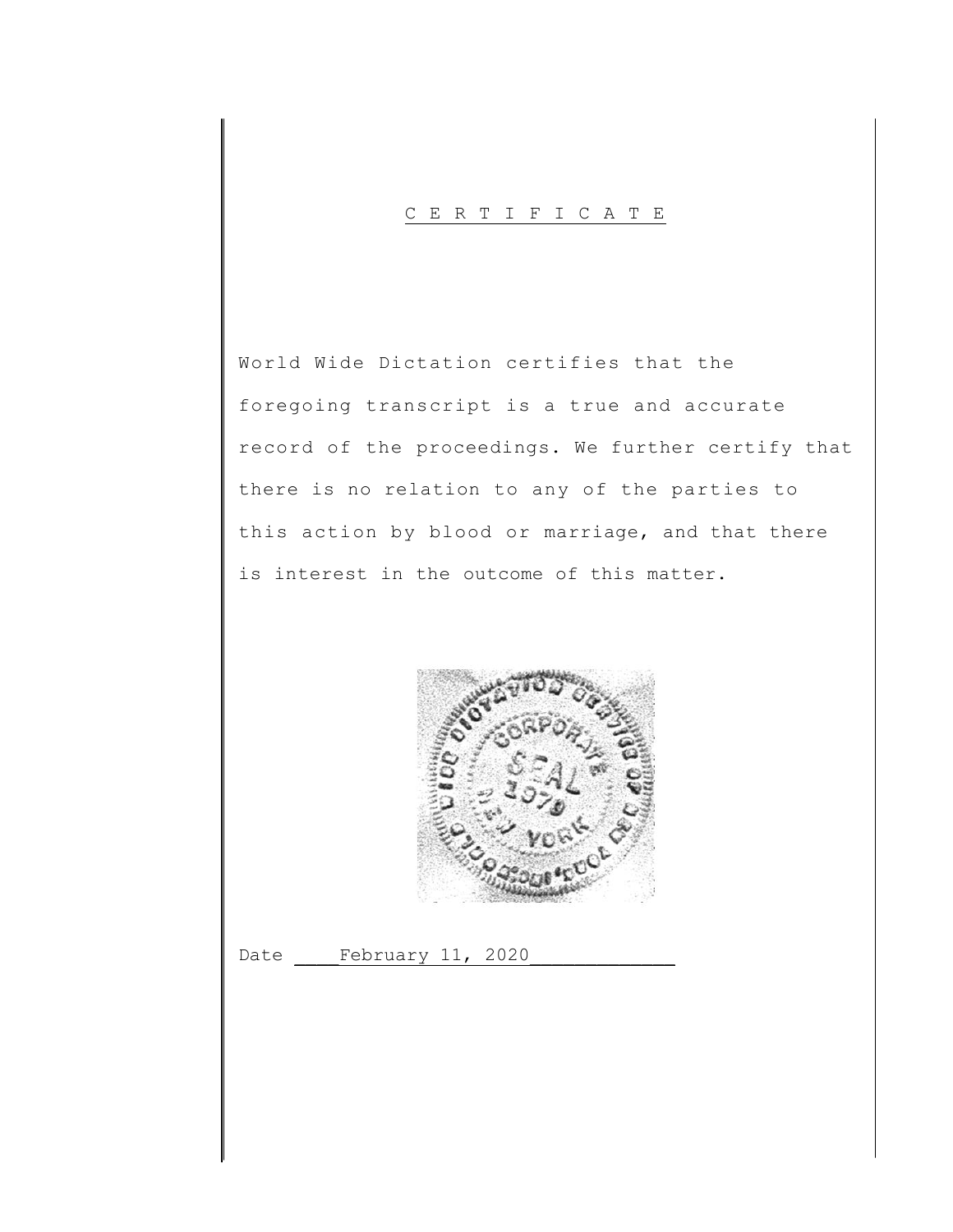# C E R T I F I C A T E

World Wide Dictation certifies that the foregoing transcript is a true and accurate record of the proceedings. We further certify that there is no relation to any of the parties to this action by blood or marriage, and that there is interest in the outcome of this matter.

Date ____February 11, 2020____________